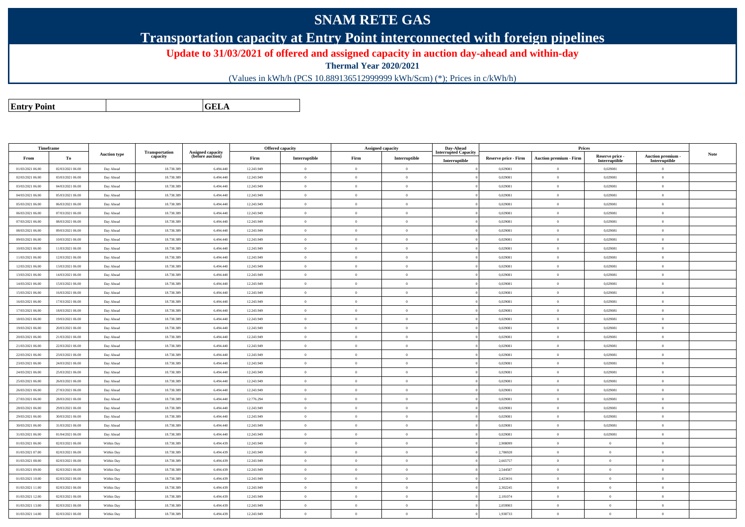# SNAM RETE GAS

## Transportation capacity at Entry Point interconnected with foreign pipelines

### Update to 31/03/2021 of offered and assigned capacity in auction day-ahead and within-day

**Thermal Year 2020/2021**

(Values in kWh/h (PCS 10.889136512999999 kWh/Scm) (*); Prices in c/kWh/h)

| **Entry Point** | **GELA** |
|---|---|

| Timeframe | | Auction type | Transportation capacity | Assigned capacity (before auction) | Offered capacity | | Assigned capacity | | Day-Ahead Interrupted Capacity | Prices | | | | Note |
|---|---|---|---|---|---|---|---|---|---|---|---|---|---|---|
| From | To | | | | Firm | Interruptible | Firm | Interruptible | Interruptible | Reserve price - Firm | Auction premium - Firm | Reserve price - Interruptible | Auction premium - Interruptible | |
| 01/03/2021 06.00 | 02/03/2021 06.00 | Day Ahead | 18.738.389 | 6.494.440 | 12.243.949 | 0 | 0 | 0 | 0 | 0,029081 | 0 | 0,029081 | 0 | |
| 02/03/2021 06.00 | 03/03/2021 06.00 | Day Ahead | 18.738.389 | 6.494.440 | 12.243.949 | 0 | 0 | 0 | 0 | 0,029081 | 0 | 0,029081 | 0 | |
| 03/03/2021 06.00 | 04/03/2021 06.00 | Day Ahead | 18.738.389 | 6.494.440 | 12.243.949 | 0 | 0 | 0 | 0 | 0,029081 | 0 | 0,029081 | 0 | |
| 04/03/2021 06.00 | 05/03/2021 06.00 | Day Ahead | 18.738.389 | 6.494.440 | 12.243.949 | 0 | 0 | 0 | 0 | 0,029081 | 0 | 0,029081 | 0 | |
| 05/03/2021 06.00 | 06/03/2021 06.00 | Day Ahead | 18.738.389 | 6.494.440 | 12.243.949 | 0 | 0 | 0 | 0 | 0,029081 | 0 | 0,029081 | 0 | |
| 06/03/2021 06.00 | 07/03/2021 06.00 | Day Ahead | 18.738.389 | 6.494.440 | 12.243.949 | 0 | 0 | 0 | 0 | 0,029081 | 0 | 0,029081 | 0 | |
| 07/03/2021 06.00 | 08/03/2021 06.00 | Day Ahead | 18.738.389 | 6.494.440 | 12.243.949 | 0 | 0 | 0 | 0 | 0,029081 | 0 | 0,029081 | 0 | |
| 08/03/2021 06.00 | 09/03/2021 06.00 | Day Ahead | 18.738.389 | 6.494.440 | 12.243.949 | 0 | 0 | 0 | 0 | 0,029081 | 0 | 0,029081 | 0 | |
| 09/03/2021 06.00 | 10/03/2021 06.00 | Day Ahead | 18.738.389 | 6.494.440 | 12.243.949 | 0 | 0 | 0 | 0 | 0,029081 | 0 | 0,029081 | 0 | |
| 10/03/2021 06.00 | 11/03/2021 06.00 | Day Ahead | 18.738.389 | 6.494.440 | 12.243.949 | 0 | 0 | 0 | 0 | 0,029081 | 0 | 0,029081 | 0 | |
| 11/03/2021 06.00 | 12/03/2021 06.00 | Day Ahead | 18.738.389 | 6.494.440 | 12.243.949 | 0 | 0 | 0 | 0 | 0,029081 | 0 | 0,029081 | 0 | |
| 12/03/2021 06.00 | 13/03/2021 06.00 | Day Ahead | 18.738.389 | 6.494.440 | 12.243.949 | 0 | 0 | 0 | 0 | 0,029081 | 0 | 0,029081 | 0 | |
| 13/03/2021 06.00 | 14/03/2021 06.00 | Day Ahead | 18.738.389 | 6.494.440 | 12.243.949 | 0 | 0 | 0 | 0 | 0,029081 | 0 | 0,029081 | 0 | |
| 14/03/2021 06.00 | 15/03/2021 06.00 | Day Ahead | 18.738.389 | 6.494.440 | 12.243.949 | 0 | 0 | 0 | 0 | 0,029081 | 0 | 0,029081 | 0 | |
| 15/03/2021 06.00 | 16/03/2021 06.00 | Day Ahead | 18.738.389 | 6.494.440 | 12.243.949 | 0 | 0 | 0 | 0 | 0,029081 | 0 | 0,029081 | 0 | |
| 16/03/2021 06.00 | 17/03/2021 06.00 | Day Ahead | 18.738.389 | 6.494.440 | 12.243.949 | 0 | 0 | 0 | 0 | 0,029081 | 0 | 0,029081 | 0 | |
| 17/03/2021 06.00 | 18/03/2021 06.00 | Day Ahead | 18.738.389 | 6.494.440 | 12.243.949 | 0 | 0 | 0 | 0 | 0,029081 | 0 | 0,029081 | 0 | |
| 18/03/2021 06.00 | 19/03/2021 06.00 | Day Ahead | 18.738.389 | 6.494.440 | 12.243.949 | 0 | 0 | 0 | 0 | 0,029081 | 0 | 0,029081 | 0 | |
| 19/03/2021 06.00 | 20/03/2021 06.00 | Day Ahead | 18.738.389 | 6.494.440 | 12.243.949 | 0 | 0 | 0 | 0 | 0,029081 | 0 | 0,029081 | 0 | |
| 20/03/2021 06.00 | 21/03/2021 06.00 | Day Ahead | 18.738.389 | 6.494.440 | 12.243.949 | 0 | 0 | 0 | 0 | 0,029081 | 0 | 0,029081 | 0 | |
| 21/03/2021 06.00 | 22/03/2021 06.00 | Day Ahead | 18.738.389 | 6.494.440 | 12.243.949 | 0 | 0 | 0 | 0 | 0,029081 | 0 | 0,029081 | 0 | |
| 22/03/2021 06.00 | 23/03/2021 06.00 | Day Ahead | 18.738.389 | 6.494.440 | 12.243.949 | 0 | 0 | 0 | 0 | 0,029081 | 0 | 0,029081 | 0 | |
| 23/03/2021 06.00 | 24/03/2021 06.00 | Day Ahead | 18.738.389 | 6.494.440 | 12.243.949 | 0 | 0 | 0 | 0 | 0,029081 | 0 | 0,029081 | 0 | |
| 24/03/2021 06.00 | 25/03/2021 06.00 | Day Ahead | 18.738.389 | 6.494.440 | 12.243.949 | 0 | 0 | 0 | 0 | 0,029081 | 0 | 0,029081 | 0 | |
| 25/03/2021 06.00 | 26/03/2021 06.00 | Day Ahead | 18.738.389 | 6.494.440 | 12.243.949 | 0 | 0 | 0 | 0 | 0,029081 | 0 | 0,029081 | 0 | |
| 26/03/2021 06.00 | 27/03/2021 06.00 | Day Ahead | 18.738.389 | 6.494.440 | 12.243.949 | 0 | 0 | 0 | 0 | 0,029081 | 0 | 0,029081 | 0 | |
| 27/03/2021 06.00 | 28/03/2021 06.00 | Day Ahead | 18.738.389 | 6.494.440 | 12.776.294 | 0 | 0 | 0 | 0 | 0,029081 | 0 | 0,029081 | 0 | |
| 28/03/2021 06.00 | 29/03/2021 06.00 | Day Ahead | 18.738.389 | 6.494.440 | 12.243.949 | 0 | 0 | 0 | 0 | 0,029081 | 0 | 0,029081 | 0 | |
| 29/03/2021 06.00 | 30/03/2021 06.00 | Day Ahead | 18.738.389 | 6.494.440 | 12.243.949 | 0 | 0 | 0 | 0 | 0,029081 | 0 | 0,029081 | 0 | |
| 30/03/2021 06.00 | 31/03/2021 06.00 | Day Ahead | 18.738.389 | 6.494.440 | 12.243.949 | 0 | 0 | 0 | 0 | 0,029081 | 0 | 0,029081 | 0 | |
| 31/03/2021 06.00 | 01/04/2021 06.00 | Day Ahead | 18.738.389 | 6.494.440 | 12.243.949 | 0 | 0 | 0 | 0 | 0,029081 | 0 | 0,029081 | 0 | |
| 01/03/2021 06.00 | 02/03/2021 06.00 | Within Day | 18.738.389 | 6.494.439 | 12.243.949 | 0 | 0 | 0 | 0 | 2,908099 | 0 | 0 | 0 | |
| 01/03/2021 07.00 | 02/03/2021 06.00 | Within Day | 18.738.389 | 6.494.439 | 12.243.949 | 0 | 0 | 0 | 0 | 2,786928 | 0 | 0 | 0 | |
| 01/03/2021 08.00 | 02/03/2021 06.00 | Within Day | 18.738.389 | 6.494.439 | 12.243.949 | 0 | 0 | 0 | 0 | 2,665757 | 0 | 0 | 0 | |
| 01/03/2021 09.00 | 02/03/2021 06.00 | Within Day | 18.738.389 | 6.494.439 | 12.243.949 | 0 | 0 | 0 | 0 | 2,544587 | 0 | 0 | 0 | |
| 01/03/2021 10.00 | 02/03/2021 06.00 | Within Day | 18.738.389 | 6.494.439 | 12.243.949 | 0 | 0 | 0 | 0 | 2,423416 | 0 | 0 | 0 | |
| 01/03/2021 11.00 | 02/03/2021 06.00 | Within Day | 18.738.389 | 6.494.439 | 12.243.949 | 0 | 0 | 0 | 0 | 2,302245 | 0 | 0 | 0 | |
| 01/03/2021 12.00 | 02/03/2021 06.00 | Within Day | 18.738.389 | 6.494.439 | 12.243.949 | 0 | 0 | 0 | 0 | 2,181074 | 0 | 0 | 0 | |
| 01/03/2021 13.00 | 02/03/2021 06.00 | Within Day | 18.738.389 | 6.494.439 | 12.243.949 | 0 | 0 | 0 | 0 | 2,059903 | 0 | 0 | 0 | |
| 01/03/2021 14.00 | 02/03/2021 06.00 | Within Day | 18.738.389 | 6.494.439 | 12.243.949 | 0 | 0 | 0 | 0 | 1,938733 | 0 | 0 | 0 | |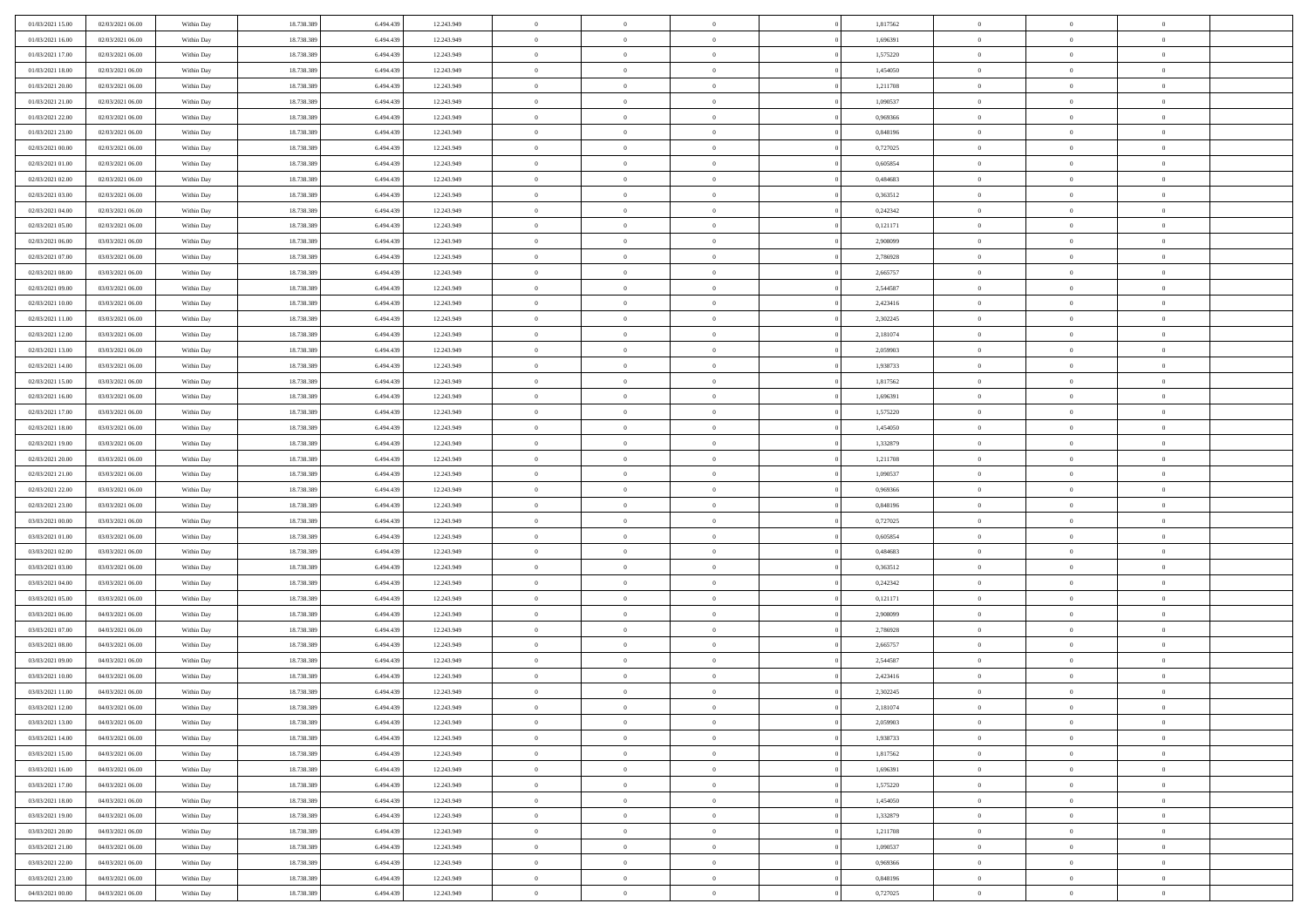| | | | | | | | | | | | | | | |
|---|---|---|---|---|---|---|---|---|---|---|---|---|---|---|
| 01/03/2021 15.00 | 02/03/2021 06.00 | Within Day | 18.738.389 | 6.494.439 | 12.243.949 | 0 | 0 | 0 | | 1,817562 | 0 | 0 | 0 | |
| 01/03/2021 16.00 | 02/03/2021 06.00 | Within Day | 18.738.389 | 6.494.439 | 12.243.949 | 0 | 0 | 0 | | 1,696391 | 0 | 0 | 0 | |
| 01/03/2021 17.00 | 02/03/2021 06.00 | Within Day | 18.738.389 | 6.494.439 | 12.243.949 | 0 | 0 | 0 | | 1,575220 | 0 | 0 | 0 | |
| 01/03/2021 18.00 | 02/03/2021 06.00 | Within Day | 18.738.389 | 6.494.439 | 12.243.949 | 0 | 0 | 0 | | 1,454050 | 0 | 0 | 0 | |
| 01/03/2021 20.00 | 02/03/2021 06.00 | Within Day | 18.738.389 | 6.494.439 | 12.243.949 | 0 | 0 | 0 | | 1,211708 | 0 | 0 | 0 | |
| 01/03/2021 21.00 | 02/03/2021 06.00 | Within Day | 18.738.389 | 6.494.439 | 12.243.949 | 0 | 0 | 0 | | 1,090537 | 0 | 0 | 0 | |
| 01/03/2021 22.00 | 02/03/2021 06.00 | Within Day | 18.738.389 | 6.494.439 | 12.243.949 | 0 | 0 | 0 | | 0,969366 | 0 | 0 | 0 | |
| 01/03/2021 23.00 | 02/03/2021 06.00 | Within Day | 18.738.389 | 6.494.439 | 12.243.949 | 0 | 0 | 0 | | 0,848196 | 0 | 0 | 0 | |
| 02/03/2021 00.00 | 02/03/2021 06.00 | Within Day | 18.738.389 | 6.494.439 | 12.243.949 | 0 | 0 | 0 | | 0,727025 | 0 | 0 | 0 | |
| 02/03/2021 01.00 | 02/03/2021 06.00 | Within Day | 18.738.389 | 6.494.439 | 12.243.949 | 0 | 0 | 0 | | 0,605854 | 0 | 0 | 0 | |
| 02/03/2021 02.00 | 02/03/2021 06.00 | Within Day | 18.738.389 | 6.494.439 | 12.243.949 | 0 | 0 | 0 | | 0,484683 | 0 | 0 | 0 | |
| 02/03/2021 03.00 | 02/03/2021 06.00 | Within Day | 18.738.389 | 6.494.439 | 12.243.949 | 0 | 0 | 0 | | 0,363512 | 0 | 0 | 0 | |
| 02/03/2021 04.00 | 02/03/2021 06.00 | Within Day | 18.738.389 | 6.494.439 | 12.243.949 | 0 | 0 | 0 | | 0,242342 | 0 | 0 | 0 | |
| 02/03/2021 05.00 | 02/03/2021 06.00 | Within Day | 18.738.389 | 6.494.439 | 12.243.949 | 0 | 0 | 0 | | 0,121171 | 0 | 0 | 0 | |
| 02/03/2021 06.00 | 03/03/2021 06.00 | Within Day | 18.738.389 | 6.494.439 | 12.243.949 | 0 | 0 | 0 | | 2,908099 | 0 | 0 | 0 | |
| 02/03/2021 07.00 | 03/03/2021 06.00 | Within Day | 18.738.389 | 6.494.439 | 12.243.949 | 0 | 0 | 0 | | 2,786928 | 0 | 0 | 0 | |
| 02/03/2021 08.00 | 03/03/2021 06.00 | Within Day | 18.738.389 | 6.494.439 | 12.243.949 | 0 | 0 | 0 | | 2,665757 | 0 | 0 | 0 | |
| 02/03/2021 09.00 | 03/03/2021 06.00 | Within Day | 18.738.389 | 6.494.439 | 12.243.949 | 0 | 0 | 0 | | 2,544587 | 0 | 0 | 0 | |
| 02/03/2021 10.00 | 03/03/2021 06.00 | Within Day | 18.738.389 | 6.494.439 | 12.243.949 | 0 | 0 | 0 | | 2,423416 | 0 | 0 | 0 | |
| 02/03/2021 11.00 | 03/03/2021 06.00 | Within Day | 18.738.389 | 6.494.439 | 12.243.949 | 0 | 0 | 0 | | 2,302245 | 0 | 0 | 0 | |
| 02/03/2021 12.00 | 03/03/2021 06.00 | Within Day | 18.738.389 | 6.494.439 | 12.243.949 | 0 | 0 | 0 | | 2,181074 | 0 | 0 | 0 | |
| 02/03/2021 13.00 | 03/03/2021 06.00 | Within Day | 18.738.389 | 6.494.439 | 12.243.949 | 0 | 0 | 0 | | 2,059903 | 0 | 0 | 0 | |
| 02/03/2021 14.00 | 03/03/2021 06.00 | Within Day | 18.738.389 | 6.494.439 | 12.243.949 | 0 | 0 | 0 | | 1,938733 | 0 | 0 | 0 | |
| 02/03/2021 15.00 | 03/03/2021 06.00 | Within Day | 18.738.389 | 6.494.439 | 12.243.949 | 0 | 0 | 0 | | 1,817562 | 0 | 0 | 0 | |
| 02/03/2021 16.00 | 03/03/2021 06.00 | Within Day | 18.738.389 | 6.494.439 | 12.243.949 | 0 | 0 | 0 | | 1,696391 | 0 | 0 | 0 | |
| 02/03/2021 17.00 | 03/03/2021 06.00 | Within Day | 18.738.389 | 6.494.439 | 12.243.949 | 0 | 0 | 0 | | 1,575220 | 0 | 0 | 0 | |
| 02/03/2021 18.00 | 03/03/2021 06.00 | Within Day | 18.738.389 | 6.494.439 | 12.243.949 | 0 | 0 | 0 | | 1,454050 | 0 | 0 | 0 | |
| 02/03/2021 19.00 | 03/03/2021 06.00 | Within Day | 18.738.389 | 6.494.439 | 12.243.949 | 0 | 0 | 0 | | 1,332879 | 0 | 0 | 0 | |
| 02/03/2021 20.00 | 03/03/2021 06.00 | Within Day | 18.738.389 | 6.494.439 | 12.243.949 | 0 | 0 | 0 | | 1,211708 | 0 | 0 | 0 | |
| 02/03/2021 21.00 | 03/03/2021 06.00 | Within Day | 18.738.389 | 6.494.439 | 12.243.949 | 0 | 0 | 0 | | 1,090537 | 0 | 0 | 0 | |
| 02/03/2021 22.00 | 03/03/2021 06.00 | Within Day | 18.738.389 | 6.494.439 | 12.243.949 | 0 | 0 | 0 | | 0,969366 | 0 | 0 | 0 | |
| 02/03/2021 23.00 | 03/03/2021 06.00 | Within Day | 18.738.389 | 6.494.439 | 12.243.949 | 0 | 0 | 0 | | 0,848196 | 0 | 0 | 0 | |
| 03/03/2021 00.00 | 03/03/2021 06.00 | Within Day | 18.738.389 | 6.494.439 | 12.243.949 | 0 | 0 | 0 | | 0,727025 | 0 | 0 | 0 | |
| 03/03/2021 01.00 | 03/03/2021 06.00 | Within Day | 18.738.389 | 6.494.439 | 12.243.949 | 0 | 0 | 0 | | 0,605854 | 0 | 0 | 0 | |
| 03/03/2021 02.00 | 03/03/2021 06.00 | Within Day | 18.738.389 | 6.494.439 | 12.243.949 | 0 | 0 | 0 | | 0,484683 | 0 | 0 | 0 | |
| 03/03/2021 03.00 | 03/03/2021 06.00 | Within Day | 18.738.389 | 6.494.439 | 12.243.949 | 0 | 0 | 0 | | 0,363512 | 0 | 0 | 0 | |
| 03/03/2021 04.00 | 03/03/2021 06.00 | Within Day | 18.738.389 | 6.494.439 | 12.243.949 | 0 | 0 | 0 | | 0,242342 | 0 | 0 | 0 | |
| 03/03/2021 05.00 | 03/03/2021 06.00 | Within Day | 18.738.389 | 6.494.439 | 12.243.949 | 0 | 0 | 0 | | 0,121171 | 0 | 0 | 0 | |
| 03/03/2021 06.00 | 04/03/2021 06.00 | Within Day | 18.738.389 | 6.494.439 | 12.243.949 | 0 | 0 | 0 | | 2,908099 | 0 | 0 | 0 | |
| 03/03/2021 07.00 | 04/03/2021 06.00 | Within Day | 18.738.389 | 6.494.439 | 12.243.949 | 0 | 0 | 0 | | 2,786928 | 0 | 0 | 0 | |
| 03/03/2021 08.00 | 04/03/2021 06.00 | Within Day | 18.738.389 | 6.494.439 | 12.243.949 | 0 | 0 | 0 | | 2,665757 | 0 | 0 | 0 | |
| 03/03/2021 09.00 | 04/03/2021 06.00 | Within Day | 18.738.389 | 6.494.439 | 12.243.949 | 0 | 0 | 0 | | 2,544587 | 0 | 0 | 0 | |
| 03/03/2021 10.00 | 04/03/2021 06.00 | Within Day | 18.738.389 | 6.494.439 | 12.243.949 | 0 | 0 | 0 | | 2,423416 | 0 | 0 | 0 | |
| 03/03/2021 11.00 | 04/03/2021 06.00 | Within Day | 18.738.389 | 6.494.439 | 12.243.949 | 0 | 0 | 0 | | 2,302245 | 0 | 0 | 0 | |
| 03/03/2021 12.00 | 04/03/2021 06.00 | Within Day | 18.738.389 | 6.494.439 | 12.243.949 | 0 | 0 | 0 | | 2,181074 | 0 | 0 | 0 | |
| 03/03/2021 13.00 | 04/03/2021 06.00 | Within Day | 18.738.389 | 6.494.439 | 12.243.949 | 0 | 0 | 0 | | 2,059903 | 0 | 0 | 0 | |
| 03/03/2021 14.00 | 04/03/2021 06.00 | Within Day | 18.738.389 | 6.494.439 | 12.243.949 | 0 | 0 | 0 | | 1,938733 | 0 | 0 | 0 | |
| 03/03/2021 15.00 | 04/03/2021 06.00 | Within Day | 18.738.389 | 6.494.439 | 12.243.949 | 0 | 0 | 0 | | 1,817562 | 0 | 0 | 0 | |
| 03/03/2021 16.00 | 04/03/2021 06.00 | Within Day | 18.738.389 | 6.494.439 | 12.243.949 | 0 | 0 | 0 | | 1,696391 | 0 | 0 | 0 | |
| 03/03/2021 17.00 | 04/03/2021 06.00 | Within Day | 18.738.389 | 6.494.439 | 12.243.949 | 0 | 0 | 0 | | 1,575220 | 0 | 0 | 0 | |
| 03/03/2021 18.00 | 04/03/2021 06.00 | Within Day | 18.738.389 | 6.494.439 | 12.243.949 | 0 | 0 | 0 | | 1,454050 | 0 | 0 | 0 | |
| 03/03/2021 19.00 | 04/03/2021 06.00 | Within Day | 18.738.389 | 6.494.439 | 12.243.949 | 0 | 0 | 0 | | 1,332879 | 0 | 0 | 0 | |
| 03/03/2021 20.00 | 04/03/2021 06.00 | Within Day | 18.738.389 | 6.494.439 | 12.243.949 | 0 | 0 | 0 | | 1,211708 | 0 | 0 | 0 | |
| 03/03/2021 21.00 | 04/03/2021 06.00 | Within Day | 18.738.389 | 6.494.439 | 12.243.949 | 0 | 0 | 0 | | 1,090537 | 0 | 0 | 0 | |
| 03/03/2021 22.00 | 04/03/2021 06.00 | Within Day | 18.738.389 | 6.494.439 | 12.243.949 | 0 | 0 | 0 | | 0,969366 | 0 | 0 | 0 | |
| 03/03/2021 23.00 | 04/03/2021 06.00 | Within Day | 18.738.389 | 6.494.439 | 12.243.949 | 0 | 0 | 0 | | 0,848196 | 0 | 0 | 0 | |
| 04/03/2021 00.00 | 04/03/2021 06.00 | Within Day | 18.738.389 | 6.494.439 | 12.243.949 | 0 | 0 | 0 | | 0,727025 | 0 | 0 | 0 | |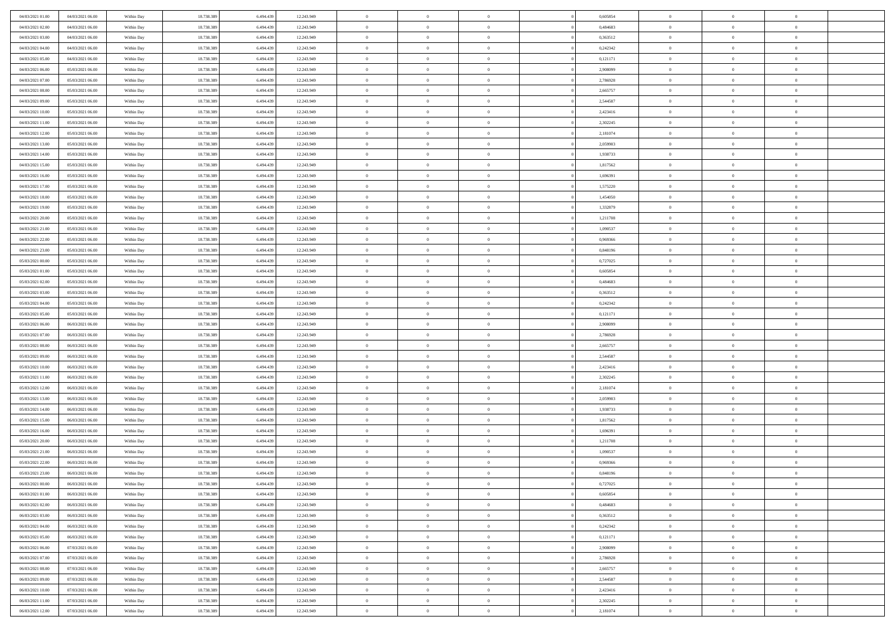| | | | | | | | | | | | | | | |
|---|---|---|---|---|---|---|---|---|---|---|---|---|---|---|
| 04/03/2021 01:00 | 04/03/2021 06:00 | Within Day | 18.738.389 | 6.494.439 | 12.243.949 | 0 | 0 | 0 | | 0,605854 | 0 | 0 | 0 | |
| 04/03/2021 02:00 | 04/03/2021 06:00 | Within Day | 18.738.389 | 6.494.439 | 12.243.949 | 0 | 0 | 0 | | 0,484683 | 0 | 0 | 0 | |
| 04/03/2021 03:00 | 04/03/2021 06:00 | Within Day | 18.738.389 | 6.494.439 | 12.243.949 | 0 | 0 | 0 | | 0,363512 | 0 | 0 | 0 | |
| 04/03/2021 04:00 | 04/03/2021 06:00 | Within Day | 18.738.389 | 6.494.439 | 12.243.949 | 0 | 0 | 0 | | 0,242342 | 0 | 0 | 0 | |
| 04/03/2021 05:00 | 04/03/2021 06:00 | Within Day | 18.738.389 | 6.494.439 | 12.243.949 | 0 | 0 | 0 | | 0,121171 | 0 | 0 | 0 | |
| 04/03/2021 06:00 | 05/03/2021 06:00 | Within Day | 18.738.389 | 6.494.439 | 12.243.949 | 0 | 0 | 0 | | 2,908099 | 0 | 0 | 0 | |
| 04/03/2021 07:00 | 05/03/2021 06:00 | Within Day | 18.738.389 | 6.494.439 | 12.243.949 | 0 | 0 | 0 | | 2,786928 | 0 | 0 | 0 | |
| 04/03/2021 08:00 | 05/03/2021 06:00 | Within Day | 18.738.389 | 6.494.439 | 12.243.949 | 0 | 0 | 0 | | 2,665757 | 0 | 0 | 0 | |
| 04/03/2021 09:00 | 05/03/2021 06:00 | Within Day | 18.738.389 | 6.494.439 | 12.243.949 | 0 | 0 | 0 | | 2,544587 | 0 | 0 | 0 | |
| 04/03/2021 10:00 | 05/03/2021 06:00 | Within Day | 18.738.389 | 6.494.439 | 12.243.949 | 0 | 0 | 0 | | 2,423416 | 0 | 0 | 0 | |
| 04/03/2021 11:00 | 05/03/2021 06:00 | Within Day | 18.738.389 | 6.494.439 | 12.243.949 | 0 | 0 | 0 | | 2,302245 | 0 | 0 | 0 | |
| 04/03/2021 12:00 | 05/03/2021 06:00 | Within Day | 18.738.389 | 6.494.439 | 12.243.949 | 0 | 0 | 0 | | 2,181074 | 0 | 0 | 0 | |
| 04/03/2021 13:00 | 05/03/2021 06:00 | Within Day | 18.738.389 | 6.494.439 | 12.243.949 | 0 | 0 | 0 | | 2,059903 | 0 | 0 | 0 | |
| 04/03/2021 14:00 | 05/03/2021 06:00 | Within Day | 18.738.389 | 6.494.439 | 12.243.949 | 0 | 0 | 0 | | 1,938733 | 0 | 0 | 0 | |
| 04/03/2021 15:00 | 05/03/2021 06:00 | Within Day | 18.738.389 | 6.494.439 | 12.243.949 | 0 | 0 | 0 | | 1,817562 | 0 | 0 | 0 | |
| 04/03/2021 16:00 | 05/03/2021 06:00 | Within Day | 18.738.389 | 6.494.439 | 12.243.949 | 0 | 0 | 0 | | 1,696391 | 0 | 0 | 0 | |
| 04/03/2021 17:00 | 05/03/2021 06:00 | Within Day | 18.738.389 | 6.494.439 | 12.243.949 | 0 | 0 | 0 | | 1,575220 | 0 | 0 | 0 | |
| 04/03/2021 18:00 | 05/03/2021 06:00 | Within Day | 18.738.389 | 6.494.439 | 12.243.949 | 0 | 0 | 0 | | 1,454050 | 0 | 0 | 0 | |
| 04/03/2021 19:00 | 05/03/2021 06:00 | Within Day | 18.738.389 | 6.494.439 | 12.243.949 | 0 | 0 | 0 | | 1,332879 | 0 | 0 | 0 | |
| 04/03/2021 20:00 | 05/03/2021 06:00 | Within Day | 18.738.389 | 6.494.439 | 12.243.949 | 0 | 0 | 0 | | 1,211708 | 0 | 0 | 0 | |
| 04/03/2021 21:00 | 05/03/2021 06:00 | Within Day | 18.738.389 | 6.494.439 | 12.243.949 | 0 | 0 | 0 | | 1,090537 | 0 | 0 | 0 | |
| 04/03/2021 22:00 | 05/03/2021 06:00 | Within Day | 18.738.389 | 6.494.439 | 12.243.949 | 0 | 0 | 0 | | 0,969366 | 0 | 0 | 0 | |
| 04/03/2021 23:00 | 05/03/2021 06:00 | Within Day | 18.738.389 | 6.494.439 | 12.243.949 | 0 | 0 | 0 | | 0,848196 | 0 | 0 | 0 | |
| 05/03/2021 00:00 | 05/03/2021 06:00 | Within Day | 18.738.389 | 6.494.439 | 12.243.949 | 0 | 0 | 0 | | 0,727025 | 0 | 0 | 0 | |
| 05/03/2021 01:00 | 05/03/2021 06:00 | Within Day | 18.738.389 | 6.494.439 | 12.243.949 | 0 | 0 | 0 | | 0,605854 | 0 | 0 | 0 | |
| 05/03/2021 02:00 | 05/03/2021 06:00 | Within Day | 18.738.389 | 6.494.439 | 12.243.949 | 0 | 0 | 0 | | 0,484683 | 0 | 0 | 0 | |
| 05/03/2021 03:00 | 05/03/2021 06:00 | Within Day | 18.738.389 | 6.494.439 | 12.243.949 | 0 | 0 | 0 | | 0,363512 | 0 | 0 | 0 | |
| 05/03/2021 04:00 | 05/03/2021 06:00 | Within Day | 18.738.389 | 6.494.439 | 12.243.949 | 0 | 0 | 0 | | 0,242342 | 0 | 0 | 0 | |
| 05/03/2021 05:00 | 05/03/2021 06:00 | Within Day | 18.738.389 | 6.494.439 | 12.243.949 | 0 | 0 | 0 | | 0,121171 | 0 | 0 | 0 | |
| 05/03/2021 06:00 | 06/03/2021 06:00 | Within Day | 18.738.389 | 6.494.439 | 12.243.949 | 0 | 0 | 0 | | 2,908099 | 0 | 0 | 0 | |
| 05/03/2021 07:00 | 06/03/2021 06:00 | Within Day | 18.738.389 | 6.494.439 | 12.243.949 | 0 | 0 | 0 | | 2,786928 | 0 | 0 | 0 | |
| 05/03/2021 08:00 | 06/03/2021 06:00 | Within Day | 18.738.389 | 6.494.439 | 12.243.949 | 0 | 0 | 0 | | 2,665757 | 0 | 0 | 0 | |
| 05/03/2021 09:00 | 06/03/2021 06:00 | Within Day | 18.738.389 | 6.494.439 | 12.243.949 | 0 | 0 | 0 | | 2,544587 | 0 | 0 | 0 | |
| 05/03/2021 10:00 | 06/03/2021 06:00 | Within Day | 18.738.389 | 6.494.439 | 12.243.949 | 0 | 0 | 0 | | 2,423416 | 0 | 0 | 0 | |
| 05/03/2021 11:00 | 06/03/2021 06:00 | Within Day | 18.738.389 | 6.494.439 | 12.243.949 | 0 | 0 | 0 | | 2,302245 | 0 | 0 | 0 | |
| 05/03/2021 12:00 | 06/03/2021 06:00 | Within Day | 18.738.389 | 6.494.439 | 12.243.949 | 0 | 0 | 0 | | 2,181074 | 0 | 0 | 0 | |
| 05/03/2021 13:00 | 06/03/2021 06:00 | Within Day | 18.738.389 | 6.494.439 | 12.243.949 | 0 | 0 | 0 | | 2,059903 | 0 | 0 | 0 | |
| 05/03/2021 14:00 | 06/03/2021 06:00 | Within Day | 18.738.389 | 6.494.439 | 12.243.949 | 0 | 0 | 0 | | 1,938733 | 0 | 0 | 0 | |
| 05/03/2021 15:00 | 06/03/2021 06:00 | Within Day | 18.738.389 | 6.494.439 | 12.243.949 | 0 | 0 | 0 | | 1,817562 | 0 | 0 | 0 | |
| 05/03/2021 16:00 | 06/03/2021 06:00 | Within Day | 18.738.389 | 6.494.439 | 12.243.949 | 0 | 0 | 0 | | 1,696391 | 0 | 0 | 0 | |
| 05/03/2021 20:00 | 06/03/2021 06:00 | Within Day | 18.738.389 | 6.494.439 | 12.243.949 | 0 | 0 | 0 | | 1,211708 | 0 | 0 | 0 | |
| 05/03/2021 21:00 | 06/03/2021 06:00 | Within Day | 18.738.389 | 6.494.439 | 12.243.949 | 0 | 0 | 0 | | 1,090537 | 0 | 0 | 0 | |
| 05/03/2021 22:00 | 06/03/2021 06:00 | Within Day | 18.738.389 | 6.494.439 | 12.243.949 | 0 | 0 | 0 | | 0,969366 | 0 | 0 | 0 | |
| 05/03/2021 23:00 | 06/03/2021 06:00 | Within Day | 18.738.389 | 6.494.439 | 12.243.949 | 0 | 0 | 0 | | 0,848196 | 0 | 0 | 0 | |
| 06/03/2021 00:00 | 06/03/2021 06:00 | Within Day | 18.738.389 | 6.494.439 | 12.243.949 | 0 | 0 | 0 | | 0,727025 | 0 | 0 | 0 | |
| 06/03/2021 01:00 | 06/03/2021 06:00 | Within Day | 18.738.389 | 6.494.439 | 12.243.949 | 0 | 0 | 0 | | 0,605854 | 0 | 0 | 0 | |
| 06/03/2021 02:00 | 06/03/2021 06:00 | Within Day | 18.738.389 | 6.494.439 | 12.243.949 | 0 | 0 | 0 | | 0,484683 | 0 | 0 | 0 | |
| 06/03/2021 03:00 | 06/03/2021 06:00 | Within Day | 18.738.389 | 6.494.439 | 12.243.949 | 0 | 0 | 0 | | 0,363512 | 0 | 0 | 0 | |
| 06/03/2021 04:00 | 06/03/2021 06:00 | Within Day | 18.738.389 | 6.494.439 | 12.243.949 | 0 | 0 | 0 | | 0,242342 | 0 | 0 | 0 | |
| 06/03/2021 05:00 | 06/03/2021 06:00 | Within Day | 18.738.389 | 6.494.439 | 12.243.949 | 0 | 0 | 0 | | 0,121171 | 0 | 0 | 0 | |
| 06/03/2021 06:00 | 07/03/2021 06:00 | Within Day | 18.738.389 | 6.494.439 | 12.243.949 | 0 | 0 | 0 | | 2,908099 | 0 | 0 | 0 | |
| 06/03/2021 07:00 | 07/03/2021 06:00 | Within Day | 18.738.389 | 6.494.439 | 12.243.949 | 0 | 0 | 0 | | 2,786928 | 0 | 0 | 0 | |
| 06/03/2021 08:00 | 07/03/2021 06:00 | Within Day | 18.738.389 | 6.494.439 | 12.243.949 | 0 | 0 | 0 | | 2,665757 | 0 | 0 | 0 | |
| 06/03/2021 09:00 | 07/03/2021 06:00 | Within Day | 18.738.389 | 6.494.439 | 12.243.949 | 0 | 0 | 0 | | 2,544587 | 0 | 0 | 0 | |
| 06/03/2021 10:00 | 07/03/2021 06:00 | Within Day | 18.738.389 | 6.494.439 | 12.243.949 | 0 | 0 | 0 | | 2,423416 | 0 | 0 | 0 | |
| 06/03/2021 11:00 | 07/03/2021 06:00 | Within Day | 18.738.389 | 6.494.439 | 12.243.949 | 0 | 0 | 0 | | 2,302245 | 0 | 0 | 0 | |
| 06/03/2021 12:00 | 07/03/2021 06:00 | Within Day | 18.738.389 | 6.494.439 | 12.243.949 | 0 | 0 | 0 | | 2,181074 | 0 | 0 | 0 | |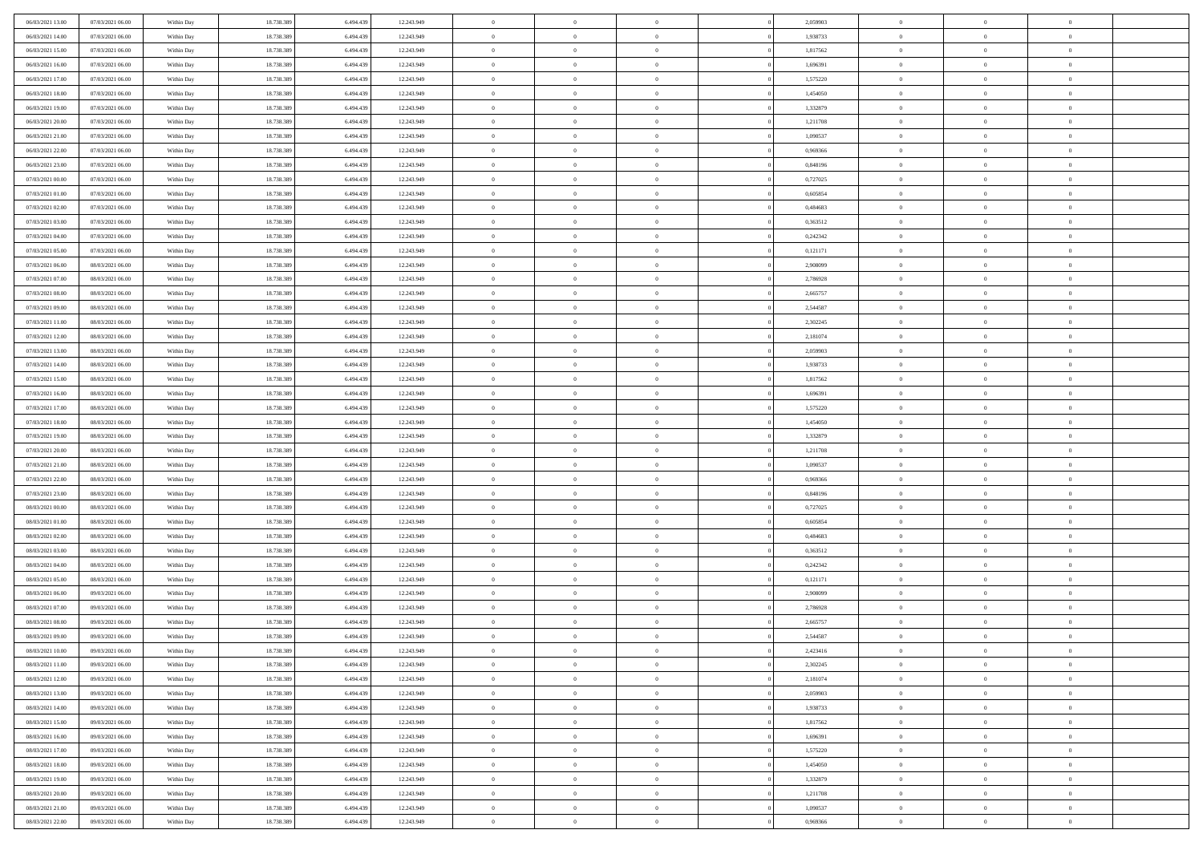|  |  |  |  |  |  |  |  |  |  |  |  |  |  |  |
|---|---|---|---|---|---|---|---|---|---|---|---|---|---|---|
| 06/03/2021 13:00 | 07/03/2021 06:00 | Within Day | 18.738.389 | 6.494.439 | 12.243.949 | 0 | 0 | 0 |  | 2,059903 | 0 | 0 | 0 |  |
| 06/03/2021 14:00 | 07/03/2021 06:00 | Within Day | 18.738.389 | 6.494.439 | 12.243.949 | 0 | 0 | 0 |  | 1,938733 | 0 | 0 | 0 |  |
| 06/03/2021 15:00 | 07/03/2021 06:00 | Within Day | 18.738.389 | 6.494.439 | 12.243.949 | 0 | 0 | 0 |  | 1,817562 | 0 | 0 | 0 |  |
| 06/03/2021 16:00 | 07/03/2021 06:00 | Within Day | 18.738.389 | 6.494.439 | 12.243.949 | 0 | 0 | 0 |  | 1,696391 | 0 | 0 | 0 |  |
| 06/03/2021 17:00 | 07/03/2021 06:00 | Within Day | 18.738.389 | 6.494.439 | 12.243.949 | 0 | 0 | 0 |  | 1,575220 | 0 | 0 | 0 |  |
| 06/03/2021 18:00 | 07/03/2021 06:00 | Within Day | 18.738.389 | 6.494.439 | 12.243.949 | 0 | 0 | 0 |  | 1,454050 | 0 | 0 | 0 |  |
| 06/03/2021 19:00 | 07/03/2021 06:00 | Within Day | 18.738.389 | 6.494.439 | 12.243.949 | 0 | 0 | 0 |  | 1,332879 | 0 | 0 | 0 |  |
| 06/03/2021 20:00 | 07/03/2021 06:00 | Within Day | 18.738.389 | 6.494.439 | 12.243.949 | 0 | 0 | 0 |  | 1,211708 | 0 | 0 | 0 |  |
| 06/03/2021 21:00 | 07/03/2021 06:00 | Within Day | 18.738.389 | 6.494.439 | 12.243.949 | 0 | 0 | 0 |  | 1,090537 | 0 | 0 | 0 |  |
| 06/03/2021 22:00 | 07/03/2021 06:00 | Within Day | 18.738.389 | 6.494.439 | 12.243.949 | 0 | 0 | 0 |  | 0,969366 | 0 | 0 | 0 |  |
| 06/03/2021 23:00 | 07/03/2021 06:00 | Within Day | 18.738.389 | 6.494.439 | 12.243.949 | 0 | 0 | 0 |  | 0,848196 | 0 | 0 | 0 |  |
| 07/03/2021 00:00 | 07/03/2021 06:00 | Within Day | 18.738.389 | 6.494.439 | 12.243.949 | 0 | 0 | 0 |  | 0,727025 | 0 | 0 | 0 |  |
| 07/03/2021 01:00 | 07/03/2021 06:00 | Within Day | 18.738.389 | 6.494.439 | 12.243.949 | 0 | 0 | 0 |  | 0,605854 | 0 | 0 | 0 |  |
| 07/03/2021 02:00 | 07/03/2021 06:00 | Within Day | 18.738.389 | 6.494.439 | 12.243.949 | 0 | 0 | 0 |  | 0,484683 | 0 | 0 | 0 |  |
| 07/03/2021 03:00 | 07/03/2021 06:00 | Within Day | 18.738.389 | 6.494.439 | 12.243.949 | 0 | 0 | 0 |  | 0,363512 | 0 | 0 | 0 |  |
| 07/03/2021 04:00 | 07/03/2021 06:00 | Within Day | 18.738.389 | 6.494.439 | 12.243.949 | 0 | 0 | 0 |  | 0,242342 | 0 | 0 | 0 |  |
| 07/03/2021 05:00 | 07/03/2021 06:00 | Within Day | 18.738.389 | 6.494.439 | 12.243.949 | 0 | 0 | 0 |  | 0,121171 | 0 | 0 | 0 |  |
| 07/03/2021 06:00 | 08/03/2021 06:00 | Within Day | 18.738.389 | 6.494.439 | 12.243.949 | 0 | 0 | 0 |  | 2,908099 | 0 | 0 | 0 |  |
| 07/03/2021 07:00 | 08/03/2021 06:00 | Within Day | 18.738.389 | 6.494.439 | 12.243.949 | 0 | 0 | 0 |  | 2,786928 | 0 | 0 | 0 |  |
| 07/03/2021 08:00 | 08/03/2021 06:00 | Within Day | 18.738.389 | 6.494.439 | 12.243.949 | 0 | 0 | 0 |  | 2,665757 | 0 | 0 | 0 |  |
| 07/03/2021 09:00 | 08/03/2021 06:00 | Within Day | 18.738.389 | 6.494.439 | 12.243.949 | 0 | 0 | 0 |  | 2,544587 | 0 | 0 | 0 |  |
| 07/03/2021 11:00 | 08/03/2021 06:00 | Within Day | 18.738.389 | 6.494.439 | 12.243.949 | 0 | 0 | 0 |  | 2,302245 | 0 | 0 | 0 |  |
| 07/03/2021 12:00 | 08/03/2021 06:00 | Within Day | 18.738.389 | 6.494.439 | 12.243.949 | 0 | 0 | 0 |  | 2,181074 | 0 | 0 | 0 |  |
| 07/03/2021 13:00 | 08/03/2021 06:00 | Within Day | 18.738.389 | 6.494.439 | 12.243.949 | 0 | 0 | 0 |  | 2,059903 | 0 | 0 | 0 |  |
| 07/03/2021 14:00 | 08/03/2021 06:00 | Within Day | 18.738.389 | 6.494.439 | 12.243.949 | 0 | 0 | 0 |  | 1,938733 | 0 | 0 | 0 |  |
| 07/03/2021 15:00 | 08/03/2021 06:00 | Within Day | 18.738.389 | 6.494.439 | 12.243.949 | 0 | 0 | 0 |  | 1,817562 | 0 | 0 | 0 |  |
| 07/03/2021 16:00 | 08/03/2021 06:00 | Within Day | 18.738.389 | 6.494.439 | 12.243.949 | 0 | 0 | 0 |  | 1,696391 | 0 | 0 | 0 |  |
| 07/03/2021 17:00 | 08/03/2021 06:00 | Within Day | 18.738.389 | 6.494.439 | 12.243.949 | 0 | 0 | 0 |  | 1,575220 | 0 | 0 | 0 |  |
| 07/03/2021 18:00 | 08/03/2021 06:00 | Within Day | 18.738.389 | 6.494.439 | 12.243.949 | 0 | 0 | 0 |  | 1,454050 | 0 | 0 | 0 |  |
| 07/03/2021 19:00 | 08/03/2021 06:00 | Within Day | 18.738.389 | 6.494.439 | 12.243.949 | 0 | 0 | 0 |  | 1,332879 | 0 | 0 | 0 |  |
| 07/03/2021 20:00 | 08/03/2021 06:00 | Within Day | 18.738.389 | 6.494.439 | 12.243.949 | 0 | 0 | 0 |  | 1,211708 | 0 | 0 | 0 |  |
| 07/03/2021 21:00 | 08/03/2021 06:00 | Within Day | 18.738.389 | 6.494.439 | 12.243.949 | 0 | 0 | 0 |  | 1,090537 | 0 | 0 | 0 |  |
| 07/03/2021 22:00 | 08/03/2021 06:00 | Within Day | 18.738.389 | 6.494.439 | 12.243.949 | 0 | 0 | 0 |  | 0,969366 | 0 | 0 | 0 |  |
| 07/03/2021 23:00 | 08/03/2021 06:00 | Within Day | 18.738.389 | 6.494.439 | 12.243.949 | 0 | 0 | 0 |  | 0,848196 | 0 | 0 | 0 |  |
| 08/03/2021 00:00 | 08/03/2021 06:00 | Within Day | 18.738.389 | 6.494.439 | 12.243.949 | 0 | 0 | 0 |  | 0,727025 | 0 | 0 | 0 |  |
| 08/03/2021 01:00 | 08/03/2021 06:00 | Within Day | 18.738.389 | 6.494.439 | 12.243.949 | 0 | 0 | 0 |  | 0,605854 | 0 | 0 | 0 |  |
| 08/03/2021 02:00 | 08/03/2021 06:00 | Within Day | 18.738.389 | 6.494.439 | 12.243.949 | 0 | 0 | 0 |  | 0,484683 | 0 | 0 | 0 |  |
| 08/03/2021 03:00 | 08/03/2021 06:00 | Within Day | 18.738.389 | 6.494.439 | 12.243.949 | 0 | 0 | 0 |  | 0,363512 | 0 | 0 | 0 |  |
| 08/03/2021 04:00 | 08/03/2021 06:00 | Within Day | 18.738.389 | 6.494.439 | 12.243.949 | 0 | 0 | 0 |  | 0,242342 | 0 | 0 | 0 |  |
| 08/03/2021 05:00 | 08/03/2021 06:00 | Within Day | 18.738.389 | 6.494.439 | 12.243.949 | 0 | 0 | 0 |  | 0,121171 | 0 | 0 | 0 |  |
| 08/03/2021 06:00 | 09/03/2021 06:00 | Within Day | 18.738.389 | 6.494.439 | 12.243.949 | 0 | 0 | 0 |  | 2,908099 | 0 | 0 | 0 |  |
| 08/03/2021 07:00 | 09/03/2021 06:00 | Within Day | 18.738.389 | 6.494.439 | 12.243.949 | 0 | 0 | 0 |  | 2,786928 | 0 | 0 | 0 |  |
| 08/03/2021 08:00 | 09/03/2021 06:00 | Within Day | 18.738.389 | 6.494.439 | 12.243.949 | 0 | 0 | 0 |  | 2,665757 | 0 | 0 | 0 |  |
| 08/03/2021 09:00 | 09/03/2021 06:00 | Within Day | 18.738.389 | 6.494.439 | 12.243.949 | 0 | 0 | 0 |  | 2,544587 | 0 | 0 | 0 |  |
| 08/03/2021 10:00 | 09/03/2021 06:00 | Within Day | 18.738.389 | 6.494.439 | 12.243.949 | 0 | 0 | 0 |  | 2,423416 | 0 | 0 | 0 |  |
| 08/03/2021 11:00 | 09/03/2021 06:00 | Within Day | 18.738.389 | 6.494.439 | 12.243.949 | 0 | 0 | 0 |  | 2,302245 | 0 | 0 | 0 |  |
| 08/03/2021 12:00 | 09/03/2021 06:00 | Within Day | 18.738.389 | 6.494.439 | 12.243.949 | 0 | 0 | 0 |  | 2,181074 | 0 | 0 | 0 |  |
| 08/03/2021 13:00 | 09/03/2021 06:00 | Within Day | 18.738.389 | 6.494.439 | 12.243.949 | 0 | 0 | 0 |  | 2,059903 | 0 | 0 | 0 |  |
| 08/03/2021 14:00 | 09/03/2021 06:00 | Within Day | 18.738.389 | 6.494.439 | 12.243.949 | 0 | 0 | 0 |  | 1,938733 | 0 | 0 | 0 |  |
| 08/03/2021 15:00 | 09/03/2021 06:00 | Within Day | 18.738.389 | 6.494.439 | 12.243.949 | 0 | 0 | 0 |  | 1,817562 | 0 | 0 | 0 |  |
| 08/03/2021 16:00 | 09/03/2021 06:00 | Within Day | 18.738.389 | 6.494.439 | 12.243.949 | 0 | 0 | 0 |  | 1,696391 | 0 | 0 | 0 |  |
| 08/03/2021 17:00 | 09/03/2021 06:00 | Within Day | 18.738.389 | 6.494.439 | 12.243.949 | 0 | 0 | 0 |  | 1,575220 | 0 | 0 | 0 |  |
| 08/03/2021 18:00 | 09/03/2021 06:00 | Within Day | 18.738.389 | 6.494.439 | 12.243.949 | 0 | 0 | 0 |  | 1,454050 | 0 | 0 | 0 |  |
| 08/03/2021 19:00 | 09/03/2021 06:00 | Within Day | 18.738.389 | 6.494.439 | 12.243.949 | 0 | 0 | 0 |  | 1,332879 | 0 | 0 | 0 |  |
| 08/03/2021 20:00 | 09/03/2021 06:00 | Within Day | 18.738.389 | 6.494.439 | 12.243.949 | 0 | 0 | 0 |  | 1,211708 | 0 | 0 | 0 |  |
| 08/03/2021 21:00 | 09/03/2021 06:00 | Within Day | 18.738.389 | 6.494.439 | 12.243.949 | 0 | 0 | 0 |  | 1,090537 | 0 | 0 | 0 |  |
| 08/03/2021 22:00 | 09/03/2021 06:00 | Within Day | 18.738.389 | 6.494.439 | 12.243.949 | 0 | 0 | 0 |  | 0,969366 | 0 | 0 | 0 |  |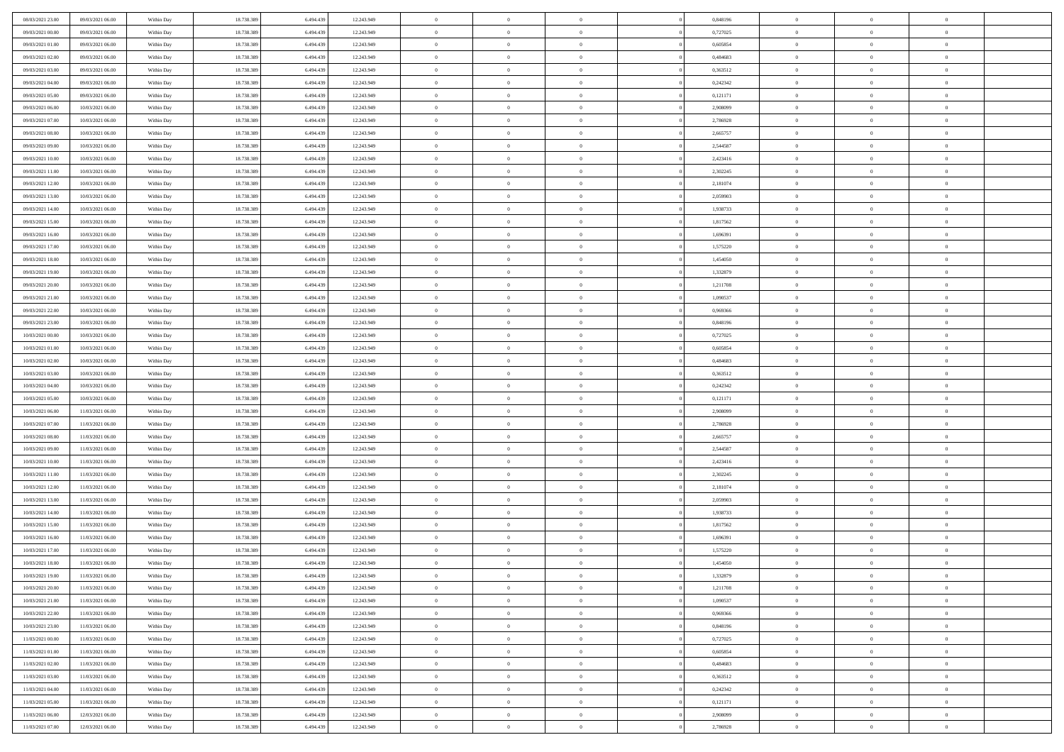| | | | | | | | | | | | | | | |
|---|---|---|---|---|---|---|---|---|---|---|---|---|---|---|
| 08/03/2021 23:00 | 09/03/2021 06:00 | Within Day | 18.738.389 | 6.494.439 | 12.243.949 | 0 | 0 | 0 | | 0,848196 | 0 | 0 | 0 | |
| 09/03/2021 00:00 | 09/03/2021 06:00 | Within Day | 18.738.389 | 6.494.439 | 12.243.949 | 0 | 0 | 0 | | 0,727025 | 0 | 0 | 0 | |
| 09/03/2021 01:00 | 09/03/2021 06:00 | Within Day | 18.738.389 | 6.494.439 | 12.243.949 | 0 | 0 | 0 | | 0,605854 | 0 | 0 | 0 | |
| 09/03/2021 02:00 | 09/03/2021 06:00 | Within Day | 18.738.389 | 6.494.439 | 12.243.949 | 0 | 0 | 0 | | 0,484683 | 0 | 0 | 0 | |
| 09/03/2021 03:00 | 09/03/2021 06:00 | Within Day | 18.738.389 | 6.494.439 | 12.243.949 | 0 | 0 | 0 | | 0,363512 | 0 | 0 | 0 | |
| 09/03/2021 04:00 | 09/03/2021 06:00 | Within Day | 18.738.389 | 6.494.439 | 12.243.949 | 0 | 0 | 0 | | 0,242342 | 0 | 0 | 0 | |
| 09/03/2021 05:00 | 09/03/2021 06:00 | Within Day | 18.738.389 | 6.494.439 | 12.243.949 | 0 | 0 | 0 | | 0,121171 | 0 | 0 | 0 | |
| 09/03/2021 06:00 | 10/03/2021 06:00 | Within Day | 18.738.389 | 6.494.439 | 12.243.949 | 0 | 0 | 0 | | 2,908099 | 0 | 0 | 0 | |
| 09/03/2021 07:00 | 10/03/2021 06:00 | Within Day | 18.738.389 | 6.494.439 | 12.243.949 | 0 | 0 | 0 | | 2,786928 | 0 | 0 | 0 | |
| 09/03/2021 08:00 | 10/03/2021 06:00 | Within Day | 18.738.389 | 6.494.439 | 12.243.949 | 0 | 0 | 0 | | 2,665757 | 0 | 0 | 0 | |
| 09/03/2021 09:00 | 10/03/2021 06:00 | Within Day | 18.738.389 | 6.494.439 | 12.243.949 | 0 | 0 | 0 | | 2,544587 | 0 | 0 | 0 | |
| 09/03/2021 10:00 | 10/03/2021 06:00 | Within Day | 18.738.389 | 6.494.439 | 12.243.949 | 0 | 0 | 0 | | 2,423416 | 0 | 0 | 0 | |
| 09/03/2021 11:00 | 10/03/2021 06:00 | Within Day | 18.738.389 | 6.494.439 | 12.243.949 | 0 | 0 | 0 | | 2,302245 | 0 | 0 | 0 | |
| 09/03/2021 12:00 | 10/03/2021 06:00 | Within Day | 18.738.389 | 6.494.439 | 12.243.949 | 0 | 0 | 0 | | 2,181074 | 0 | 0 | 0 | |
| 09/03/2021 13:00 | 10/03/2021 06:00 | Within Day | 18.738.389 | 6.494.439 | 12.243.949 | 0 | 0 | 0 | | 2,059903 | 0 | 0 | 0 | |
| 09/03/2021 14:00 | 10/03/2021 06:00 | Within Day | 18.738.389 | 6.494.439 | 12.243.949 | 0 | 0 | 0 | | 1,938733 | 0 | 0 | 0 | |
| 09/03/2021 15:00 | 10/03/2021 06:00 | Within Day | 18.738.389 | 6.494.439 | 12.243.949 | 0 | 0 | 0 | | 1,817562 | 0 | 0 | 0 | |
| 09/03/2021 16:00 | 10/03/2021 06:00 | Within Day | 18.738.389 | 6.494.439 | 12.243.949 | 0 | 0 | 0 | | 1,696391 | 0 | 0 | 0 | |
| 09/03/2021 17:00 | 10/03/2021 06:00 | Within Day | 18.738.389 | 6.494.439 | 12.243.949 | 0 | 0 | 0 | | 1,575220 | 0 | 0 | 0 | |
| 09/03/2021 18:00 | 10/03/2021 06:00 | Within Day | 18.738.389 | 6.494.439 | 12.243.949 | 0 | 0 | 0 | | 1,454050 | 0 | 0 | 0 | |
| 09/03/2021 19:00 | 10/03/2021 06:00 | Within Day | 18.738.389 | 6.494.439 | 12.243.949 | 0 | 0 | 0 | | 1,332879 | 0 | 0 | 0 | |
| 09/03/2021 20:00 | 10/03/2021 06:00 | Within Day | 18.738.389 | 6.494.439 | 12.243.949 | 0 | 0 | 0 | | 1,211708 | 0 | 0 | 0 | |
| 09/03/2021 21:00 | 10/03/2021 06:00 | Within Day | 18.738.389 | 6.494.439 | 12.243.949 | 0 | 0 | 0 | | 1,090537 | 0 | 0 | 0 | |
| 09/03/2021 22:00 | 10/03/2021 06:00 | Within Day | 18.738.389 | 6.494.439 | 12.243.949 | 0 | 0 | 0 | | 0,969366 | 0 | 0 | 0 | |
| 09/03/2021 23:00 | 10/03/2021 06:00 | Within Day | 18.738.389 | 6.494.439 | 12.243.949 | 0 | 0 | 0 | | 0,848196 | 0 | 0 | 0 | |
| 10/03/2021 00:00 | 10/03/2021 06:00 | Within Day | 18.738.389 | 6.494.439 | 12.243.949 | 0 | 0 | 0 | | 0,727025 | 0 | 0 | 0 | |
| 10/03/2021 01:00 | 10/03/2021 06:00 | Within Day | 18.738.389 | 6.494.439 | 12.243.949 | 0 | 0 | 0 | | 0,605854 | 0 | 0 | 0 | |
| 10/03/2021 02:00 | 10/03/2021 06:00 | Within Day | 18.738.389 | 6.494.439 | 12.243.949 | 0 | 0 | 0 | | 0,484683 | 0 | 0 | 0 | |
| 10/03/2021 03:00 | 10/03/2021 06:00 | Within Day | 18.738.389 | 6.494.439 | 12.243.949 | 0 | 0 | 0 | | 0,363512 | 0 | 0 | 0 | |
| 10/03/2021 04:00 | 10/03/2021 06:00 | Within Day | 18.738.389 | 6.494.439 | 12.243.949 | 0 | 0 | 0 | | 0,242342 | 0 | 0 | 0 | |
| 10/03/2021 05:00 | 10/03/2021 06:00 | Within Day | 18.738.389 | 6.494.439 | 12.243.949 | 0 | 0 | 0 | | 0,121171 | 0 | 0 | 0 | |
| 10/03/2021 06:00 | 11/03/2021 06:00 | Within Day | 18.738.389 | 6.494.439 | 12.243.949 | 0 | 0 | 0 | | 2,908099 | 0 | 0 | 0 | |
| 10/03/2021 07:00 | 11/03/2021 06:00 | Within Day | 18.738.389 | 6.494.439 | 12.243.949 | 0 | 0 | 0 | | 2,786928 | 0 | 0 | 0 | |
| 10/03/2021 08:00 | 11/03/2021 06:00 | Within Day | 18.738.389 | 6.494.439 | 12.243.949 | 0 | 0 | 0 | | 2,665757 | 0 | 0 | 0 | |
| 10/03/2021 09:00 | 11/03/2021 06:00 | Within Day | 18.738.389 | 6.494.439 | 12.243.949 | 0 | 0 | 0 | | 2,544587 | 0 | 0 | 0 | |
| 10/03/2021 10:00 | 11/03/2021 06:00 | Within Day | 18.738.389 | 6.494.439 | 12.243.949 | 0 | 0 | 0 | | 2,423416 | 0 | 0 | 0 | |
| 10/03/2021 11:00 | 11/03/2021 06:00 | Within Day | 18.738.389 | 6.494.439 | 12.243.949 | 0 | 0 | 0 | | 2,302245 | 0 | 0 | 0 | |
| 10/03/2021 12:00 | 11/03/2021 06:00 | Within Day | 18.738.389 | 6.494.439 | 12.243.949 | 0 | 0 | 0 | | 2,181074 | 0 | 0 | 0 | |
| 10/03/2021 13:00 | 11/03/2021 06:00 | Within Day | 18.738.389 | 6.494.439 | 12.243.949 | 0 | 0 | 0 | | 2,059903 | 0 | 0 | 0 | |
| 10/03/2021 14:00 | 11/03/2021 06:00 | Within Day | 18.738.389 | 6.494.439 | 12.243.949 | 0 | 0 | 0 | | 1,938733 | 0 | 0 | 0 | |
| 10/03/2021 15:00 | 11/03/2021 06:00 | Within Day | 18.738.389 | 6.494.439 | 12.243.949 | 0 | 0 | 0 | | 1,817562 | 0 | 0 | 0 | |
| 10/03/2021 16:00 | 11/03/2021 06:00 | Within Day | 18.738.389 | 6.494.439 | 12.243.949 | 0 | 0 | 0 | | 1,696391 | 0 | 0 | 0 | |
| 10/03/2021 17:00 | 11/03/2021 06:00 | Within Day | 18.738.389 | 6.494.439 | 12.243.949 | 0 | 0 | 0 | | 1,575220 | 0 | 0 | 0 | |
| 10/03/2021 18:00 | 11/03/2021 06:00 | Within Day | 18.738.389 | 6.494.439 | 12.243.949 | 0 | 0 | 0 | | 1,454050 | 0 | 0 | 0 | |
| 10/03/2021 19:00 | 11/03/2021 06:00 | Within Day | 18.738.389 | 6.494.439 | 12.243.949 | 0 | 0 | 0 | | 1,332879 | 0 | 0 | 0 | |
| 10/03/2021 20:00 | 11/03/2021 06:00 | Within Day | 18.738.389 | 6.494.439 | 12.243.949 | 0 | 0 | 0 | | 1,211708 | 0 | 0 | 0 | |
| 10/03/2021 21:00 | 11/03/2021 06:00 | Within Day | 18.738.389 | 6.494.439 | 12.243.949 | 0 | 0 | 0 | | 1,090537 | 0 | 0 | 0 | |
| 10/03/2021 22:00 | 11/03/2021 06:00 | Within Day | 18.738.389 | 6.494.439 | 12.243.949 | 0 | 0 | 0 | | 0,969366 | 0 | 0 | 0 | |
| 10/03/2021 23:00 | 11/03/2021 06:00 | Within Day | 18.738.389 | 6.494.439 | 12.243.949 | 0 | 0 | 0 | | 0,848196 | 0 | 0 | 0 | |
| 11/03/2021 00:00 | 11/03/2021 06:00 | Within Day | 18.738.389 | 6.494.439 | 12.243.949 | 0 | 0 | 0 | | 0,727025 | 0 | 0 | 0 | |
| 11/03/2021 01:00 | 11/03/2021 06:00 | Within Day | 18.738.389 | 6.494.439 | 12.243.949 | 0 | 0 | 0 | | 0,605854 | 0 | 0 | 0 | |
| 11/03/2021 02:00 | 11/03/2021 06:00 | Within Day | 18.738.389 | 6.494.439 | 12.243.949 | 0 | 0 | 0 | | 0,484683 | 0 | 0 | 0 | |
| 11/03/2021 03:00 | 11/03/2021 06:00 | Within Day | 18.738.389 | 6.494.439 | 12.243.949 | 0 | 0 | 0 | | 0,363512 | 0 | 0 | 0 | |
| 11/03/2021 04:00 | 11/03/2021 06:00 | Within Day | 18.738.389 | 6.494.439 | 12.243.949 | 0 | 0 | 0 | | 0,242342 | 0 | 0 | 0 | |
| 11/03/2021 05:00 | 11/03/2021 06:00 | Within Day | 18.738.389 | 6.494.439 | 12.243.949 | 0 | 0 | 0 | | 0,121171 | 0 | 0 | 0 | |
| 11/03/2021 06:00 | 12/03/2021 06:00 | Within Day | 18.738.389 | 6.494.439 | 12.243.949 | 0 | 0 | 0 | | 2,908099 | 0 | 0 | 0 | |
| 11/03/2021 07:00 | 12/03/2021 06:00 | Within Day | 18.738.389 | 6.494.439 | 12.243.949 | 0 | 0 | 0 | | 2,786928 | 0 | 0 | 0 | |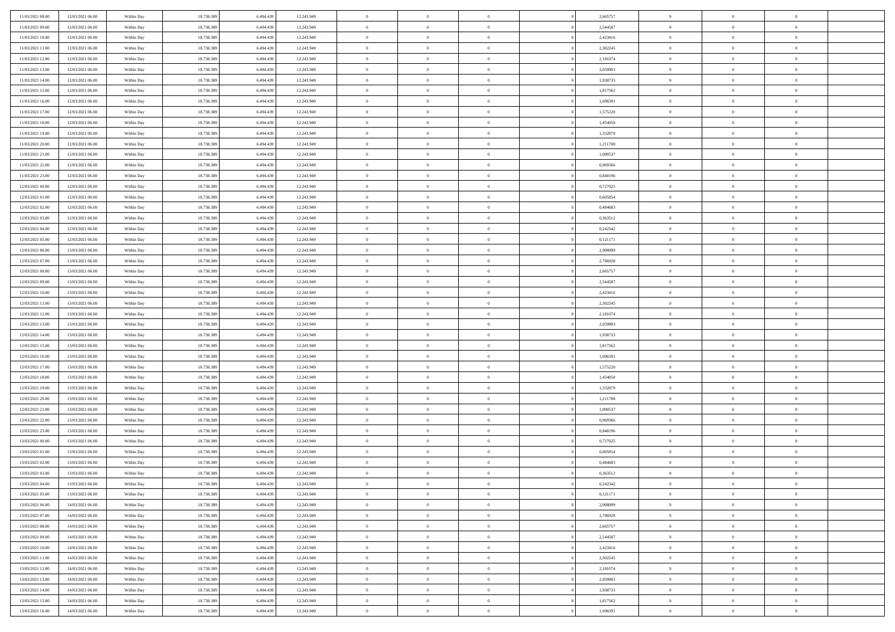| | | | | | | | | | | | | | | |
|---|---|---|---|---|---|---|---|---|---|---|---|---|---|---|
| 11/03/2021 08:00 | 12/03/2021 06:00 | Within Day | 18.738.389 | 6.494.439 | 12.243.949 | 0 | 0 | 0 | | 2,665757 | 0 | 0 | 0 | |
| 11/03/2021 09:00 | 12/03/2021 06:00 | Within Day | 18.738.389 | 6.494.439 | 12.243.949 | 0 | 0 | 0 | | 2,544587 | 0 | 0 | 0 | |
| 11/03/2021 10:00 | 12/03/2021 06:00 | Within Day | 18.738.389 | 6.494.439 | 12.243.949 | 0 | 0 | 0 | | 2,423416 | 0 | 0 | 0 | |
| 11/03/2021 11:00 | 12/03/2021 06:00 | Within Day | 18.738.389 | 6.494.439 | 12.243.949 | 0 | 0 | 0 | | 2,302245 | 0 | 0 | 0 | |
| 11/03/2021 12:00 | 12/03/2021 06:00 | Within Day | 18.738.389 | 6.494.439 | 12.243.949 | 0 | 0 | 0 | | 2,181074 | 0 | 0 | 0 | |
| 11/03/2021 13:00 | 12/03/2021 06:00 | Within Day | 18.738.389 | 6.494.439 | 12.243.949 | 0 | 0 | 0 | | 2,059903 | 0 | 0 | 0 | |
| 11/03/2021 14:00 | 12/03/2021 06:00 | Within Day | 18.738.389 | 6.494.439 | 12.243.949 | 0 | 0 | 0 | | 1,938733 | 0 | 0 | 0 | |
| 11/03/2021 15:00 | 12/03/2021 06:00 | Within Day | 18.738.389 | 6.494.439 | 12.243.949 | 0 | 0 | 0 | | 1,817562 | 0 | 0 | 0 | |
| 11/03/2021 16:00 | 12/03/2021 06:00 | Within Day | 18.738.389 | 6.494.439 | 12.243.949 | 0 | 0 | 0 | | 1,696391 | 0 | 0 | 0 | |
| 11/03/2021 17:00 | 12/03/2021 06:00 | Within Day | 18.738.389 | 6.494.439 | 12.243.949 | 0 | 0 | 0 | | 1,575220 | 0 | 0 | 0 | |
| 11/03/2021 18:00 | 12/03/2021 06:00 | Within Day | 18.738.389 | 6.494.439 | 12.243.949 | 0 | 0 | 0 | | 1,454050 | 0 | 0 | 0 | |
| 11/03/2021 19:00 | 12/03/2021 06:00 | Within Day | 18.738.389 | 6.494.439 | 12.243.949 | 0 | 0 | 0 | | 1,332879 | 0 | 0 | 0 | |
| 11/03/2021 20:00 | 12/03/2021 06:00 | Within Day | 18.738.389 | 6.494.439 | 12.243.949 | 0 | 0 | 0 | | 1,211708 | 0 | 0 | 0 | |
| 11/03/2021 21:00 | 12/03/2021 06:00 | Within Day | 18.738.389 | 6.494.439 | 12.243.949 | 0 | 0 | 0 | | 1,090537 | 0 | 0 | 0 | |
| 11/03/2021 22:00 | 12/03/2021 06:00 | Within Day | 18.738.389 | 6.494.439 | 12.243.949 | 0 | 0 | 0 | | 0,969366 | 0 | 0 | 0 | |
| 11/03/2021 23:00 | 12/03/2021 06:00 | Within Day | 18.738.389 | 6.494.439 | 12.243.949 | 0 | 0 | 0 | | 0,848196 | 0 | 0 | 0 | |
| 12/03/2021 00:00 | 12/03/2021 06:00 | Within Day | 18.738.389 | 6.494.439 | 12.243.949 | 0 | 0 | 0 | | 0,727025 | 0 | 0 | 0 | |
| 12/03/2021 01:00 | 12/03/2021 06:00 | Within Day | 18.738.389 | 6.494.439 | 12.243.949 | 0 | 0 | 0 | | 0,605854 | 0 | 0 | 0 | |
| 12/03/2021 02:00 | 12/03/2021 06:00 | Within Day | 18.738.389 | 6.494.439 | 12.243.949 | 0 | 0 | 0 | | 0,484683 | 0 | 0 | 0 | |
| 12/03/2021 03:00 | 12/03/2021 06:00 | Within Day | 18.738.389 | 6.494.439 | 12.243.949 | 0 | 0 | 0 | | 0,363512 | 0 | 0 | 0 | |
| 12/03/2021 04:00 | 12/03/2021 06:00 | Within Day | 18.738.389 | 6.494.439 | 12.243.949 | 0 | 0 | 0 | | 0,242342 | 0 | 0 | 0 | |
| 12/03/2021 05:00 | 12/03/2021 06:00 | Within Day | 18.738.389 | 6.494.439 | 12.243.949 | 0 | 0 | 0 | | 0,121171 | 0 | 0 | 0 | |
| 12/03/2021 06:00 | 13/03/2021 06:00 | Within Day | 18.738.389 | 6.494.439 | 12.243.949 | 0 | 0 | 0 | | 2,908099 | 0 | 0 | 0 | |
| 12/03/2021 07:00 | 13/03/2021 06:00 | Within Day | 18.738.389 | 6.494.439 | 12.243.949 | 0 | 0 | 0 | | 2,786928 | 0 | 0 | 0 | |
| 12/03/2021 08:00 | 13/03/2021 06:00 | Within Day | 18.738.389 | 6.494.439 | 12.243.949 | 0 | 0 | 0 | | 2,665757 | 0 | 0 | 0 | |
| 12/03/2021 09:00 | 13/03/2021 06:00 | Within Day | 18.738.389 | 6.494.439 | 12.243.949 | 0 | 0 | 0 | | 2,544587 | 0 | 0 | 0 | |
| 12/03/2021 10:00 | 13/03/2021 06:00 | Within Day | 18.738.389 | 6.494.439 | 12.243.949 | 0 | 0 | 0 | | 2,423416 | 0 | 0 | 0 | |
| 12/03/2021 11:00 | 13/03/2021 06:00 | Within Day | 18.738.389 | 6.494.439 | 12.243.949 | 0 | 0 | 0 | | 2,302245 | 0 | 0 | 0 | |
| 12/03/2021 12:00 | 13/03/2021 06:00 | Within Day | 18.738.389 | 6.494.439 | 12.243.949 | 0 | 0 | 0 | | 2,181074 | 0 | 0 | 0 | |
| 12/03/2021 13:00 | 13/03/2021 06:00 | Within Day | 18.738.389 | 6.494.439 | 12.243.949 | 0 | 0 | 0 | | 2,059903 | 0 | 0 | 0 | |
| 12/03/2021 14:00 | 13/03/2021 06:00 | Within Day | 18.738.389 | 6.494.439 | 12.243.949 | 0 | 0 | 0 | | 1,938733 | 0 | 0 | 0 | |
| 12/03/2021 15:00 | 13/03/2021 06:00 | Within Day | 18.738.389 | 6.494.439 | 12.243.949 | 0 | 0 | 0 | | 1,817562 | 0 | 0 | 0 | |
| 12/03/2021 16:00 | 13/03/2021 06:00 | Within Day | 18.738.389 | 6.494.439 | 12.243.949 | 0 | 0 | 0 | | 1,696391 | 0 | 0 | 0 | |
| 12/03/2021 17:00 | 13/03/2021 06:00 | Within Day | 18.738.389 | 6.494.439 | 12.243.949 | 0 | 0 | 0 | | 1,575220 | 0 | 0 | 0 | |
| 12/03/2021 18:00 | 13/03/2021 06:00 | Within Day | 18.738.389 | 6.494.439 | 12.243.949 | 0 | 0 | 0 | | 1,454050 | 0 | 0 | 0 | |
| 12/03/2021 19:00 | 13/03/2021 06:00 | Within Day | 18.738.389 | 6.494.439 | 12.243.949 | 0 | 0 | 0 | | 1,332879 | 0 | 0 | 0 | |
| 12/03/2021 20:00 | 13/03/2021 06:00 | Within Day | 18.738.389 | 6.494.439 | 12.243.949 | 0 | 0 | 0 | | 1,211708 | 0 | 0 | 0 | |
| 12/03/2021 21:00 | 13/03/2021 06:00 | Within Day | 18.738.389 | 6.494.439 | 12.243.949 | 0 | 0 | 0 | | 1,090537 | 0 | 0 | 0 | |
| 12/03/2021 22:00 | 13/03/2021 06:00 | Within Day | 18.738.389 | 6.494.439 | 12.243.949 | 0 | 0 | 0 | | 0,969366 | 0 | 0 | 0 | |
| 12/03/2021 23:00 | 13/03/2021 06:00 | Within Day | 18.738.389 | 6.494.439 | 12.243.949 | 0 | 0 | 0 | | 0,848196 | 0 | 0 | 0 | |
| 13/03/2021 00:00 | 13/03/2021 06:00 | Within Day | 18.738.389 | 6.494.439 | 12.243.949 | 0 | 0 | 0 | | 0,727025 | 0 | 0 | 0 | |
| 13/03/2021 01:00 | 13/03/2021 06:00 | Within Day | 18.738.389 | 6.494.439 | 12.243.949 | 0 | 0 | 0 | | 0,605854 | 0 | 0 | 0 | |
| 13/03/2021 02:00 | 13/03/2021 06:00 | Within Day | 18.738.389 | 6.494.439 | 12.243.949 | 0 | 0 | 0 | | 0,484683 | 0 | 0 | 0 | |
| 13/03/2021 03:00 | 13/03/2021 06:00 | Within Day | 18.738.389 | 6.494.439 | 12.243.949 | 0 | 0 | 0 | | 0,363512 | 0 | 0 | 0 | |
| 13/03/2021 04:00 | 13/03/2021 06:00 | Within Day | 18.738.389 | 6.494.439 | 12.243.949 | 0 | 0 | 0 | | 0,242342 | 0 | 0 | 0 | |
| 13/03/2021 05:00 | 13/03/2021 06:00 | Within Day | 18.738.389 | 6.494.439 | 12.243.949 | 0 | 0 | 0 | | 0,121171 | 0 | 0 | 0 | |
| 13/03/2021 06:00 | 14/03/2021 06:00 | Within Day | 18.738.389 | 6.494.439 | 12.243.949 | 0 | 0 | 0 | | 2,908099 | 0 | 0 | 0 | |
| 13/03/2021 07:00 | 14/03/2021 06:00 | Within Day | 18.738.389 | 6.494.439 | 12.243.949 | 0 | 0 | 0 | | 2,786928 | 0 | 0 | 0 | |
| 13/03/2021 08:00 | 14/03/2021 06:00 | Within Day | 18.738.389 | 6.494.439 | 12.243.949 | 0 | 0 | 0 | | 2,665757 | 0 | 0 | 0 | |
| 13/03/2021 09:00 | 14/03/2021 06:00 | Within Day | 18.738.389 | 6.494.439 | 12.243.949 | 0 | 0 | 0 | | 2,544587 | 0 | 0 | 0 | |
| 13/03/2021 10:00 | 14/03/2021 06:00 | Within Day | 18.738.389 | 6.494.439 | 12.243.949 | 0 | 0 | 0 | | 2,423416 | 0 | 0 | 0 | |
| 13/03/2021 11:00 | 14/03/2021 06:00 | Within Day | 18.738.389 | 6.494.439 | 12.243.949 | 0 | 0 | 0 | | 2,302245 | 0 | 0 | 0 | |
| 13/03/2021 12:00 | 14/03/2021 06:00 | Within Day | 18.738.389 | 6.494.439 | 12.243.949 | 0 | 0 | 0 | | 2,181074 | 0 | 0 | 0 | |
| 13/03/2021 13:00 | 14/03/2021 06:00 | Within Day | 18.738.389 | 6.494.439 | 12.243.949 | 0 | 0 | 0 | | 2,059903 | 0 | 0 | 0 | |
| 13/03/2021 14:00 | 14/03/2021 06:00 | Within Day | 18.738.389 | 6.494.439 | 12.243.949 | 0 | 0 | 0 | | 1,938733 | 0 | 0 | 0 | |
| 13/03/2021 15:00 | 14/03/2021 06:00 | Within Day | 18.738.389 | 6.494.439 | 12.243.949 | 0 | 0 | 0 | | 1,817562 | 0 | 0 | 0 | |
| 13/03/2021 16:00 | 14/03/2021 06:00 | Within Day | 18.738.389 | 6.494.439 | 12.243.949 | 0 | 0 | 0 | | 1,696391 | 0 | 0 | 0 | |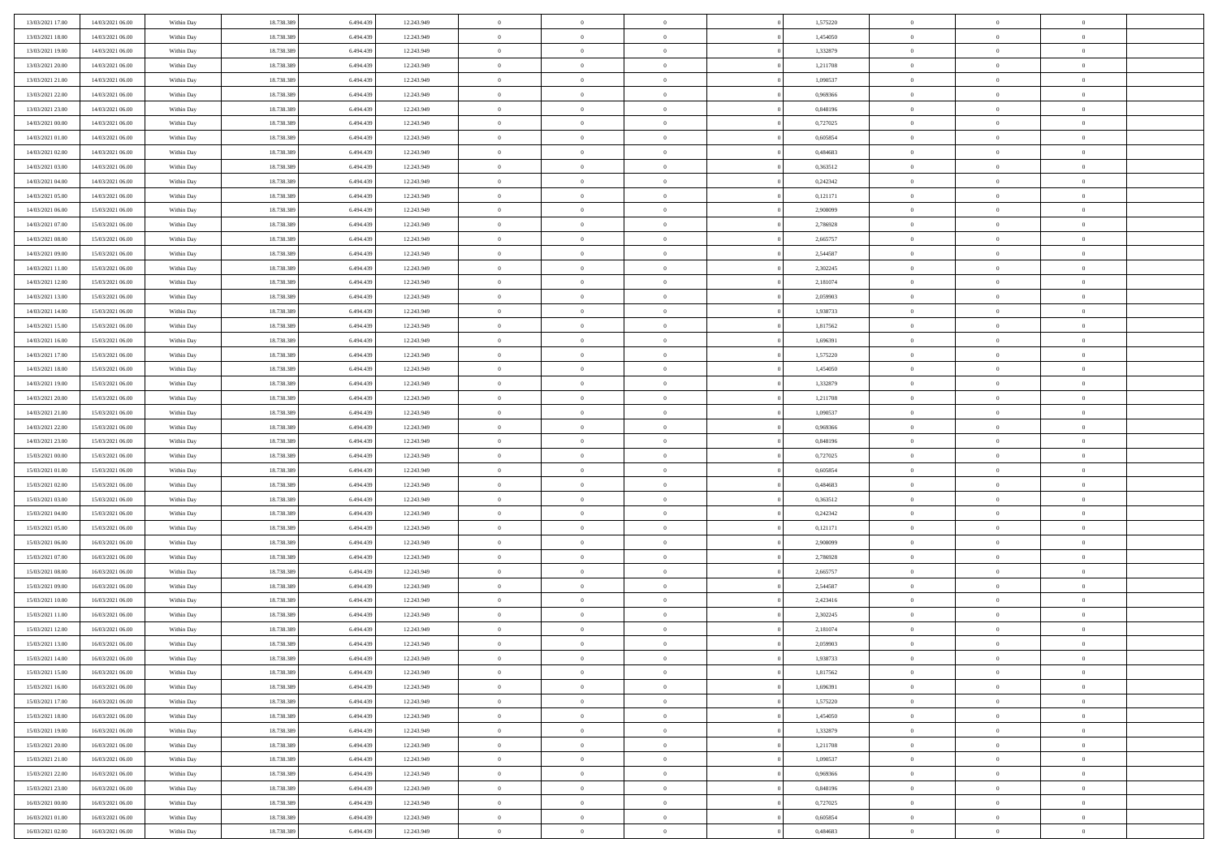| 13/03/2021 17:00 | 14/03/2021 06:00 | Within Day | 18.738.389 | 6.494.439 | 12.243.949 | 0 | 0 | 0 | | 1,575220 | 0 | 0 | 0 | |
|---|---|---|---|---|---|---|---|---|---|---|---|---|---|---|
| 13/03/2021 18:00 | 14/03/2021 06:00 | Within Day | 18.738.389 | 6.494.439 | 12.243.949 | 0 | 0 | 0 | | 1,454050 | 0 | 0 | 0 | |
| 13/03/2021 19:00 | 14/03/2021 06:00 | Within Day | 18.738.389 | 6.494.439 | 12.243.949 | 0 | 0 | 0 | | 1,332879 | 0 | 0 | 0 | |
| 13/03/2021 20:00 | 14/03/2021 06:00 | Within Day | 18.738.389 | 6.494.439 | 12.243.949 | 0 | 0 | 0 | | 1,211708 | 0 | 0 | 0 | |
| 13/03/2021 21:00 | 14/03/2021 06:00 | Within Day | 18.738.389 | 6.494.439 | 12.243.949 | 0 | 0 | 0 | | 1,090537 | 0 | 0 | 0 | |
| 13/03/2021 22:00 | 14/03/2021 06:00 | Within Day | 18.738.389 | 6.494.439 | 12.243.949 | 0 | 0 | 0 | | 0,969366 | 0 | 0 | 0 | |
| 13/03/2021 23:00 | 14/03/2021 06:00 | Within Day | 18.738.389 | 6.494.439 | 12.243.949 | 0 | 0 | 0 | | 0,848196 | 0 | 0 | 0 | |
| 14/03/2021 00:00 | 14/03/2021 06:00 | Within Day | 18.738.389 | 6.494.439 | 12.243.949 | 0 | 0 | 0 | | 0,727025 | 0 | 0 | 0 | |
| 14/03/2021 01:00 | 14/03/2021 06:00 | Within Day | 18.738.389 | 6.494.439 | 12.243.949 | 0 | 0 | 0 | | 0,605854 | 0 | 0 | 0 | |
| 14/03/2021 02:00 | 14/03/2021 06:00 | Within Day | 18.738.389 | 6.494.439 | 12.243.949 | 0 | 0 | 0 | | 0,484683 | 0 | 0 | 0 | |
| 14/03/2021 03:00 | 14/03/2021 06:00 | Within Day | 18.738.389 | 6.494.439 | 12.243.949 | 0 | 0 | 0 | | 0,363512 | 0 | 0 | 0 | |
| 14/03/2021 04:00 | 14/03/2021 06:00 | Within Day | 18.738.389 | 6.494.439 | 12.243.949 | 0 | 0 | 0 | | 0,242342 | 0 | 0 | 0 | |
| 14/03/2021 05:00 | 14/03/2021 06:00 | Within Day | 18.738.389 | 6.494.439 | 12.243.949 | 0 | 0 | 0 | | 0,121171 | 0 | 0 | 0 | |
| 14/03/2021 06:00 | 15/03/2021 06:00 | Within Day | 18.738.389 | 6.494.439 | 12.243.949 | 0 | 0 | 0 | | 2,908099 | 0 | 0 | 0 | |
| 14/03/2021 07:00 | 15/03/2021 06:00 | Within Day | 18.738.389 | 6.494.439 | 12.243.949 | 0 | 0 | 0 | | 2,786928 | 0 | 0 | 0 | |
| 14/03/2021 08:00 | 15/03/2021 06:00 | Within Day | 18.738.389 | 6.494.439 | 12.243.949 | 0 | 0 | 0 | | 2,665757 | 0 | 0 | 0 | |
| 14/03/2021 09:00 | 15/03/2021 06:00 | Within Day | 18.738.389 | 6.494.439 | 12.243.949 | 0 | 0 | 0 | | 2,544587 | 0 | 0 | 0 | |
| 14/03/2021 11:00 | 15/03/2021 06:00 | Within Day | 18.738.389 | 6.494.439 | 12.243.949 | 0 | 0 | 0 | | 2,302245 | 0 | 0 | 0 | |
| 14/03/2021 12:00 | 15/03/2021 06:00 | Within Day | 18.738.389 | 6.494.439 | 12.243.949 | 0 | 0 | 0 | | 2,181074 | 0 | 0 | 0 | |
| 14/03/2021 13:00 | 15/03/2021 06:00 | Within Day | 18.738.389 | 6.494.439 | 12.243.949 | 0 | 0 | 0 | | 2,059903 | 0 | 0 | 0 | |
| 14/03/2021 14:00 | 15/03/2021 06:00 | Within Day | 18.738.389 | 6.494.439 | 12.243.949 | 0 | 0 | 0 | | 1,938733 | 0 | 0 | 0 | |
| 14/03/2021 15:00 | 15/03/2021 06:00 | Within Day | 18.738.389 | 6.494.439 | 12.243.949 | 0 | 0 | 0 | | 1,817562 | 0 | 0 | 0 | |
| 14/03/2021 16:00 | 15/03/2021 06:00 | Within Day | 18.738.389 | 6.494.439 | 12.243.949 | 0 | 0 | 0 | | 1,696391 | 0 | 0 | 0 | |
| 14/03/2021 17:00 | 15/03/2021 06:00 | Within Day | 18.738.389 | 6.494.439 | 12.243.949 | 0 | 0 | 0 | | 1,575220 | 0 | 0 | 0 | |
| 14/03/2021 18:00 | 15/03/2021 06:00 | Within Day | 18.738.389 | 6.494.439 | 12.243.949 | 0 | 0 | 0 | | 1,454050 | 0 | 0 | 0 | |
| 14/03/2021 19:00 | 15/03/2021 06:00 | Within Day | 18.738.389 | 6.494.439 | 12.243.949 | 0 | 0 | 0 | | 1,332879 | 0 | 0 | 0 | |
| 14/03/2021 20:00 | 15/03/2021 06:00 | Within Day | 18.738.389 | 6.494.439 | 12.243.949 | 0 | 0 | 0 | | 1,211708 | 0 | 0 | 0 | |
| 14/03/2021 21:00 | 15/03/2021 06:00 | Within Day | 18.738.389 | 6.494.439 | 12.243.949 | 0 | 0 | 0 | | 1,090537 | 0 | 0 | 0 | |
| 14/03/2021 22:00 | 15/03/2021 06:00 | Within Day | 18.738.389 | 6.494.439 | 12.243.949 | 0 | 0 | 0 | | 0,969366 | 0 | 0 | 0 | |
| 14/03/2021 23:00 | 15/03/2021 06:00 | Within Day | 18.738.389 | 6.494.439 | 12.243.949 | 0 | 0 | 0 | | 0,848196 | 0 | 0 | 0 | |
| 15/03/2021 00:00 | 15/03/2021 06:00 | Within Day | 18.738.389 | 6.494.439 | 12.243.949 | 0 | 0 | 0 | | 0,727025 | 0 | 0 | 0 | |
| 15/03/2021 01:00 | 15/03/2021 06:00 | Within Day | 18.738.389 | 6.494.439 | 12.243.949 | 0 | 0 | 0 | | 0,605854 | 0 | 0 | 0 | |
| 15/03/2021 02:00 | 15/03/2021 06:00 | Within Day | 18.738.389 | 6.494.439 | 12.243.949 | 0 | 0 | 0 | | 0,484683 | 0 | 0 | 0 | |
| 15/03/2021 03:00 | 15/03/2021 06:00 | Within Day | 18.738.389 | 6.494.439 | 12.243.949 | 0 | 0 | 0 | | 0,363512 | 0 | 0 | 0 | |
| 15/03/2021 04:00 | 15/03/2021 06:00 | Within Day | 18.738.389 | 6.494.439 | 12.243.949 | 0 | 0 | 0 | | 0,242342 | 0 | 0 | 0 | |
| 15/03/2021 05:00 | 15/03/2021 06:00 | Within Day | 18.738.389 | 6.494.439 | 12.243.949 | 0 | 0 | 0 | | 0,121171 | 0 | 0 | 0 | |
| 15/03/2021 06:00 | 16/03/2021 06:00 | Within Day | 18.738.389 | 6.494.439 | 12.243.949 | 0 | 0 | 0 | | 2,908099 | 0 | 0 | 0 | |
| 15/03/2021 07:00 | 16/03/2021 06:00 | Within Day | 18.738.389 | 6.494.439 | 12.243.949 | 0 | 0 | 0 | | 2,786928 | 0 | 0 | 0 | |
| 15/03/2021 08:00 | 16/03/2021 06:00 | Within Day | 18.738.389 | 6.494.439 | 12.243.949 | 0 | 0 | 0 | | 2,665757 | 0 | 0 | 0 | |
| 15/03/2021 09:00 | 16/03/2021 06:00 | Within Day | 18.738.389 | 6.494.439 | 12.243.949 | 0 | 0 | 0 | | 2,544587 | 0 | 0 | 0 | |
| 15/03/2021 10:00 | 16/03/2021 06:00 | Within Day | 18.738.389 | 6.494.439 | 12.243.949 | 0 | 0 | 0 | | 2,423416 | 0 | 0 | 0 | |
| 15/03/2021 11:00 | 16/03/2021 06:00 | Within Day | 18.738.389 | 6.494.439 | 12.243.949 | 0 | 0 | 0 | | 2,302245 | 0 | 0 | 0 | |
| 15/03/2021 12:00 | 16/03/2021 06:00 | Within Day | 18.738.389 | 6.494.439 | 12.243.949 | 0 | 0 | 0 | | 2,181074 | 0 | 0 | 0 | |
| 15/03/2021 13:00 | 16/03/2021 06:00 | Within Day | 18.738.389 | 6.494.439 | 12.243.949 | 0 | 0 | 0 | | 2,059903 | 0 | 0 | 0 | |
| 15/03/2021 14:00 | 16/03/2021 06:00 | Within Day | 18.738.389 | 6.494.439 | 12.243.949 | 0 | 0 | 0 | | 1,938733 | 0 | 0 | 0 | |
| 15/03/2021 15:00 | 16/03/2021 06:00 | Within Day | 18.738.389 | 6.494.439 | 12.243.949 | 0 | 0 | 0 | | 1,817562 | 0 | 0 | 0 | |
| 15/03/2021 16:00 | 16/03/2021 06:00 | Within Day | 18.738.389 | 6.494.439 | 12.243.949 | 0 | 0 | 0 | | 1,696391 | 0 | 0 | 0 | |
| 15/03/2021 17:00 | 16/03/2021 06:00 | Within Day | 18.738.389 | 6.494.439 | 12.243.949 | 0 | 0 | 0 | | 1,575220 | 0 | 0 | 0 | |
| 15/03/2021 18:00 | 16/03/2021 06:00 | Within Day | 18.738.389 | 6.494.439 | 12.243.949 | 0 | 0 | 0 | | 1,454050 | 0 | 0 | 0 | |
| 15/03/2021 19:00 | 16/03/2021 06:00 | Within Day | 18.738.389 | 6.494.439 | 12.243.949 | 0 | 0 | 0 | | 1,332879 | 0 | 0 | 0 | |
| 15/03/2021 20:00 | 16/03/2021 06:00 | Within Day | 18.738.389 | 6.494.439 | 12.243.949 | 0 | 0 | 0 | | 1,211708 | 0 | 0 | 0 | |
| 15/03/2021 21:00 | 16/03/2021 06:00 | Within Day | 18.738.389 | 6.494.439 | 12.243.949 | 0 | 0 | 0 | | 1,090537 | 0 | 0 | 0 | |
| 15/03/2021 22:00 | 16/03/2021 06:00 | Within Day | 18.738.389 | 6.494.439 | 12.243.949 | 0 | 0 | 0 | | 0,969366 | 0 | 0 | 0 | |
| 15/03/2021 23:00 | 16/03/2021 06:00 | Within Day | 18.738.389 | 6.494.439 | 12.243.949 | 0 | 0 | 0 | | 0,848196 | 0 | 0 | 0 | |
| 16/03/2021 00:00 | 16/03/2021 06:00 | Within Day | 18.738.389 | 6.494.439 | 12.243.949 | 0 | 0 | 0 | | 0,727025 | 0 | 0 | 0 | |
| 16/03/2021 01:00 | 16/03/2021 06:00 | Within Day | 18.738.389 | 6.494.439 | 12.243.949 | 0 | 0 | 0 | | 0,605854 | 0 | 0 | 0 | |
| 16/03/2021 02:00 | 16/03/2021 06:00 | Within Day | 18.738.389 | 6.494.439 | 12.243.949 | 0 | 0 | 0 | | 0,484683 | 0 | 0 | 0 | |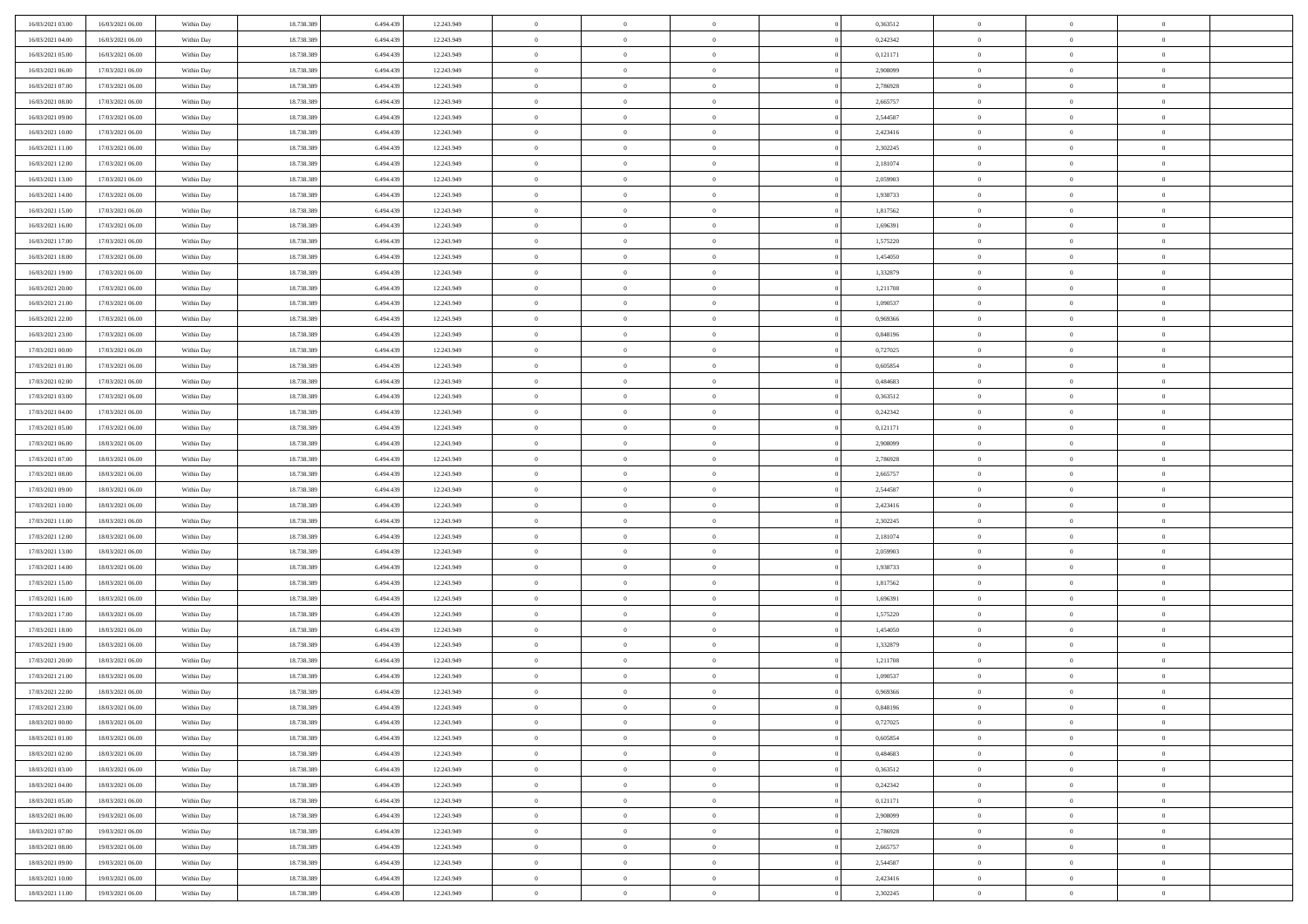| | | | | | | | | | | | | | | |
|---|---|---|---|---|---|---|---|---|---|---|---|---|---|---|
| 16/03/2021 03:00 | 16/03/2021 06:00 | Within Day | 18.738.389 | 6.494.439 | 12.243.949 | 0 | 0 | 0 | | 0,363512 | 0 | 0 | 0 | |
| 16/03/2021 04:00 | 16/03/2021 06:00 | Within Day | 18.738.389 | 6.494.439 | 12.243.949 | 0 | 0 | 0 | | 0,242342 | 0 | 0 | 0 | |
| 16/03/2021 05:00 | 16/03/2021 06:00 | Within Day | 18.738.389 | 6.494.439 | 12.243.949 | 0 | 0 | 0 | | 0,121171 | 0 | 0 | 0 | |
| 16/03/2021 06:00 | 17/03/2021 06:00 | Within Day | 18.738.389 | 6.494.439 | 12.243.949 | 0 | 0 | 0 | | 2,908099 | 0 | 0 | 0 | |
| 16/03/2021 07:00 | 17/03/2021 06:00 | Within Day | 18.738.389 | 6.494.439 | 12.243.949 | 0 | 0 | 0 | | 2,786928 | 0 | 0 | 0 | |
| 16/03/2021 08:00 | 17/03/2021 06:00 | Within Day | 18.738.389 | 6.494.439 | 12.243.949 | 0 | 0 | 0 | | 2,665757 | 0 | 0 | 0 | |
| 16/03/2021 09:00 | 17/03/2021 06:00 | Within Day | 18.738.389 | 6.494.439 | 12.243.949 | 0 | 0 | 0 | | 2,544587 | 0 | 0 | 0 | |
| 16/03/2021 10:00 | 17/03/2021 06:00 | Within Day | 18.738.389 | 6.494.439 | 12.243.949 | 0 | 0 | 0 | | 2,423416 | 0 | 0 | 0 | |
| 16/03/2021 11:00 | 17/03/2021 06:00 | Within Day | 18.738.389 | 6.494.439 | 12.243.949 | 0 | 0 | 0 | | 2,302245 | 0 | 0 | 0 | |
| 16/03/2021 12:00 | 17/03/2021 06:00 | Within Day | 18.738.389 | 6.494.439 | 12.243.949 | 0 | 0 | 0 | | 2,181074 | 0 | 0 | 0 | |
| 16/03/2021 13:00 | 17/03/2021 06:00 | Within Day | 18.738.389 | 6.494.439 | 12.243.949 | 0 | 0 | 0 | | 2,059903 | 0 | 0 | 0 | |
| 16/03/2021 14:00 | 17/03/2021 06:00 | Within Day | 18.738.389 | 6.494.439 | 12.243.949 | 0 | 0 | 0 | | 1,938733 | 0 | 0 | 0 | |
| 16/03/2021 15:00 | 17/03/2021 06:00 | Within Day | 18.738.389 | 6.494.439 | 12.243.949 | 0 | 0 | 0 | | 1,817562 | 0 | 0 | 0 | |
| 16/03/2021 16:00 | 17/03/2021 06:00 | Within Day | 18.738.389 | 6.494.439 | 12.243.949 | 0 | 0 | 0 | | 1,696391 | 0 | 0 | 0 | |
| 16/03/2021 17:00 | 17/03/2021 06:00 | Within Day | 18.738.389 | 6.494.439 | 12.243.949 | 0 | 0 | 0 | | 1,575220 | 0 | 0 | 0 | |
| 16/03/2021 18:00 | 17/03/2021 06:00 | Within Day | 18.738.389 | 6.494.439 | 12.243.949 | 0 | 0 | 0 | | 1,454050 | 0 | 0 | 0 | |
| 16/03/2021 19:00 | 17/03/2021 06:00 | Within Day | 18.738.389 | 6.494.439 | 12.243.949 | 0 | 0 | 0 | | 1,332879 | 0 | 0 | 0 | |
| 16/03/2021 20:00 | 17/03/2021 06:00 | Within Day | 18.738.389 | 6.494.439 | 12.243.949 | 0 | 0 | 0 | | 1,211708 | 0 | 0 | 0 | |
| 16/03/2021 21:00 | 17/03/2021 06:00 | Within Day | 18.738.389 | 6.494.439 | 12.243.949 | 0 | 0 | 0 | | 1,090537 | 0 | 0 | 0 | |
| 16/03/2021 22:00 | 17/03/2021 06:00 | Within Day | 18.738.389 | 6.494.439 | 12.243.949 | 0 | 0 | 0 | | 0,969366 | 0 | 0 | 0 | |
| 16/03/2021 23:00 | 17/03/2021 06:00 | Within Day | 18.738.389 | 6.494.439 | 12.243.949 | 0 | 0 | 0 | | 0,848196 | 0 | 0 | 0 | |
| 17/03/2021 00:00 | 17/03/2021 06:00 | Within Day | 18.738.389 | 6.494.439 | 12.243.949 | 0 | 0 | 0 | | 0,727025 | 0 | 0 | 0 | |
| 17/03/2021 01:00 | 17/03/2021 06:00 | Within Day | 18.738.389 | 6.494.439 | 12.243.949 | 0 | 0 | 0 | | 0,605854 | 0 | 0 | 0 | |
| 17/03/2021 02:00 | 17/03/2021 06:00 | Within Day | 18.738.389 | 6.494.439 | 12.243.949 | 0 | 0 | 0 | | 0,484683 | 0 | 0 | 0 | |
| 17/03/2021 03:00 | 17/03/2021 06:00 | Within Day | 18.738.389 | 6.494.439 | 12.243.949 | 0 | 0 | 0 | | 0,363512 | 0 | 0 | 0 | |
| 17/03/2021 04:00 | 17/03/2021 06:00 | Within Day | 18.738.389 | 6.494.439 | 12.243.949 | 0 | 0 | 0 | | 0,242342 | 0 | 0 | 0 | |
| 17/03/2021 05:00 | 17/03/2021 06:00 | Within Day | 18.738.389 | 6.494.439 | 12.243.949 | 0 | 0 | 0 | | 0,121171 | 0 | 0 | 0 | |
| 17/03/2021 06:00 | 18/03/2021 06:00 | Within Day | 18.738.389 | 6.494.439 | 12.243.949 | 0 | 0 | 0 | | 2,908099 | 0 | 0 | 0 | |
| 17/03/2021 07:00 | 18/03/2021 06:00 | Within Day | 18.738.389 | 6.494.439 | 12.243.949 | 0 | 0 | 0 | | 2,786928 | 0 | 0 | 0 | |
| 17/03/2021 08:00 | 18/03/2021 06:00 | Within Day | 18.738.389 | 6.494.439 | 12.243.949 | 0 | 0 | 0 | | 2,665757 | 0 | 0 | 0 | |
| 17/03/2021 09:00 | 18/03/2021 06:00 | Within Day | 18.738.389 | 6.494.439 | 12.243.949 | 0 | 0 | 0 | | 2,544587 | 0 | 0 | 0 | |
| 17/03/2021 10:00 | 18/03/2021 06:00 | Within Day | 18.738.389 | 6.494.439 | 12.243.949 | 0 | 0 | 0 | | 2,423416 | 0 | 0 | 0 | |
| 17/03/2021 11:00 | 18/03/2021 06:00 | Within Day | 18.738.389 | 6.494.439 | 12.243.949 | 0 | 0 | 0 | | 2,302245 | 0 | 0 | 0 | |
| 17/03/2021 12:00 | 18/03/2021 06:00 | Within Day | 18.738.389 | 6.494.439 | 12.243.949 | 0 | 0 | 0 | | 2,181074 | 0 | 0 | 0 | |
| 17/03/2021 13:00 | 18/03/2021 06:00 | Within Day | 18.738.389 | 6.494.439 | 12.243.949 | 0 | 0 | 0 | | 2,059903 | 0 | 0 | 0 | |
| 17/03/2021 14:00 | 18/03/2021 06:00 | Within Day | 18.738.389 | 6.494.439 | 12.243.949 | 0 | 0 | 0 | | 1,938733 | 0 | 0 | 0 | |
| 17/03/2021 15:00 | 18/03/2021 06:00 | Within Day | 18.738.389 | 6.494.439 | 12.243.949 | 0 | 0 | 0 | | 1,817562 | 0 | 0 | 0 | |
| 17/03/2021 16:00 | 18/03/2021 06:00 | Within Day | 18.738.389 | 6.494.439 | 12.243.949 | 0 | 0 | 0 | | 1,696391 | 0 | 0 | 0 | |
| 17/03/2021 17:00 | 18/03/2021 06:00 | Within Day | 18.738.389 | 6.494.439 | 12.243.949 | 0 | 0 | 0 | | 1,575220 | 0 | 0 | 0 | |
| 17/03/2021 18:00 | 18/03/2021 06:00 | Within Day | 18.738.389 | 6.494.439 | 12.243.949 | 0 | 0 | 0 | | 1,454050 | 0 | 0 | 0 | |
| 17/03/2021 19:00 | 18/03/2021 06:00 | Within Day | 18.738.389 | 6.494.439 | 12.243.949 | 0 | 0 | 0 | | 1,332879 | 0 | 0 | 0 | |
| 17/03/2021 20:00 | 18/03/2021 06:00 | Within Day | 18.738.389 | 6.494.439 | 12.243.949 | 0 | 0 | 0 | | 1,211708 | 0 | 0 | 0 | |
| 17/03/2021 21:00 | 18/03/2021 06:00 | Within Day | 18.738.389 | 6.494.439 | 12.243.949 | 0 | 0 | 0 | | 1,090537 | 0 | 0 | 0 | |
| 17/03/2021 22:00 | 18/03/2021 06:00 | Within Day | 18.738.389 | 6.494.439 | 12.243.949 | 0 | 0 | 0 | | 0,969366 | 0 | 0 | 0 | |
| 17/03/2021 23:00 | 18/03/2021 06:00 | Within Day | 18.738.389 | 6.494.439 | 12.243.949 | 0 | 0 | 0 | | 0,848196 | 0 | 0 | 0 | |
| 18/03/2021 00:00 | 18/03/2021 06:00 | Within Day | 18.738.389 | 6.494.439 | 12.243.949 | 0 | 0 | 0 | | 0,727025 | 0 | 0 | 0 | |
| 18/03/2021 01:00 | 18/03/2021 06:00 | Within Day | 18.738.389 | 6.494.439 | 12.243.949 | 0 | 0 | 0 | | 0,605854 | 0 | 0 | 0 | |
| 18/03/2021 02:00 | 18/03/2021 06:00 | Within Day | 18.738.389 | 6.494.439 | 12.243.949 | 0 | 0 | 0 | | 0,484683 | 0 | 0 | 0 | |
| 18/03/2021 03:00 | 18/03/2021 06:00 | Within Day | 18.738.389 | 6.494.439 | 12.243.949 | 0 | 0 | 0 | | 0,363512 | 0 | 0 | 0 | |
| 18/03/2021 04:00 | 18/03/2021 06:00 | Within Day | 18.738.389 | 6.494.439 | 12.243.949 | 0 | 0 | 0 | | 0,242342 | 0 | 0 | 0 | |
| 18/03/2021 05:00 | 18/03/2021 06:00 | Within Day | 18.738.389 | 6.494.439 | 12.243.949 | 0 | 0 | 0 | | 0,121171 | 0 | 0 | 0 | |
| 18/03/2021 06:00 | 19/03/2021 06:00 | Within Day | 18.738.389 | 6.494.439 | 12.243.949 | 0 | 0 | 0 | | 2,908099 | 0 | 0 | 0 | |
| 18/03/2021 07:00 | 19/03/2021 06:00 | Within Day | 18.738.389 | 6.494.439 | 12.243.949 | 0 | 0 | 0 | | 2,786928 | 0 | 0 | 0 | |
| 18/03/2021 08:00 | 19/03/2021 06:00 | Within Day | 18.738.389 | 6.494.439 | 12.243.949 | 0 | 0 | 0 | | 2,665757 | 0 | 0 | 0 | |
| 18/03/2021 09:00 | 19/03/2021 06:00 | Within Day | 18.738.389 | 6.494.439 | 12.243.949 | 0 | 0 | 0 | | 2,544587 | 0 | 0 | 0 | |
| 18/03/2021 10:00 | 19/03/2021 06:00 | Within Day | 18.738.389 | 6.494.439 | 12.243.949 | 0 | 0 | 0 | | 2,423416 | 0 | 0 | 0 | |
| 18/03/2021 11:00 | 19/03/2021 06:00 | Within Day | 18.738.389 | 6.494.439 | 12.243.949 | 0 | 0 | 0 | | 2,302245 | 0 | 0 | 0 | |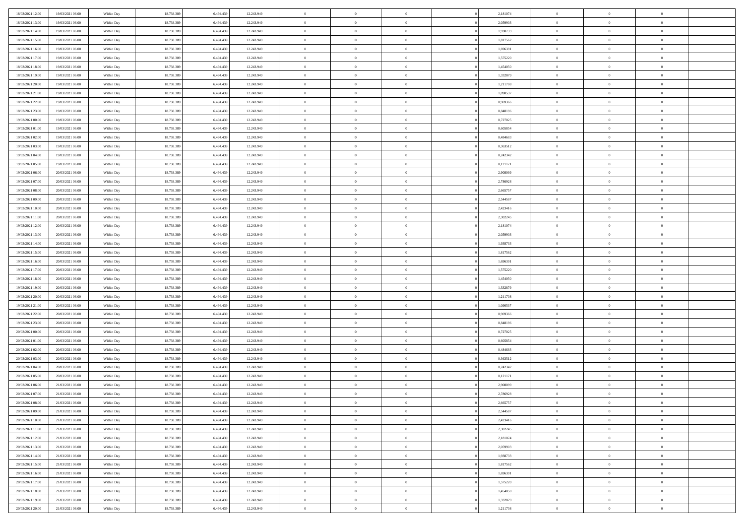| 18/03/2021 12:00 | 19/03/2021 06:00 | Within Day | 18.738.389 | 6.494.439 | 12.243.949 | 0 | 0 | 0 | | 2,181074 | 0 | 0 | 0 | |
|---|---|---|---|---|---|---|---|---|---|---|---|---|---|---|
| 18/03/2021 13:00 | 19/03/2021 06:00 | Within Day | 18.738.389 | 6.494.439 | 12.243.949 | 0 | 0 | 0 | | 2,059903 | 0 | 0 | 0 | |
| 18/03/2021 14:00 | 19/03/2021 06:00 | Within Day | 18.738.389 | 6.494.439 | 12.243.949 | 0 | 0 | 0 | | 1,938733 | 0 | 0 | 0 | |
| 18/03/2021 15:00 | 19/03/2021 06:00 | Within Day | 18.738.389 | 6.494.439 | 12.243.949 | 0 | 0 | 0 | | 1,817562 | 0 | 0 | 0 | |
| 18/03/2021 16:00 | 19/03/2021 06:00 | Within Day | 18.738.389 | 6.494.439 | 12.243.949 | 0 | 0 | 0 | | 1,696391 | 0 | 0 | 0 | |
| 18/03/2021 17:00 | 19/03/2021 06:00 | Within Day | 18.738.389 | 6.494.439 | 12.243.949 | 0 | 0 | 0 | | 1,575220 | 0 | 0 | 0 | |
| 18/03/2021 18:00 | 19/03/2021 06:00 | Within Day | 18.738.389 | 6.494.439 | 12.243.949 | 0 | 0 | 0 | | 1,454050 | 0 | 0 | 0 | |
| 18/03/2021 19:00 | 19/03/2021 06:00 | Within Day | 18.738.389 | 6.494.439 | 12.243.949 | 0 | 0 | 0 | | 1,332879 | 0 | 0 | 0 | |
| 18/03/2021 20:00 | 19/03/2021 06:00 | Within Day | 18.738.389 | 6.494.439 | 12.243.949 | 0 | 0 | 0 | | 1,211708 | 0 | 0 | 0 | |
| 18/03/2021 21:00 | 19/03/2021 06:00 | Within Day | 18.738.389 | 6.494.439 | 12.243.949 | 0 | 0 | 0 | | 1,090537 | 0 | 0 | 0 | |
| 18/03/2021 22:00 | 19/03/2021 06:00 | Within Day | 18.738.389 | 6.494.439 | 12.243.949 | 0 | 0 | 0 | | 0,969366 | 0 | 0 | 0 | |
| 18/03/2021 23:00 | 19/03/2021 06:00 | Within Day | 18.738.389 | 6.494.439 | 12.243.949 | 0 | 0 | 0 | | 0,848196 | 0 | 0 | 0 | |
| 19/03/2021 00:00 | 19/03/2021 06:00 | Within Day | 18.738.389 | 6.494.439 | 12.243.949 | 0 | 0 | 0 | | 0,727025 | 0 | 0 | 0 | |
| 19/03/2021 01:00 | 19/03/2021 06:00 | Within Day | 18.738.389 | 6.494.439 | 12.243.949 | 0 | 0 | 0 | | 0,605854 | 0 | 0 | 0 | |
| 19/03/2021 02:00 | 19/03/2021 06:00 | Within Day | 18.738.389 | 6.494.439 | 12.243.949 | 0 | 0 | 0 | | 0,484683 | 0 | 0 | 0 | |
| 19/03/2021 03:00 | 19/03/2021 06:00 | Within Day | 18.738.389 | 6.494.439 | 12.243.949 | 0 | 0 | 0 | | 0,363512 | 0 | 0 | 0 | |
| 19/03/2021 04:00 | 19/03/2021 06:00 | Within Day | 18.738.389 | 6.494.439 | 12.243.949 | 0 | 0 | 0 | | 0,242342 | 0 | 0 | 0 | |
| 19/03/2021 05:00 | 19/03/2021 06:00 | Within Day | 18.738.389 | 6.494.439 | 12.243.949 | 0 | 0 | 0 | | 0,121171 | 0 | 0 | 0 | |
| 19/03/2021 06:00 | 20/03/2021 06:00 | Within Day | 18.738.389 | 6.494.439 | 12.243.949 | 0 | 0 | 0 | | 2,908099 | 0 | 0 | 0 | |
| 19/03/2021 07:00 | 20/03/2021 06:00 | Within Day | 18.738.389 | 6.494.439 | 12.243.949 | 0 | 0 | 0 | | 2,786928 | 0 | 0 | 0 | |
| 19/03/2021 08:00 | 20/03/2021 06:00 | Within Day | 18.738.389 | 6.494.439 | 12.243.949 | 0 | 0 | 0 | | 2,665757 | 0 | 0 | 0 | |
| 19/03/2021 09:00 | 20/03/2021 06:00 | Within Day | 18.738.389 | 6.494.439 | 12.243.949 | 0 | 0 | 0 | | 2,544587 | 0 | 0 | 0 | |
| 19/03/2021 10:00 | 20/03/2021 06:00 | Within Day | 18.738.389 | 6.494.439 | 12.243.949 | 0 | 0 | 0 | | 2,423416 | 0 | 0 | 0 | |
| 19/03/2021 11:00 | 20/03/2021 06:00 | Within Day | 18.738.389 | 6.494.439 | 12.243.949 | 0 | 0 | 0 | | 2,302245 | 0 | 0 | 0 | |
| 19/03/2021 12:00 | 20/03/2021 06:00 | Within Day | 18.738.389 | 6.494.439 | 12.243.949 | 0 | 0 | 0 | | 2,181074 | 0 | 0 | 0 | |
| 19/03/2021 13:00 | 20/03/2021 06:00 | Within Day | 18.738.389 | 6.494.439 | 12.243.949 | 0 | 0 | 0 | | 2,059903 | 0 | 0 | 0 | |
| 19/03/2021 14:00 | 20/03/2021 06:00 | Within Day | 18.738.389 | 6.494.439 | 12.243.949 | 0 | 0 | 0 | | 1,938733 | 0 | 0 | 0 | |
| 19/03/2021 15:00 | 20/03/2021 06:00 | Within Day | 18.738.389 | 6.494.439 | 12.243.949 | 0 | 0 | 0 | | 1,817562 | 0 | 0 | 0 | |
| 19/03/2021 16:00 | 20/03/2021 06:00 | Within Day | 18.738.389 | 6.494.439 | 12.243.949 | 0 | 0 | 0 | | 1,696391 | 0 | 0 | 0 | |
| 19/03/2021 17:00 | 20/03/2021 06:00 | Within Day | 18.738.389 | 6.494.439 | 12.243.949 | 0 | 0 | 0 | | 1,575220 | 0 | 0 | 0 | |
| 19/03/2021 18:00 | 20/03/2021 06:00 | Within Day | 18.738.389 | 6.494.439 | 12.243.949 | 0 | 0 | 0 | | 1,454050 | 0 | 0 | 0 | |
| 19/03/2021 19:00 | 20/03/2021 06:00 | Within Day | 18.738.389 | 6.494.439 | 12.243.949 | 0 | 0 | 0 | | 1,332879 | 0 | 0 | 0 | |
| 19/03/2021 20:00 | 20/03/2021 06:00 | Within Day | 18.738.389 | 6.494.439 | 12.243.949 | 0 | 0 | 0 | | 1,211708 | 0 | 0 | 0 | |
| 19/03/2021 21:00 | 20/03/2021 06:00 | Within Day | 18.738.389 | 6.494.439 | 12.243.949 | 0 | 0 | 0 | | 1,090537 | 0 | 0 | 0 | |
| 19/03/2021 22:00 | 20/03/2021 06:00 | Within Day | 18.738.389 | 6.494.439 | 12.243.949 | 0 | 0 | 0 | | 0,969366 | 0 | 0 | 0 | |
| 19/03/2021 23:00 | 20/03/2021 06:00 | Within Day | 18.738.389 | 6.494.439 | 12.243.949 | 0 | 0 | 0 | | 0,848196 | 0 | 0 | 0 | |
| 20/03/2021 00:00 | 20/03/2021 06:00 | Within Day | 18.738.389 | 6.494.439 | 12.243.949 | 0 | 0 | 0 | | 0,727025 | 0 | 0 | 0 | |
| 20/03/2021 01:00 | 20/03/2021 06:00 | Within Day | 18.738.389 | 6.494.439 | 12.243.949 | 0 | 0 | 0 | | 0,605854 | 0 | 0 | 0 | |
| 20/03/2021 02:00 | 20/03/2021 06:00 | Within Day | 18.738.389 | 6.494.439 | 12.243.949 | 0 | 0 | 0 | | 0,484683 | 0 | 0 | 0 | |
| 20/03/2021 03:00 | 20/03/2021 06:00 | Within Day | 18.738.389 | 6.494.439 | 12.243.949 | 0 | 0 | 0 | | 0,363512 | 0 | 0 | 0 | |
| 20/03/2021 04:00 | 20/03/2021 06:00 | Within Day | 18.738.389 | 6.494.439 | 12.243.949 | 0 | 0 | 0 | | 0,242342 | 0 | 0 | 0 | |
| 20/03/2021 05:00 | 20/03/2021 06:00 | Within Day | 18.738.389 | 6.494.439 | 12.243.949 | 0 | 0 | 0 | | 0,121171 | 0 | 0 | 0 | |
| 20/03/2021 06:00 | 21/03/2021 06:00 | Within Day | 18.738.389 | 6.494.439 | 12.243.949 | 0 | 0 | 0 | | 2,908099 | 0 | 0 | 0 | |
| 20/03/2021 07:00 | 21/03/2021 06:00 | Within Day | 18.738.389 | 6.494.439 | 12.243.949 | 0 | 0 | 0 | | 2,786928 | 0 | 0 | 0 | |
| 20/03/2021 08:00 | 21/03/2021 06:00 | Within Day | 18.738.389 | 6.494.439 | 12.243.949 | 0 | 0 | 0 | | 2,665757 | 0 | 0 | 0 | |
| 20/03/2021 09:00 | 21/03/2021 06:00 | Within Day | 18.738.389 | 6.494.439 | 12.243.949 | 0 | 0 | 0 | | 2,544587 | 0 | 0 | 0 | |
| 20/03/2021 10:00 | 21/03/2021 06:00 | Within Day | 18.738.389 | 6.494.439 | 12.243.949 | 0 | 0 | 0 | | 2,423416 | 0 | 0 | 0 | |
| 20/03/2021 11:00 | 21/03/2021 06:00 | Within Day | 18.738.389 | 6.494.439 | 12.243.949 | 0 | 0 | 0 | | 2,302245 | 0 | 0 | 0 | |
| 20/03/2021 12:00 | 21/03/2021 06:00 | Within Day | 18.738.389 | 6.494.439 | 12.243.949 | 0 | 0 | 0 | | 2,181074 | 0 | 0 | 0 | |
| 20/03/2021 13:00 | 21/03/2021 06:00 | Within Day | 18.738.389 | 6.494.439 | 12.243.949 | 0 | 0 | 0 | | 2,059903 | 0 | 0 | 0 | |
| 20/03/2021 14:00 | 21/03/2021 06:00 | Within Day | 18.738.389 | 6.494.439 | 12.243.949 | 0 | 0 | 0 | | 1,938733 | 0 | 0 | 0 | |
| 20/03/2021 15:00 | 21/03/2021 06:00 | Within Day | 18.738.389 | 6.494.439 | 12.243.949 | 0 | 0 | 0 | | 1,817562 | 0 | 0 | 0 | |
| 20/03/2021 16:00 | 21/03/2021 06:00 | Within Day | 18.738.389 | 6.494.439 | 12.243.949 | 0 | 0 | 0 | | 1,696391 | 0 | 0 | 0 | |
| 20/03/2021 17:00 | 21/03/2021 06:00 | Within Day | 18.738.389 | 6.494.439 | 12.243.949 | 0 | 0 | 0 | | 1,575220 | 0 | 0 | 0 | |
| 20/03/2021 18:00 | 21/03/2021 06:00 | Within Day | 18.738.389 | 6.494.439 | 12.243.949 | 0 | 0 | 0 | | 1,454050 | 0 | 0 | 0 | |
| 20/03/2021 19:00 | 21/03/2021 06:00 | Within Day | 18.738.389 | 6.494.439 | 12.243.949 | 0 | 0 | 0 | | 1,332879 | 0 | 0 | 0 | |
| 20/03/2021 20:00 | 21/03/2021 06:00 | Within Day | 18.738.389 | 6.494.439 | 12.243.949 | 0 | 0 | 0 | | 1,211708 | 0 | 0 | 0 | |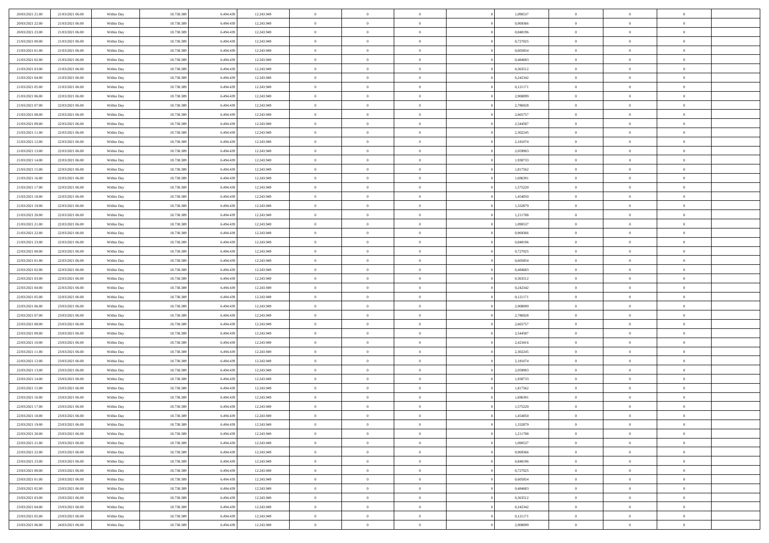| | | | | | | | | | | | | | | |
|---|---|---|---|---|---|---|---|---|---|---|---|---|---|---|
| 20/03/2021 21:00 | 21/03/2021 06:00 | Within Day | 18.738.389 | 6.494.439 | 12.243.949 | 0 | 0 | 0 | | 1,090537 | 0 | 0 | 0 | |
| 20/03/2021 22:00 | 21/03/2021 06:00 | Within Day | 18.738.389 | 6.494.439 | 12.243.949 | 0 | 0 | 0 | | 0,969366 | 0 | 0 | 0 | |
| 20/03/2021 23:00 | 21/03/2021 06:00 | Within Day | 18.738.389 | 6.494.439 | 12.243.949 | 0 | 0 | 0 | | 0,848196 | 0 | 0 | 0 | |
| 21/03/2021 00:00 | 21/03/2021 06:00 | Within Day | 18.738.389 | 6.494.439 | 12.243.949 | 0 | 0 | 0 | | 0,727025 | 0 | 0 | 0 | |
| 21/03/2021 01:00 | 21/03/2021 06:00 | Within Day | 18.738.389 | 6.494.439 | 12.243.949 | 0 | 0 | 0 | | 0,605854 | 0 | 0 | 0 | |
| 21/03/2021 02:00 | 21/03/2021 06:00 | Within Day | 18.738.389 | 6.494.439 | 12.243.949 | 0 | 0 | 0 | | 0,484683 | 0 | 0 | 0 | |
| 21/03/2021 03:00 | 21/03/2021 06:00 | Within Day | 18.738.389 | 6.494.439 | 12.243.949 | 0 | 0 | 0 | | 0,363512 | 0 | 0 | 0 | |
| 21/03/2021 04:00 | 21/03/2021 06:00 | Within Day | 18.738.389 | 6.494.439 | 12.243.949 | 0 | 0 | 0 | | 0,242342 | 0 | 0 | 0 | |
| 21/03/2021 05:00 | 21/03/2021 06:00 | Within Day | 18.738.389 | 6.494.439 | 12.243.949 | 0 | 0 | 0 | | 0,121171 | 0 | 0 | 0 | |
| 21/03/2021 06:00 | 22/03/2021 06:00 | Within Day | 18.738.389 | 6.494.439 | 12.243.949 | 0 | 0 | 0 | | 2,908099 | 0 | 0 | 0 | |
| 21/03/2021 07:00 | 22/03/2021 06:00 | Within Day | 18.738.389 | 6.494.439 | 12.243.949 | 0 | 0 | 0 | | 2,786928 | 0 | 0 | 0 | |
| 21/03/2021 08:00 | 22/03/2021 06:00 | Within Day | 18.738.389 | 6.494.439 | 12.243.949 | 0 | 0 | 0 | | 2,665757 | 0 | 0 | 0 | |
| 21/03/2021 09:00 | 22/03/2021 06:00 | Within Day | 18.738.389 | 6.494.439 | 12.243.949 | 0 | 0 | 0 | | 2,544587 | 0 | 0 | 0 | |
| 21/03/2021 11:00 | 22/03/2021 06:00 | Within Day | 18.738.389 | 6.494.439 | 12.243.949 | 0 | 0 | 0 | | 2,302245 | 0 | 0 | 0 | |
| 21/03/2021 12:00 | 22/03/2021 06:00 | Within Day | 18.738.389 | 6.494.439 | 12.243.949 | 0 | 0 | 0 | | 2,181074 | 0 | 0 | 0 | |
| 21/03/2021 13:00 | 22/03/2021 06:00 | Within Day | 18.738.389 | 6.494.439 | 12.243.949 | 0 | 0 | 0 | | 2,059903 | 0 | 0 | 0 | |
| 21/03/2021 14:00 | 22/03/2021 06:00 | Within Day | 18.738.389 | 6.494.439 | 12.243.949 | 0 | 0 | 0 | | 1,938733 | 0 | 0 | 0 | |
| 21/03/2021 15:00 | 22/03/2021 06:00 | Within Day | 18.738.389 | 6.494.439 | 12.243.949 | 0 | 0 | 0 | | 1,817562 | 0 | 0 | 0 | |
| 21/03/2021 16:00 | 22/03/2021 06:00 | Within Day | 18.738.389 | 6.494.439 | 12.243.949 | 0 | 0 | 0 | | 1,696391 | 0 | 0 | 0 | |
| 21/03/2021 17:00 | 22/03/2021 06:00 | Within Day | 18.738.389 | 6.494.439 | 12.243.949 | 0 | 0 | 0 | | 1,575220 | 0 | 0 | 0 | |
| 21/03/2021 18:00 | 22/03/2021 06:00 | Within Day | 18.738.389 | 6.494.439 | 12.243.949 | 0 | 0 | 0 | | 1,454050 | 0 | 0 | 0 | |
| 21/03/2021 19:00 | 22/03/2021 06:00 | Within Day | 18.738.389 | 6.494.439 | 12.243.949 | 0 | 0 | 0 | | 1,332879 | 0 | 0 | 0 | |
| 21/03/2021 20:00 | 22/03/2021 06:00 | Within Day | 18.738.389 | 6.494.439 | 12.243.949 | 0 | 0 | 0 | | 1,211708 | 0 | 0 | 0 | |
| 21/03/2021 21:00 | 22/03/2021 06:00 | Within Day | 18.738.389 | 6.494.439 | 12.243.949 | 0 | 0 | 0 | | 1,090537 | 0 | 0 | 0 | |
| 21/03/2021 22:00 | 22/03/2021 06:00 | Within Day | 18.738.389 | 6.494.439 | 12.243.949 | 0 | 0 | 0 | | 0,969366 | 0 | 0 | 0 | |
| 21/03/2021 23:00 | 22/03/2021 06:00 | Within Day | 18.738.389 | 6.494.439 | 12.243.949 | 0 | 0 | 0 | | 0,848196 | 0 | 0 | 0 | |
| 22/03/2021 00:00 | 22/03/2021 06:00 | Within Day | 18.738.389 | 6.494.439 | 12.243.949 | 0 | 0 | 0 | | 0,727025 | 0 | 0 | 0 | |
| 22/03/2021 01:00 | 22/03/2021 06:00 | Within Day | 18.738.389 | 6.494.439 | 12.243.949 | 0 | 0 | 0 | | 0,605854 | 0 | 0 | 0 | |
| 22/03/2021 02:00 | 22/03/2021 06:00 | Within Day | 18.738.389 | 6.494.439 | 12.243.949 | 0 | 0 | 0 | | 0,484683 | 0 | 0 | 0 | |
| 22/03/2021 03:00 | 22/03/2021 06:00 | Within Day | 18.738.389 | 6.494.439 | 12.243.949 | 0 | 0 | 0 | | 0,363512 | 0 | 0 | 0 | |
| 22/03/2021 04:00 | 22/03/2021 06:00 | Within Day | 18.738.389 | 6.494.439 | 12.243.949 | 0 | 0 | 0 | | 0,242342 | 0 | 0 | 0 | |
| 22/03/2021 05:00 | 22/03/2021 06:00 | Within Day | 18.738.389 | 6.494.439 | 12.243.949 | 0 | 0 | 0 | | 0,121171 | 0 | 0 | 0 | |
| 22/03/2021 06:00 | 23/03/2021 06:00 | Within Day | 18.738.389 | 6.494.439 | 12.243.949 | 0 | 0 | 0 | | 2,908099 | 0 | 0 | 0 | |
| 22/03/2021 07:00 | 23/03/2021 06:00 | Within Day | 18.738.389 | 6.494.439 | 12.243.949 | 0 | 0 | 0 | | 2,786928 | 0 | 0 | 0 | |
| 22/03/2021 08:00 | 23/03/2021 06:00 | Within Day | 18.738.389 | 6.494.439 | 12.243.949 | 0 | 0 | 0 | | 2,665757 | 0 | 0 | 0 | |
| 22/03/2021 09:00 | 23/03/2021 06:00 | Within Day | 18.738.389 | 6.494.439 | 12.243.949 | 0 | 0 | 0 | | 2,544587 | 0 | 0 | 0 | |
| 22/03/2021 10:00 | 23/03/2021 06:00 | Within Day | 18.738.389 | 6.494.439 | 12.243.949 | 0 | 0 | 0 | | 2,423416 | 0 | 0 | 0 | |
| 22/03/2021 11:00 | 23/03/2021 06:00 | Within Day | 18.738.389 | 6.494.439 | 12.243.949 | 0 | 0 | 0 | | 2,302245 | 0 | 0 | 0 | |
| 22/03/2021 12:00 | 23/03/2021 06:00 | Within Day | 18.738.389 | 6.494.439 | 12.243.949 | 0 | 0 | 0 | | 2,181074 | 0 | 0 | 0 | |
| 22/03/2021 13:00 | 23/03/2021 06:00 | Within Day | 18.738.389 | 6.494.439 | 12.243.949 | 0 | 0 | 0 | | 2,059903 | 0 | 0 | 0 | |
| 22/03/2021 14:00 | 23/03/2021 06:00 | Within Day | 18.738.389 | 6.494.439 | 12.243.949 | 0 | 0 | 0 | | 1,938733 | 0 | 0 | 0 | |
| 22/03/2021 15:00 | 23/03/2021 06:00 | Within Day | 18.738.389 | 6.494.439 | 12.243.949 | 0 | 0 | 0 | | 1,817562 | 0 | 0 | 0 | |
| 22/03/2021 16:00 | 23/03/2021 06:00 | Within Day | 18.738.389 | 6.494.439 | 12.243.949 | 0 | 0 | 0 | | 1,696391 | 0 | 0 | 0 | |
| 22/03/2021 17:00 | 23/03/2021 06:00 | Within Day | 18.738.389 | 6.494.439 | 12.243.949 | 0 | 0 | 0 | | 1,575220 | 0 | 0 | 0 | |
| 22/03/2021 18:00 | 23/03/2021 06:00 | Within Day | 18.738.389 | 6.494.439 | 12.243.949 | 0 | 0 | 0 | | 1,454050 | 0 | 0 | 0 | |
| 22/03/2021 19:00 | 23/03/2021 06:00 | Within Day | 18.738.389 | 6.494.439 | 12.243.949 | 0 | 0 | 0 | | 1,332879 | 0 | 0 | 0 | |
| 22/03/2021 20:00 | 23/03/2021 06:00 | Within Day | 18.738.389 | 6.494.439 | 12.243.949 | 0 | 0 | 0 | | 1,211708 | 0 | 0 | 0 | |
| 22/03/2021 21:00 | 23/03/2021 06:00 | Within Day | 18.738.389 | 6.494.439 | 12.243.949 | 0 | 0 | 0 | | 1,090537 | 0 | 0 | 0 | |
| 22/03/2021 22:00 | 23/03/2021 06:00 | Within Day | 18.738.389 | 6.494.439 | 12.243.949 | 0 | 0 | 0 | | 0,969366 | 0 | 0 | 0 | |
| 22/03/2021 23:00 | 23/03/2021 06:00 | Within Day | 18.738.389 | 6.494.439 | 12.243.949 | 0 | 0 | 0 | | 0,848196 | 0 | 0 | 0 | |
| 23/03/2021 00:00 | 23/03/2021 06:00 | Within Day | 18.738.389 | 6.494.439 | 12.243.949 | 0 | 0 | 0 | | 0,727025 | 0 | 0 | 0 | |
| 23/03/2021 01:00 | 23/03/2021 06:00 | Within Day | 18.738.389 | 6.494.439 | 12.243.949 | 0 | 0 | 0 | | 0,605854 | 0 | 0 | 0 | |
| 23/03/2021 02:00 | 23/03/2021 06:00 | Within Day | 18.738.389 | 6.494.439 | 12.243.949 | 0 | 0 | 0 | | 0,484683 | 0 | 0 | 0 | |
| 23/03/2021 03:00 | 23/03/2021 06:00 | Within Day | 18.738.389 | 6.494.439 | 12.243.949 | 0 | 0 | 0 | | 0,363512 | 0 | 0 | 0 | |
| 23/03/2021 04:00 | 23/03/2021 06:00 | Within Day | 18.738.389 | 6.494.439 | 12.243.949 | 0 | 0 | 0 | | 0,242342 | 0 | 0 | 0 | |
| 23/03/2021 05:00 | 23/03/2021 06:00 | Within Day | 18.738.389 | 6.494.439 | 12.243.949 | 0 | 0 | 0 | | 0,121171 | 0 | 0 | 0 | |
| 23/03/2021 06:00 | 24/03/2021 06:00 | Within Day | 18.738.389 | 6.494.439 | 12.243.949 | 0 | 0 | 0 | | 2,908099 | 0 | 0 | 0 | |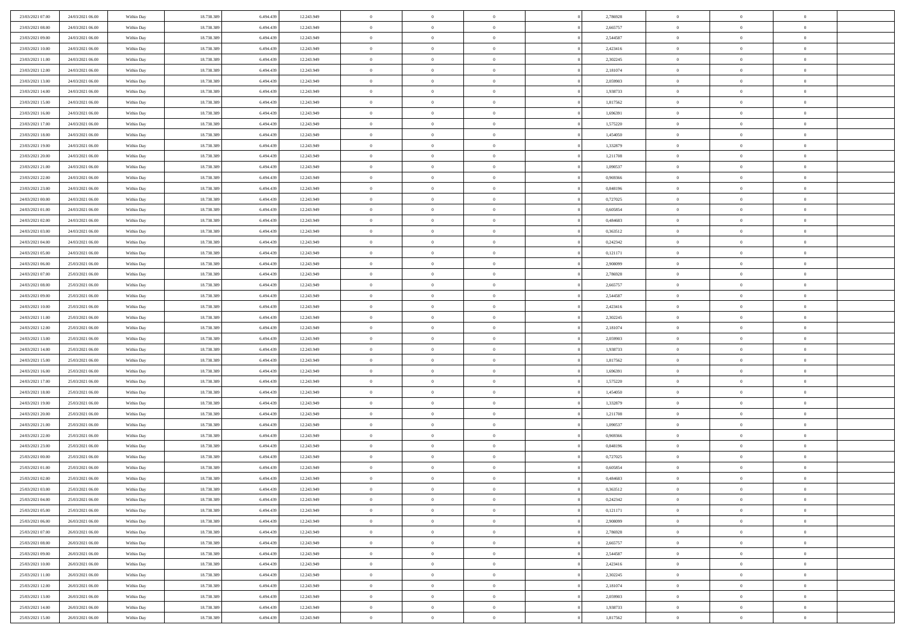| | | | | | | | | | | | | | | |
|---|---|---|---|---|---|---|---|---|---|---|---|---|---|---|
| 23/03/2021 07:00 | 24/03/2021 06:00 | Within Day | 18.738.389 | 6.494.439 | 12.243.949 | 0 | 0 | 0 | | 2,786928 | 0 | 0 | 0 | |
| 23/03/2021 08:00 | 24/03/2021 06:00 | Within Day | 18.738.389 | 6.494.439 | 12.243.949 | 0 | 0 | 0 | | 2,665757 | 0 | 0 | 0 | |
| 23/03/2021 09:00 | 24/03/2021 06:00 | Within Day | 18.738.389 | 6.494.439 | 12.243.949 | 0 | 0 | 0 | | 2,544587 | 0 | 0 | 0 | |
| 23/03/2021 10:00 | 24/03/2021 06:00 | Within Day | 18.738.389 | 6.494.439 | 12.243.949 | 0 | 0 | 0 | | 2,423416 | 0 | 0 | 0 | |
| 23/03/2021 11:00 | 24/03/2021 06:00 | Within Day | 18.738.389 | 6.494.439 | 12.243.949 | 0 | 0 | 0 | | 2,302245 | 0 | 0 | 0 | |
| 23/03/2021 12:00 | 24/03/2021 06:00 | Within Day | 18.738.389 | 6.494.439 | 12.243.949 | 0 | 0 | 0 | | 2,181074 | 0 | 0 | 0 | |
| 23/03/2021 13:00 | 24/03/2021 06:00 | Within Day | 18.738.389 | 6.494.439 | 12.243.949 | 0 | 0 | 0 | | 2,059903 | 0 | 0 | 0 | |
| 23/03/2021 14:00 | 24/03/2021 06:00 | Within Day | 18.738.389 | 6.494.439 | 12.243.949 | 0 | 0 | 0 | | 1,938733 | 0 | 0 | 0 | |
| 23/03/2021 15:00 | 24/03/2021 06:00 | Within Day | 18.738.389 | 6.494.439 | 12.243.949 | 0 | 0 | 0 | | 1,817562 | 0 | 0 | 0 | |
| 23/03/2021 16:00 | 24/03/2021 06:00 | Within Day | 18.738.389 | 6.494.439 | 12.243.949 | 0 | 0 | 0 | | 1,696391 | 0 | 0 | 0 | |
| 23/03/2021 17:00 | 24/03/2021 06:00 | Within Day | 18.738.389 | 6.494.439 | 12.243.949 | 0 | 0 | 0 | | 1,575220 | 0 | 0 | 0 | |
| 23/03/2021 18:00 | 24/03/2021 06:00 | Within Day | 18.738.389 | 6.494.439 | 12.243.949 | 0 | 0 | 0 | | 1,454050 | 0 | 0 | 0 | |
| 23/03/2021 19:00 | 24/03/2021 06:00 | Within Day | 18.738.389 | 6.494.439 | 12.243.949 | 0 | 0 | 0 | | 1,332879 | 0 | 0 | 0 | |
| 23/03/2021 20:00 | 24/03/2021 06:00 | Within Day | 18.738.389 | 6.494.439 | 12.243.949 | 0 | 0 | 0 | | 1,211708 | 0 | 0 | 0 | |
| 23/03/2021 21:00 | 24/03/2021 06:00 | Within Day | 18.738.389 | 6.494.439 | 12.243.949 | 0 | 0 | 0 | | 1,090537 | 0 | 0 | 0 | |
| 23/03/2021 22:00 | 24/03/2021 06:00 | Within Day | 18.738.389 | 6.494.439 | 12.243.949 | 0 | 0 | 0 | | 0,969366 | 0 | 0 | 0 | |
| 23/03/2021 23:00 | 24/03/2021 06:00 | Within Day | 18.738.389 | 6.494.439 | 12.243.949 | 0 | 0 | 0 | | 0,848196 | 0 | 0 | 0 | |
| 24/03/2021 00:00 | 24/03/2021 06:00 | Within Day | 18.738.389 | 6.494.439 | 12.243.949 | 0 | 0 | 0 | | 0,727025 | 0 | 0 | 0 | |
| 24/03/2021 01:00 | 24/03/2021 06:00 | Within Day | 18.738.389 | 6.494.439 | 12.243.949 | 0 | 0 | 0 | | 0,605854 | 0 | 0 | 0 | |
| 24/03/2021 02:00 | 24/03/2021 06:00 | Within Day | 18.738.389 | 6.494.439 | 12.243.949 | 0 | 0 | 0 | | 0,484683 | 0 | 0 | 0 | |
| 24/03/2021 03:00 | 24/03/2021 06:00 | Within Day | 18.738.389 | 6.494.439 | 12.243.949 | 0 | 0 | 0 | | 0,363512 | 0 | 0 | 0 | |
| 24/03/2021 04:00 | 24/03/2021 06:00 | Within Day | 18.738.389 | 6.494.439 | 12.243.949 | 0 | 0 | 0 | | 0,242342 | 0 | 0 | 0 | |
| 24/03/2021 05:00 | 24/03/2021 06:00 | Within Day | 18.738.389 | 6.494.439 | 12.243.949 | 0 | 0 | 0 | | 0,121171 | 0 | 0 | 0 | |
| 24/03/2021 06:00 | 25/03/2021 06:00 | Within Day | 18.738.389 | 6.494.439 | 12.243.949 | 0 | 0 | 0 | | 2,908099 | 0 | 0 | 0 | |
| 24/03/2021 07:00 | 25/03/2021 06:00 | Within Day | 18.738.389 | 6.494.439 | 12.243.949 | 0 | 0 | 0 | | 2,786928 | 0 | 0 | 0 | |
| 24/03/2021 08:00 | 25/03/2021 06:00 | Within Day | 18.738.389 | 6.494.439 | 12.243.949 | 0 | 0 | 0 | | 2,665757 | 0 | 0 | 0 | |
| 24/03/2021 09:00 | 25/03/2021 06:00 | Within Day | 18.738.389 | 6.494.439 | 12.243.949 | 0 | 0 | 0 | | 2,544587 | 0 | 0 | 0 | |
| 24/03/2021 10:00 | 25/03/2021 06:00 | Within Day | 18.738.389 | 6.494.439 | 12.243.949 | 0 | 0 | 0 | | 2,423416 | 0 | 0 | 0 | |
| 24/03/2021 11:00 | 25/03/2021 06:00 | Within Day | 18.738.389 | 6.494.439 | 12.243.949 | 0 | 0 | 0 | | 2,302245 | 0 | 0 | 0 | |
| 24/03/2021 12:00 | 25/03/2021 06:00 | Within Day | 18.738.389 | 6.494.439 | 12.243.949 | 0 | 0 | 0 | | 2,181074 | 0 | 0 | 0 | |
| 24/03/2021 13:00 | 25/03/2021 06:00 | Within Day | 18.738.389 | 6.494.439 | 12.243.949 | 0 | 0 | 0 | | 2,059903 | 0 | 0 | 0 | |
| 24/03/2021 14:00 | 25/03/2021 06:00 | Within Day | 18.738.389 | 6.494.439 | 12.243.949 | 0 | 0 | 0 | | 1,938733 | 0 | 0 | 0 | |
| 24/03/2021 15:00 | 25/03/2021 06:00 | Within Day | 18.738.389 | 6.494.439 | 12.243.949 | 0 | 0 | 0 | | 1,817562 | 0 | 0 | 0 | |
| 24/03/2021 16:00 | 25/03/2021 06:00 | Within Day | 18.738.389 | 6.494.439 | 12.243.949 | 0 | 0 | 0 | | 1,696391 | 0 | 0 | 0 | |
| 24/03/2021 17:00 | 25/03/2021 06:00 | Within Day | 18.738.389 | 6.494.439 | 12.243.949 | 0 | 0 | 0 | | 1,575220 | 0 | 0 | 0 | |
| 24/03/2021 18:00 | 25/03/2021 06:00 | Within Day | 18.738.389 | 6.494.439 | 12.243.949 | 0 | 0 | 0 | | 1,454050 | 0 | 0 | 0 | |
| 24/03/2021 19:00 | 25/03/2021 06:00 | Within Day | 18.738.389 | 6.494.439 | 12.243.949 | 0 | 0 | 0 | | 1,332879 | 0 | 0 | 0 | |
| 24/03/2021 20:00 | 25/03/2021 06:00 | Within Day | 18.738.389 | 6.494.439 | 12.243.949 | 0 | 0 | 0 | | 1,211708 | 0 | 0 | 0 | |
| 24/03/2021 21:00 | 25/03/2021 06:00 | Within Day | 18.738.389 | 6.494.439 | 12.243.949 | 0 | 0 | 0 | | 1,090537 | 0 | 0 | 0 | |
| 24/03/2021 22:00 | 25/03/2021 06:00 | Within Day | 18.738.389 | 6.494.439 | 12.243.949 | 0 | 0 | 0 | | 0,969366 | 0 | 0 | 0 | |
| 24/03/2021 23:00 | 25/03/2021 06:00 | Within Day | 18.738.389 | 6.494.439 | 12.243.949 | 0 | 0 | 0 | | 0,848196 | 0 | 0 | 0 | |
| 25/03/2021 00:00 | 25/03/2021 06:00 | Within Day | 18.738.389 | 6.494.439 | 12.243.949 | 0 | 0 | 0 | | 0,727025 | 0 | 0 | 0 | |
| 25/03/2021 01:00 | 25/03/2021 06:00 | Within Day | 18.738.389 | 6.494.439 | 12.243.949 | 0 | 0 | 0 | | 0,605854 | 0 | 0 | 0 | |
| 25/03/2021 02:00 | 25/03/2021 06:00 | Within Day | 18.738.389 | 6.494.439 | 12.243.949 | 0 | 0 | 0 | | 0,484683 | 0 | 0 | 0 | |
| 25/03/2021 03:00 | 25/03/2021 06:00 | Within Day | 18.738.389 | 6.494.439 | 12.243.949 | 0 | 0 | 0 | | 0,363512 | 0 | 0 | 0 | |
| 25/03/2021 04:00 | 25/03/2021 06:00 | Within Day | 18.738.389 | 6.494.439 | 12.243.949 | 0 | 0 | 0 | | 0,242342 | 0 | 0 | 0 | |
| 25/03/2021 05:00 | 25/03/2021 06:00 | Within Day | 18.738.389 | 6.494.439 | 12.243.949 | 0 | 0 | 0 | | 0,121171 | 0 | 0 | 0 | |
| 25/03/2021 06:00 | 26/03/2021 06:00 | Within Day | 18.738.389 | 6.494.439 | 12.243.949 | 0 | 0 | 0 | | 2,908099 | 0 | 0 | 0 | |
| 25/03/2021 07:00 | 26/03/2021 06:00 | Within Day | 18.738.389 | 6.494.439 | 12.243.949 | 0 | 0 | 0 | | 2,786928 | 0 | 0 | 0 | |
| 25/03/2021 08:00 | 26/03/2021 06:00 | Within Day | 18.738.389 | 6.494.439 | 12.243.949 | 0 | 0 | 0 | | 2,665757 | 0 | 0 | 0 | |
| 25/03/2021 09:00 | 26/03/2021 06:00 | Within Day | 18.738.389 | 6.494.439 | 12.243.949 | 0 | 0 | 0 | | 2,544587 | 0 | 0 | 0 | |
| 25/03/2021 10:00 | 26/03/2021 06:00 | Within Day | 18.738.389 | 6.494.439 | 12.243.949 | 0 | 0 | 0 | | 2,423416 | 0 | 0 | 0 | |
| 25/03/2021 11:00 | 26/03/2021 06:00 | Within Day | 18.738.389 | 6.494.439 | 12.243.949 | 0 | 0 | 0 | | 2,302245 | 0 | 0 | 0 | |
| 25/03/2021 12:00 | 26/03/2021 06:00 | Within Day | 18.738.389 | 6.494.439 | 12.243.949 | 0 | 0 | 0 | | 2,181074 | 0 | 0 | 0 | |
| 25/03/2021 13:00 | 26/03/2021 06:00 | Within Day | 18.738.389 | 6.494.439 | 12.243.949 | 0 | 0 | 0 | | 2,059903 | 0 | 0 | 0 | |
| 25/03/2021 14:00 | 26/03/2021 06:00 | Within Day | 18.738.389 | 6.494.439 | 12.243.949 | 0 | 0 | 0 | | 1,938733 | 0 | 0 | 0 | |
| 25/03/2021 15:00 | 26/03/2021 06:00 | Within Day | 18.738.389 | 6.494.439 | 12.243.949 | 0 | 0 | 0 | | 1,817562 | 0 | 0 | 0 | |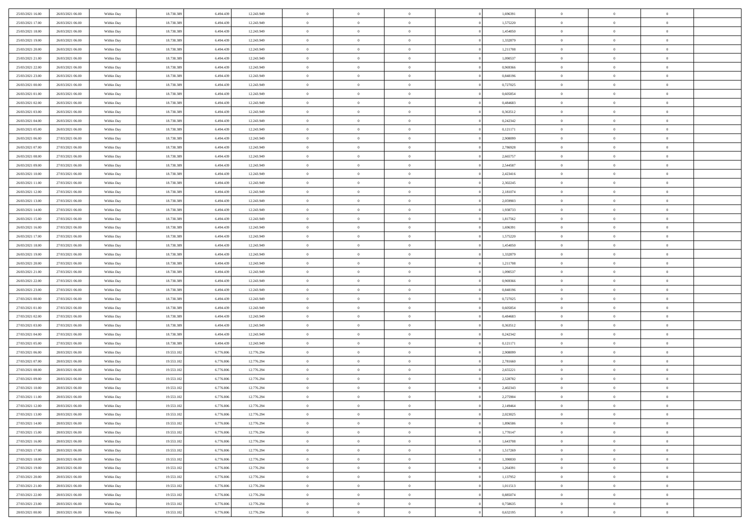| | | | | | | | | | | | | | | |
|---|---|---|---|---|---|---|---|---|---|---|---|---|---|---|
| 25/03/2021 16:00 | 26/03/2021 06:00 | Within Day | 18.738.389 | 6.494.439 | 12.243.949 | 0 | 0 | 0 | | 1,696391 | 0 | 0 | 0 | |
| 25/03/2021 17:00 | 26/03/2021 06:00 | Within Day | 18.738.389 | 6.494.439 | 12.243.949 | 0 | 0 | 0 | | 1,575220 | 0 | 0 | 0 | |
| 25/03/2021 18:00 | 26/03/2021 06:00 | Within Day | 18.738.389 | 6.494.439 | 12.243.949 | 0 | 0 | 0 | | 1,454050 | 0 | 0 | 0 | |
| 25/03/2021 19:00 | 26/03/2021 06:00 | Within Day | 18.738.389 | 6.494.439 | 12.243.949 | 0 | 0 | 0 | | 1,332879 | 0 | 0 | 0 | |
| 25/03/2021 20:00 | 26/03/2021 06:00 | Within Day | 18.738.389 | 6.494.439 | 12.243.949 | 0 | 0 | 0 | | 1,211708 | 0 | 0 | 0 | |
| 25/03/2021 21:00 | 26/03/2021 06:00 | Within Day | 18.738.389 | 6.494.439 | 12.243.949 | 0 | 0 | 0 | | 1,090537 | 0 | 0 | 0 | |
| 25/03/2021 22:00 | 26/03/2021 06:00 | Within Day | 18.738.389 | 6.494.439 | 12.243.949 | 0 | 0 | 0 | | 0,969366 | 0 | 0 | 0 | |
| 25/03/2021 23:00 | 26/03/2021 06:00 | Within Day | 18.738.389 | 6.494.439 | 12.243.949 | 0 | 0 | 0 | | 0,848196 | 0 | 0 | 0 | |
| 26/03/2021 00:00 | 26/03/2021 06:00 | Within Day | 18.738.389 | 6.494.439 | 12.243.949 | 0 | 0 | 0 | | 0,727025 | 0 | 0 | 0 | |
| 26/03/2021 01:00 | 26/03/2021 06:00 | Within Day | 18.738.389 | 6.494.439 | 12.243.949 | 0 | 0 | 0 | | 0,605854 | 0 | 0 | 0 | |
| 26/03/2021 02:00 | 26/03/2021 06:00 | Within Day | 18.738.389 | 6.494.439 | 12.243.949 | 0 | 0 | 0 | | 0,484683 | 0 | 0 | 0 | |
| 26/03/2021 03:00 | 26/03/2021 06:00 | Within Day | 18.738.389 | 6.494.439 | 12.243.949 | 0 | 0 | 0 | | 0,363512 | 0 | 0 | 0 | |
| 26/03/2021 04:00 | 26/03/2021 06:00 | Within Day | 18.738.389 | 6.494.439 | 12.243.949 | 0 | 0 | 0 | | 0,242342 | 0 | 0 | 0 | |
| 26/03/2021 05:00 | 26/03/2021 06:00 | Within Day | 18.738.389 | 6.494.439 | 12.243.949 | 0 | 0 | 0 | | 0,121171 | 0 | 0 | 0 | |
| 26/03/2021 06:00 | 27/03/2021 06:00 | Within Day | 18.738.389 | 6.494.439 | 12.243.949 | 0 | 0 | 0 | | 2,908099 | 0 | 0 | 0 | |
| 26/03/2021 07:00 | 27/03/2021 06:00 | Within Day | 18.738.389 | 6.494.439 | 12.243.949 | 0 | 0 | 0 | | 2,786928 | 0 | 0 | 0 | |
| 26/03/2021 08:00 | 27/03/2021 06:00 | Within Day | 18.738.389 | 6.494.439 | 12.243.949 | 0 | 0 | 0 | | 2,665757 | 0 | 0 | 0 | |
| 26/03/2021 09:00 | 27/03/2021 06:00 | Within Day | 18.738.389 | 6.494.439 | 12.243.949 | 0 | 0 | 0 | | 2,544587 | 0 | 0 | 0 | |
| 26/03/2021 10:00 | 27/03/2021 06:00 | Within Day | 18.738.389 | 6.494.439 | 12.243.949 | 0 | 0 | 0 | | 2,423416 | 0 | 0 | 0 | |
| 26/03/2021 11:00 | 27/03/2021 06:00 | Within Day | 18.738.389 | 6.494.439 | 12.243.949 | 0 | 0 | 0 | | 2,302245 | 0 | 0 | 0 | |
| 26/03/2021 12:00 | 27/03/2021 06:00 | Within Day | 18.738.389 | 6.494.439 | 12.243.949 | 0 | 0 | 0 | | 2,181074 | 0 | 0 | 0 | |
| 26/03/2021 13:00 | 27/03/2021 06:00 | Within Day | 18.738.389 | 6.494.439 | 12.243.949 | 0 | 0 | 0 | | 2,059903 | 0 | 0 | 0 | |
| 26/03/2021 14:00 | 27/03/2021 06:00 | Within Day | 18.738.389 | 6.494.439 | 12.243.949 | 0 | 0 | 0 | | 1,938733 | 0 | 0 | 0 | |
| 26/03/2021 15:00 | 27/03/2021 06:00 | Within Day | 18.738.389 | 6.494.439 | 12.243.949 | 0 | 0 | 0 | | 1,817562 | 0 | 0 | 0 | |
| 26/03/2021 16:00 | 27/03/2021 06:00 | Within Day | 18.738.389 | 6.494.439 | 12.243.949 | 0 | 0 | 0 | | 1,696391 | 0 | 0 | 0 | |
| 26/03/2021 17:00 | 27/03/2021 06:00 | Within Day | 18.738.389 | 6.494.439 | 12.243.949 | 0 | 0 | 0 | | 1,575220 | 0 | 0 | 0 | |
| 26/03/2021 18:00 | 27/03/2021 06:00 | Within Day | 18.738.389 | 6.494.439 | 12.243.949 | 0 | 0 | 0 | | 1,454050 | 0 | 0 | 0 | |
| 26/03/2021 19:00 | 27/03/2021 06:00 | Within Day | 18.738.389 | 6.494.439 | 12.243.949 | 0 | 0 | 0 | | 1,332879 | 0 | 0 | 0 | |
| 26/03/2021 20:00 | 27/03/2021 06:00 | Within Day | 18.738.389 | 6.494.439 | 12.243.949 | 0 | 0 | 0 | | 1,211708 | 0 | 0 | 0 | |
| 26/03/2021 21:00 | 27/03/2021 06:00 | Within Day | 18.738.389 | 6.494.439 | 12.243.949 | 0 | 0 | 0 | | 1,090537 | 0 | 0 | 0 | |
| 26/03/2021 22:00 | 27/03/2021 06:00 | Within Day | 18.738.389 | 6.494.439 | 12.243.949 | 0 | 0 | 0 | | 0,969366 | 0 | 0 | 0 | |
| 26/03/2021 23:00 | 27/03/2021 06:00 | Within Day | 18.738.389 | 6.494.439 | 12.243.949 | 0 | 0 | 0 | | 0,848196 | 0 | 0 | 0 | |
| 27/03/2021 00:00 | 27/03/2021 06:00 | Within Day | 18.738.389 | 6.494.439 | 12.243.949 | 0 | 0 | 0 | | 0,727025 | 0 | 0 | 0 | |
| 27/03/2021 01:00 | 27/03/2021 06:00 | Within Day | 18.738.389 | 6.494.439 | 12.243.949 | 0 | 0 | 0 | | 0,605854 | 0 | 0 | 0 | |
| 27/03/2021 02:00 | 27/03/2021 06:00 | Within Day | 18.738.389 | 6.494.439 | 12.243.949 | 0 | 0 | 0 | | 0,484683 | 0 | 0 | 0 | |
| 27/03/2021 03:00 | 27/03/2021 06:00 | Within Day | 18.738.389 | 6.494.439 | 12.243.949 | 0 | 0 | 0 | | 0,363512 | 0 | 0 | 0 | |
| 27/03/2021 04:00 | 27/03/2021 06:00 | Within Day | 18.738.389 | 6.494.439 | 12.243.949 | 0 | 0 | 0 | | 0,242342 | 0 | 0 | 0 | |
| 27/03/2021 05:00 | 27/03/2021 06:00 | Within Day | 18.738.389 | 6.494.439 | 12.243.949 | 0 | 0 | 0 | | 0,121171 | 0 | 0 | 0 | |
| 27/03/2021 06:00 | 28/03/2021 06:00 | Within Day | 19.553.102 | 6.776.806 | 12.776.294 | 0 | 0 | 0 | | 2,908099 | 0 | 0 | 0 | |
| 27/03/2021 07:00 | 28/03/2021 06:00 | Within Day | 19.553.102 | 6.776.806 | 12.776.294 | 0 | 0 | 0 | | 2,781660 | 0 | 0 | 0 | |
| 27/03/2021 08:00 | 28/03/2021 06:00 | Within Day | 19.553.102 | 6.776.806 | 12.776.294 | 0 | 0 | 0 | | 2,655221 | 0 | 0 | 0 | |
| 27/03/2021 09:00 | 28/03/2021 06:00 | Within Day | 19.553.102 | 6.776.806 | 12.776.294 | 0 | 0 | 0 | | 2,528782 | 0 | 0 | 0 | |
| 27/03/2021 10:00 | 28/03/2021 06:00 | Within Day | 19.553.102 | 6.776.806 | 12.776.294 | 0 | 0 | 0 | | 2,402343 | 0 | 0 | 0 | |
| 27/03/2021 11:00 | 28/03/2021 06:00 | Within Day | 19.553.102 | 6.776.806 | 12.776.294 | 0 | 0 | 0 | | 2,275904 | 0 | 0 | 0 | |
| 27/03/2021 12:00 | 28/03/2021 06:00 | Within Day | 19.553.102 | 6.776.806 | 12.776.294 | 0 | 0 | 0 | | 2,149464 | 0 | 0 | 0 | |
| 27/03/2021 13:00 | 28/03/2021 06:00 | Within Day | 19.553.102 | 6.776.806 | 12.776.294 | 0 | 0 | 0 | | 2,023025 | 0 | 0 | 0 | |
| 27/03/2021 14:00 | 28/03/2021 06:00 | Within Day | 19.553.102 | 6.776.806 | 12.776.294 | 0 | 0 | 0 | | 1,896586 | 0 | 0 | 0 | |
| 27/03/2021 15:00 | 28/03/2021 06:00 | Within Day | 19.553.102 | 6.776.806 | 12.776.294 | 0 | 0 | 0 | | 1,770147 | 0 | 0 | 0 | |
| 27/03/2021 16:00 | 28/03/2021 06:00 | Within Day | 19.553.102 | 6.776.806 | 12.776.294 | 0 | 0 | 0 | | 1,643708 | 0 | 0 | 0 | |
| 27/03/2021 17:00 | 28/03/2021 06:00 | Within Day | 19.553.102 | 6.776.806 | 12.776.294 | 0 | 0 | 0 | | 1,517269 | 0 | 0 | 0 | |
| 27/03/2021 18:00 | 28/03/2021 06:00 | Within Day | 19.553.102 | 6.776.806 | 12.776.294 | 0 | 0 | 0 | | 1,390830 | 0 | 0 | 0 | |
| 27/03/2021 19:00 | 28/03/2021 06:00 | Within Day | 19.553.102 | 6.776.806 | 12.776.294 | 0 | 0 | 0 | | 1,264391 | 0 | 0 | 0 | |
| 27/03/2021 20:00 | 28/03/2021 06:00 | Within Day | 19.553.102 | 6.776.806 | 12.776.294 | 0 | 0 | 0 | | 1,137952 | 0 | 0 | 0 | |
| 27/03/2021 21:00 | 28/03/2021 06:00 | Within Day | 19.553.102 | 6.776.806 | 12.776.294 | 0 | 0 | 0 | | 1,011513 | 0 | 0 | 0 | |
| 27/03/2021 22:00 | 28/03/2021 06:00 | Within Day | 19.553.102 | 6.776.806 | 12.776.294 | 0 | 0 | 0 | | 0,885074 | 0 | 0 | 0 | |
| 27/03/2021 23:00 | 28/03/2021 06:00 | Within Day | 19.553.102 | 6.776.806 | 12.776.294 | 0 | 0 | 0 | | 0,758635 | 0 | 0 | 0 | |
| 28/03/2021 00:00 | 28/03/2021 06:00 | Within Day | 19.553.102 | 6.776.806 | 12.776.294 | 0 | 0 | 0 | | 0,632195 | 0 | 0 | 0 | |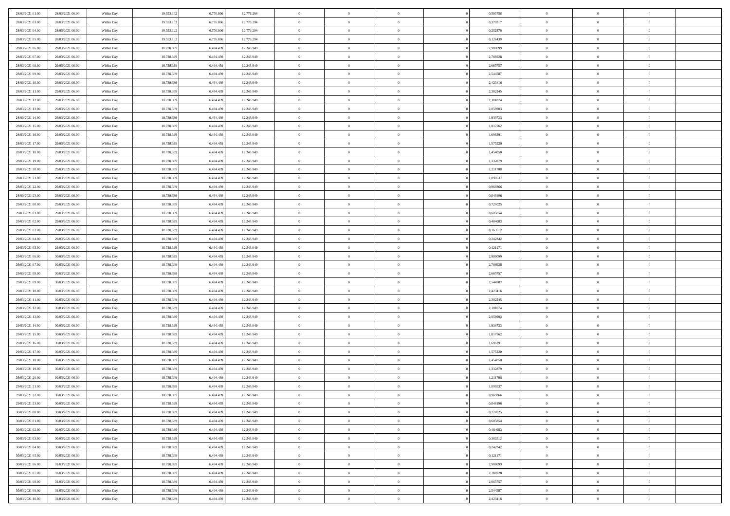| | | | | | | | | | | | | | | |
|---|---|---|---|---|---|---|---|---|---|---|---|---|---|---|
| 28/03/2021 01:00 | 28/03/2021 06:00 | Within Day | 19.553.102 | 6.776.806 | 12.776.294 | 0 | 0 | 0 | | 0,505756 | 0 | 0 | 0 | |
| 28/03/2021 03:00 | 28/03/2021 06:00 | Within Day | 19.553.102 | 6.776.806 | 12.776.294 | 0 | 0 | 0 | | 0,379317 | 0 | 0 | 0 | |
| 28/03/2021 04:00 | 28/03/2021 06:00 | Within Day | 19.553.102 | 6.776.806 | 12.776.294 | 0 | 0 | 0 | | 0,252878 | 0 | 0 | 0 | |
| 28/03/2021 05:00 | 28/03/2021 06:00 | Within Day | 19.553.102 | 6.776.806 | 12.776.294 | 0 | 0 | 0 | | 0,126439 | 0 | 0 | 0 | |
| 28/03/2021 06:00 | 29/03/2021 06:00 | Within Day | 18.738.389 | 6.494.439 | 12.243.949 | 0 | 0 | 0 | | 2,908099 | 0 | 0 | 0 | |
| 28/03/2021 07:00 | 29/03/2021 06:00 | Within Day | 18.738.389 | 6.494.439 | 12.243.949 | 0 | 0 | 0 | | 2,786928 | 0 | 0 | 0 | |
| 28/03/2021 08:00 | 29/03/2021 06:00 | Within Day | 18.738.389 | 6.494.439 | 12.243.949 | 0 | 0 | 0 | | 2,665757 | 0 | 0 | 0 | |
| 28/03/2021 09:00 | 29/03/2021 06:00 | Within Day | 18.738.389 | 6.494.439 | 12.243.949 | 0 | 0 | 0 | | 2,544587 | 0 | 0 | 0 | |
| 28/03/2021 10:00 | 29/03/2021 06:00 | Within Day | 18.738.389 | 6.494.439 | 12.243.949 | 0 | 0 | 0 | | 2,423416 | 0 | 0 | 0 | |
| 28/03/2021 11:00 | 29/03/2021 06:00 | Within Day | 18.738.389 | 6.494.439 | 12.243.949 | 0 | 0 | 0 | | 2,302245 | 0 | 0 | 0 | |
| 28/03/2021 12:00 | 29/03/2021 06:00 | Within Day | 18.738.389 | 6.494.439 | 12.243.949 | 0 | 0 | 0 | | 2,181074 | 0 | 0 | 0 | |
| 28/03/2021 13:00 | 29/03/2021 06:00 | Within Day | 18.738.389 | 6.494.439 | 12.243.949 | 0 | 0 | 0 | | 2,059903 | 0 | 0 | 0 | |
| 28/03/2021 14:00 | 29/03/2021 06:00 | Within Day | 18.738.389 | 6.494.439 | 12.243.949 | 0 | 0 | 0 | | 1,938733 | 0 | 0 | 0 | |
| 28/03/2021 15:00 | 29/03/2021 06:00 | Within Day | 18.738.389 | 6.494.439 | 12.243.949 | 0 | 0 | 0 | | 1,817562 | 0 | 0 | 0 | |
| 28/03/2021 16:00 | 29/03/2021 06:00 | Within Day | 18.738.389 | 6.494.439 | 12.243.949 | 0 | 0 | 0 | | 1,696391 | 0 | 0 | 0 | |
| 28/03/2021 17:00 | 29/03/2021 06:00 | Within Day | 18.738.389 | 6.494.439 | 12.243.949 | 0 | 0 | 0 | | 1,575220 | 0 | 0 | 0 | |
| 28/03/2021 18:00 | 29/03/2021 06:00 | Within Day | 18.738.389 | 6.494.439 | 12.243.949 | 0 | 0 | 0 | | 1,454050 | 0 | 0 | 0 | |
| 28/03/2021 19:00 | 29/03/2021 06:00 | Within Day | 18.738.389 | 6.494.439 | 12.243.949 | 0 | 0 | 0 | | 1,332879 | 0 | 0 | 0 | |
| 28/03/2021 20:00 | 29/03/2021 06:00 | Within Day | 18.738.389 | 6.494.439 | 12.243.949 | 0 | 0 | 0 | | 1,211708 | 0 | 0 | 0 | |
| 28/03/2021 21:00 | 29/03/2021 06:00 | Within Day | 18.738.389 | 6.494.439 | 12.243.949 | 0 | 0 | 0 | | 1,090537 | 0 | 0 | 0 | |
| 28/03/2021 22:00 | 29/03/2021 06:00 | Within Day | 18.738.389 | 6.494.439 | 12.243.949 | 0 | 0 | 0 | | 0,969366 | 0 | 0 | 0 | |
| 28/03/2021 23:00 | 29/03/2021 06:00 | Within Day | 18.738.389 | 6.494.439 | 12.243.949 | 0 | 0 | 0 | | 0,848196 | 0 | 0 | 0 | |
| 29/03/2021 00:00 | 29/03/2021 06:00 | Within Day | 18.738.389 | 6.494.439 | 12.243.949 | 0 | 0 | 0 | | 0,727025 | 0 | 0 | 0 | |
| 29/03/2021 01:00 | 29/03/2021 06:00 | Within Day | 18.738.389 | 6.494.439 | 12.243.949 | 0 | 0 | 0 | | 0,605854 | 0 | 0 | 0 | |
| 29/03/2021 02:00 | 29/03/2021 06:00 | Within Day | 18.738.389 | 6.494.439 | 12.243.949 | 0 | 0 | 0 | | 0,484683 | 0 | 0 | 0 | |
| 29/03/2021 03:00 | 29/03/2021 06:00 | Within Day | 18.738.389 | 6.494.439 | 12.243.949 | 0 | 0 | 0 | | 0,363512 | 0 | 0 | 0 | |
| 29/03/2021 04:00 | 29/03/2021 06:00 | Within Day | 18.738.389 | 6.494.439 | 12.243.949 | 0 | 0 | 0 | | 0,242342 | 0 | 0 | 0 | |
| 29/03/2021 05:00 | 29/03/2021 06:00 | Within Day | 18.738.389 | 6.494.439 | 12.243.949 | 0 | 0 | 0 | | 0,121171 | 0 | 0 | 0 | |
| 29/03/2021 06:00 | 30/03/2021 06:00 | Within Day | 18.738.389 | 6.494.439 | 12.243.949 | 0 | 0 | 0 | | 2,908099 | 0 | 0 | 0 | |
| 29/03/2021 07:00 | 30/03/2021 06:00 | Within Day | 18.738.389 | 6.494.439 | 12.243.949 | 0 | 0 | 0 | | 2,786928 | 0 | 0 | 0 | |
| 29/03/2021 08:00 | 30/03/2021 06:00 | Within Day | 18.738.389 | 6.494.439 | 12.243.949 | 0 | 0 | 0 | | 2,665757 | 0 | 0 | 0 | |
| 29/03/2021 09:00 | 30/03/2021 06:00 | Within Day | 18.738.389 | 6.494.439 | 12.243.949 | 0 | 0 | 0 | | 2,544587 | 0 | 0 | 0 | |
| 29/03/2021 10:00 | 30/03/2021 06:00 | Within Day | 18.738.389 | 6.494.439 | 12.243.949 | 0 | 0 | 0 | | 2,423416 | 0 | 0 | 0 | |
| 29/03/2021 11:00 | 30/03/2021 06:00 | Within Day | 18.738.389 | 6.494.439 | 12.243.949 | 0 | 0 | 0 | | 2,302245 | 0 | 0 | 0 | |
| 29/03/2021 12:00 | 30/03/2021 06:00 | Within Day | 18.738.389 | 6.494.439 | 12.243.949 | 0 | 0 | 0 | | 2,181074 | 0 | 0 | 0 | |
| 29/03/2021 13:00 | 30/03/2021 06:00 | Within Day | 18.738.389 | 6.494.439 | 12.243.949 | 0 | 0 | 0 | | 2,059903 | 0 | 0 | 0 | |
| 29/03/2021 14:00 | 30/03/2021 06:00 | Within Day | 18.738.389 | 6.494.439 | 12.243.949 | 0 | 0 | 0 | | 1,938733 | 0 | 0 | 0 | |
| 29/03/2021 15:00 | 30/03/2021 06:00 | Within Day | 18.738.389 | 6.494.439 | 12.243.949 | 0 | 0 | 0 | | 1,817562 | 0 | 0 | 0 | |
| 29/03/2021 16:00 | 30/03/2021 06:00 | Within Day | 18.738.389 | 6.494.439 | 12.243.949 | 0 | 0 | 0 | | 1,696391 | 0 | 0 | 0 | |
| 29/03/2021 17:00 | 30/03/2021 06:00 | Within Day | 18.738.389 | 6.494.439 | 12.243.949 | 0 | 0 | 0 | | 1,575220 | 0 | 0 | 0 | |
| 29/03/2021 18:00 | 30/03/2021 06:00 | Within Day | 18.738.389 | 6.494.439 | 12.243.949 | 0 | 0 | 0 | | 1,454050 | 0 | 0 | 0 | |
| 29/03/2021 19:00 | 30/03/2021 06:00 | Within Day | 18.738.389 | 6.494.439 | 12.243.949 | 0 | 0 | 0 | | 1,332879 | 0 | 0 | 0 | |
| 29/03/2021 20:00 | 30/03/2021 06:00 | Within Day | 18.738.389 | 6.494.439 | 12.243.949 | 0 | 0 | 0 | | 1,211708 | 0 | 0 | 0 | |
| 29/03/2021 21:00 | 30/03/2021 06:00 | Within Day | 18.738.389 | 6.494.439 | 12.243.949 | 0 | 0 | 0 | | 1,090537 | 0 | 0 | 0 | |
| 29/03/2021 22:00 | 30/03/2021 06:00 | Within Day | 18.738.389 | 6.494.439 | 12.243.949 | 0 | 0 | 0 | | 0,969366 | 0 | 0 | 0 | |
| 29/03/2021 23:00 | 30/03/2021 06:00 | Within Day | 18.738.389 | 6.494.439 | 12.243.949 | 0 | 0 | 0 | | 0,848196 | 0 | 0 | 0 | |
| 30/03/2021 00:00 | 30/03/2021 06:00 | Within Day | 18.738.389 | 6.494.439 | 12.243.949 | 0 | 0 | 0 | | 0,727025 | 0 | 0 | 0 | |
| 30/03/2021 01:00 | 30/03/2021 06:00 | Within Day | 18.738.389 | 6.494.439 | 12.243.949 | 0 | 0 | 0 | | 0,605854 | 0 | 0 | 0 | |
| 30/03/2021 02:00 | 30/03/2021 06:00 | Within Day | 18.738.389 | 6.494.439 | 12.243.949 | 0 | 0 | 0 | | 0,484683 | 0 | 0 | 0 | |
| 30/03/2021 03:00 | 30/03/2021 06:00 | Within Day | 18.738.389 | 6.494.439 | 12.243.949 | 0 | 0 | 0 | | 0,363512 | 0 | 0 | 0 | |
| 30/03/2021 04:00 | 30/03/2021 06:00 | Within Day | 18.738.389 | 6.494.439 | 12.243.949 | 0 | 0 | 0 | | 0,242342 | 0 | 0 | 0 | |
| 30/03/2021 05:00 | 30/03/2021 06:00 | Within Day | 18.738.389 | 6.494.439 | 12.243.949 | 0 | 0 | 0 | | 0,121171 | 0 | 0 | 0 | |
| 30/03/2021 06:00 | 31/03/2021 06:00 | Within Day | 18.738.389 | 6.494.439 | 12.243.949 | 0 | 0 | 0 | | 2,908099 | 0 | 0 | 0 | |
| 30/03/2021 07:00 | 31/03/2021 06:00 | Within Day | 18.738.389 | 6.494.439 | 12.243.949 | 0 | 0 | 0 | | 2,786928 | 0 | 0 | 0 | |
| 30/03/2021 08:00 | 31/03/2021 06:00 | Within Day | 18.738.389 | 6.494.439 | 12.243.949 | 0 | 0 | 0 | | 2,665757 | 0 | 0 | 0 | |
| 30/03/2021 09:00 | 31/03/2021 06:00 | Within Day | 18.738.389 | 6.494.439 | 12.243.949 | 0 | 0 | 0 | | 2,544587 | 0 | 0 | 0 | |
| 30/03/2021 10:00 | 31/03/2021 06:00 | Within Day | 18.738.389 | 6.494.439 | 12.243.949 | 0 | 0 | 0 | | 2,423416 | 0 | 0 | 0 | |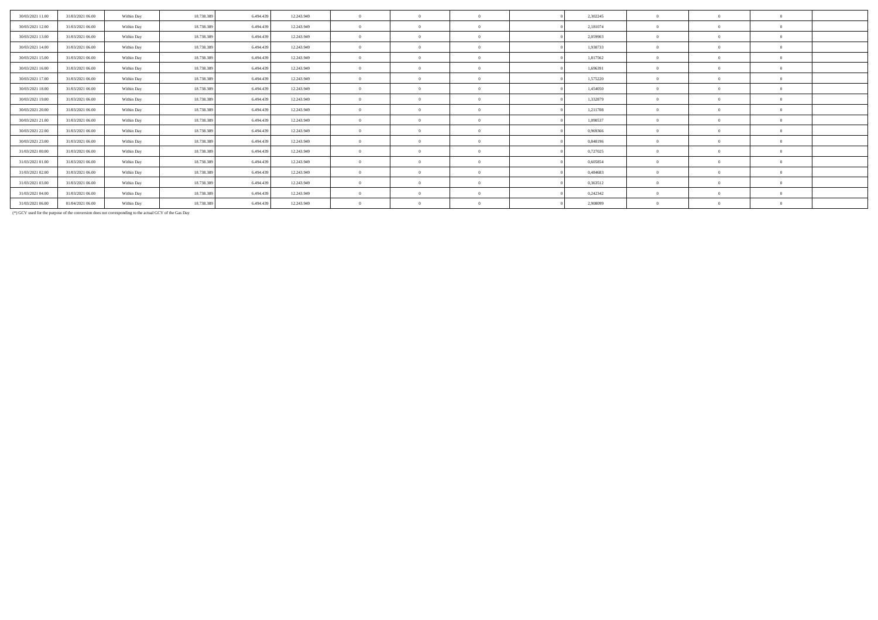| | | | | | | | | | | | | | | |
|---|---|---|---|---|---|---|---|---|---|---|---|---|---|---|
| 30/03/2021 11.00 | 31/03/2021 06.00 | Within Day | 18.738.389 | 6.494.439 | 12.243.949 | 0 | 0 | 0 | 0 | 2,302245 | 0 | 0 | 0 | |
| 30/03/2021 12.00 | 31/03/2021 06.00 | Within Day | 18.738.389 | 6.494.439 | 12.243.949 | 0 | 0 | 0 | 0 | 2,181074 | 0 | 0 | 0 | |
| 30/03/2021 13.00 | 31/03/2021 06.00 | Within Day | 18.738.389 | 6.494.439 | 12.243.949 | 0 | 0 | 0 | 0 | 2,059903 | 0 | 0 | 0 | |
| 30/03/2021 14.00 | 31/03/2021 06.00 | Within Day | 18.738.389 | 6.494.439 | 12.243.949 | 0 | 0 | 0 | 0 | 1,938733 | 0 | 0 | 0 | |
| 30/03/2021 15.00 | 31/03/2021 06.00 | Within Day | 18.738.389 | 6.494.439 | 12.243.949 | 0 | 0 | 0 | 0 | 1,817562 | 0 | 0 | 0 | |
| 30/03/2021 16.00 | 31/03/2021 06.00 | Within Day | 18.738.389 | 6.494.439 | 12.243.949 | 0 | 0 | 0 | 0 | 1,696391 | 0 | 0 | 0 | |
| 30/03/2021 17.00 | 31/03/2021 06.00 | Within Day | 18.738.389 | 6.494.439 | 12.243.949 | 0 | 0 | 0 | 0 | 1,575220 | 0 | 0 | 0 | |
| 30/03/2021 18.00 | 31/03/2021 06.00 | Within Day | 18.738.389 | 6.494.439 | 12.243.949 | 0 | 0 | 0 | 0 | 1,454050 | 0 | 0 | 0 | |
| 30/03/2021 19.00 | 31/03/2021 06.00 | Within Day | 18.738.389 | 6.494.439 | 12.243.949 | 0 | 0 | 0 | 0 | 1,332879 | 0 | 0 | 0 | |
| 30/03/2021 20.00 | 31/03/2021 06.00 | Within Day | 18.738.389 | 6.494.439 | 12.243.949 | 0 | 0 | 0 | 0 | 1,211708 | 0 | 0 | 0 | |
| 30/03/2021 21.00 | 31/03/2021 06.00 | Within Day | 18.738.389 | 6.494.439 | 12.243.949 | 0 | 0 | 0 | 0 | 1,090537 | 0 | 0 | 0 | |
| 30/03/2021 22.00 | 31/03/2021 06.00 | Within Day | 18.738.389 | 6.494.439 | 12.243.949 | 0 | 0 | 0 | 0 | 0,969366 | 0 | 0 | 0 | |
| 30/03/2021 23.00 | 31/03/2021 06.00 | Within Day | 18.738.389 | 6.494.439 | 12.243.949 | 0 | 0 | 0 | 0 | 0,848196 | 0 | 0 | 0 | |
| 31/03/2021 00.00 | 31/03/2021 06.00 | Within Day | 18.738.389 | 6.494.439 | 12.243.949 | 0 | 0 | 0 | 0 | 0,727025 | 0 | 0 | 0 | |
| 31/03/2021 01.00 | 31/03/2021 06.00 | Within Day | 18.738.389 | 6.494.439 | 12.243.949 | 0 | 0 | 0 | 0 | 0,605854 | 0 | 0 | 0 | |
| 31/03/2021 02.00 | 31/03/2021 06.00 | Within Day | 18.738.389 | 6.494.439 | 12.243.949 | 0 | 0 | 0 | 0 | 0,484683 | 0 | 0 | 0 | |
| 31/03/2021 03.00 | 31/03/2021 06.00 | Within Day | 18.738.389 | 6.494.439 | 12.243.949 | 0 | 0 | 0 | 0 | 0,363512 | 0 | 0 | 0 | |
| 31/03/2021 04.00 | 31/03/2021 06.00 | Within Day | 18.738.389 | 6.494.439 | 12.243.949 | 0 | 0 | 0 | 0 | 0,242342 | 0 | 0 | 0 | |
| 31/03/2021 06.00 | 01/04/2021 06.00 | Within Day | 18.738.389 | 6.494.439 | 12.243.949 | 0 | 0 | 0 | 0 | 2,908099 | 0 | 0 | 0 | |

(*) GCV used for the purpose of the conversion does not corresponding to the actual GCV of the Gas Day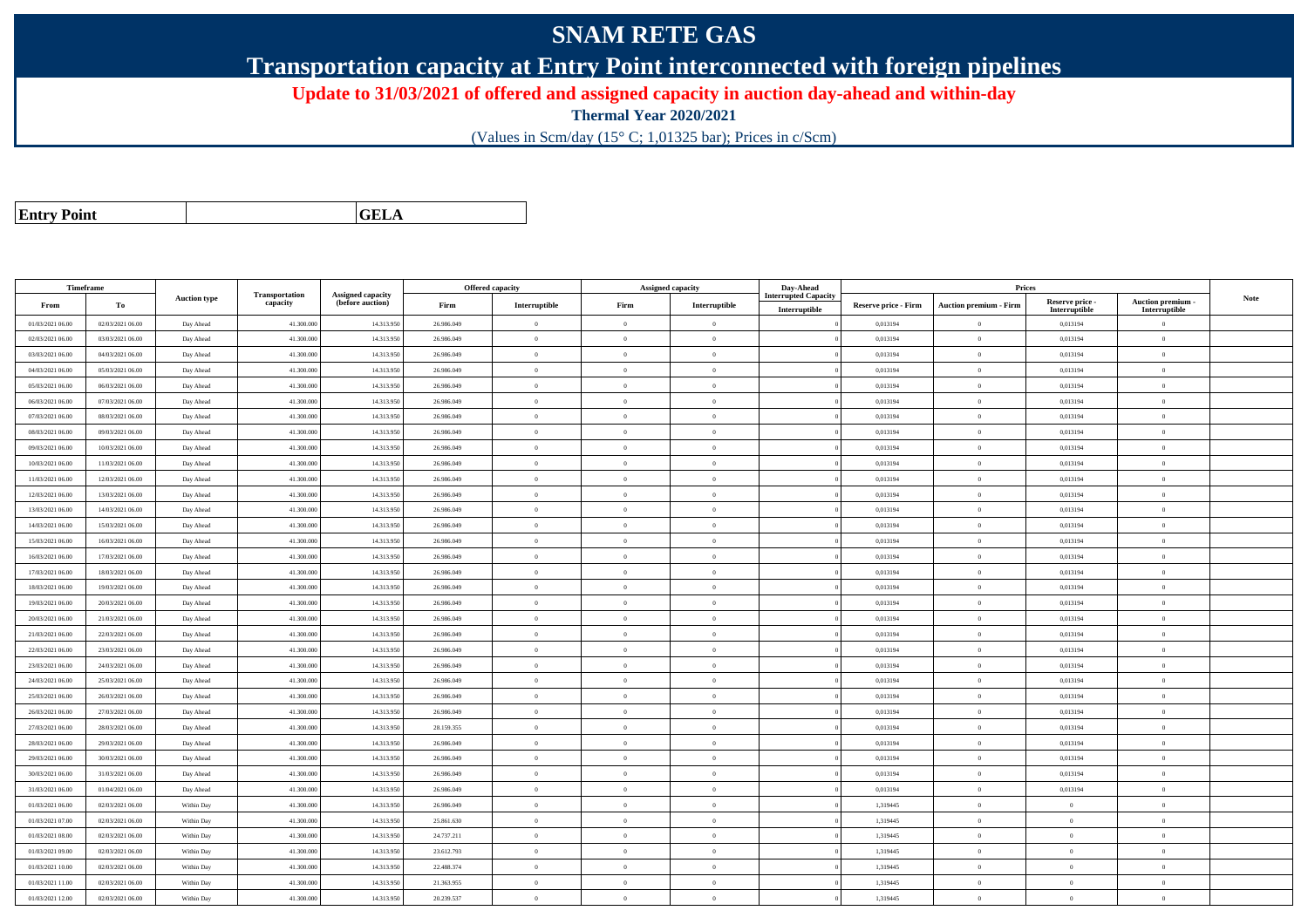# SNAM RETE GAS

## Transportation capacity at Entry Point interconnected with foreign pipelines

**Update to 31/03/2021 of offered and assigned capacity in auction day-ahead and within-day**

**Thermal Year 2020/2021**

(Values in Scm/day (15° C; 1,01325 bar); Prices in c/Scm)

| Entry Point | | GELA |
|---|---|---|

| Timeframe | | Auction type | Transportation capacity | Assigned capacity (before auction) | Offered capacity | | Assigned capacity | | Day-Ahead Interrupted Capacity | Prices | | | | Note |
|---|---|---|---|---|---|---|---|---|---|---|---|---|---|---|
| From | To | | | | Firm | Interruptible | Firm | Interruptible | Interruptible | Reserve price - Firm | Auction premium - Firm | Reserve price - Interruptible | Auction premium - Interruptible | |
| 01/03/2021 06.00 | 02/03/2021 06.00 | Day Ahead | 41.300.000 | 14.313.950 | 26.986.049 | 0 | 0 | 0 | 0 | 0,013194 | 0 | 0,013194 | 0 | |
| 02/03/2021 06.00 | 03/03/2021 06.00 | Day Ahead | 41.300.000 | 14.313.950 | 26.986.049 | 0 | 0 | 0 | 0 | 0,013194 | 0 | 0,013194 | 0 | |
| 03/03/2021 06.00 | 04/03/2021 06.00 | Day Ahead | 41.300.000 | 14.313.950 | 26.986.049 | 0 | 0 | 0 | 0 | 0,013194 | 0 | 0,013194 | 0 | |
| 04/03/2021 06.00 | 05/03/2021 06.00 | Day Ahead | 41.300.000 | 14.313.950 | 26.986.049 | 0 | 0 | 0 | 0 | 0,013194 | 0 | 0,013194 | 0 | |
| 05/03/2021 06.00 | 06/03/2021 06.00 | Day Ahead | 41.300.000 | 14.313.950 | 26.986.049 | 0 | 0 | 0 | 0 | 0,013194 | 0 | 0,013194 | 0 | |
| 06/03/2021 06.00 | 07/03/2021 06.00 | Day Ahead | 41.300.000 | 14.313.950 | 26.986.049 | 0 | 0 | 0 | 0 | 0,013194 | 0 | 0,013194 | 0 | |
| 07/03/2021 06.00 | 08/03/2021 06.00 | Day Ahead | 41.300.000 | 14.313.950 | 26.986.049 | 0 | 0 | 0 | 0 | 0,013194 | 0 | 0,013194 | 0 | |
| 08/03/2021 06.00 | 09/03/2021 06.00 | Day Ahead | 41.300.000 | 14.313.950 | 26.986.049 | 0 | 0 | 0 | 0 | 0,013194 | 0 | 0,013194 | 0 | |
| 09/03/2021 06.00 | 10/03/2021 06.00 | Day Ahead | 41.300.000 | 14.313.950 | 26.986.049 | 0 | 0 | 0 | 0 | 0,013194 | 0 | 0,013194 | 0 | |
| 10/03/2021 06.00 | 11/03/2021 06.00 | Day Ahead | 41.300.000 | 14.313.950 | 26.986.049 | 0 | 0 | 0 | 0 | 0,013194 | 0 | 0,013194 | 0 | |
| 11/03/2021 06.00 | 12/03/2021 06.00 | Day Ahead | 41.300.000 | 14.313.950 | 26.986.049 | 0 | 0 | 0 | 0 | 0,013194 | 0 | 0,013194 | 0 | |
| 12/03/2021 06.00 | 13/03/2021 06.00 | Day Ahead | 41.300.000 | 14.313.950 | 26.986.049 | 0 | 0 | 0 | 0 | 0,013194 | 0 | 0,013194 | 0 | |
| 13/03/2021 06.00 | 14/03/2021 06.00 | Day Ahead | 41.300.000 | 14.313.950 | 26.986.049 | 0 | 0 | 0 | 0 | 0,013194 | 0 | 0,013194 | 0 | |
| 14/03/2021 06.00 | 15/03/2021 06.00 | Day Ahead | 41.300.000 | 14.313.950 | 26.986.049 | 0 | 0 | 0 | 0 | 0,013194 | 0 | 0,013194 | 0 | |
| 15/03/2021 06.00 | 16/03/2021 06.00 | Day Ahead | 41.300.000 | 14.313.950 | 26.986.049 | 0 | 0 | 0 | 0 | 0,013194 | 0 | 0,013194 | 0 | |
| 16/03/2021 06.00 | 17/03/2021 06.00 | Day Ahead | 41.300.000 | 14.313.950 | 26.986.049 | 0 | 0 | 0 | 0 | 0,013194 | 0 | 0,013194 | 0 | |
| 17/03/2021 06.00 | 18/03/2021 06.00 | Day Ahead | 41.300.000 | 14.313.950 | 26.986.049 | 0 | 0 | 0 | 0 | 0,013194 | 0 | 0,013194 | 0 | |
| 18/03/2021 06.00 | 19/03/2021 06.00 | Day Ahead | 41.300.000 | 14.313.950 | 26.986.049 | 0 | 0 | 0 | 0 | 0,013194 | 0 | 0,013194 | 0 | |
| 19/03/2021 06.00 | 20/03/2021 06.00 | Day Ahead | 41.300.000 | 14.313.950 | 26.986.049 | 0 | 0 | 0 | 0 | 0,013194 | 0 | 0,013194 | 0 | |
| 20/03/2021 06.00 | 21/03/2021 06.00 | Day Ahead | 41.300.000 | 14.313.950 | 26.986.049 | 0 | 0 | 0 | 0 | 0,013194 | 0 | 0,013194 | 0 | |
| 21/03/2021 06.00 | 22/03/2021 06.00 | Day Ahead | 41.300.000 | 14.313.950 | 26.986.049 | 0 | 0 | 0 | 0 | 0,013194 | 0 | 0,013194 | 0 | |
| 22/03/2021 06.00 | 23/03/2021 06.00 | Day Ahead | 41.300.000 | 14.313.950 | 26.986.049 | 0 | 0 | 0 | 0 | 0,013194 | 0 | 0,013194 | 0 | |
| 23/03/2021 06.00 | 24/03/2021 06.00 | Day Ahead | 41.300.000 | 14.313.950 | 26.986.049 | 0 | 0 | 0 | 0 | 0,013194 | 0 | 0,013194 | 0 | |
| 24/03/2021 06.00 | 25/03/2021 06.00 | Day Ahead | 41.300.000 | 14.313.950 | 26.986.049 | 0 | 0 | 0 | 0 | 0,013194 | 0 | 0,013194 | 0 | |
| 25/03/2021 06.00 | 26/03/2021 06.00 | Day Ahead | 41.300.000 | 14.313.950 | 26.986.049 | 0 | 0 | 0 | 0 | 0,013194 | 0 | 0,013194 | 0 | |
| 26/03/2021 06.00 | 27/03/2021 06.00 | Day Ahead | 41.300.000 | 14.313.950 | 26.986.049 | 0 | 0 | 0 | 0 | 0,013194 | 0 | 0,013194 | 0 | |
| 27/03/2021 06.00 | 28/03/2021 06.00 | Day Ahead | 41.300.000 | 14.313.950 | 28.159.355 | 0 | 0 | 0 | 0 | 0,013194 | 0 | 0,013194 | 0 | |
| 28/03/2021 06.00 | 29/03/2021 06.00 | Day Ahead | 41.300.000 | 14.313.950 | 26.986.049 | 0 | 0 | 0 | 0 | 0,013194 | 0 | 0,013194 | 0 | |
| 29/03/2021 06.00 | 30/03/2021 06.00 | Day Ahead | 41.300.000 | 14.313.950 | 26.986.049 | 0 | 0 | 0 | 0 | 0,013194 | 0 | 0,013194 | 0 | |
| 30/03/2021 06.00 | 31/03/2021 06.00 | Day Ahead | 41.300.000 | 14.313.950 | 26.986.049 | 0 | 0 | 0 | 0 | 0,013194 | 0 | 0,013194 | 0 | |
| 31/03/2021 06.00 | 01/04/2021 06.00 | Day Ahead | 41.300.000 | 14.313.950 | 26.986.049 | 0 | 0 | 0 | 0 | 0,013194 | 0 | 0,013194 | 0 | |
| 01/03/2021 06.00 | 02/03/2021 06.00 | Within Day | 41.300.000 | 14.313.950 | 26.986.049 | 0 | 0 | 0 | 0 | 1,319445 | 0 | 0 | 0 | |
| 01/03/2021 07.00 | 02/03/2021 06.00 | Within Day | 41.300.000 | 14.313.950 | 25.861.630 | 0 | 0 | 0 | 0 | 1,319445 | 0 | 0 | 0 | |
| 01/03/2021 08.00 | 02/03/2021 06.00 | Within Day | 41.300.000 | 14.313.950 | 24.737.211 | 0 | 0 | 0 | 0 | 1,319445 | 0 | 0 | 0 | |
| 01/03/2021 09.00 | 02/03/2021 06.00 | Within Day | 41.300.000 | 14.313.950 | 23.612.793 | 0 | 0 | 0 | 0 | 1,319445 | 0 | 0 | 0 | |
| 01/03/2021 10.00 | 02/03/2021 06.00 | Within Day | 41.300.000 | 14.313.950 | 22.488.374 | 0 | 0 | 0 | 0 | 1,319445 | 0 | 0 | 0 | |
| 01/03/2021 11.00 | 02/03/2021 06.00 | Within Day | 41.300.000 | 14.313.950 | 21.363.955 | 0 | 0 | 0 | 0 | 1,319445 | 0 | 0 | 0 | |
| 01/03/2021 12.00 | 02/03/2021 06.00 | Within Day | 41.300.000 | 14.313.950 | 20.239.537 | 0 | 0 | 0 | 0 | 1,319445 | 0 | 0 | 0 | |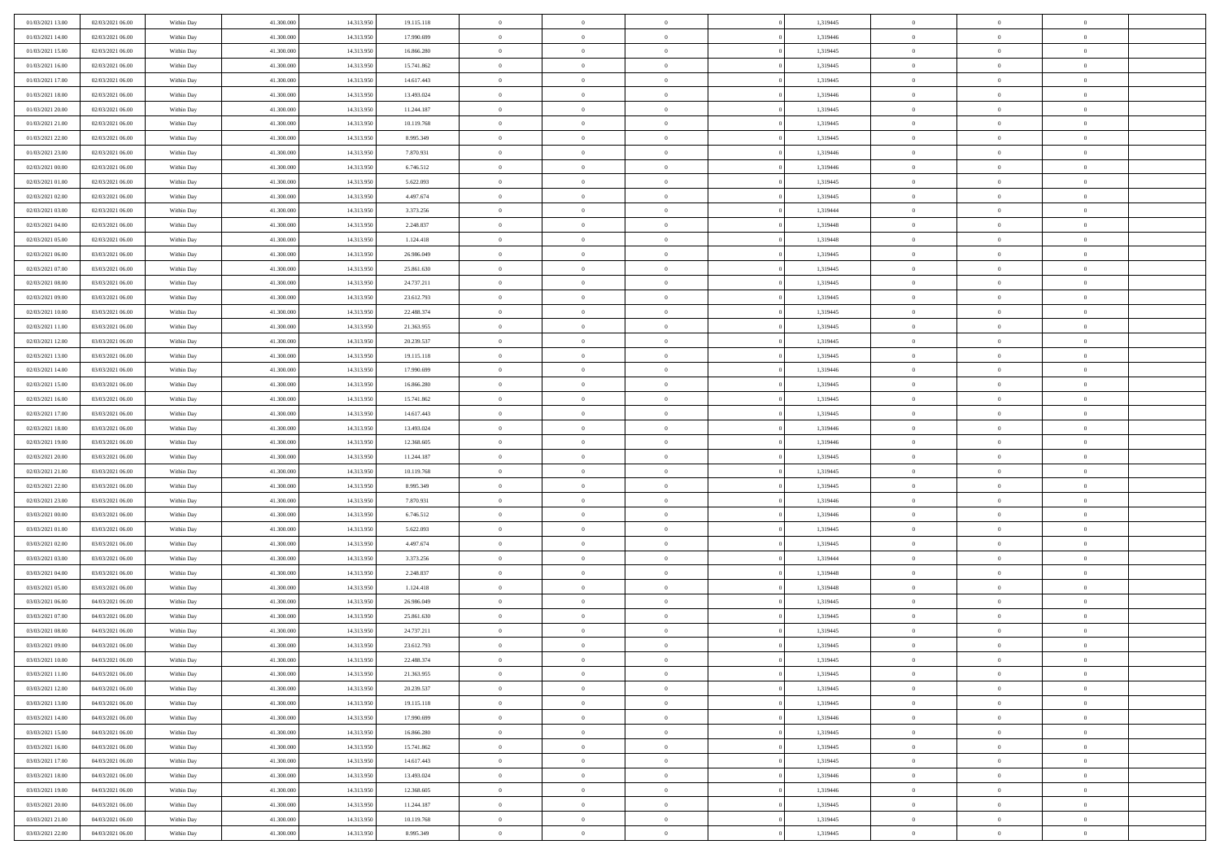| | | | | | | | | | | | | | | |
|---|---|---|---|---|---|---|---|---|---|---|---|---|---|---|
| 01/03/2021 13:00 | 02/03/2021 06:00 | Within Day | 41.300.000 | 14.313.950 | 19.115.118 | 0 | 0 | 0 | | 1,319445 | 0 | 0 | 0 | |
| 01/03/2021 14:00 | 02/03/2021 06:00 | Within Day | 41.300.000 | 14.313.950 | 17.990.699 | 0 | 0 | 0 | | 1,319446 | 0 | 0 | 0 | |
| 01/03/2021 15:00 | 02/03/2021 06:00 | Within Day | 41.300.000 | 14.313.950 | 16.866.280 | 0 | 0 | 0 | | 1,319445 | 0 | 0 | 0 | |
| 01/03/2021 16:00 | 02/03/2021 06:00 | Within Day | 41.300.000 | 14.313.950 | 15.741.862 | 0 | 0 | 0 | | 1,319445 | 0 | 0 | 0 | |
| 01/03/2021 17:00 | 02/03/2021 06:00 | Within Day | 41.300.000 | 14.313.950 | 14.617.443 | 0 | 0 | 0 | | 1,319445 | 0 | 0 | 0 | |
| 01/03/2021 18:00 | 02/03/2021 06:00 | Within Day | 41.300.000 | 14.313.950 | 13.493.024 | 0 | 0 | 0 | | 1,319446 | 0 | 0 | 0 | |
| 01/03/2021 20:00 | 02/03/2021 06:00 | Within Day | 41.300.000 | 14.313.950 | 11.244.187 | 0 | 0 | 0 | | 1,319445 | 0 | 0 | 0 | |
| 01/03/2021 21:00 | 02/03/2021 06:00 | Within Day | 41.300.000 | 14.313.950 | 10.119.768 | 0 | 0 | 0 | | 1,319445 | 0 | 0 | 0 | |
| 01/03/2021 22:00 | 02/03/2021 06:00 | Within Day | 41.300.000 | 14.313.950 | 8.995.349 | 0 | 0 | 0 | | 1,319445 | 0 | 0 | 0 | |
| 01/03/2021 23:00 | 02/03/2021 06:00 | Within Day | 41.300.000 | 14.313.950 | 7.870.931 | 0 | 0 | 0 | | 1,319446 | 0 | 0 | 0 | |
| 02/03/2021 00:00 | 02/03/2021 06:00 | Within Day | 41.300.000 | 14.313.950 | 6.746.512 | 0 | 0 | 0 | | 1,319446 | 0 | 0 | 0 | |
| 02/03/2021 01:00 | 02/03/2021 06:00 | Within Day | 41.300.000 | 14.313.950 | 5.622.093 | 0 | 0 | 0 | | 1,319445 | 0 | 0 | 0 | |
| 02/03/2021 02:00 | 02/03/2021 06:00 | Within Day | 41.300.000 | 14.313.950 | 4.497.674 | 0 | 0 | 0 | | 1,319445 | 0 | 0 | 0 | |
| 02/03/2021 03:00 | 02/03/2021 06:00 | Within Day | 41.300.000 | 14.313.950 | 3.373.256 | 0 | 0 | 0 | | 1,319444 | 0 | 0 | 0 | |
| 02/03/2021 04:00 | 02/03/2021 06:00 | Within Day | 41.300.000 | 14.313.950 | 2.248.837 | 0 | 0 | 0 | | 1,319448 | 0 | 0 | 0 | |
| 02/03/2021 05:00 | 02/03/2021 06:00 | Within Day | 41.300.000 | 14.313.950 | 1.124.418 | 0 | 0 | 0 | | 1,319448 | 0 | 0 | 0 | |
| 02/03/2021 06:00 | 03/03/2021 06:00 | Within Day | 41.300.000 | 14.313.950 | 26.986.049 | 0 | 0 | 0 | | 1,319445 | 0 | 0 | 0 | |
| 02/03/2021 07:00 | 03/03/2021 06:00 | Within Day | 41.300.000 | 14.313.950 | 25.861.630 | 0 | 0 | 0 | | 1,319445 | 0 | 0 | 0 | |
| 02/03/2021 08:00 | 03/03/2021 06:00 | Within Day | 41.300.000 | 14.313.950 | 24.737.211 | 0 | 0 | 0 | | 1,319445 | 0 | 0 | 0 | |
| 02/03/2021 09:00 | 03/03/2021 06:00 | Within Day | 41.300.000 | 14.313.950 | 23.612.793 | 0 | 0 | 0 | | 1,319445 | 0 | 0 | 0 | |
| 02/03/2021 10:00 | 03/03/2021 06:00 | Within Day | 41.300.000 | 14.313.950 | 22.488.374 | 0 | 0 | 0 | | 1,319445 | 0 | 0 | 0 | |
| 02/03/2021 11:00 | 03/03/2021 06:00 | Within Day | 41.300.000 | 14.313.950 | 21.363.955 | 0 | 0 | 0 | | 1,319445 | 0 | 0 | 0 | |
| 02/03/2021 12:00 | 03/03/2021 06:00 | Within Day | 41.300.000 | 14.313.950 | 20.239.537 | 0 | 0 | 0 | | 1,319445 | 0 | 0 | 0 | |
| 02/03/2021 13:00 | 03/03/2021 06:00 | Within Day | 41.300.000 | 14.313.950 | 19.115.118 | 0 | 0 | 0 | | 1,319445 | 0 | 0 | 0 | |
| 02/03/2021 14:00 | 03/03/2021 06:00 | Within Day | 41.300.000 | 14.313.950 | 17.990.699 | 0 | 0 | 0 | | 1,319446 | 0 | 0 | 0 | |
| 02/03/2021 15:00 | 03/03/2021 06:00 | Within Day | 41.300.000 | 14.313.950 | 16.866.280 | 0 | 0 | 0 | | 1,319445 | 0 | 0 | 0 | |
| 02/03/2021 16:00 | 03/03/2021 06:00 | Within Day | 41.300.000 | 14.313.950 | 15.741.862 | 0 | 0 | 0 | | 1,319445 | 0 | 0 | 0 | |
| 02/03/2021 17:00 | 03/03/2021 06:00 | Within Day | 41.300.000 | 14.313.950 | 14.617.443 | 0 | 0 | 0 | | 1,319445 | 0 | 0 | 0 | |
| 02/03/2021 18:00 | 03/03/2021 06:00 | Within Day | 41.300.000 | 14.313.950 | 13.493.024 | 0 | 0 | 0 | | 1,319446 | 0 | 0 | 0 | |
| 02/03/2021 19:00 | 03/03/2021 06:00 | Within Day | 41.300.000 | 14.313.950 | 12.368.605 | 0 | 0 | 0 | | 1,319446 | 0 | 0 | 0 | |
| 02/03/2021 20:00 | 03/03/2021 06:00 | Within Day | 41.300.000 | 14.313.950 | 11.244.187 | 0 | 0 | 0 | | 1,319445 | 0 | 0 | 0 | |
| 02/03/2021 21:00 | 03/03/2021 06:00 | Within Day | 41.300.000 | 14.313.950 | 10.119.768 | 0 | 0 | 0 | | 1,319445 | 0 | 0 | 0 | |
| 02/03/2021 22:00 | 03/03/2021 06:00 | Within Day | 41.300.000 | 14.313.950 | 8.995.349 | 0 | 0 | 0 | | 1,319445 | 0 | 0 | 0 | |
| 02/03/2021 23:00 | 03/03/2021 06:00 | Within Day | 41.300.000 | 14.313.950 | 7.870.931 | 0 | 0 | 0 | | 1,319446 | 0 | 0 | 0 | |
| 03/03/2021 00:00 | 03/03/2021 06:00 | Within Day | 41.300.000 | 14.313.950 | 6.746.512 | 0 | 0 | 0 | | 1,319446 | 0 | 0 | 0 | |
| 03/03/2021 01:00 | 03/03/2021 06:00 | Within Day | 41.300.000 | 14.313.950 | 5.622.093 | 0 | 0 | 0 | | 1,319445 | 0 | 0 | 0 | |
| 03/03/2021 02:00 | 03/03/2021 06:00 | Within Day | 41.300.000 | 14.313.950 | 4.497.674 | 0 | 0 | 0 | | 1,319445 | 0 | 0 | 0 | |
| 03/03/2021 03:00 | 03/03/2021 06:00 | Within Day | 41.300.000 | 14.313.950 | 3.373.256 | 0 | 0 | 0 | | 1,319444 | 0 | 0 | 0 | |
| 03/03/2021 04:00 | 03/03/2021 06:00 | Within Day | 41.300.000 | 14.313.950 | 2.248.837 | 0 | 0 | 0 | | 1,319448 | 0 | 0 | 0 | |
| 03/03/2021 05:00 | 03/03/2021 06:00 | Within Day | 41.300.000 | 14.313.950 | 1.124.418 | 0 | 0 | 0 | | 1,319448 | 0 | 0 | 0 | |
| 03/03/2021 06:00 | 04/03/2021 06:00 | Within Day | 41.300.000 | 14.313.950 | 26.986.049 | 0 | 0 | 0 | | 1,319445 | 0 | 0 | 0 | |
| 03/03/2021 07:00 | 04/03/2021 06:00 | Within Day | 41.300.000 | 14.313.950 | 25.861.630 | 0 | 0 | 0 | | 1,319445 | 0 | 0 | 0 | |
| 03/03/2021 08:00 | 04/03/2021 06:00 | Within Day | 41.300.000 | 14.313.950 | 24.737.211 | 0 | 0 | 0 | | 1,319445 | 0 | 0 | 0 | |
| 03/03/2021 09:00 | 04/03/2021 06:00 | Within Day | 41.300.000 | 14.313.950 | 23.612.793 | 0 | 0 | 0 | | 1,319445 | 0 | 0 | 0 | |
| 03/03/2021 10:00 | 04/03/2021 06:00 | Within Day | 41.300.000 | 14.313.950 | 22.488.374 | 0 | 0 | 0 | | 1,319445 | 0 | 0 | 0 | |
| 03/03/2021 11:00 | 04/03/2021 06:00 | Within Day | 41.300.000 | 14.313.950 | 21.363.955 | 0 | 0 | 0 | | 1,319445 | 0 | 0 | 0 | |
| 03/03/2021 12:00 | 04/03/2021 06:00 | Within Day | 41.300.000 | 14.313.950 | 20.239.537 | 0 | 0 | 0 | | 1,319445 | 0 | 0 | 0 | |
| 03/03/2021 13:00 | 04/03/2021 06:00 | Within Day | 41.300.000 | 14.313.950 | 19.115.118 | 0 | 0 | 0 | | 1,319445 | 0 | 0 | 0 | |
| 03/03/2021 14:00 | 04/03/2021 06:00 | Within Day | 41.300.000 | 14.313.950 | 17.990.699 | 0 | 0 | 0 | | 1,319446 | 0 | 0 | 0 | |
| 03/03/2021 15:00 | 04/03/2021 06:00 | Within Day | 41.300.000 | 14.313.950 | 16.866.280 | 0 | 0 | 0 | | 1,319445 | 0 | 0 | 0 | |
| 03/03/2021 16:00 | 04/03/2021 06:00 | Within Day | 41.300.000 | 14.313.950 | 15.741.862 | 0 | 0 | 0 | | 1,319445 | 0 | 0 | 0 | |
| 03/03/2021 17:00 | 04/03/2021 06:00 | Within Day | 41.300.000 | 14.313.950 | 14.617.443 | 0 | 0 | 0 | | 1,319445 | 0 | 0 | 0 | |
| 03/03/2021 18:00 | 04/03/2021 06:00 | Within Day | 41.300.000 | 14.313.950 | 13.493.024 | 0 | 0 | 0 | | 1,319446 | 0 | 0 | 0 | |
| 03/03/2021 19:00 | 04/03/2021 06:00 | Within Day | 41.300.000 | 14.313.950 | 12.368.605 | 0 | 0 | 0 | | 1,319446 | 0 | 0 | 0 | |
| 03/03/2021 20:00 | 04/03/2021 06:00 | Within Day | 41.300.000 | 14.313.950 | 11.244.187 | 0 | 0 | 0 | | 1,319445 | 0 | 0 | 0 | |
| 03/03/2021 21:00 | 04/03/2021 06:00 | Within Day | 41.300.000 | 14.313.950 | 10.119.768 | 0 | 0 | 0 | | 1,319445 | 0 | 0 | 0 | |
| 03/03/2021 22:00 | 04/03/2021 06:00 | Within Day | 41.300.000 | 14.313.950 | 8.995.349 | 0 | 0 | 0 | | 1,319445 | 0 | 0 | 0 | |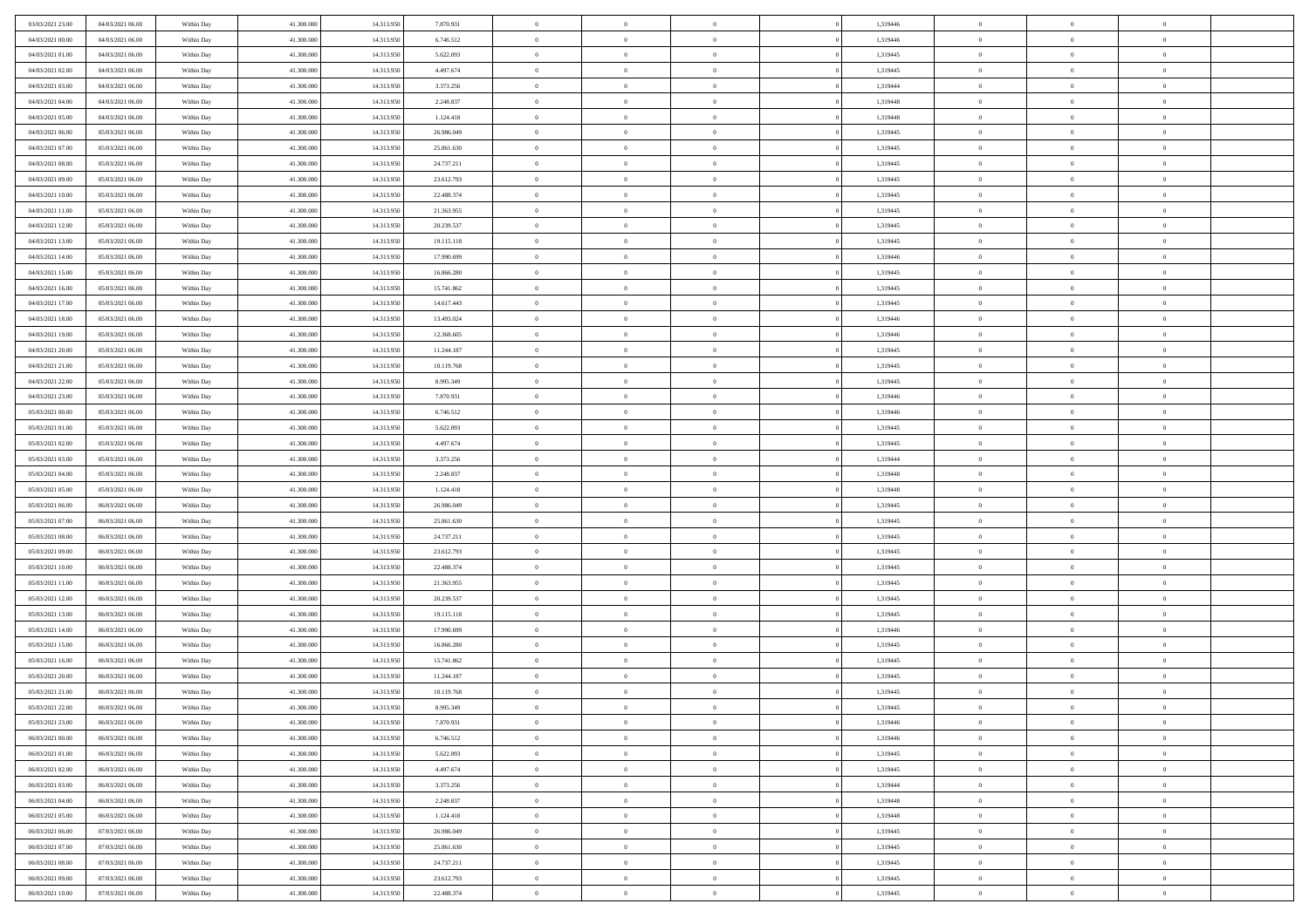| | | | | | | | | | | | | | | |
|---|---|---|---|---|---|---|---|---|---|---|---|---|---|---|
| 03/03/2021 23:00 | 04/03/2021 06:00 | Within Day | 41.300.000 | 14.313.950 | 7.870.931 | 0 | 0 | 0 | | 1,319446 | 0 | 0 | 0 | |
| 04/03/2021 00:00 | 04/03/2021 06:00 | Within Day | 41.300.000 | 14.313.950 | 6.746.512 | 0 | 0 | 0 | | 1,319446 | 0 | 0 | 0 | |
| 04/03/2021 01:00 | 04/03/2021 06:00 | Within Day | 41.300.000 | 14.313.950 | 5.622.093 | 0 | 0 | 0 | | 1,319445 | 0 | 0 | 0 | |
| 04/03/2021 02:00 | 04/03/2021 06:00 | Within Day | 41.300.000 | 14.313.950 | 4.497.674 | 0 | 0 | 0 | | 1,319445 | 0 | 0 | 0 | |
| 04/03/2021 03:00 | 04/03/2021 06:00 | Within Day | 41.300.000 | 14.313.950 | 3.373.256 | 0 | 0 | 0 | | 1,319444 | 0 | 0 | 0 | |
| 04/03/2021 04:00 | 04/03/2021 06:00 | Within Day | 41.300.000 | 14.313.950 | 2.248.837 | 0 | 0 | 0 | | 1,319448 | 0 | 0 | 0 | |
| 04/03/2021 05:00 | 04/03/2021 06:00 | Within Day | 41.300.000 | 14.313.950 | 1.124.418 | 0 | 0 | 0 | | 1,319448 | 0 | 0 | 0 | |
| 04/03/2021 06:00 | 05/03/2021 06:00 | Within Day | 41.300.000 | 14.313.950 | 26.986.049 | 0 | 0 | 0 | | 1,319445 | 0 | 0 | 0 | |
| 04/03/2021 07:00 | 05/03/2021 06:00 | Within Day | 41.300.000 | 14.313.950 | 25.861.630 | 0 | 0 | 0 | | 1,319445 | 0 | 0 | 0 | |
| 04/03/2021 08:00 | 05/03/2021 06:00 | Within Day | 41.300.000 | 14.313.950 | 24.737.211 | 0 | 0 | 0 | | 1,319445 | 0 | 0 | 0 | |
| 04/03/2021 09:00 | 05/03/2021 06:00 | Within Day | 41.300.000 | 14.313.950 | 23.612.793 | 0 | 0 | 0 | | 1,319445 | 0 | 0 | 0 | |
| 04/03/2021 10:00 | 05/03/2021 06:00 | Within Day | 41.300.000 | 14.313.950 | 22.488.374 | 0 | 0 | 0 | | 1,319445 | 0 | 0 | 0 | |
| 04/03/2021 11:00 | 05/03/2021 06:00 | Within Day | 41.300.000 | 14.313.950 | 21.363.955 | 0 | 0 | 0 | | 1,319445 | 0 | 0 | 0 | |
| 04/03/2021 12:00 | 05/03/2021 06:00 | Within Day | 41.300.000 | 14.313.950 | 20.239.537 | 0 | 0 | 0 | | 1,319445 | 0 | 0 | 0 | |
| 04/03/2021 13:00 | 05/03/2021 06:00 | Within Day | 41.300.000 | 14.313.950 | 19.115.118 | 0 | 0 | 0 | | 1,319445 | 0 | 0 | 0 | |
| 04/03/2021 14:00 | 05/03/2021 06:00 | Within Day | 41.300.000 | 14.313.950 | 17.990.699 | 0 | 0 | 0 | | 1,319446 | 0 | 0 | 0 | |
| 04/03/2021 15:00 | 05/03/2021 06:00 | Within Day | 41.300.000 | 14.313.950 | 16.866.280 | 0 | 0 | 0 | | 1,319445 | 0 | 0 | 0 | |
| 04/03/2021 16:00 | 05/03/2021 06:00 | Within Day | 41.300.000 | 14.313.950 | 15.741.862 | 0 | 0 | 0 | | 1,319445 | 0 | 0 | 0 | |
| 04/03/2021 17:00 | 05/03/2021 06:00 | Within Day | 41.300.000 | 14.313.950 | 14.617.443 | 0 | 0 | 0 | | 1,319445 | 0 | 0 | 0 | |
| 04/03/2021 18:00 | 05/03/2021 06:00 | Within Day | 41.300.000 | 14.313.950 | 13.493.024 | 0 | 0 | 0 | | 1,319446 | 0 | 0 | 0 | |
| 04/03/2021 19:00 | 05/03/2021 06:00 | Within Day | 41.300.000 | 14.313.950 | 12.368.605 | 0 | 0 | 0 | | 1,319446 | 0 | 0 | 0 | |
| 04/03/2021 20:00 | 05/03/2021 06:00 | Within Day | 41.300.000 | 14.313.950 | 11.244.187 | 0 | 0 | 0 | | 1,319445 | 0 | 0 | 0 | |
| 04/03/2021 21:00 | 05/03/2021 06:00 | Within Day | 41.300.000 | 14.313.950 | 10.119.768 | 0 | 0 | 0 | | 1,319445 | 0 | 0 | 0 | |
| 04/03/2021 22:00 | 05/03/2021 06:00 | Within Day | 41.300.000 | 14.313.950 | 8.995.349 | 0 | 0 | 0 | | 1,319445 | 0 | 0 | 0 | |
| 04/03/2021 23:00 | 05/03/2021 06:00 | Within Day | 41.300.000 | 14.313.950 | 7.870.931 | 0 | 0 | 0 | | 1,319446 | 0 | 0 | 0 | |
| 05/03/2021 00:00 | 05/03/2021 06:00 | Within Day | 41.300.000 | 14.313.950 | 6.746.512 | 0 | 0 | 0 | | 1,319446 | 0 | 0 | 0 | |
| 05/03/2021 01:00 | 05/03/2021 06:00 | Within Day | 41.300.000 | 14.313.950 | 5.622.093 | 0 | 0 | 0 | | 1,319445 | 0 | 0 | 0 | |
| 05/03/2021 02:00 | 05/03/2021 06:00 | Within Day | 41.300.000 | 14.313.950 | 4.497.674 | 0 | 0 | 0 | | 1,319445 | 0 | 0 | 0 | |
| 05/03/2021 03:00 | 05/03/2021 06:00 | Within Day | 41.300.000 | 14.313.950 | 3.373.256 | 0 | 0 | 0 | | 1,319444 | 0 | 0 | 0 | |
| 05/03/2021 04:00 | 05/03/2021 06:00 | Within Day | 41.300.000 | 14.313.950 | 2.248.837 | 0 | 0 | 0 | | 1,319448 | 0 | 0 | 0 | |
| 05/03/2021 05:00 | 05/03/2021 06:00 | Within Day | 41.300.000 | 14.313.950 | 1.124.418 | 0 | 0 | 0 | | 1,319448 | 0 | 0 | 0 | |
| 05/03/2021 06:00 | 06/03/2021 06:00 | Within Day | 41.300.000 | 14.313.950 | 26.986.049 | 0 | 0 | 0 | | 1,319445 | 0 | 0 | 0 | |
| 05/03/2021 07:00 | 06/03/2021 06:00 | Within Day | 41.300.000 | 14.313.950 | 25.861.630 | 0 | 0 | 0 | | 1,319445 | 0 | 0 | 0 | |
| 05/03/2021 08:00 | 06/03/2021 06:00 | Within Day | 41.300.000 | 14.313.950 | 24.737.211 | 0 | 0 | 0 | | 1,319445 | 0 | 0 | 0 | |
| 05/03/2021 09:00 | 06/03/2021 06:00 | Within Day | 41.300.000 | 14.313.950 | 23.612.793 | 0 | 0 | 0 | | 1,319445 | 0 | 0 | 0 | |
| 05/03/2021 10:00 | 06/03/2021 06:00 | Within Day | 41.300.000 | 14.313.950 | 22.488.374 | 0 | 0 | 0 | | 1,319445 | 0 | 0 | 0 | |
| 05/03/2021 11:00 | 06/03/2021 06:00 | Within Day | 41.300.000 | 14.313.950 | 21.363.955 | 0 | 0 | 0 | | 1,319445 | 0 | 0 | 0 | |
| 05/03/2021 12:00 | 06/03/2021 06:00 | Within Day | 41.300.000 | 14.313.950 | 20.239.537 | 0 | 0 | 0 | | 1,319445 | 0 | 0 | 0 | |
| 05/03/2021 13:00 | 06/03/2021 06:00 | Within Day | 41.300.000 | 14.313.950 | 19.115.118 | 0 | 0 | 0 | | 1,319445 | 0 | 0 | 0 | |
| 05/03/2021 14:00 | 06/03/2021 06:00 | Within Day | 41.300.000 | 14.313.950 | 17.990.699 | 0 | 0 | 0 | | 1,319446 | 0 | 0 | 0 | |
| 05/03/2021 15:00 | 06/03/2021 06:00 | Within Day | 41.300.000 | 14.313.950 | 16.866.280 | 0 | 0 | 0 | | 1,319445 | 0 | 0 | 0 | |
| 05/03/2021 16:00 | 06/03/2021 06:00 | Within Day | 41.300.000 | 14.313.950 | 15.741.862 | 0 | 0 | 0 | | 1,319445 | 0 | 0 | 0 | |
| 05/03/2021 20:00 | 06/03/2021 06:00 | Within Day | 41.300.000 | 14.313.950 | 11.244.187 | 0 | 0 | 0 | | 1,319445 | 0 | 0 | 0 | |
| 05/03/2021 21:00 | 06/03/2021 06:00 | Within Day | 41.300.000 | 14.313.950 | 10.119.768 | 0 | 0 | 0 | | 1,319445 | 0 | 0 | 0 | |
| 05/03/2021 22:00 | 06/03/2021 06:00 | Within Day | 41.300.000 | 14.313.950 | 8.995.349 | 0 | 0 | 0 | | 1,319445 | 0 | 0 | 0 | |
| 05/03/2021 23:00 | 06/03/2021 06:00 | Within Day | 41.300.000 | 14.313.950 | 7.870.931 | 0 | 0 | 0 | | 1,319446 | 0 | 0 | 0 | |
| 06/03/2021 00:00 | 06/03/2021 06:00 | Within Day | 41.300.000 | 14.313.950 | 6.746.512 | 0 | 0 | 0 | | 1,319446 | 0 | 0 | 0 | |
| 06/03/2021 01:00 | 06/03/2021 06:00 | Within Day | 41.300.000 | 14.313.950 | 5.622.093 | 0 | 0 | 0 | | 1,319445 | 0 | 0 | 0 | |
| 06/03/2021 02:00 | 06/03/2021 06:00 | Within Day | 41.300.000 | 14.313.950 | 4.497.674 | 0 | 0 | 0 | | 1,319445 | 0 | 0 | 0 | |
| 06/03/2021 03:00 | 06/03/2021 06:00 | Within Day | 41.300.000 | 14.313.950 | 3.373.256 | 0 | 0 | 0 | | 1,319444 | 0 | 0 | 0 | |
| 06/03/2021 04:00 | 06/03/2021 06:00 | Within Day | 41.300.000 | 14.313.950 | 2.248.837 | 0 | 0 | 0 | | 1,319448 | 0 | 0 | 0 | |
| 06/03/2021 05:00 | 06/03/2021 06:00 | Within Day | 41.300.000 | 14.313.950 | 1.124.418 | 0 | 0 | 0 | | 1,319448 | 0 | 0 | 0 | |
| 06/03/2021 06:00 | 07/03/2021 06:00 | Within Day | 41.300.000 | 14.313.950 | 26.986.049 | 0 | 0 | 0 | | 1,319445 | 0 | 0 | 0 | |
| 06/03/2021 07:00 | 07/03/2021 06:00 | Within Day | 41.300.000 | 14.313.950 | 25.861.630 | 0 | 0 | 0 | | 1,319445 | 0 | 0 | 0 | |
| 06/03/2021 08:00 | 07/03/2021 06:00 | Within Day | 41.300.000 | 14.313.950 | 24.737.211 | 0 | 0 | 0 | | 1,319445 | 0 | 0 | 0 | |
| 06/03/2021 09:00 | 07/03/2021 06:00 | Within Day | 41.300.000 | 14.313.950 | 23.612.793 | 0 | 0 | 0 | | 1,319445 | 0 | 0 | 0 | |
| 06/03/2021 10:00 | 07/03/2021 06:00 | Within Day | 41.300.000 | 14.313.950 | 22.488.374 | 0 | 0 | 0 | | 1,319445 | 0 | 0 | 0 | |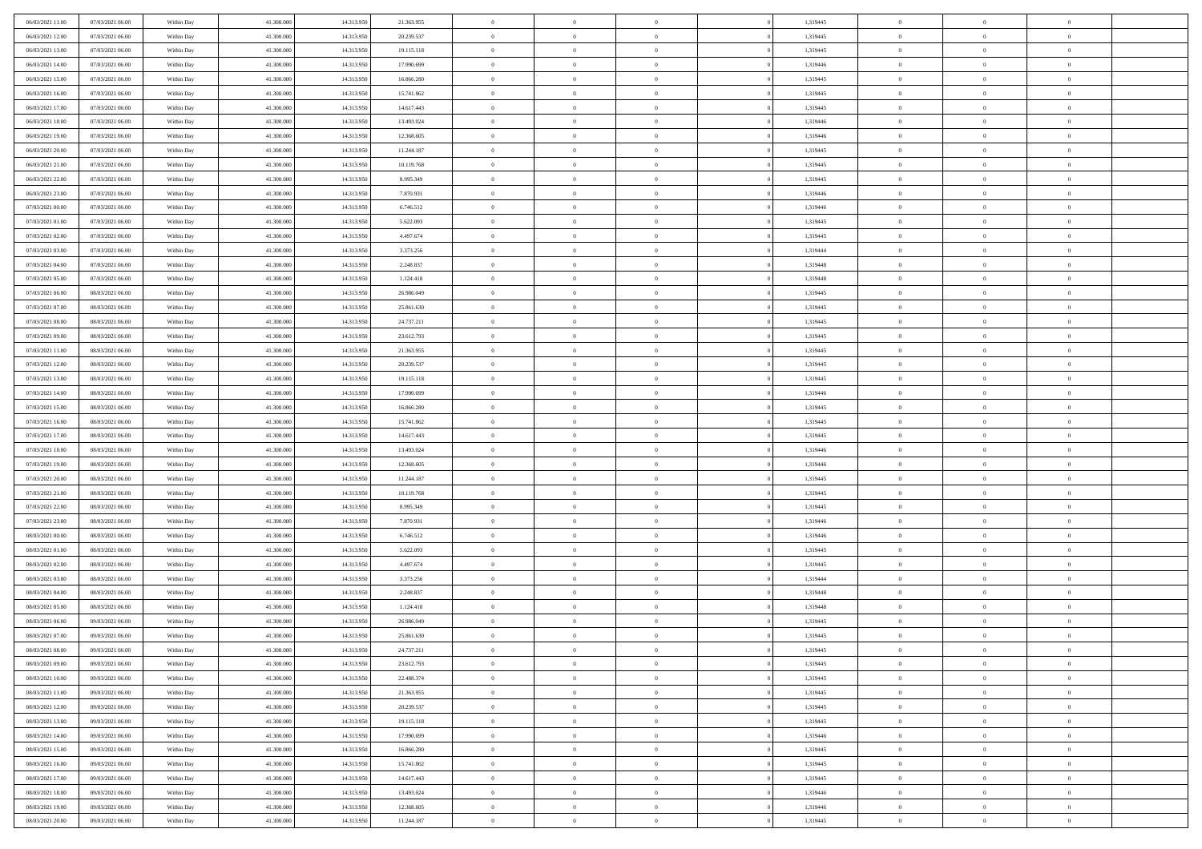| | | | | | | | | | | | | | | |
|---|---|---|---|---|---|---|---|---|---|---|---|---|---|---|
| 06/03/2021 11:00 | 07/03/2021 06:00 | Within Day | 41.300.000 | 14.313.950 | 21.363.955 | 0 | 0 | 0 | | 1,319445 | 0 | 0 | 0 | |
| 06/03/2021 12:00 | 07/03/2021 06:00 | Within Day | 41.300.000 | 14.313.950 | 20.239.537 | 0 | 0 | 0 | | 1,319445 | 0 | 0 | 0 | |
| 06/03/2021 13:00 | 07/03/2021 06:00 | Within Day | 41.300.000 | 14.313.950 | 19.115.118 | 0 | 0 | 0 | | 1,319445 | 0 | 0 | 0 | |
| 06/03/2021 14:00 | 07/03/2021 06:00 | Within Day | 41.300.000 | 14.313.950 | 17.990.699 | 0 | 0 | 0 | | 1,319446 | 0 | 0 | 0 | |
| 06/03/2021 15:00 | 07/03/2021 06:00 | Within Day | 41.300.000 | 14.313.950 | 16.866.280 | 0 | 0 | 0 | | 1,319445 | 0 | 0 | 0 | |
| 06/03/2021 16:00 | 07/03/2021 06:00 | Within Day | 41.300.000 | 14.313.950 | 15.741.862 | 0 | 0 | 0 | | 1,319445 | 0 | 0 | 0 | |
| 06/03/2021 17:00 | 07/03/2021 06:00 | Within Day | 41.300.000 | 14.313.950 | 14.617.443 | 0 | 0 | 0 | | 1,319445 | 0 | 0 | 0 | |
| 06/03/2021 18:00 | 07/03/2021 06:00 | Within Day | 41.300.000 | 14.313.950 | 13.493.024 | 0 | 0 | 0 | | 1,319446 | 0 | 0 | 0 | |
| 06/03/2021 19:00 | 07/03/2021 06:00 | Within Day | 41.300.000 | 14.313.950 | 12.368.605 | 0 | 0 | 0 | | 1,319446 | 0 | 0 | 0 | |
| 06/03/2021 20:00 | 07/03/2021 06:00 | Within Day | 41.300.000 | 14.313.950 | 11.244.187 | 0 | 0 | 0 | | 1,319445 | 0 | 0 | 0 | |
| 06/03/2021 21:00 | 07/03/2021 06:00 | Within Day | 41.300.000 | 14.313.950 | 10.119.768 | 0 | 0 | 0 | | 1,319445 | 0 | 0 | 0 | |
| 06/03/2021 22:00 | 07/03/2021 06:00 | Within Day | 41.300.000 | 14.313.950 | 8.995.349 | 0 | 0 | 0 | | 1,319445 | 0 | 0 | 0 | |
| 06/03/2021 23:00 | 07/03/2021 06:00 | Within Day | 41.300.000 | 14.313.950 | 7.870.931 | 0 | 0 | 0 | | 1,319446 | 0 | 0 | 0 | |
| 07/03/2021 00:00 | 07/03/2021 06:00 | Within Day | 41.300.000 | 14.313.950 | 6.746.512 | 0 | 0 | 0 | | 1,319446 | 0 | 0 | 0 | |
| 07/03/2021 01:00 | 07/03/2021 06:00 | Within Day | 41.300.000 | 14.313.950 | 5.622.093 | 0 | 0 | 0 | | 1,319445 | 0 | 0 | 0 | |
| 07/03/2021 02:00 | 07/03/2021 06:00 | Within Day | 41.300.000 | 14.313.950 | 4.497.674 | 0 | 0 | 0 | | 1,319445 | 0 | 0 | 0 | |
| 07/03/2021 03:00 | 07/03/2021 06:00 | Within Day | 41.300.000 | 14.313.950 | 3.373.256 | 0 | 0 | 0 | | 1,319444 | 0 | 0 | 0 | |
| 07/03/2021 04:00 | 07/03/2021 06:00 | Within Day | 41.300.000 | 14.313.950 | 2.248.837 | 0 | 0 | 0 | | 1,319448 | 0 | 0 | 0 | |
| 07/03/2021 05:00 | 07/03/2021 06:00 | Within Day | 41.300.000 | 14.313.950 | 1.124.418 | 0 | 0 | 0 | | 1,319448 | 0 | 0 | 0 | |
| 07/03/2021 06:00 | 08/03/2021 06:00 | Within Day | 41.300.000 | 14.313.950 | 26.986.049 | 0 | 0 | 0 | | 1,319445 | 0 | 0 | 0 | |
| 07/03/2021 07:00 | 08/03/2021 06:00 | Within Day | 41.300.000 | 14.313.950 | 25.861.630 | 0 | 0 | 0 | | 1,319445 | 0 | 0 | 0 | |
| 07/03/2021 08:00 | 08/03/2021 06:00 | Within Day | 41.300.000 | 14.313.950 | 24.737.211 | 0 | 0 | 0 | | 1,319445 | 0 | 0 | 0 | |
| 07/03/2021 09:00 | 08/03/2021 06:00 | Within Day | 41.300.000 | 14.313.950 | 23.612.793 | 0 | 0 | 0 | | 1,319445 | 0 | 0 | 0 | |
| 07/03/2021 11:00 | 08/03/2021 06:00 | Within Day | 41.300.000 | 14.313.950 | 21.363.955 | 0 | 0 | 0 | | 1,319445 | 0 | 0 | 0 | |
| 07/03/2021 12:00 | 08/03/2021 06:00 | Within Day | 41.300.000 | 14.313.950 | 20.239.537 | 0 | 0 | 0 | | 1,319445 | 0 | 0 | 0 | |
| 07/03/2021 13:00 | 08/03/2021 06:00 | Within Day | 41.300.000 | 14.313.950 | 19.115.118 | 0 | 0 | 0 | | 1,319445 | 0 | 0 | 0 | |
| 07/03/2021 14:00 | 08/03/2021 06:00 | Within Day | 41.300.000 | 14.313.950 | 17.990.699 | 0 | 0 | 0 | | 1,319446 | 0 | 0 | 0 | |
| 07/03/2021 15:00 | 08/03/2021 06:00 | Within Day | 41.300.000 | 14.313.950 | 16.866.280 | 0 | 0 | 0 | | 1,319445 | 0 | 0 | 0 | |
| 07/03/2021 16:00 | 08/03/2021 06:00 | Within Day | 41.300.000 | 14.313.950 | 15.741.862 | 0 | 0 | 0 | | 1,319445 | 0 | 0 | 0 | |
| 07/03/2021 17:00 | 08/03/2021 06:00 | Within Day | 41.300.000 | 14.313.950 | 14.617.443 | 0 | 0 | 0 | | 1,319445 | 0 | 0 | 0 | |
| 07/03/2021 18:00 | 08/03/2021 06:00 | Within Day | 41.300.000 | 14.313.950 | 13.493.024 | 0 | 0 | 0 | | 1,319446 | 0 | 0 | 0 | |
| 07/03/2021 19:00 | 08/03/2021 06:00 | Within Day | 41.300.000 | 14.313.950 | 12.368.605 | 0 | 0 | 0 | | 1,319446 | 0 | 0 | 0 | |
| 07/03/2021 20:00 | 08/03/2021 06:00 | Within Day | 41.300.000 | 14.313.950 | 11.244.187 | 0 | 0 | 0 | | 1,319445 | 0 | 0 | 0 | |
| 07/03/2021 21:00 | 08/03/2021 06:00 | Within Day | 41.300.000 | 14.313.950 | 10.119.768 | 0 | 0 | 0 | | 1,319445 | 0 | 0 | 0 | |
| 07/03/2021 22:00 | 08/03/2021 06:00 | Within Day | 41.300.000 | 14.313.950 | 8.995.349 | 0 | 0 | 0 | | 1,319445 | 0 | 0 | 0 | |
| 07/03/2021 23:00 | 08/03/2021 06:00 | Within Day | 41.300.000 | 14.313.950 | 7.870.931 | 0 | 0 | 0 | | 1,319446 | 0 | 0 | 0 | |
| 08/03/2021 00:00 | 08/03/2021 06:00 | Within Day | 41.300.000 | 14.313.950 | 6.746.512 | 0 | 0 | 0 | | 1,319446 | 0 | 0 | 0 | |
| 08/03/2021 01:00 | 08/03/2021 06:00 | Within Day | 41.300.000 | 14.313.950 | 5.622.093 | 0 | 0 | 0 | | 1,319445 | 0 | 0 | 0 | |
| 08/03/2021 02:00 | 08/03/2021 06:00 | Within Day | 41.300.000 | 14.313.950 | 4.497.674 | 0 | 0 | 0 | | 1,319445 | 0 | 0 | 0 | |
| 08/03/2021 03:00 | 08/03/2021 06:00 | Within Day | 41.300.000 | 14.313.950 | 3.373.256 | 0 | 0 | 0 | | 1,319444 | 0 | 0 | 0 | |
| 08/03/2021 04:00 | 08/03/2021 06:00 | Within Day | 41.300.000 | 14.313.950 | 2.248.837 | 0 | 0 | 0 | | 1,319448 | 0 | 0 | 0 | |
| 08/03/2021 05:00 | 08/03/2021 06:00 | Within Day | 41.300.000 | 14.313.950 | 1.124.418 | 0 | 0 | 0 | | 1,319448 | 0 | 0 | 0 | |
| 08/03/2021 06:00 | 09/03/2021 06:00 | Within Day | 41.300.000 | 14.313.950 | 26.986.049 | 0 | 0 | 0 | | 1,319445 | 0 | 0 | 0 | |
| 08/03/2021 07:00 | 09/03/2021 06:00 | Within Day | 41.300.000 | 14.313.950 | 25.861.630 | 0 | 0 | 0 | | 1,319445 | 0 | 0 | 0 | |
| 08/03/2021 08:00 | 09/03/2021 06:00 | Within Day | 41.300.000 | 14.313.950 | 24.737.211 | 0 | 0 | 0 | | 1,319445 | 0 | 0 | 0 | |
| 08/03/2021 09:00 | 09/03/2021 06:00 | Within Day | 41.300.000 | 14.313.950 | 23.612.793 | 0 | 0 | 0 | | 1,319445 | 0 | 0 | 0 | |
| 08/03/2021 10:00 | 09/03/2021 06:00 | Within Day | 41.300.000 | 14.313.950 | 22.488.374 | 0 | 0 | 0 | | 1,319445 | 0 | 0 | 0 | |
| 08/03/2021 11:00 | 09/03/2021 06:00 | Within Day | 41.300.000 | 14.313.950 | 21.363.955 | 0 | 0 | 0 | | 1,319445 | 0 | 0 | 0 | |
| 08/03/2021 12:00 | 09/03/2021 06:00 | Within Day | 41.300.000 | 14.313.950 | 20.239.537 | 0 | 0 | 0 | | 1,319445 | 0 | 0 | 0 | |
| 08/03/2021 13:00 | 09/03/2021 06:00 | Within Day | 41.300.000 | 14.313.950 | 19.115.118 | 0 | 0 | 0 | | 1,319445 | 0 | 0 | 0 | |
| 08/03/2021 14:00 | 09/03/2021 06:00 | Within Day | 41.300.000 | 14.313.950 | 17.990.699 | 0 | 0 | 0 | | 1,319446 | 0 | 0 | 0 | |
| 08/03/2021 15:00 | 09/03/2021 06:00 | Within Day | 41.300.000 | 14.313.950 | 16.866.280 | 0 | 0 | 0 | | 1,319445 | 0 | 0 | 0 | |
| 08/03/2021 16:00 | 09/03/2021 06:00 | Within Day | 41.300.000 | 14.313.950 | 15.741.862 | 0 | 0 | 0 | | 1,319445 | 0 | 0 | 0 | |
| 08/03/2021 17:00 | 09/03/2021 06:00 | Within Day | 41.300.000 | 14.313.950 | 14.617.443 | 0 | 0 | 0 | | 1,319445 | 0 | 0 | 0 | |
| 08/03/2021 18:00 | 09/03/2021 06:00 | Within Day | 41.300.000 | 14.313.950 | 13.493.024 | 0 | 0 | 0 | | 1,319446 | 0 | 0 | 0 | |
| 08/03/2021 19:00 | 09/03/2021 06:00 | Within Day | 41.300.000 | 14.313.950 | 12.368.605 | 0 | 0 | 0 | | 1,319446 | 0 | 0 | 0 | |
| 08/03/2021 20:00 | 09/03/2021 06:00 | Within Day | 41.300.000 | 14.313.950 | 11.244.187 | 0 | 0 | 0 | | 1,319445 | 0 | 0 | 0 | |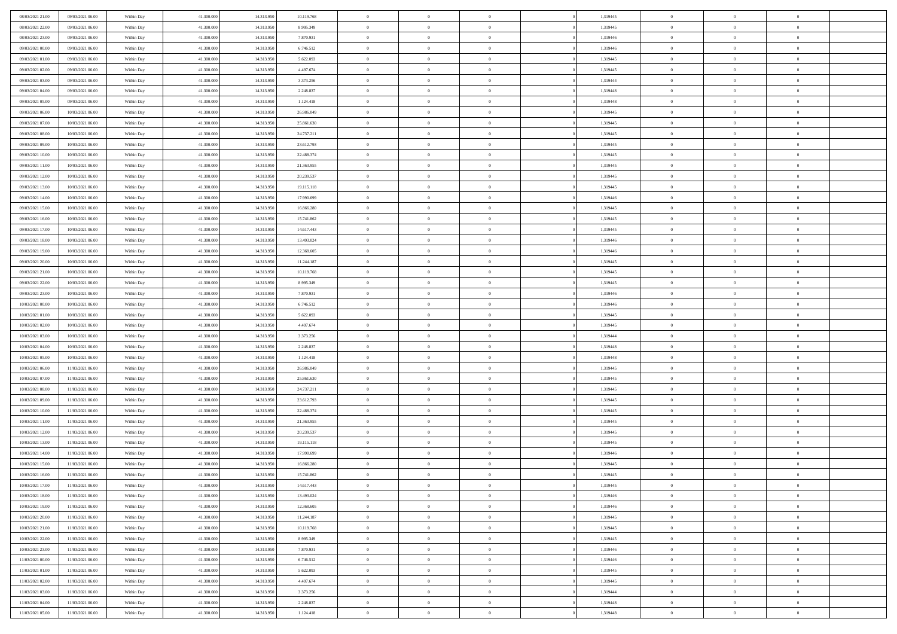| | | | | | | | | | | | | | | |
|---|---|---|---|---|---|---|---|---|---|---|---|---|---|---|
| 08/03/2021 21:00 | 09/03/2021 06:00 | Within Day | 41.300.000 | 14.313.950 | 10.119.768 | 0 | 0 | 0 | | 1,319445 | 0 | 0 | 0 | |
| 08/03/2021 22:00 | 09/03/2021 06:00 | Within Day | 41.300.000 | 14.313.950 | 8.995.349 | 0 | 0 | 0 | | 1,319445 | 0 | 0 | 0 | |
| 08/03/2021 23:00 | 09/03/2021 06:00 | Within Day | 41.300.000 | 14.313.950 | 7.870.931 | 0 | 0 | 0 | | 1,319446 | 0 | 0 | 0 | |
| 09/03/2021 00:00 | 09/03/2021 06:00 | Within Day | 41.300.000 | 14.313.950 | 6.746.512 | 0 | 0 | 0 | | 1,319446 | 0 | 0 | 0 | |
| 09/03/2021 01:00 | 09/03/2021 06:00 | Within Day | 41.300.000 | 14.313.950 | 5.622.093 | 0 | 0 | 0 | | 1,319445 | 0 | 0 | 0 | |
| 09/03/2021 02:00 | 09/03/2021 06:00 | Within Day | 41.300.000 | 14.313.950 | 4.497.674 | 0 | 0 | 0 | | 1,319445 | 0 | 0 | 0 | |
| 09/03/2021 03:00 | 09/03/2021 06:00 | Within Day | 41.300.000 | 14.313.950 | 3.373.256 | 0 | 0 | 0 | | 1,319444 | 0 | 0 | 0 | |
| 09/03/2021 04:00 | 09/03/2021 06:00 | Within Day | 41.300.000 | 14.313.950 | 2.248.837 | 0 | 0 | 0 | | 1,319448 | 0 | 0 | 0 | |
| 09/03/2021 05:00 | 09/03/2021 06:00 | Within Day | 41.300.000 | 14.313.950 | 1.124.418 | 0 | 0 | 0 | | 1,319448 | 0 | 0 | 0 | |
| 09/03/2021 06:00 | 10/03/2021 06:00 | Within Day | 41.300.000 | 14.313.950 | 26.986.049 | 0 | 0 | 0 | | 1,319445 | 0 | 0 | 0 | |
| 09/03/2021 07:00 | 10/03/2021 06:00 | Within Day | 41.300.000 | 14.313.950 | 25.861.630 | 0 | 0 | 0 | | 1,319445 | 0 | 0 | 0 | |
| 09/03/2021 08:00 | 10/03/2021 06:00 | Within Day | 41.300.000 | 14.313.950 | 24.737.211 | 0 | 0 | 0 | | 1,319445 | 0 | 0 | 0 | |
| 09/03/2021 09:00 | 10/03/2021 06:00 | Within Day | 41.300.000 | 14.313.950 | 23.612.793 | 0 | 0 | 0 | | 1,319445 | 0 | 0 | 0 | |
| 09/03/2021 10:00 | 10/03/2021 06:00 | Within Day | 41.300.000 | 14.313.950 | 22.488.374 | 0 | 0 | 0 | | 1,319445 | 0 | 0 | 0 | |
| 09/03/2021 11:00 | 10/03/2021 06:00 | Within Day | 41.300.000 | 14.313.950 | 21.363.955 | 0 | 0 | 0 | | 1,319445 | 0 | 0 | 0 | |
| 09/03/2021 12:00 | 10/03/2021 06:00 | Within Day | 41.300.000 | 14.313.950 | 20.239.537 | 0 | 0 | 0 | | 1,319445 | 0 | 0 | 0 | |
| 09/03/2021 13:00 | 10/03/2021 06:00 | Within Day | 41.300.000 | 14.313.950 | 19.115.118 | 0 | 0 | 0 | | 1,319445 | 0 | 0 | 0 | |
| 09/03/2021 14:00 | 10/03/2021 06:00 | Within Day | 41.300.000 | 14.313.950 | 17.990.699 | 0 | 0 | 0 | | 1,319446 | 0 | 0 | 0 | |
| 09/03/2021 15:00 | 10/03/2021 06:00 | Within Day | 41.300.000 | 14.313.950 | 16.866.280 | 0 | 0 | 0 | | 1,319445 | 0 | 0 | 0 | |
| 09/03/2021 16:00 | 10/03/2021 06:00 | Within Day | 41.300.000 | 14.313.950 | 15.741.862 | 0 | 0 | 0 | | 1,319445 | 0 | 0 | 0 | |
| 09/03/2021 17:00 | 10/03/2021 06:00 | Within Day | 41.300.000 | 14.313.950 | 14.617.443 | 0 | 0 | 0 | | 1,319445 | 0 | 0 | 0 | |
| 09/03/2021 18:00 | 10/03/2021 06:00 | Within Day | 41.300.000 | 14.313.950 | 13.493.024 | 0 | 0 | 0 | | 1,319446 | 0 | 0 | 0 | |
| 09/03/2021 19:00 | 10/03/2021 06:00 | Within Day | 41.300.000 | 14.313.950 | 12.368.605 | 0 | 0 | 0 | | 1,319446 | 0 | 0 | 0 | |
| 09/03/2021 20:00 | 10/03/2021 06:00 | Within Day | 41.300.000 | 14.313.950 | 11.244.187 | 0 | 0 | 0 | | 1,319445 | 0 | 0 | 0 | |
| 09/03/2021 21:00 | 10/03/2021 06:00 | Within Day | 41.300.000 | 14.313.950 | 10.119.768 | 0 | 0 | 0 | | 1,319445 | 0 | 0 | 0 | |
| 09/03/2021 22:00 | 10/03/2021 06:00 | Within Day | 41.300.000 | 14.313.950 | 8.995.349 | 0 | 0 | 0 | | 1,319445 | 0 | 0 | 0 | |
| 09/03/2021 23:00 | 10/03/2021 06:00 | Within Day | 41.300.000 | 14.313.950 | 7.870.931 | 0 | 0 | 0 | | 1,319446 | 0 | 0 | 0 | |
| 10/03/2021 00:00 | 10/03/2021 06:00 | Within Day | 41.300.000 | 14.313.950 | 6.746.512 | 0 | 0 | 0 | | 1,319446 | 0 | 0 | 0 | |
| 10/03/2021 01:00 | 10/03/2021 06:00 | Within Day | 41.300.000 | 14.313.950 | 5.622.093 | 0 | 0 | 0 | | 1,319445 | 0 | 0 | 0 | |
| 10/03/2021 02:00 | 10/03/2021 06:00 | Within Day | 41.300.000 | 14.313.950 | 4.497.674 | 0 | 0 | 0 | | 1,319445 | 0 | 0 | 0 | |
| 10/03/2021 03:00 | 10/03/2021 06:00 | Within Day | 41.300.000 | 14.313.950 | 3.373.256 | 0 | 0 | 0 | | 1,319444 | 0 | 0 | 0 | |
| 10/03/2021 04:00 | 10/03/2021 06:00 | Within Day | 41.300.000 | 14.313.950 | 2.248.837 | 0 | 0 | 0 | | 1,319448 | 0 | 0 | 0 | |
| 10/03/2021 05:00 | 10/03/2021 06:00 | Within Day | 41.300.000 | 14.313.950 | 1.124.418 | 0 | 0 | 0 | | 1,319448 | 0 | 0 | 0 | |
| 10/03/2021 06:00 | 11/03/2021 06:00 | Within Day | 41.300.000 | 14.313.950 | 26.986.049 | 0 | 0 | 0 | | 1,319445 | 0 | 0 | 0 | |
| 10/03/2021 07:00 | 11/03/2021 06:00 | Within Day | 41.300.000 | 14.313.950 | 25.861.630 | 0 | 0 | 0 | | 1,319445 | 0 | 0 | 0 | |
| 10/03/2021 08:00 | 11/03/2021 06:00 | Within Day | 41.300.000 | 14.313.950 | 24.737.211 | 0 | 0 | 0 | | 1,319445 | 0 | 0 | 0 | |
| 10/03/2021 09:00 | 11/03/2021 06:00 | Within Day | 41.300.000 | 14.313.950 | 23.612.793 | 0 | 0 | 0 | | 1,319445 | 0 | 0 | 0 | |
| 10/03/2021 10:00 | 11/03/2021 06:00 | Within Day | 41.300.000 | 14.313.950 | 22.488.374 | 0 | 0 | 0 | | 1,319445 | 0 | 0 | 0 | |
| 10/03/2021 11:00 | 11/03/2021 06:00 | Within Day | 41.300.000 | 14.313.950 | 21.363.955 | 0 | 0 | 0 | | 1,319445 | 0 | 0 | 0 | |
| 10/03/2021 12:00 | 11/03/2021 06:00 | Within Day | 41.300.000 | 14.313.950 | 20.239.537 | 0 | 0 | 0 | | 1,319445 | 0 | 0 | 0 | |
| 10/03/2021 13:00 | 11/03/2021 06:00 | Within Day | 41.300.000 | 14.313.950 | 19.115.118 | 0 | 0 | 0 | | 1,319445 | 0 | 0 | 0 | |
| 10/03/2021 14:00 | 11/03/2021 06:00 | Within Day | 41.300.000 | 14.313.950 | 17.990.699 | 0 | 0 | 0 | | 1,319446 | 0 | 0 | 0 | |
| 10/03/2021 15:00 | 11/03/2021 06:00 | Within Day | 41.300.000 | 14.313.950 | 16.866.280 | 0 | 0 | 0 | | 1,319445 | 0 | 0 | 0 | |
| 10/03/2021 16:00 | 11/03/2021 06:00 | Within Day | 41.300.000 | 14.313.950 | 15.741.862 | 0 | 0 | 0 | | 1,319445 | 0 | 0 | 0 | |
| 10/03/2021 17:00 | 11/03/2021 06:00 | Within Day | 41.300.000 | 14.313.950 | 14.617.443 | 0 | 0 | 0 | | 1,319445 | 0 | 0 | 0 | |
| 10/03/2021 18:00 | 11/03/2021 06:00 | Within Day | 41.300.000 | 14.313.950 | 13.493.024 | 0 | 0 | 0 | | 1,319446 | 0 | 0 | 0 | |
| 10/03/2021 19:00 | 11/03/2021 06:00 | Within Day | 41.300.000 | 14.313.950 | 12.368.605 | 0 | 0 | 0 | | 1,319446 | 0 | 0 | 0 | |
| 10/03/2021 20:00 | 11/03/2021 06:00 | Within Day | 41.300.000 | 14.313.950 | 11.244.187 | 0 | 0 | 0 | | 1,319445 | 0 | 0 | 0 | |
| 10/03/2021 21:00 | 11/03/2021 06:00 | Within Day | 41.300.000 | 14.313.950 | 10.119.768 | 0 | 0 | 0 | | 1,319445 | 0 | 0 | 0 | |
| 10/03/2021 22:00 | 11/03/2021 06:00 | Within Day | 41.300.000 | 14.313.950 | 8.995.349 | 0 | 0 | 0 | | 1,319445 | 0 | 0 | 0 | |
| 10/03/2021 23:00 | 11/03/2021 06:00 | Within Day | 41.300.000 | 14.313.950 | 7.870.931 | 0 | 0 | 0 | | 1,319446 | 0 | 0 | 0 | |
| 11/03/2021 00:00 | 11/03/2021 06:00 | Within Day | 41.300.000 | 14.313.950 | 6.746.512 | 0 | 0 | 0 | | 1,319446 | 0 | 0 | 0 | |
| 11/03/2021 01:00 | 11/03/2021 06:00 | Within Day | 41.300.000 | 14.313.950 | 5.622.093 | 0 | 0 | 0 | | 1,319445 | 0 | 0 | 0 | |
| 11/03/2021 02:00 | 11/03/2021 06:00 | Within Day | 41.300.000 | 14.313.950 | 4.497.674 | 0 | 0 | 0 | | 1,319445 | 0 | 0 | 0 | |
| 11/03/2021 03:00 | 11/03/2021 06:00 | Within Day | 41.300.000 | 14.313.950 | 3.373.256 | 0 | 0 | 0 | | 1,319444 | 0 | 0 | 0 | |
| 11/03/2021 04:00 | 11/03/2021 06:00 | Within Day | 41.300.000 | 14.313.950 | 2.248.837 | 0 | 0 | 0 | | 1,319448 | 0 | 0 | 0 | |
| 11/03/2021 05:00 | 11/03/2021 06:00 | Within Day | 41.300.000 | 14.313.950 | 1.124.418 | 0 | 0 | 0 | | 1,319448 | 0 | 0 | 0 | |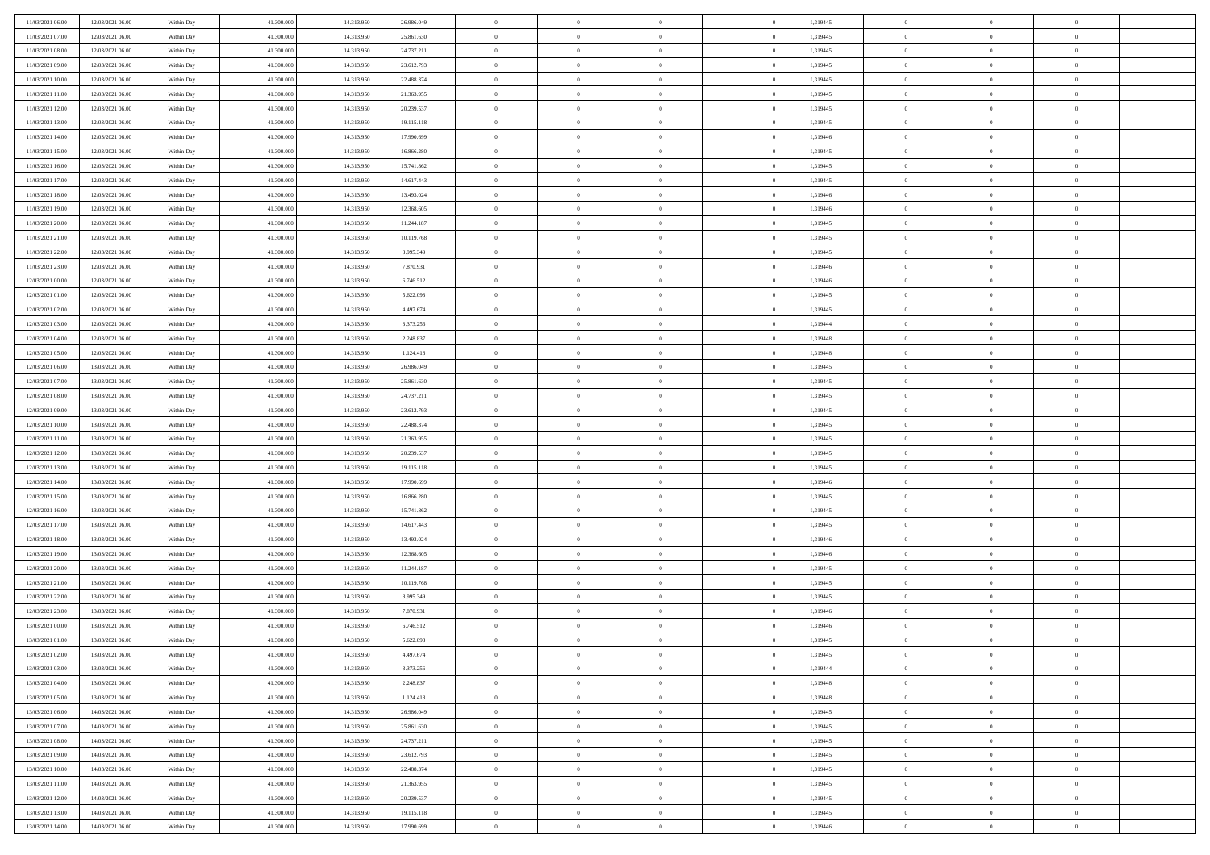| | | | | | | | | | | | | | | |
|---|---|---|---|---|---|---|---|---|---|---|---|---|---|---|
| 11/03/2021 06.00 | 12/03/2021 06.00 | Within Day | 41.300.000 | 14.313.950 | 26.986.049 | 0 | 0 | 0 | | 1,319445 | 0 | 0 | 0 | |
| 11/03/2021 07.00 | 12/03/2021 06.00 | Within Day | 41.300.000 | 14.313.950 | 25.861.630 | 0 | 0 | 0 | | 1,319445 | 0 | 0 | 0 | |
| 11/03/2021 08.00 | 12/03/2021 06.00 | Within Day | 41.300.000 | 14.313.950 | 24.737.211 | 0 | 0 | 0 | | 1,319445 | 0 | 0 | 0 | |
| 11/03/2021 09.00 | 12/03/2021 06.00 | Within Day | 41.300.000 | 14.313.950 | 23.612.793 | 0 | 0 | 0 | | 1,319445 | 0 | 0 | 0 | |
| 11/03/2021 10.00 | 12/03/2021 06.00 | Within Day | 41.300.000 | 14.313.950 | 22.488.374 | 0 | 0 | 0 | | 1,319445 | 0 | 0 | 0 | |
| 11/03/2021 11.00 | 12/03/2021 06.00 | Within Day | 41.300.000 | 14.313.950 | 21.363.955 | 0 | 0 | 0 | | 1,319445 | 0 | 0 | 0 | |
| 11/03/2021 12.00 | 12/03/2021 06.00 | Within Day | 41.300.000 | 14.313.950 | 20.239.537 | 0 | 0 | 0 | | 1,319445 | 0 | 0 | 0 | |
| 11/03/2021 13.00 | 12/03/2021 06.00 | Within Day | 41.300.000 | 14.313.950 | 19.115.118 | 0 | 0 | 0 | | 1,319445 | 0 | 0 | 0 | |
| 11/03/2021 14.00 | 12/03/2021 06.00 | Within Day | 41.300.000 | 14.313.950 | 17.990.699 | 0 | 0 | 0 | | 1,319446 | 0 | 0 | 0 | |
| 11/03/2021 15.00 | 12/03/2021 06.00 | Within Day | 41.300.000 | 14.313.950 | 16.866.280 | 0 | 0 | 0 | | 1,319445 | 0 | 0 | 0 | |
| 11/03/2021 16.00 | 12/03/2021 06.00 | Within Day | 41.300.000 | 14.313.950 | 15.741.862 | 0 | 0 | 0 | | 1,319445 | 0 | 0 | 0 | |
| 11/03/2021 17.00 | 12/03/2021 06.00 | Within Day | 41.300.000 | 14.313.950 | 14.617.443 | 0 | 0 | 0 | | 1,319445 | 0 | 0 | 0 | |
| 11/03/2021 18.00 | 12/03/2021 06.00 | Within Day | 41.300.000 | 14.313.950 | 13.493.024 | 0 | 0 | 0 | | 1,319446 | 0 | 0 | 0 | |
| 11/03/2021 19.00 | 12/03/2021 06.00 | Within Day | 41.300.000 | 14.313.950 | 12.368.605 | 0 | 0 | 0 | | 1,319446 | 0 | 0 | 0 | |
| 11/03/2021 20.00 | 12/03/2021 06.00 | Within Day | 41.300.000 | 14.313.950 | 11.244.187 | 0 | 0 | 0 | | 1,319445 | 0 | 0 | 0 | |
| 11/03/2021 21.00 | 12/03/2021 06.00 | Within Day | 41.300.000 | 14.313.950 | 10.119.768 | 0 | 0 | 0 | | 1,319445 | 0 | 0 | 0 | |
| 11/03/2021 22.00 | 12/03/2021 06.00 | Within Day | 41.300.000 | 14.313.950 | 8.995.349 | 0 | 0 | 0 | | 1,319445 | 0 | 0 | 0 | |
| 11/03/2021 23.00 | 12/03/2021 06.00 | Within Day | 41.300.000 | 14.313.950 | 7.870.931 | 0 | 0 | 0 | | 1,319446 | 0 | 0 | 0 | |
| 12/03/2021 00.00 | 12/03/2021 06.00 | Within Day | 41.300.000 | 14.313.950 | 6.746.512 | 0 | 0 | 0 | | 1,319446 | 0 | 0 | 0 | |
| 12/03/2021 01.00 | 12/03/2021 06.00 | Within Day | 41.300.000 | 14.313.950 | 5.622.093 | 0 | 0 | 0 | | 1,319445 | 0 | 0 | 0 | |
| 12/03/2021 02.00 | 12/03/2021 06.00 | Within Day | 41.300.000 | 14.313.950 | 4.497.674 | 0 | 0 | 0 | | 1,319445 | 0 | 0 | 0 | |
| 12/03/2021 03.00 | 12/03/2021 06.00 | Within Day | 41.300.000 | 14.313.950 | 3.373.256 | 0 | 0 | 0 | | 1,319444 | 0 | 0 | 0 | |
| 12/03/2021 04.00 | 12/03/2021 06.00 | Within Day | 41.300.000 | 14.313.950 | 2.248.837 | 0 | 0 | 0 | | 1,319448 | 0 | 0 | 0 | |
| 12/03/2021 05.00 | 12/03/2021 06.00 | Within Day | 41.300.000 | 14.313.950 | 1.124.418 | 0 | 0 | 0 | | 1,319448 | 0 | 0 | 0 | |
| 12/03/2021 06.00 | 13/03/2021 06.00 | Within Day | 41.300.000 | 14.313.950 | 26.986.049 | 0 | 0 | 0 | | 1,319445 | 0 | 0 | 0 | |
| 12/03/2021 07.00 | 13/03/2021 06.00 | Within Day | 41.300.000 | 14.313.950 | 25.861.630 | 0 | 0 | 0 | | 1,319445 | 0 | 0 | 0 | |
| 12/03/2021 08.00 | 13/03/2021 06.00 | Within Day | 41.300.000 | 14.313.950 | 24.737.211 | 0 | 0 | 0 | | 1,319445 | 0 | 0 | 0 | |
| 12/03/2021 09.00 | 13/03/2021 06.00 | Within Day | 41.300.000 | 14.313.950 | 23.612.793 | 0 | 0 | 0 | | 1,319445 | 0 | 0 | 0 | |
| 12/03/2021 10.00 | 13/03/2021 06.00 | Within Day | 41.300.000 | 14.313.950 | 22.488.374 | 0 | 0 | 0 | | 1,319445 | 0 | 0 | 0 | |
| 12/03/2021 11.00 | 13/03/2021 06.00 | Within Day | 41.300.000 | 14.313.950 | 21.363.955 | 0 | 0 | 0 | | 1,319445 | 0 | 0 | 0 | |
| 12/03/2021 12.00 | 13/03/2021 06.00 | Within Day | 41.300.000 | 14.313.950 | 20.239.537 | 0 | 0 | 0 | | 1,319445 | 0 | 0 | 0 | |
| 12/03/2021 13.00 | 13/03/2021 06.00 | Within Day | 41.300.000 | 14.313.950 | 19.115.118 | 0 | 0 | 0 | | 1,319445 | 0 | 0 | 0 | |
| 12/03/2021 14.00 | 13/03/2021 06.00 | Within Day | 41.300.000 | 14.313.950 | 17.990.699 | 0 | 0 | 0 | | 1,319446 | 0 | 0 | 0 | |
| 12/03/2021 15.00 | 13/03/2021 06.00 | Within Day | 41.300.000 | 14.313.950 | 16.866.280 | 0 | 0 | 0 | | 1,319445 | 0 | 0 | 0 | |
| 12/03/2021 16.00 | 13/03/2021 06.00 | Within Day | 41.300.000 | 14.313.950 | 15.741.862 | 0 | 0 | 0 | | 1,319445 | 0 | 0 | 0 | |
| 12/03/2021 17.00 | 13/03/2021 06.00 | Within Day | 41.300.000 | 14.313.950 | 14.617.443 | 0 | 0 | 0 | | 1,319445 | 0 | 0 | 0 | |
| 12/03/2021 18.00 | 13/03/2021 06.00 | Within Day | 41.300.000 | 14.313.950 | 13.493.024 | 0 | 0 | 0 | | 1,319446 | 0 | 0 | 0 | |
| 12/03/2021 19.00 | 13/03/2021 06.00 | Within Day | 41.300.000 | 14.313.950 | 12.368.605 | 0 | 0 | 0 | | 1,319446 | 0 | 0 | 0 | |
| 12/03/2021 20.00 | 13/03/2021 06.00 | Within Day | 41.300.000 | 14.313.950 | 11.244.187 | 0 | 0 | 0 | | 1,319445 | 0 | 0 | 0 | |
| 12/03/2021 21.00 | 13/03/2021 06.00 | Within Day | 41.300.000 | 14.313.950 | 10.119.768 | 0 | 0 | 0 | | 1,319445 | 0 | 0 | 0 | |
| 12/03/2021 22.00 | 13/03/2021 06.00 | Within Day | 41.300.000 | 14.313.950 | 8.995.349 | 0 | 0 | 0 | | 1,319445 | 0 | 0 | 0 | |
| 12/03/2021 23.00 | 13/03/2021 06.00 | Within Day | 41.300.000 | 14.313.950 | 7.870.931 | 0 | 0 | 0 | | 1,319446 | 0 | 0 | 0 | |
| 13/03/2021 00.00 | 13/03/2021 06.00 | Within Day | 41.300.000 | 14.313.950 | 6.746.512 | 0 | 0 | 0 | | 1,319446 | 0 | 0 | 0 | |
| 13/03/2021 01.00 | 13/03/2021 06.00 | Within Day | 41.300.000 | 14.313.950 | 5.622.093 | 0 | 0 | 0 | | 1,319445 | 0 | 0 | 0 | |
| 13/03/2021 02.00 | 13/03/2021 06.00 | Within Day | 41.300.000 | 14.313.950 | 4.497.674 | 0 | 0 | 0 | | 1,319445 | 0 | 0 | 0 | |
| 13/03/2021 03.00 | 13/03/2021 06.00 | Within Day | 41.300.000 | 14.313.950 | 3.373.256 | 0 | 0 | 0 | | 1,319444 | 0 | 0 | 0 | |
| 13/03/2021 04.00 | 13/03/2021 06.00 | Within Day | 41.300.000 | 14.313.950 | 2.248.837 | 0 | 0 | 0 | | 1,319448 | 0 | 0 | 0 | |
| 13/03/2021 05.00 | 13/03/2021 06.00 | Within Day | 41.300.000 | 14.313.950 | 1.124.418 | 0 | 0 | 0 | | 1,319448 | 0 | 0 | 0 | |
| 13/03/2021 06.00 | 14/03/2021 06.00 | Within Day | 41.300.000 | 14.313.950 | 26.986.049 | 0 | 0 | 0 | | 1,319445 | 0 | 0 | 0 | |
| 13/03/2021 07.00 | 14/03/2021 06.00 | Within Day | 41.300.000 | 14.313.950 | 25.861.630 | 0 | 0 | 0 | | 1,319445 | 0 | 0 | 0 | |
| 13/03/2021 08.00 | 14/03/2021 06.00 | Within Day | 41.300.000 | 14.313.950 | 24.737.211 | 0 | 0 | 0 | | 1,319445 | 0 | 0 | 0 | |
| 13/03/2021 09.00 | 14/03/2021 06.00 | Within Day | 41.300.000 | 14.313.950 | 23.612.793 | 0 | 0 | 0 | | 1,319445 | 0 | 0 | 0 | |
| 13/03/2021 10.00 | 14/03/2021 06.00 | Within Day | 41.300.000 | 14.313.950 | 22.488.374 | 0 | 0 | 0 | | 1,319445 | 0 | 0 | 0 | |
| 13/03/2021 11.00 | 14/03/2021 06.00 | Within Day | 41.300.000 | 14.313.950 | 21.363.955 | 0 | 0 | 0 | | 1,319445 | 0 | 0 | 0 | |
| 13/03/2021 12.00 | 14/03/2021 06.00 | Within Day | 41.300.000 | 14.313.950 | 20.239.537 | 0 | 0 | 0 | | 1,319445 | 0 | 0 | 0 | |
| 13/03/2021 13.00 | 14/03/2021 06.00 | Within Day | 41.300.000 | 14.313.950 | 19.115.118 | 0 | 0 | 0 | | 1,319445 | 0 | 0 | 0 | |
| 13/03/2021 14.00 | 14/03/2021 06.00 | Within Day | 41.300.000 | 14.313.950 | 17.990.699 | 0 | 0 | 0 | | 1,319446 | 0 | 0 | 0 | |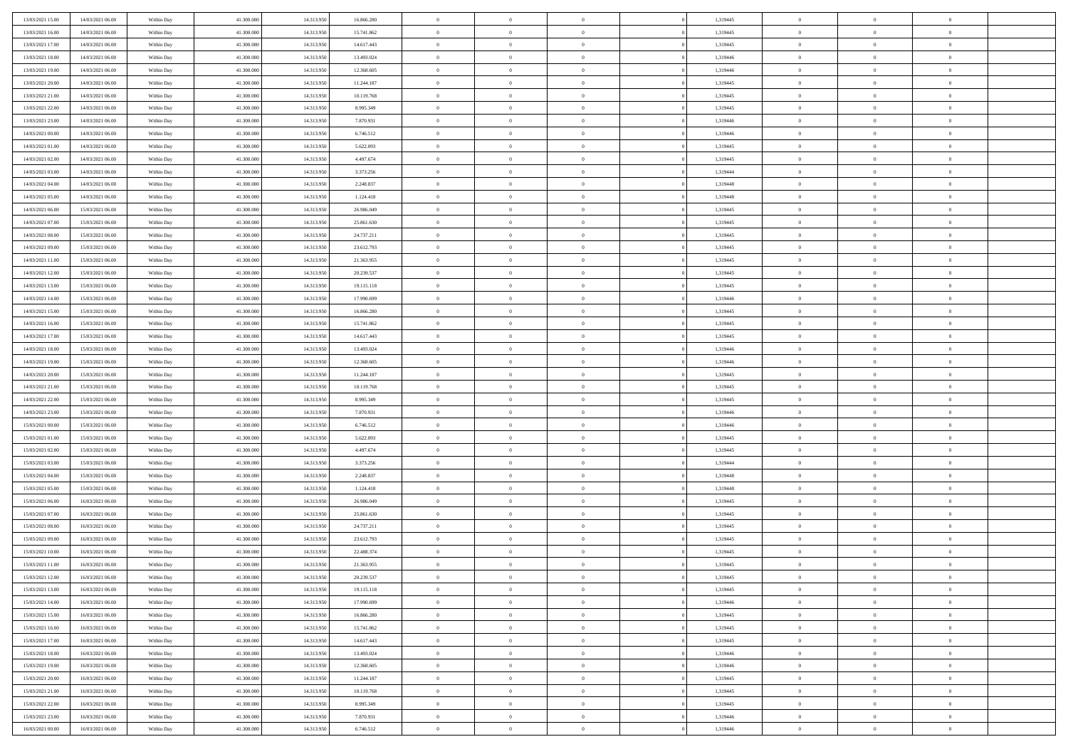| | | | | | | | | | | | | | | |
|---|---|---|---|---|---|---|---|---|---|---|---|---|---|---|
| 13/03/2021 15.00 | 14/03/2021 06.00 | Within Day | 41.300.000 | 14.313.950 | 16.866.280 | 0 | 0 | 0 | | 1,319445 | 0 | 0 | 0 | |
| 13/03/2021 16.00 | 14/03/2021 06.00 | Within Day | 41.300.000 | 14.313.950 | 15.741.862 | 0 | 0 | 0 | | 1,319445 | 0 | 0 | 0 | |
| 13/03/2021 17.00 | 14/03/2021 06.00 | Within Day | 41.300.000 | 14.313.950 | 14.617.443 | 0 | 0 | 0 | | 1,319445 | 0 | 0 | 0 | |
| 13/03/2021 18.00 | 14/03/2021 06.00 | Within Day | 41.300.000 | 14.313.950 | 13.493.024 | 0 | 0 | 0 | | 1,319446 | 0 | 0 | 0 | |
| 13/03/2021 19.00 | 14/03/2021 06.00 | Within Day | 41.300.000 | 14.313.950 | 12.368.605 | 0 | 0 | 0 | | 1,319446 | 0 | 0 | 0 | |
| 13/03/2021 20.00 | 14/03/2021 06.00 | Within Day | 41.300.000 | 14.313.950 | 11.244.187 | 0 | 0 | 0 | | 1,319445 | 0 | 0 | 0 | |
| 13/03/2021 21.00 | 14/03/2021 06.00 | Within Day | 41.300.000 | 14.313.950 | 10.119.768 | 0 | 0 | 0 | | 1,319445 | 0 | 0 | 0 | |
| 13/03/2021 22.00 | 14/03/2021 06.00 | Within Day | 41.300.000 | 14.313.950 | 8.995.349 | 0 | 0 | 0 | | 1,319445 | 0 | 0 | 0 | |
| 13/03/2021 23.00 | 14/03/2021 06.00 | Within Day | 41.300.000 | 14.313.950 | 7.870.931 | 0 | 0 | 0 | | 1,319446 | 0 | 0 | 0 | |
| 14/03/2021 00.00 | 14/03/2021 06.00 | Within Day | 41.300.000 | 14.313.950 | 6.746.512 | 0 | 0 | 0 | | 1,319446 | 0 | 0 | 0 | |
| 14/03/2021 01.00 | 14/03/2021 06.00 | Within Day | 41.300.000 | 14.313.950 | 5.622.093 | 0 | 0 | 0 | | 1,319445 | 0 | 0 | 0 | |
| 14/03/2021 02.00 | 14/03/2021 06.00 | Within Day | 41.300.000 | 14.313.950 | 4.497.674 | 0 | 0 | 0 | | 1,319445 | 0 | 0 | 0 | |
| 14/03/2021 03.00 | 14/03/2021 06.00 | Within Day | 41.300.000 | 14.313.950 | 3.373.256 | 0 | 0 | 0 | | 1,319444 | 0 | 0 | 0 | |
| 14/03/2021 04.00 | 14/03/2021 06.00 | Within Day | 41.300.000 | 14.313.950 | 2.248.837 | 0 | 0 | 0 | | 1,319448 | 0 | 0 | 0 | |
| 14/03/2021 05.00 | 14/03/2021 06.00 | Within Day | 41.300.000 | 14.313.950 | 1.124.418 | 0 | 0 | 0 | | 1,319448 | 0 | 0 | 0 | |
| 14/03/2021 06.00 | 15/03/2021 06.00 | Within Day | 41.300.000 | 14.313.950 | 26.986.049 | 0 | 0 | 0 | | 1,319445 | 0 | 0 | 0 | |
| 14/03/2021 07.00 | 15/03/2021 06.00 | Within Day | 41.300.000 | 14.313.950 | 25.861.630 | 0 | 0 | 0 | | 1,319445 | 0 | 0 | 0 | |
| 14/03/2021 08.00 | 15/03/2021 06.00 | Within Day | 41.300.000 | 14.313.950 | 24.737.211 | 0 | 0 | 0 | | 1,319445 | 0 | 0 | 0 | |
| 14/03/2021 09.00 | 15/03/2021 06.00 | Within Day | 41.300.000 | 14.313.950 | 23.612.793 | 0 | 0 | 0 | | 1,319445 | 0 | 0 | 0 | |
| 14/03/2021 11.00 | 15/03/2021 06.00 | Within Day | 41.300.000 | 14.313.950 | 21.363.955 | 0 | 0 | 0 | | 1,319445 | 0 | 0 | 0 | |
| 14/03/2021 12.00 | 15/03/2021 06.00 | Within Day | 41.300.000 | 14.313.950 | 20.239.537 | 0 | 0 | 0 | | 1,319445 | 0 | 0 | 0 | |
| 14/03/2021 13.00 | 15/03/2021 06.00 | Within Day | 41.300.000 | 14.313.950 | 19.115.118 | 0 | 0 | 0 | | 1,319445 | 0 | 0 | 0 | |
| 14/03/2021 14.00 | 15/03/2021 06.00 | Within Day | 41.300.000 | 14.313.950 | 17.990.699 | 0 | 0 | 0 | | 1,319446 | 0 | 0 | 0 | |
| 14/03/2021 15.00 | 15/03/2021 06.00 | Within Day | 41.300.000 | 14.313.950 | 16.866.280 | 0 | 0 | 0 | | 1,319445 | 0 | 0 | 0 | |
| 14/03/2021 16.00 | 15/03/2021 06.00 | Within Day | 41.300.000 | 14.313.950 | 15.741.862 | 0 | 0 | 0 | | 1,319445 | 0 | 0 | 0 | |
| 14/03/2021 17.00 | 15/03/2021 06.00 | Within Day | 41.300.000 | 14.313.950 | 14.617.443 | 0 | 0 | 0 | | 1,319445 | 0 | 0 | 0 | |
| 14/03/2021 18.00 | 15/03/2021 06.00 | Within Day | 41.300.000 | 14.313.950 | 13.493.024 | 0 | 0 | 0 | | 1,319446 | 0 | 0 | 0 | |
| 14/03/2021 19.00 | 15/03/2021 06.00 | Within Day | 41.300.000 | 14.313.950 | 12.368.605 | 0 | 0 | 0 | | 1,319446 | 0 | 0 | 0 | |
| 14/03/2021 20.00 | 15/03/2021 06.00 | Within Day | 41.300.000 | 14.313.950 | 11.244.187 | 0 | 0 | 0 | | 1,319445 | 0 | 0 | 0 | |
| 14/03/2021 21.00 | 15/03/2021 06.00 | Within Day | 41.300.000 | 14.313.950 | 10.119.768 | 0 | 0 | 0 | | 1,319445 | 0 | 0 | 0 | |
| 14/03/2021 22.00 | 15/03/2021 06.00 | Within Day | 41.300.000 | 14.313.950 | 8.995.349 | 0 | 0 | 0 | | 1,319445 | 0 | 0 | 0 | |
| 14/03/2021 23.00 | 15/03/2021 06.00 | Within Day | 41.300.000 | 14.313.950 | 7.870.931 | 0 | 0 | 0 | | 1,319446 | 0 | 0 | 0 | |
| 15/03/2021 00.00 | 15/03/2021 06.00 | Within Day | 41.300.000 | 14.313.950 | 6.746.512 | 0 | 0 | 0 | | 1,319446 | 0 | 0 | 0 | |
| 15/03/2021 01.00 | 15/03/2021 06.00 | Within Day | 41.300.000 | 14.313.950 | 5.622.093 | 0 | 0 | 0 | | 1,319445 | 0 | 0 | 0 | |
| 15/03/2021 02.00 | 15/03/2021 06.00 | Within Day | 41.300.000 | 14.313.950 | 4.497.674 | 0 | 0 | 0 | | 1,319445 | 0 | 0 | 0 | |
| 15/03/2021 03.00 | 15/03/2021 06.00 | Within Day | 41.300.000 | 14.313.950 | 3.373.256 | 0 | 0 | 0 | | 1,319444 | 0 | 0 | 0 | |
| 15/03/2021 04.00 | 15/03/2021 06.00 | Within Day | 41.300.000 | 14.313.950 | 2.248.837 | 0 | 0 | 0 | | 1,319448 | 0 | 0 | 0 | |
| 15/03/2021 05.00 | 15/03/2021 06.00 | Within Day | 41.300.000 | 14.313.950 | 1.124.418 | 0 | 0 | 0 | | 1,319448 | 0 | 0 | 0 | |
| 15/03/2021 06.00 | 16/03/2021 06.00 | Within Day | 41.300.000 | 14.313.950 | 26.986.049 | 0 | 0 | 0 | | 1,319445 | 0 | 0 | 0 | |
| 15/03/2021 07.00 | 16/03/2021 06.00 | Within Day | 41.300.000 | 14.313.950 | 25.861.630 | 0 | 0 | 0 | | 1,319445 | 0 | 0 | 0 | |
| 15/03/2021 08.00 | 16/03/2021 06.00 | Within Day | 41.300.000 | 14.313.950 | 24.737.211 | 0 | 0 | 0 | | 1,319445 | 0 | 0 | 0 | |
| 15/03/2021 09.00 | 16/03/2021 06.00 | Within Day | 41.300.000 | 14.313.950 | 23.612.793 | 0 | 0 | 0 | | 1,319445 | 0 | 0 | 0 | |
| 15/03/2021 10.00 | 16/03/2021 06.00 | Within Day | 41.300.000 | 14.313.950 | 22.488.374 | 0 | 0 | 0 | | 1,319445 | 0 | 0 | 0 | |
| 15/03/2021 11.00 | 16/03/2021 06.00 | Within Day | 41.300.000 | 14.313.950 | 21.363.955 | 0 | 0 | 0 | | 1,319445 | 0 | 0 | 0 | |
| 15/03/2021 12.00 | 16/03/2021 06.00 | Within Day | 41.300.000 | 14.313.950 | 20.239.537 | 0 | 0 | 0 | | 1,319445 | 0 | 0 | 0 | |
| 15/03/2021 13.00 | 16/03/2021 06.00 | Within Day | 41.300.000 | 14.313.950 | 19.115.118 | 0 | 0 | 0 | | 1,319445 | 0 | 0 | 0 | |
| 15/03/2021 14.00 | 16/03/2021 06.00 | Within Day | 41.300.000 | 14.313.950 | 17.990.699 | 0 | 0 | 0 | | 1,319446 | 0 | 0 | 0 | |
| 15/03/2021 15.00 | 16/03/2021 06.00 | Within Day | 41.300.000 | 14.313.950 | 16.866.280 | 0 | 0 | 0 | | 1,319445 | 0 | 0 | 0 | |
| 15/03/2021 16.00 | 16/03/2021 06.00 | Within Day | 41.300.000 | 14.313.950 | 15.741.862 | 0 | 0 | 0 | | 1,319445 | 0 | 0 | 0 | |
| 15/03/2021 17.00 | 16/03/2021 06.00 | Within Day | 41.300.000 | 14.313.950 | 14.617.443 | 0 | 0 | 0 | | 1,319445 | 0 | 0 | 0 | |
| 15/03/2021 18.00 | 16/03/2021 06.00 | Within Day | 41.300.000 | 14.313.950 | 13.493.024 | 0 | 0 | 0 | | 1,319446 | 0 | 0 | 0 | |
| 15/03/2021 19.00 | 16/03/2021 06.00 | Within Day | 41.300.000 | 14.313.950 | 12.368.605 | 0 | 0 | 0 | | 1,319446 | 0 | 0 | 0 | |
| 15/03/2021 20.00 | 16/03/2021 06.00 | Within Day | 41.300.000 | 14.313.950 | 11.244.187 | 0 | 0 | 0 | | 1,319445 | 0 | 0 | 0 | |
| 15/03/2021 21.00 | 16/03/2021 06.00 | Within Day | 41.300.000 | 14.313.950 | 10.119.768 | 0 | 0 | 0 | | 1,319445 | 0 | 0 | 0 | |
| 15/03/2021 22.00 | 16/03/2021 06.00 | Within Day | 41.300.000 | 14.313.950 | 8.995.349 | 0 | 0 | 0 | | 1,319445 | 0 | 0 | 0 | |
| 15/03/2021 23.00 | 16/03/2021 06.00 | Within Day | 41.300.000 | 14.313.950 | 7.870.931 | 0 | 0 | 0 | | 1,319446 | 0 | 0 | 0 | |
| 16/03/2021 00.00 | 16/03/2021 06.00 | Within Day | 41.300.000 | 14.313.950 | 6.746.512 | 0 | 0 | 0 | | 1,319446 | 0 | 0 | 0 | |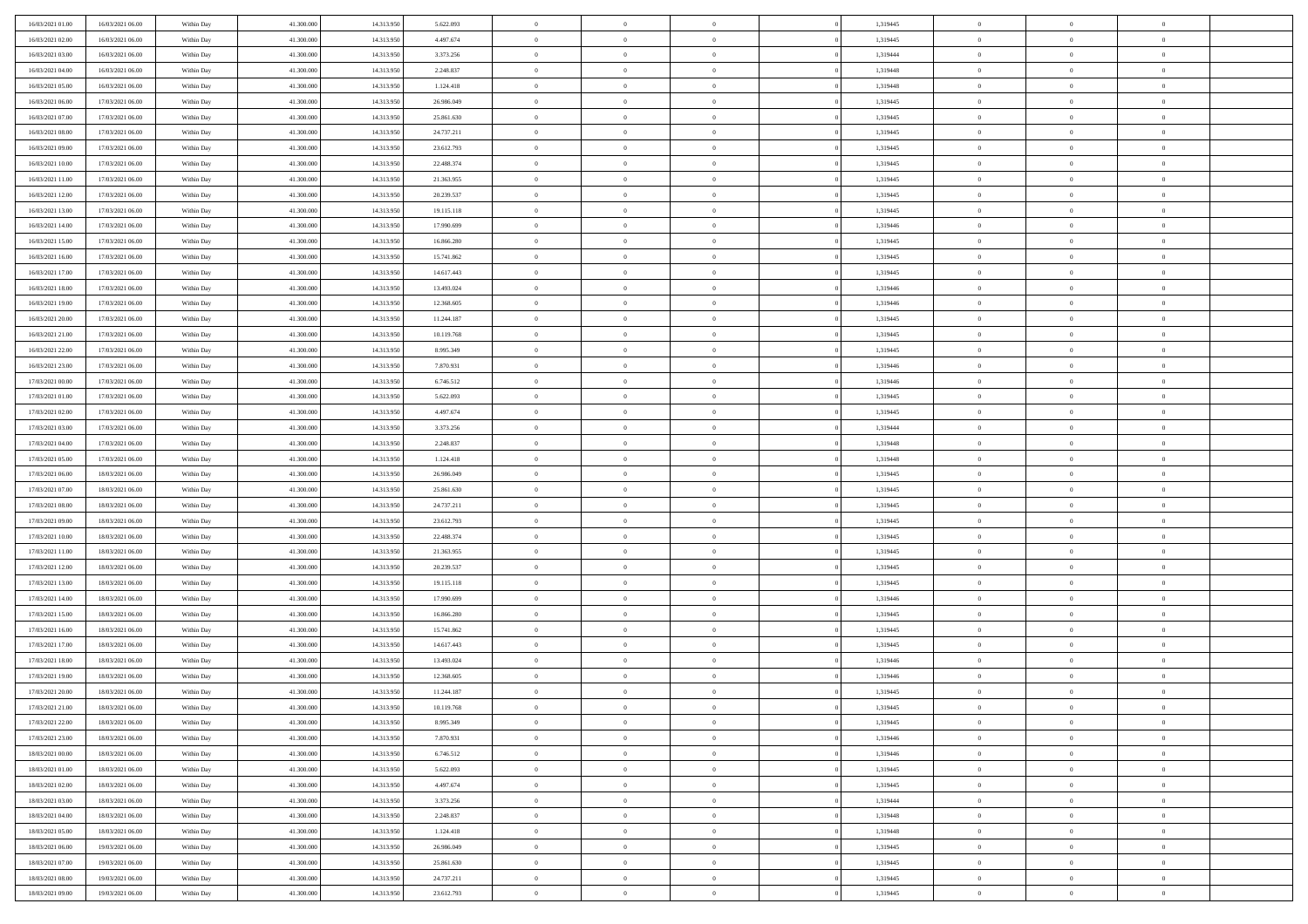| | | | | | | | | | | | | | | |
|---|---|---|---|---|---|---|---|---|---|---|---|---|---|---|
| 16/03/2021 01:00 | 16/03/2021 06:00 | Within Day | 41.300.000 | 14.313.950 | 5.622.093 | 0 | 0 | 0 | | 1,319445 | 0 | 0 | 0 | |
| 16/03/2021 02:00 | 16/03/2021 06:00 | Within Day | 41.300.000 | 14.313.950 | 4.497.674 | 0 | 0 | 0 | | 1,319445 | 0 | 0 | 0 | |
| 16/03/2021 03:00 | 16/03/2021 06:00 | Within Day | 41.300.000 | 14.313.950 | 3.373.256 | 0 | 0 | 0 | | 1,319444 | 0 | 0 | 0 | |
| 16/03/2021 04:00 | 16/03/2021 06:00 | Within Day | 41.300.000 | 14.313.950 | 2.248.837 | 0 | 0 | 0 | | 1,319448 | 0 | 0 | 0 | |
| 16/03/2021 05:00 | 16/03/2021 06:00 | Within Day | 41.300.000 | 14.313.950 | 1.124.418 | 0 | 0 | 0 | | 1,319448 | 0 | 0 | 0 | |
| 16/03/2021 06:00 | 17/03/2021 06:00 | Within Day | 41.300.000 | 14.313.950 | 26.986.049 | 0 | 0 | 0 | | 1,319445 | 0 | 0 | 0 | |
| 16/03/2021 07:00 | 17/03/2021 06:00 | Within Day | 41.300.000 | 14.313.950 | 25.861.630 | 0 | 0 | 0 | | 1,319445 | 0 | 0 | 0 | |
| 16/03/2021 08:00 | 17/03/2021 06:00 | Within Day | 41.300.000 | 14.313.950 | 24.737.211 | 0 | 0 | 0 | | 1,319445 | 0 | 0 | 0 | |
| 16/03/2021 09:00 | 17/03/2021 06:00 | Within Day | 41.300.000 | 14.313.950 | 23.612.793 | 0 | 0 | 0 | | 1,319445 | 0 | 0 | 0 | |
| 16/03/2021 10:00 | 17/03/2021 06:00 | Within Day | 41.300.000 | 14.313.950 | 22.488.374 | 0 | 0 | 0 | | 1,319445 | 0 | 0 | 0 | |
| 16/03/2021 11:00 | 17/03/2021 06:00 | Within Day | 41.300.000 | 14.313.950 | 21.363.955 | 0 | 0 | 0 | | 1,319445 | 0 | 0 | 0 | |
| 16/03/2021 12:00 | 17/03/2021 06:00 | Within Day | 41.300.000 | 14.313.950 | 20.239.537 | 0 | 0 | 0 | | 1,319445 | 0 | 0 | 0 | |
| 16/03/2021 13:00 | 17/03/2021 06:00 | Within Day | 41.300.000 | 14.313.950 | 19.115.118 | 0 | 0 | 0 | | 1,319445 | 0 | 0 | 0 | |
| 16/03/2021 14:00 | 17/03/2021 06:00 | Within Day | 41.300.000 | 14.313.950 | 17.990.699 | 0 | 0 | 0 | | 1,319446 | 0 | 0 | 0 | |
| 16/03/2021 15:00 | 17/03/2021 06:00 | Within Day | 41.300.000 | 14.313.950 | 16.866.280 | 0 | 0 | 0 | | 1,319445 | 0 | 0 | 0 | |
| 16/03/2021 16:00 | 17/03/2021 06:00 | Within Day | 41.300.000 | 14.313.950 | 15.741.862 | 0 | 0 | 0 | | 1,319445 | 0 | 0 | 0 | |
| 16/03/2021 17:00 | 17/03/2021 06:00 | Within Day | 41.300.000 | 14.313.950 | 14.617.443 | 0 | 0 | 0 | | 1,319445 | 0 | 0 | 0 | |
| 16/03/2021 18:00 | 17/03/2021 06:00 | Within Day | 41.300.000 | 14.313.950 | 13.493.024 | 0 | 0 | 0 | | 1,319446 | 0 | 0 | 0 | |
| 16/03/2021 19:00 | 17/03/2021 06:00 | Within Day | 41.300.000 | 14.313.950 | 12.368.605 | 0 | 0 | 0 | | 1,319446 | 0 | 0 | 0 | |
| 16/03/2021 20:00 | 17/03/2021 06:00 | Within Day | 41.300.000 | 14.313.950 | 11.244.187 | 0 | 0 | 0 | | 1,319445 | 0 | 0 | 0 | |
| 16/03/2021 21:00 | 17/03/2021 06:00 | Within Day | 41.300.000 | 14.313.950 | 10.119.768 | 0 | 0 | 0 | | 1,319445 | 0 | 0 | 0 | |
| 16/03/2021 22:00 | 17/03/2021 06:00 | Within Day | 41.300.000 | 14.313.950 | 8.995.349 | 0 | 0 | 0 | | 1,319445 | 0 | 0 | 0 | |
| 16/03/2021 23:00 | 17/03/2021 06:00 | Within Day | 41.300.000 | 14.313.950 | 7.870.931 | 0 | 0 | 0 | | 1,319446 | 0 | 0 | 0 | |
| 17/03/2021 00:00 | 17/03/2021 06:00 | Within Day | 41.300.000 | 14.313.950 | 6.746.512 | 0 | 0 | 0 | | 1,319446 | 0 | 0 | 0 | |
| 17/03/2021 01:00 | 17/03/2021 06:00 | Within Day | 41.300.000 | 14.313.950 | 5.622.093 | 0 | 0 | 0 | | 1,319445 | 0 | 0 | 0 | |
| 17/03/2021 02:00 | 17/03/2021 06:00 | Within Day | 41.300.000 | 14.313.950 | 4.497.674 | 0 | 0 | 0 | | 1,319445 | 0 | 0 | 0 | |
| 17/03/2021 03:00 | 17/03/2021 06:00 | Within Day | 41.300.000 | 14.313.950 | 3.373.256 | 0 | 0 | 0 | | 1,319444 | 0 | 0 | 0 | |
| 17/03/2021 04:00 | 17/03/2021 06:00 | Within Day | 41.300.000 | 14.313.950 | 2.248.837 | 0 | 0 | 0 | | 1,319448 | 0 | 0 | 0 | |
| 17/03/2021 05:00 | 17/03/2021 06:00 | Within Day | 41.300.000 | 14.313.950 | 1.124.418 | 0 | 0 | 0 | | 1,319448 | 0 | 0 | 0 | |
| 17/03/2021 06:00 | 18/03/2021 06:00 | Within Day | 41.300.000 | 14.313.950 | 26.986.049 | 0 | 0 | 0 | | 1,319445 | 0 | 0 | 0 | |
| 17/03/2021 07:00 | 18/03/2021 06:00 | Within Day | 41.300.000 | 14.313.950 | 25.861.630 | 0 | 0 | 0 | | 1,319445 | 0 | 0 | 0 | |
| 17/03/2021 08:00 | 18/03/2021 06:00 | Within Day | 41.300.000 | 14.313.950 | 24.737.211 | 0 | 0 | 0 | | 1,319445 | 0 | 0 | 0 | |
| 17/03/2021 09:00 | 18/03/2021 06:00 | Within Day | 41.300.000 | 14.313.950 | 23.612.793 | 0 | 0 | 0 | | 1,319445 | 0 | 0 | 0 | |
| 17/03/2021 10:00 | 18/03/2021 06:00 | Within Day | 41.300.000 | 14.313.950 | 22.488.374 | 0 | 0 | 0 | | 1,319445 | 0 | 0 | 0 | |
| 17/03/2021 11:00 | 18/03/2021 06:00 | Within Day | 41.300.000 | 14.313.950 | 21.363.955 | 0 | 0 | 0 | | 1,319445 | 0 | 0 | 0 | |
| 17/03/2021 12:00 | 18/03/2021 06:00 | Within Day | 41.300.000 | 14.313.950 | 20.239.537 | 0 | 0 | 0 | | 1,319445 | 0 | 0 | 0 | |
| 17/03/2021 13:00 | 18/03/2021 06:00 | Within Day | 41.300.000 | 14.313.950 | 19.115.118 | 0 | 0 | 0 | | 1,319445 | 0 | 0 | 0 | |
| 17/03/2021 14:00 | 18/03/2021 06:00 | Within Day | 41.300.000 | 14.313.950 | 17.990.699 | 0 | 0 | 0 | | 1,319446 | 0 | 0 | 0 | |
| 17/03/2021 15:00 | 18/03/2021 06:00 | Within Day | 41.300.000 | 14.313.950 | 16.866.280 | 0 | 0 | 0 | | 1,319445 | 0 | 0 | 0 | |
| 17/03/2021 16:00 | 18/03/2021 06:00 | Within Day | 41.300.000 | 14.313.950 | 15.741.862 | 0 | 0 | 0 | | 1,319445 | 0 | 0 | 0 | |
| 17/03/2021 17:00 | 18/03/2021 06:00 | Within Day | 41.300.000 | 14.313.950 | 14.617.443 | 0 | 0 | 0 | | 1,319445 | 0 | 0 | 0 | |
| 17/03/2021 18:00 | 18/03/2021 06:00 | Within Day | 41.300.000 | 14.313.950 | 13.493.024 | 0 | 0 | 0 | | 1,319446 | 0 | 0 | 0 | |
| 17/03/2021 19:00 | 18/03/2021 06:00 | Within Day | 41.300.000 | 14.313.950 | 12.368.605 | 0 | 0 | 0 | | 1,319446 | 0 | 0 | 0 | |
| 17/03/2021 20:00 | 18/03/2021 06:00 | Within Day | 41.300.000 | 14.313.950 | 11.244.187 | 0 | 0 | 0 | | 1,319445 | 0 | 0 | 0 | |
| 17/03/2021 21:00 | 18/03/2021 06:00 | Within Day | 41.300.000 | 14.313.950 | 10.119.768 | 0 | 0 | 0 | | 1,319445 | 0 | 0 | 0 | |
| 17/03/2021 22:00 | 18/03/2021 06:00 | Within Day | 41.300.000 | 14.313.950 | 8.995.349 | 0 | 0 | 0 | | 1,319445 | 0 | 0 | 0 | |
| 17/03/2021 23:00 | 18/03/2021 06:00 | Within Day | 41.300.000 | 14.313.950 | 7.870.931 | 0 | 0 | 0 | | 1,319446 | 0 | 0 | 0 | |
| 18/03/2021 00:00 | 18/03/2021 06:00 | Within Day | 41.300.000 | 14.313.950 | 6.746.512 | 0 | 0 | 0 | | 1,319446 | 0 | 0 | 0 | |
| 18/03/2021 01:00 | 18/03/2021 06:00 | Within Day | 41.300.000 | 14.313.950 | 5.622.093 | 0 | 0 | 0 | | 1,319445 | 0 | 0 | 0 | |
| 18/03/2021 02:00 | 18/03/2021 06:00 | Within Day | 41.300.000 | 14.313.950 | 4.497.674 | 0 | 0 | 0 | | 1,319445 | 0 | 0 | 0 | |
| 18/03/2021 03:00 | 18/03/2021 06:00 | Within Day | 41.300.000 | 14.313.950 | 3.373.256 | 0 | 0 | 0 | | 1,319444 | 0 | 0 | 0 | |
| 18/03/2021 04:00 | 18/03/2021 06:00 | Within Day | 41.300.000 | 14.313.950 | 2.248.837 | 0 | 0 | 0 | | 1,319448 | 0 | 0 | 0 | |
| 18/03/2021 05:00 | 18/03/2021 06:00 | Within Day | 41.300.000 | 14.313.950 | 1.124.418 | 0 | 0 | 0 | | 1,319448 | 0 | 0 | 0 | |
| 18/03/2021 06:00 | 19/03/2021 06:00 | Within Day | 41.300.000 | 14.313.950 | 26.986.049 | 0 | 0 | 0 | | 1,319445 | 0 | 0 | 0 | |
| 18/03/2021 07:00 | 19/03/2021 06:00 | Within Day | 41.300.000 | 14.313.950 | 25.861.630 | 0 | 0 | 0 | | 1,319445 | 0 | 0 | 0 | |
| 18/03/2021 08:00 | 19/03/2021 06:00 | Within Day | 41.300.000 | 14.313.950 | 24.737.211 | 0 | 0 | 0 | | 1,319445 | 0 | 0 | 0 | |
| 18/03/2021 09:00 | 19/03/2021 06:00 | Within Day | 41.300.000 | 14.313.950 | 23.612.793 | 0 | 0 | 0 | | 1,319445 | 0 | 0 | 0 | |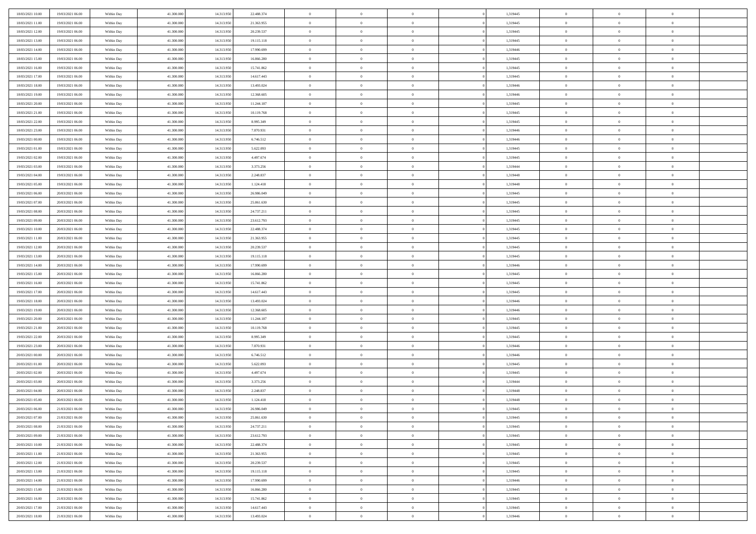| | | | | | | | | | | | | | | |
|---|---|---|---|---|---|---|---|---|---|---|---|---|---|---|
| 18/03/2021 10:00 | 19/03/2021 06:00 | Within Day | 41.300.000 | 14.313.950 | 22.488.374 | 0 | 0 | 0 | | 1,319445 | 0 | 0 | 0 | |
| 18/03/2021 11:00 | 19/03/2021 06:00 | Within Day | 41.300.000 | 14.313.950 | 21.363.955 | 0 | 0 | 0 | | 1,319445 | 0 | 0 | 0 | |
| 18/03/2021 12:00 | 19/03/2021 06:00 | Within Day | 41.300.000 | 14.313.950 | 20.239.537 | 0 | 0 | 0 | | 1,319445 | 0 | 0 | 0 | |
| 18/03/2021 13:00 | 19/03/2021 06:00 | Within Day | 41.300.000 | 14.313.950 | 19.115.118 | 0 | 0 | 0 | | 1,319445 | 0 | 0 | 0 | |
| 18/03/2021 14:00 | 19/03/2021 06:00 | Within Day | 41.300.000 | 14.313.950 | 17.990.699 | 0 | 0 | 0 | | 1,319446 | 0 | 0 | 0 | |
| 18/03/2021 15:00 | 19/03/2021 06:00 | Within Day | 41.300.000 | 14.313.950 | 16.866.280 | 0 | 0 | 0 | | 1,319445 | 0 | 0 | 0 | |
| 18/03/2021 16:00 | 19/03/2021 06:00 | Within Day | 41.300.000 | 14.313.950 | 15.741.862 | 0 | 0 | 0 | | 1,319445 | 0 | 0 | 0 | |
| 18/03/2021 17:00 | 19/03/2021 06:00 | Within Day | 41.300.000 | 14.313.950 | 14.617.443 | 0 | 0 | 0 | | 1,319445 | 0 | 0 | 0 | |
| 18/03/2021 18:00 | 19/03/2021 06:00 | Within Day | 41.300.000 | 14.313.950 | 13.493.024 | 0 | 0 | 0 | | 1,319446 | 0 | 0 | 0 | |
| 18/03/2021 19:00 | 19/03/2021 06:00 | Within Day | 41.300.000 | 14.313.950 | 12.368.605 | 0 | 0 | 0 | | 1,319446 | 0 | 0 | 0 | |
| 18/03/2021 20:00 | 19/03/2021 06:00 | Within Day | 41.300.000 | 14.313.950 | 11.244.187 | 0 | 0 | 0 | | 1,319445 | 0 | 0 | 0 | |
| 18/03/2021 21:00 | 19/03/2021 06:00 | Within Day | 41.300.000 | 14.313.950 | 10.119.768 | 0 | 0 | 0 | | 1,319445 | 0 | 0 | 0 | |
| 18/03/2021 22:00 | 19/03/2021 06:00 | Within Day | 41.300.000 | 14.313.950 | 8.995.349 | 0 | 0 | 0 | | 1,319445 | 0 | 0 | 0 | |
| 18/03/2021 23:00 | 19/03/2021 06:00 | Within Day | 41.300.000 | 14.313.950 | 7.870.931 | 0 | 0 | 0 | | 1,319446 | 0 | 0 | 0 | |
| 19/03/2021 00:00 | 19/03/2021 06:00 | Within Day | 41.300.000 | 14.313.950 | 6.746.512 | 0 | 0 | 0 | | 1,319446 | 0 | 0 | 0 | |
| 19/03/2021 01:00 | 19/03/2021 06:00 | Within Day | 41.300.000 | 14.313.950 | 5.622.093 | 0 | 0 | 0 | | 1,319445 | 0 | 0 | 0 | |
| 19/03/2021 02:00 | 19/03/2021 06:00 | Within Day | 41.300.000 | 14.313.950 | 4.497.674 | 0 | 0 | 0 | | 1,319445 | 0 | 0 | 0 | |
| 19/03/2021 03:00 | 19/03/2021 06:00 | Within Day | 41.300.000 | 14.313.950 | 3.373.256 | 0 | 0 | 0 | | 1,319444 | 0 | 0 | 0 | |
| 19/03/2021 04:00 | 19/03/2021 06:00 | Within Day | 41.300.000 | 14.313.950 | 2.248.837 | 0 | 0 | 0 | | 1,319448 | 0 | 0 | 0 | |
| 19/03/2021 05:00 | 19/03/2021 06:00 | Within Day | 41.300.000 | 14.313.950 | 1.124.418 | 0 | 0 | 0 | | 1,319448 | 0 | 0 | 0 | |
| 19/03/2021 06:00 | 20/03/2021 06:00 | Within Day | 41.300.000 | 14.313.950 | 26.986.049 | 0 | 0 | 0 | | 1,319445 | 0 | 0 | 0 | |
| 19/03/2021 07:00 | 20/03/2021 06:00 | Within Day | 41.300.000 | 14.313.950 | 25.861.630 | 0 | 0 | 0 | | 1,319445 | 0 | 0 | 0 | |
| 19/03/2021 08:00 | 20/03/2021 06:00 | Within Day | 41.300.000 | 14.313.950 | 24.737.211 | 0 | 0 | 0 | | 1,319445 | 0 | 0 | 0 | |
| 19/03/2021 09:00 | 20/03/2021 06:00 | Within Day | 41.300.000 | 14.313.950 | 23.612.793 | 0 | 0 | 0 | | 1,319445 | 0 | 0 | 0 | |
| 19/03/2021 10:00 | 20/03/2021 06:00 | Within Day | 41.300.000 | 14.313.950 | 22.488.374 | 0 | 0 | 0 | | 1,319445 | 0 | 0 | 0 | |
| 19/03/2021 11:00 | 20/03/2021 06:00 | Within Day | 41.300.000 | 14.313.950 | 21.363.955 | 0 | 0 | 0 | | 1,319445 | 0 | 0 | 0 | |
| 19/03/2021 12:00 | 20/03/2021 06:00 | Within Day | 41.300.000 | 14.313.950 | 20.239.537 | 0 | 0 | 0 | | 1,319445 | 0 | 0 | 0 | |
| 19/03/2021 13:00 | 20/03/2021 06:00 | Within Day | 41.300.000 | 14.313.950 | 19.115.118 | 0 | 0 | 0 | | 1,319445 | 0 | 0 | 0 | |
| 19/03/2021 14:00 | 20/03/2021 06:00 | Within Day | 41.300.000 | 14.313.950 | 17.990.699 | 0 | 0 | 0 | | 1,319446 | 0 | 0 | 0 | |
| 19/03/2021 15:00 | 20/03/2021 06:00 | Within Day | 41.300.000 | 14.313.950 | 16.866.280 | 0 | 0 | 0 | | 1,319445 | 0 | 0 | 0 | |
| 19/03/2021 16:00 | 20/03/2021 06:00 | Within Day | 41.300.000 | 14.313.950 | 15.741.862 | 0 | 0 | 0 | | 1,319445 | 0 | 0 | 0 | |
| 19/03/2021 17:00 | 20/03/2021 06:00 | Within Day | 41.300.000 | 14.313.950 | 14.617.443 | 0 | 0 | 0 | | 1,319445 | 0 | 0 | 0 | |
| 19/03/2021 18:00 | 20/03/2021 06:00 | Within Day | 41.300.000 | 14.313.950 | 13.493.024 | 0 | 0 | 0 | | 1,319446 | 0 | 0 | 0 | |
| 19/03/2021 19:00 | 20/03/2021 06:00 | Within Day | 41.300.000 | 14.313.950 | 12.368.605 | 0 | 0 | 0 | | 1,319446 | 0 | 0 | 0 | |
| 19/03/2021 20:00 | 20/03/2021 06:00 | Within Day | 41.300.000 | 14.313.950 | 11.244.187 | 0 | 0 | 0 | | 1,319445 | 0 | 0 | 0 | |
| 19/03/2021 21:00 | 20/03/2021 06:00 | Within Day | 41.300.000 | 14.313.950 | 10.119.768 | 0 | 0 | 0 | | 1,319445 | 0 | 0 | 0 | |
| 19/03/2021 22:00 | 20/03/2021 06:00 | Within Day | 41.300.000 | 14.313.950 | 8.995.349 | 0 | 0 | 0 | | 1,319445 | 0 | 0 | 0 | |
| 19/03/2021 23:00 | 20/03/2021 06:00 | Within Day | 41.300.000 | 14.313.950 | 7.870.931 | 0 | 0 | 0 | | 1,319446 | 0 | 0 | 0 | |
| 20/03/2021 00:00 | 20/03/2021 06:00 | Within Day | 41.300.000 | 14.313.950 | 6.746.512 | 0 | 0 | 0 | | 1,319446 | 0 | 0 | 0 | |
| 20/03/2021 01:00 | 20/03/2021 06:00 | Within Day | 41.300.000 | 14.313.950 | 5.622.093 | 0 | 0 | 0 | | 1,319445 | 0 | 0 | 0 | |
| 20/03/2021 02:00 | 20/03/2021 06:00 | Within Day | 41.300.000 | 14.313.950 | 4.497.674 | 0 | 0 | 0 | | 1,319445 | 0 | 0 | 0 | |
| 20/03/2021 03:00 | 20/03/2021 06:00 | Within Day | 41.300.000 | 14.313.950 | 3.373.256 | 0 | 0 | 0 | | 1,319444 | 0 | 0 | 0 | |
| 20/03/2021 04:00 | 20/03/2021 06:00 | Within Day | 41.300.000 | 14.313.950 | 2.248.837 | 0 | 0 | 0 | | 1,319448 | 0 | 0 | 0 | |
| 20/03/2021 05:00 | 20/03/2021 06:00 | Within Day | 41.300.000 | 14.313.950 | 1.124.418 | 0 | 0 | 0 | | 1,319448 | 0 | 0 | 0 | |
| 20/03/2021 06:00 | 21/03/2021 06:00 | Within Day | 41.300.000 | 14.313.950 | 26.986.049 | 0 | 0 | 0 | | 1,319445 | 0 | 0 | 0 | |
| 20/03/2021 07:00 | 21/03/2021 06:00 | Within Day | 41.300.000 | 14.313.950 | 25.861.630 | 0 | 0 | 0 | | 1,319445 | 0 | 0 | 0 | |
| 20/03/2021 08:00 | 21/03/2021 06:00 | Within Day | 41.300.000 | 14.313.950 | 24.737.211 | 0 | 0 | 0 | | 1,319445 | 0 | 0 | 0 | |
| 20/03/2021 09:00 | 21/03/2021 06:00 | Within Day | 41.300.000 | 14.313.950 | 23.612.793 | 0 | 0 | 0 | | 1,319445 | 0 | 0 | 0 | |
| 20/03/2021 10:00 | 21/03/2021 06:00 | Within Day | 41.300.000 | 14.313.950 | 22.488.374 | 0 | 0 | 0 | | 1,319445 | 0 | 0 | 0 | |
| 20/03/2021 11:00 | 21/03/2021 06:00 | Within Day | 41.300.000 | 14.313.950 | 21.363.955 | 0 | 0 | 0 | | 1,319445 | 0 | 0 | 0 | |
| 20/03/2021 12:00 | 21/03/2021 06:00 | Within Day | 41.300.000 | 14.313.950 | 20.239.537 | 0 | 0 | 0 | | 1,319445 | 0 | 0 | 0 | |
| 20/03/2021 13:00 | 21/03/2021 06:00 | Within Day | 41.300.000 | 14.313.950 | 19.115.118 | 0 | 0 | 0 | | 1,319445 | 0 | 0 | 0 | |
| 20/03/2021 14:00 | 21/03/2021 06:00 | Within Day | 41.300.000 | 14.313.950 | 17.990.699 | 0 | 0 | 0 | | 1,319446 | 0 | 0 | 0 | |
| 20/03/2021 15:00 | 21/03/2021 06:00 | Within Day | 41.300.000 | 14.313.950 | 16.866.280 | 0 | 0 | 0 | | 1,319445 | 0 | 0 | 0 | |
| 20/03/2021 16:00 | 21/03/2021 06:00 | Within Day | 41.300.000 | 14.313.950 | 15.741.862 | 0 | 0 | 0 | | 1,319445 | 0 | 0 | 0 | |
| 20/03/2021 17:00 | 21/03/2021 06:00 | Within Day | 41.300.000 | 14.313.950 | 14.617.443 | 0 | 0 | 0 | | 1,319445 | 0 | 0 | 0 | |
| 20/03/2021 18:00 | 21/03/2021 06:00 | Within Day | 41.300.000 | 14.313.950 | 13.493.024 | 0 | 0 | 0 | | 1,319446 | 0 | 0 | 0 | |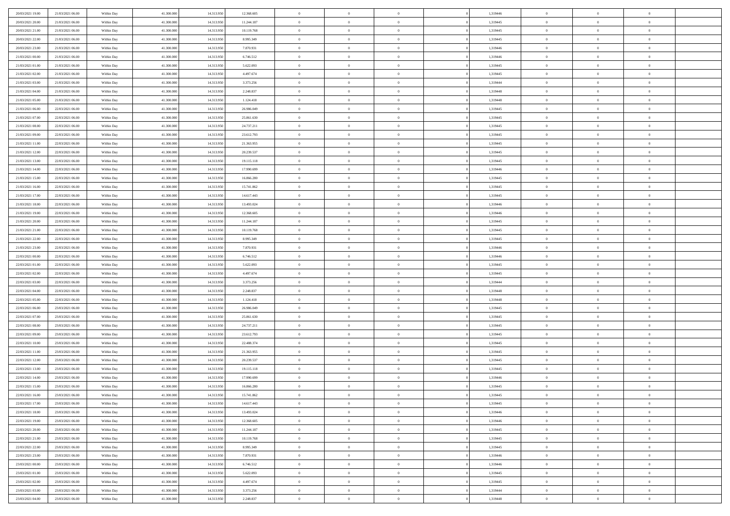| | | | | | | | | | | | | | | |
|---|---|---|---|---|---|---|---|---|---|---|---|---|---|---|
| 20/03/2021 19:00 | 21/03/2021 06:00 | Within Day | 41.300.000 | 14.313.950 | 12.368.605 | 0 | 0 | 0 | | 1,319446 | 0 | 0 | 0 | |
| 20/03/2021 20:00 | 21/03/2021 06:00 | Within Day | 41.300.000 | 14.313.950 | 11.244.187 | 0 | 0 | 0 | | 1,319445 | 0 | 0 | 0 | |
| 20/03/2021 21:00 | 21/03/2021 06:00 | Within Day | 41.300.000 | 14.313.950 | 10.119.768 | 0 | 0 | 0 | | 1,319445 | 0 | 0 | 0 | |
| 20/03/2021 22:00 | 21/03/2021 06:00 | Within Day | 41.300.000 | 14.313.950 | 8.995.349 | 0 | 0 | 0 | | 1,319445 | 0 | 0 | 0 | |
| 20/03/2021 23:00 | 21/03/2021 06:00 | Within Day | 41.300.000 | 14.313.950 | 7.870.931 | 0 | 0 | 0 | | 1,319446 | 0 | 0 | 0 | |
| 21/03/2021 00:00 | 21/03/2021 06:00 | Within Day | 41.300.000 | 14.313.950 | 6.746.512 | 0 | 0 | 0 | | 1,319446 | 0 | 0 | 0 | |
| 21/03/2021 01:00 | 21/03/2021 06:00 | Within Day | 41.300.000 | 14.313.950 | 5.622.093 | 0 | 0 | 0 | | 1,319445 | 0 | 0 | 0 | |
| 21/03/2021 02:00 | 21/03/2021 06:00 | Within Day | 41.300.000 | 14.313.950 | 4.497.674 | 0 | 0 | 0 | | 1,319445 | 0 | 0 | 0 | |
| 21/03/2021 03:00 | 21/03/2021 06:00 | Within Day | 41.300.000 | 14.313.950 | 3.373.256 | 0 | 0 | 0 | | 1,319444 | 0 | 0 | 0 | |
| 21/03/2021 04:00 | 21/03/2021 06:00 | Within Day | 41.300.000 | 14.313.950 | 2.248.837 | 0 | 0 | 0 | | 1,319448 | 0 | 0 | 0 | |
| 21/03/2021 05:00 | 21/03/2021 06:00 | Within Day | 41.300.000 | 14.313.950 | 1.124.418 | 0 | 0 | 0 | | 1,319448 | 0 | 0 | 0 | |
| 21/03/2021 06:00 | 22/03/2021 06:00 | Within Day | 41.300.000 | 14.313.950 | 26.986.049 | 0 | 0 | 0 | | 1,319445 | 0 | 0 | 0 | |
| 21/03/2021 07:00 | 22/03/2021 06:00 | Within Day | 41.300.000 | 14.313.950 | 25.861.630 | 0 | 0 | 0 | | 1,319445 | 0 | 0 | 0 | |
| 21/03/2021 08:00 | 22/03/2021 06:00 | Within Day | 41.300.000 | 14.313.950 | 24.737.211 | 0 | 0 | 0 | | 1,319445 | 0 | 0 | 0 | |
| 21/03/2021 09:00 | 22/03/2021 06:00 | Within Day | 41.300.000 | 14.313.950 | 23.612.793 | 0 | 0 | 0 | | 1,319445 | 0 | 0 | 0 | |
| 21/03/2021 11:00 | 22/03/2021 06:00 | Within Day | 41.300.000 | 14.313.950 | 21.363.955 | 0 | 0 | 0 | | 1,319445 | 0 | 0 | 0 | |
| 21/03/2021 12:00 | 22/03/2021 06:00 | Within Day | 41.300.000 | 14.313.950 | 20.239.537 | 0 | 0 | 0 | | 1,319445 | 0 | 0 | 0 | |
| 21/03/2021 13:00 | 22/03/2021 06:00 | Within Day | 41.300.000 | 14.313.950 | 19.115.118 | 0 | 0 | 0 | | 1,319445 | 0 | 0 | 0 | |
| 21/03/2021 14:00 | 22/03/2021 06:00 | Within Day | 41.300.000 | 14.313.950 | 17.990.699 | 0 | 0 | 0 | | 1,319446 | 0 | 0 | 0 | |
| 21/03/2021 15:00 | 22/03/2021 06:00 | Within Day | 41.300.000 | 14.313.950 | 16.866.280 | 0 | 0 | 0 | | 1,319445 | 0 | 0 | 0 | |
| 21/03/2021 16:00 | 22/03/2021 06:00 | Within Day | 41.300.000 | 14.313.950 | 15.741.862 | 0 | 0 | 0 | | 1,319445 | 0 | 0 | 0 | |
| 21/03/2021 17:00 | 22/03/2021 06:00 | Within Day | 41.300.000 | 14.313.950 | 14.617.443 | 0 | 0 | 0 | | 1,319445 | 0 | 0 | 0 | |
| 21/03/2021 18:00 | 22/03/2021 06:00 | Within Day | 41.300.000 | 14.313.950 | 13.493.024 | 0 | 0 | 0 | | 1,319446 | 0 | 0 | 0 | |
| 21/03/2021 19:00 | 22/03/2021 06:00 | Within Day | 41.300.000 | 14.313.950 | 12.368.605 | 0 | 0 | 0 | | 1,319446 | 0 | 0 | 0 | |
| 21/03/2021 20:00 | 22/03/2021 06:00 | Within Day | 41.300.000 | 14.313.950 | 11.244.187 | 0 | 0 | 0 | | 1,319445 | 0 | 0 | 0 | |
| 21/03/2021 21:00 | 22/03/2021 06:00 | Within Day | 41.300.000 | 14.313.950 | 10.119.768 | 0 | 0 | 0 | | 1,319445 | 0 | 0 | 0 | |
| 21/03/2021 22:00 | 22/03/2021 06:00 | Within Day | 41.300.000 | 14.313.950 | 8.995.349 | 0 | 0 | 0 | | 1,319445 | 0 | 0 | 0 | |
| 21/03/2021 23:00 | 22/03/2021 06:00 | Within Day | 41.300.000 | 14.313.950 | 7.870.931 | 0 | 0 | 0 | | 1,319446 | 0 | 0 | 0 | |
| 22/03/2021 00:00 | 22/03/2021 06:00 | Within Day | 41.300.000 | 14.313.950 | 6.746.512 | 0 | 0 | 0 | | 1,319446 | 0 | 0 | 0 | |
| 22/03/2021 01:00 | 22/03/2021 06:00 | Within Day | 41.300.000 | 14.313.950 | 5.622.093 | 0 | 0 | 0 | | 1,319445 | 0 | 0 | 0 | |
| 22/03/2021 02:00 | 22/03/2021 06:00 | Within Day | 41.300.000 | 14.313.950 | 4.497.674 | 0 | 0 | 0 | | 1,319445 | 0 | 0 | 0 | |
| 22/03/2021 03:00 | 22/03/2021 06:00 | Within Day | 41.300.000 | 14.313.950 | 3.373.256 | 0 | 0 | 0 | | 1,319444 | 0 | 0 | 0 | |
| 22/03/2021 04:00 | 22/03/2021 06:00 | Within Day | 41.300.000 | 14.313.950 | 2.248.837 | 0 | 0 | 0 | | 1,319448 | 0 | 0 | 0 | |
| 22/03/2021 05:00 | 22/03/2021 06:00 | Within Day | 41.300.000 | 14.313.950 | 1.124.418 | 0 | 0 | 0 | | 1,319448 | 0 | 0 | 0 | |
| 22/03/2021 06:00 | 23/03/2021 06:00 | Within Day | 41.300.000 | 14.313.950 | 26.986.049 | 0 | 0 | 0 | | 1,319445 | 0 | 0 | 0 | |
| 22/03/2021 07:00 | 23/03/2021 06:00 | Within Day | 41.300.000 | 14.313.950 | 25.861.630 | 0 | 0 | 0 | | 1,319445 | 0 | 0 | 0 | |
| 22/03/2021 08:00 | 23/03/2021 06:00 | Within Day | 41.300.000 | 14.313.950 | 24.737.211 | 0 | 0 | 0 | | 1,319445 | 0 | 0 | 0 | |
| 22/03/2021 09:00 | 23/03/2021 06:00 | Within Day | 41.300.000 | 14.313.950 | 23.612.793 | 0 | 0 | 0 | | 1,319445 | 0 | 0 | 0 | |
| 22/03/2021 10:00 | 23/03/2021 06:00 | Within Day | 41.300.000 | 14.313.950 | 22.488.374 | 0 | 0 | 0 | | 1,319445 | 0 | 0 | 0 | |
| 22/03/2021 11:00 | 23/03/2021 06:00 | Within Day | 41.300.000 | 14.313.950 | 21.363.955 | 0 | 0 | 0 | | 1,319445 | 0 | 0 | 0 | |
| 22/03/2021 12:00 | 23/03/2021 06:00 | Within Day | 41.300.000 | 14.313.950 | 20.239.537 | 0 | 0 | 0 | | 1,319445 | 0 | 0 | 0 | |
| 22/03/2021 13:00 | 23/03/2021 06:00 | Within Day | 41.300.000 | 14.313.950 | 19.115.118 | 0 | 0 | 0 | | 1,319445 | 0 | 0 | 0 | |
| 22/03/2021 14:00 | 23/03/2021 06:00 | Within Day | 41.300.000 | 14.313.950 | 17.990.699 | 0 | 0 | 0 | | 1,319446 | 0 | 0 | 0 | |
| 22/03/2021 15:00 | 23/03/2021 06:00 | Within Day | 41.300.000 | 14.313.950 | 16.866.280 | 0 | 0 | 0 | | 1,319445 | 0 | 0 | 0 | |
| 22/03/2021 16:00 | 23/03/2021 06:00 | Within Day | 41.300.000 | 14.313.950 | 15.741.862 | 0 | 0 | 0 | | 1,319445 | 0 | 0 | 0 | |
| 22/03/2021 17:00 | 23/03/2021 06:00 | Within Day | 41.300.000 | 14.313.950 | 14.617.443 | 0 | 0 | 0 | | 1,319445 | 0 | 0 | 0 | |
| 22/03/2021 18:00 | 23/03/2021 06:00 | Within Day | 41.300.000 | 14.313.950 | 13.493.024 | 0 | 0 | 0 | | 1,319446 | 0 | 0 | 0 | |
| 22/03/2021 19:00 | 23/03/2021 06:00 | Within Day | 41.300.000 | 14.313.950 | 12.368.605 | 0 | 0 | 0 | | 1,319446 | 0 | 0 | 0 | |
| 22/03/2021 20:00 | 23/03/2021 06:00 | Within Day | 41.300.000 | 14.313.950 | 11.244.187 | 0 | 0 | 0 | | 1,319445 | 0 | 0 | 0 | |
| 22/03/2021 21:00 | 23/03/2021 06:00 | Within Day | 41.300.000 | 14.313.950 | 10.119.768 | 0 | 0 | 0 | | 1,319445 | 0 | 0 | 0 | |
| 22/03/2021 22:00 | 23/03/2021 06:00 | Within Day | 41.300.000 | 14.313.950 | 8.995.349 | 0 | 0 | 0 | | 1,319445 | 0 | 0 | 0 | |
| 22/03/2021 23:00 | 23/03/2021 06:00 | Within Day | 41.300.000 | 14.313.950 | 7.870.931 | 0 | 0 | 0 | | 1,319446 | 0 | 0 | 0 | |
| 23/03/2021 00:00 | 23/03/2021 06:00 | Within Day | 41.300.000 | 14.313.950 | 6.746.512 | 0 | 0 | 0 | | 1,319446 | 0 | 0 | 0 | |
| 23/03/2021 01:00 | 23/03/2021 06:00 | Within Day | 41.300.000 | 14.313.950 | 5.622.093 | 0 | 0 | 0 | | 1,319445 | 0 | 0 | 0 | |
| 23/03/2021 02:00 | 23/03/2021 06:00 | Within Day | 41.300.000 | 14.313.950 | 4.497.674 | 0 | 0 | 0 | | 1,319445 | 0 | 0 | 0 | |
| 23/03/2021 03:00 | 23/03/2021 06:00 | Within Day | 41.300.000 | 14.313.950 | 3.373.256 | 0 | 0 | 0 | | 1,319444 | 0 | 0 | 0 | |
| 23/03/2021 04:00 | 23/03/2021 06:00 | Within Day | 41.300.000 | 14.313.950 | 2.248.837 | 0 | 0 | 0 | | 1,319448 | 0 | 0 | 0 | |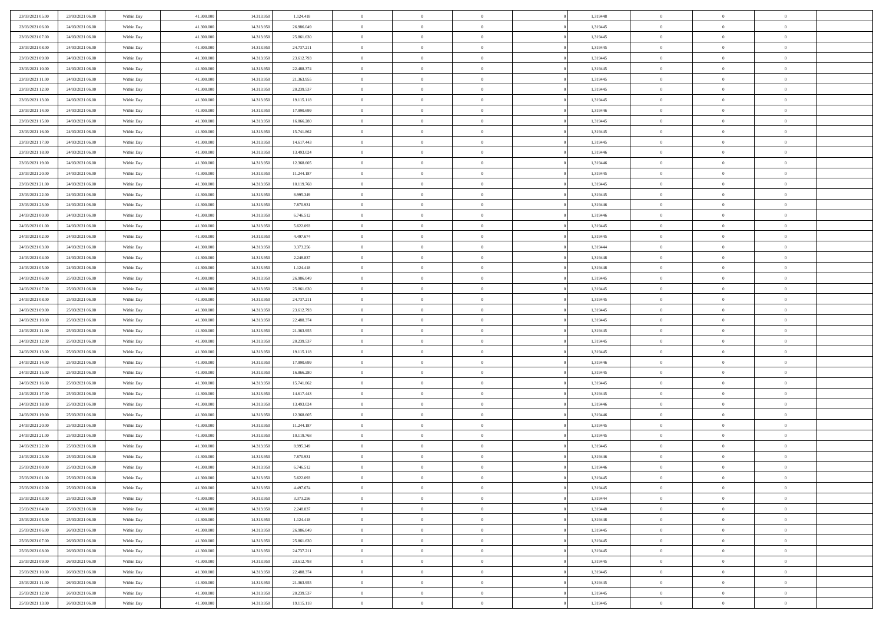| | | | | | | | | | | | | | | |
|---|---|---|---|---|---|---|---|---|---|---|---|---|---|---|
| 23/03/2021 05:00 | 23/03/2021 06:00 | Within Day | 41.300.000 | 14.313.950 | 1.124.418 | 0 | 0 | 0 | | 1,319448 | 0 | 0 | 0 | |
| 23/03/2021 06:00 | 24/03/2021 06:00 | Within Day | 41.300.000 | 14.313.950 | 26.986.049 | 0 | 0 | 0 | | 1,319445 | 0 | 0 | 0 | |
| 23/03/2021 07:00 | 24/03/2021 06:00 | Within Day | 41.300.000 | 14.313.950 | 25.861.630 | 0 | 0 | 0 | | 1,319445 | 0 | 0 | 0 | |
| 23/03/2021 08:00 | 24/03/2021 06:00 | Within Day | 41.300.000 | 14.313.950 | 24.737.211 | 0 | 0 | 0 | | 1,319445 | 0 | 0 | 0 | |
| 23/03/2021 09:00 | 24/03/2021 06:00 | Within Day | 41.300.000 | 14.313.950 | 23.612.793 | 0 | 0 | 0 | | 1,319445 | 0 | 0 | 0 | |
| 23/03/2021 10:00 | 24/03/2021 06:00 | Within Day | 41.300.000 | 14.313.950 | 22.488.374 | 0 | 0 | 0 | | 1,319445 | 0 | 0 | 0 | |
| 23/03/2021 11:00 | 24/03/2021 06:00 | Within Day | 41.300.000 | 14.313.950 | 21.363.955 | 0 | 0 | 0 | | 1,319445 | 0 | 0 | 0 | |
| 23/03/2021 12:00 | 24/03/2021 06:00 | Within Day | 41.300.000 | 14.313.950 | 20.239.537 | 0 | 0 | 0 | | 1,319445 | 0 | 0 | 0 | |
| 23/03/2021 13:00 | 24/03/2021 06:00 | Within Day | 41.300.000 | 14.313.950 | 19.115.118 | 0 | 0 | 0 | | 1,319445 | 0 | 0 | 0 | |
| 23/03/2021 14:00 | 24/03/2021 06:00 | Within Day | 41.300.000 | 14.313.950 | 17.990.699 | 0 | 0 | 0 | | 1,319446 | 0 | 0 | 0 | |
| 23/03/2021 15:00 | 24/03/2021 06:00 | Within Day | 41.300.000 | 14.313.950 | 16.866.280 | 0 | 0 | 0 | | 1,319445 | 0 | 0 | 0 | |
| 23/03/2021 16:00 | 24/03/2021 06:00 | Within Day | 41.300.000 | 14.313.950 | 15.741.862 | 0 | 0 | 0 | | 1,319445 | 0 | 0 | 0 | |
| 23/03/2021 17:00 | 24/03/2021 06:00 | Within Day | 41.300.000 | 14.313.950 | 14.617.443 | 0 | 0 | 0 | | 1,319445 | 0 | 0 | 0 | |
| 23/03/2021 18:00 | 24/03/2021 06:00 | Within Day | 41.300.000 | 14.313.950 | 13.493.024 | 0 | 0 | 0 | | 1,319446 | 0 | 0 | 0 | |
| 23/03/2021 19:00 | 24/03/2021 06:00 | Within Day | 41.300.000 | 14.313.950 | 12.368.605 | 0 | 0 | 0 | | 1,319446 | 0 | 0 | 0 | |
| 23/03/2021 20:00 | 24/03/2021 06:00 | Within Day | 41.300.000 | 14.313.950 | 11.244.187 | 0 | 0 | 0 | | 1,319445 | 0 | 0 | 0 | |
| 23/03/2021 21:00 | 24/03/2021 06:00 | Within Day | 41.300.000 | 14.313.950 | 10.119.768 | 0 | 0 | 0 | | 1,319445 | 0 | 0 | 0 | |
| 23/03/2021 22:00 | 24/03/2021 06:00 | Within Day | 41.300.000 | 14.313.950 | 8.995.349 | 0 | 0 | 0 | | 1,319445 | 0 | 0 | 0 | |
| 23/03/2021 23:00 | 24/03/2021 06:00 | Within Day | 41.300.000 | 14.313.950 | 7.870.931 | 0 | 0 | 0 | | 1,319446 | 0 | 0 | 0 | |
| 24/03/2021 00:00 | 24/03/2021 06:00 | Within Day | 41.300.000 | 14.313.950 | 6.746.512 | 0 | 0 | 0 | | 1,319446 | 0 | 0 | 0 | |
| 24/03/2021 01:00 | 24/03/2021 06:00 | Within Day | 41.300.000 | 14.313.950 | 5.622.093 | 0 | 0 | 0 | | 1,319445 | 0 | 0 | 0 | |
| 24/03/2021 02:00 | 24/03/2021 06:00 | Within Day | 41.300.000 | 14.313.950 | 4.497.674 | 0 | 0 | 0 | | 1,319445 | 0 | 0 | 0 | |
| 24/03/2021 03:00 | 24/03/2021 06:00 | Within Day | 41.300.000 | 14.313.950 | 3.373.256 | 0 | 0 | 0 | | 1,319444 | 0 | 0 | 0 | |
| 24/03/2021 04:00 | 24/03/2021 06:00 | Within Day | 41.300.000 | 14.313.950 | 2.248.837 | 0 | 0 | 0 | | 1,319448 | 0 | 0 | 0 | |
| 24/03/2021 05:00 | 24/03/2021 06:00 | Within Day | 41.300.000 | 14.313.950 | 1.124.418 | 0 | 0 | 0 | | 1,319448 | 0 | 0 | 0 | |
| 24/03/2021 06:00 | 25/03/2021 06:00 | Within Day | 41.300.000 | 14.313.950 | 26.986.049 | 0 | 0 | 0 | | 1,319445 | 0 | 0 | 0 | |
| 24/03/2021 07:00 | 25/03/2021 06:00 | Within Day | 41.300.000 | 14.313.950 | 25.861.630 | 0 | 0 | 0 | | 1,319445 | 0 | 0 | 0 | |
| 24/03/2021 08:00 | 25/03/2021 06:00 | Within Day | 41.300.000 | 14.313.950 | 24.737.211 | 0 | 0 | 0 | | 1,319445 | 0 | 0 | 0 | |
| 24/03/2021 09:00 | 25/03/2021 06:00 | Within Day | 41.300.000 | 14.313.950 | 23.612.793 | 0 | 0 | 0 | | 1,319445 | 0 | 0 | 0 | |
| 24/03/2021 10:00 | 25/03/2021 06:00 | Within Day | 41.300.000 | 14.313.950 | 22.488.374 | 0 | 0 | 0 | | 1,319445 | 0 | 0 | 0 | |
| 24/03/2021 11:00 | 25/03/2021 06:00 | Within Day | 41.300.000 | 14.313.950 | 21.363.955 | 0 | 0 | 0 | | 1,319445 | 0 | 0 | 0 | |
| 24/03/2021 12:00 | 25/03/2021 06:00 | Within Day | 41.300.000 | 14.313.950 | 20.239.537 | 0 | 0 | 0 | | 1,319445 | 0 | 0 | 0 | |
| 24/03/2021 13:00 | 25/03/2021 06:00 | Within Day | 41.300.000 | 14.313.950 | 19.115.118 | 0 | 0 | 0 | | 1,319445 | 0 | 0 | 0 | |
| 24/03/2021 14:00 | 25/03/2021 06:00 | Within Day | 41.300.000 | 14.313.950 | 17.990.699 | 0 | 0 | 0 | | 1,319446 | 0 | 0 | 0 | |
| 24/03/2021 15:00 | 25/03/2021 06:00 | Within Day | 41.300.000 | 14.313.950 | 16.866.280 | 0 | 0 | 0 | | 1,319445 | 0 | 0 | 0 | |
| 24/03/2021 16:00 | 25/03/2021 06:00 | Within Day | 41.300.000 | 14.313.950 | 15.741.862 | 0 | 0 | 0 | | 1,319445 | 0 | 0 | 0 | |
| 24/03/2021 17:00 | 25/03/2021 06:00 | Within Day | 41.300.000 | 14.313.950 | 14.617.443 | 0 | 0 | 0 | | 1,319445 | 0 | 0 | 0 | |
| 24/03/2021 18:00 | 25/03/2021 06:00 | Within Day | 41.300.000 | 14.313.950 | 13.493.024 | 0 | 0 | 0 | | 1,319446 | 0 | 0 | 0 | |
| 24/03/2021 19:00 | 25/03/2021 06:00 | Within Day | 41.300.000 | 14.313.950 | 12.368.605 | 0 | 0 | 0 | | 1,319446 | 0 | 0 | 0 | |
| 24/03/2021 20:00 | 25/03/2021 06:00 | Within Day | 41.300.000 | 14.313.950 | 11.244.187 | 0 | 0 | 0 | | 1,319445 | 0 | 0 | 0 | |
| 24/03/2021 21:00 | 25/03/2021 06:00 | Within Day | 41.300.000 | 14.313.950 | 10.119.768 | 0 | 0 | 0 | | 1,319445 | 0 | 0 | 0 | |
| 24/03/2021 22:00 | 25/03/2021 06:00 | Within Day | 41.300.000 | 14.313.950 | 8.995.349 | 0 | 0 | 0 | | 1,319445 | 0 | 0 | 0 | |
| 24/03/2021 23:00 | 25/03/2021 06:00 | Within Day | 41.300.000 | 14.313.950 | 7.870.931 | 0 | 0 | 0 | | 1,319446 | 0 | 0 | 0 | |
| 25/03/2021 00:00 | 25/03/2021 06:00 | Within Day | 41.300.000 | 14.313.950 | 6.746.512 | 0 | 0 | 0 | | 1,319446 | 0 | 0 | 0 | |
| 25/03/2021 01:00 | 25/03/2021 06:00 | Within Day | 41.300.000 | 14.313.950 | 5.622.093 | 0 | 0 | 0 | | 1,319445 | 0 | 0 | 0 | |
| 25/03/2021 02:00 | 25/03/2021 06:00 | Within Day | 41.300.000 | 14.313.950 | 4.497.674 | 0 | 0 | 0 | | 1,319445 | 0 | 0 | 0 | |
| 25/03/2021 03:00 | 25/03/2021 06:00 | Within Day | 41.300.000 | 14.313.950 | 3.373.256 | 0 | 0 | 0 | | 1,319444 | 0 | 0 | 0 | |
| 25/03/2021 04:00 | 25/03/2021 06:00 | Within Day | 41.300.000 | 14.313.950 | 2.248.837 | 0 | 0 | 0 | | 1,319448 | 0 | 0 | 0 | |
| 25/03/2021 05:00 | 25/03/2021 06:00 | Within Day | 41.300.000 | 14.313.950 | 1.124.418 | 0 | 0 | 0 | | 1,319448 | 0 | 0 | 0 | |
| 25/03/2021 06:00 | 26/03/2021 06:00 | Within Day | 41.300.000 | 14.313.950 | 26.986.049 | 0 | 0 | 0 | | 1,319445 | 0 | 0 | 0 | |
| 25/03/2021 07:00 | 26/03/2021 06:00 | Within Day | 41.300.000 | 14.313.950 | 25.861.630 | 0 | 0 | 0 | | 1,319445 | 0 | 0 | 0 | |
| 25/03/2021 08:00 | 26/03/2021 06:00 | Within Day | 41.300.000 | 14.313.950 | 24.737.211 | 0 | 0 | 0 | | 1,319445 | 0 | 0 | 0 | |
| 25/03/2021 09:00 | 26/03/2021 06:00 | Within Day | 41.300.000 | 14.313.950 | 23.612.793 | 0 | 0 | 0 | | 1,319445 | 0 | 0 | 0 | |
| 25/03/2021 10:00 | 26/03/2021 06:00 | Within Day | 41.300.000 | 14.313.950 | 22.488.374 | 0 | 0 | 0 | | 1,319445 | 0 | 0 | 0 | |
| 25/03/2021 11:00 | 26/03/2021 06:00 | Within Day | 41.300.000 | 14.313.950 | 21.363.955 | 0 | 0 | 0 | | 1,319445 | 0 | 0 | 0 | |
| 25/03/2021 12:00 | 26/03/2021 06:00 | Within Day | 41.300.000 | 14.313.950 | 20.239.537 | 0 | 0 | 0 | | 1,319445 | 0 | 0 | 0 | |
| 25/03/2021 13:00 | 26/03/2021 06:00 | Within Day | 41.300.000 | 14.313.950 | 19.115.118 | 0 | 0 | 0 | | 1,319445 | 0 | 0 | 0 | |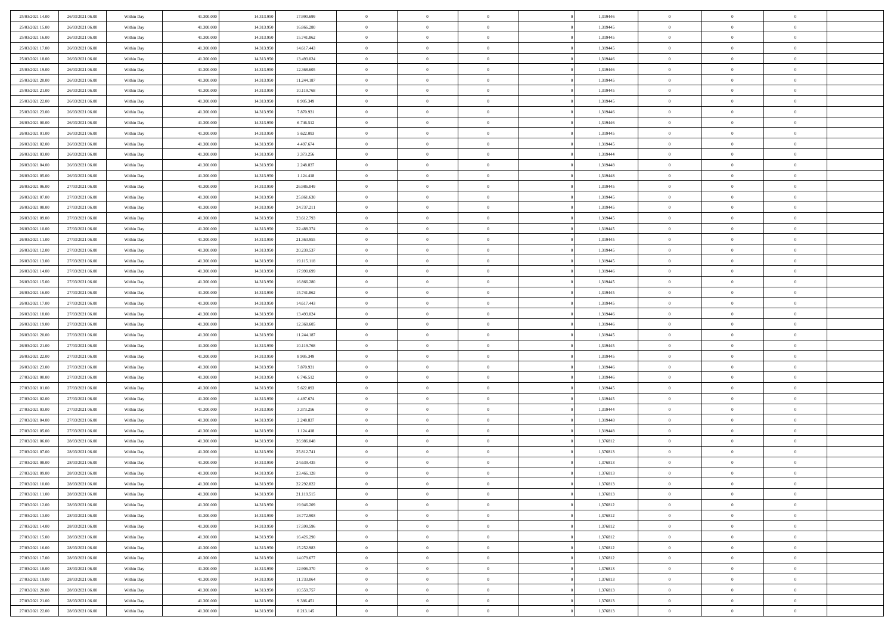| | | | | | | | | | | | | | | |
|---|---|---|---|---|---|---|---|---|---|---|---|---|---|---|
| 25/03/2021 14:00 | 26/03/2021 06:00 | Within Day | 41.300.000 | 14.313.950 | 17.990.699 | 0 | 0 | 0 | | 1,319446 | 0 | 0 | 0 | |
| 25/03/2021 15:00 | 26/03/2021 06:00 | Within Day | 41.300.000 | 14.313.950 | 16.866.280 | 0 | 0 | 0 | | 1,319445 | 0 | 0 | 0 | |
| 25/03/2021 16:00 | 26/03/2021 06:00 | Within Day | 41.300.000 | 14.313.950 | 15.741.862 | 0 | 0 | 0 | | 1,319445 | 0 | 0 | 0 | |
| 25/03/2021 17:00 | 26/03/2021 06:00 | Within Day | 41.300.000 | 14.313.950 | 14.617.443 | 0 | 0 | 0 | | 1,319445 | 0 | 0 | 0 | |
| 25/03/2021 18:00 | 26/03/2021 06:00 | Within Day | 41.300.000 | 14.313.950 | 13.493.024 | 0 | 0 | 0 | | 1,319446 | 0 | 0 | 0 | |
| 25/03/2021 19:00 | 26/03/2021 06:00 | Within Day | 41.300.000 | 14.313.950 | 12.368.605 | 0 | 0 | 0 | | 1,319446 | 0 | 0 | 0 | |
| 25/03/2021 20:00 | 26/03/2021 06:00 | Within Day | 41.300.000 | 14.313.950 | 11.244.187 | 0 | 0 | 0 | | 1,319445 | 0 | 0 | 0 | |
| 25/03/2021 21:00 | 26/03/2021 06:00 | Within Day | 41.300.000 | 14.313.950 | 10.119.768 | 0 | 0 | 0 | | 1,319445 | 0 | 0 | 0 | |
| 25/03/2021 22:00 | 26/03/2021 06:00 | Within Day | 41.300.000 | 14.313.950 | 8.995.349 | 0 | 0 | 0 | | 1,319445 | 0 | 0 | 0 | |
| 25/03/2021 23:00 | 26/03/2021 06:00 | Within Day | 41.300.000 | 14.313.950 | 7.870.931 | 0 | 0 | 0 | | 1,319446 | 0 | 0 | 0 | |
| 26/03/2021 00:00 | 26/03/2021 06:00 | Within Day | 41.300.000 | 14.313.950 | 6.746.512 | 0 | 0 | 0 | | 1,319446 | 0 | 0 | 0 | |
| 26/03/2021 01:00 | 26/03/2021 06:00 | Within Day | 41.300.000 | 14.313.950 | 5.622.093 | 0 | 0 | 0 | | 1,319445 | 0 | 0 | 0 | |
| 26/03/2021 02:00 | 26/03/2021 06:00 | Within Day | 41.300.000 | 14.313.950 | 4.497.674 | 0 | 0 | 0 | | 1,319445 | 0 | 0 | 0 | |
| 26/03/2021 03:00 | 26/03/2021 06:00 | Within Day | 41.300.000 | 14.313.950 | 3.373.256 | 0 | 0 | 0 | | 1,319444 | 0 | 0 | 0 | |
| 26/03/2021 04:00 | 26/03/2021 06:00 | Within Day | 41.300.000 | 14.313.950 | 2.248.837 | 0 | 0 | 0 | | 1,319448 | 0 | 0 | 0 | |
| 26/03/2021 05:00 | 26/03/2021 06:00 | Within Day | 41.300.000 | 14.313.950 | 1.124.418 | 0 | 0 | 0 | | 1,319448 | 0 | 0 | 0 | |
| 26/03/2021 06:00 | 27/03/2021 06:00 | Within Day | 41.300.000 | 14.313.950 | 26.986.049 | 0 | 0 | 0 | | 1,319445 | 0 | 0 | 0 | |
| 26/03/2021 07:00 | 27/03/2021 06:00 | Within Day | 41.300.000 | 14.313.950 | 25.861.630 | 0 | 0 | 0 | | 1,319445 | 0 | 0 | 0 | |
| 26/03/2021 08:00 | 27/03/2021 06:00 | Within Day | 41.300.000 | 14.313.950 | 24.737.211 | 0 | 0 | 0 | | 1,319445 | 0 | 0 | 0 | |
| 26/03/2021 09:00 | 27/03/2021 06:00 | Within Day | 41.300.000 | 14.313.950 | 23.612.793 | 0 | 0 | 0 | | 1,319445 | 0 | 0 | 0 | |
| 26/03/2021 10:00 | 27/03/2021 06:00 | Within Day | 41.300.000 | 14.313.950 | 22.488.374 | 0 | 0 | 0 | | 1,319445 | 0 | 0 | 0 | |
| 26/03/2021 11:00 | 27/03/2021 06:00 | Within Day | 41.300.000 | 14.313.950 | 21.363.955 | 0 | 0 | 0 | | 1,319445 | 0 | 0 | 0 | |
| 26/03/2021 12:00 | 27/03/2021 06:00 | Within Day | 41.300.000 | 14.313.950 | 20.239.537 | 0 | 0 | 0 | | 1,319445 | 0 | 0 | 0 | |
| 26/03/2021 13:00 | 27/03/2021 06:00 | Within Day | 41.300.000 | 14.313.950 | 19.115.118 | 0 | 0 | 0 | | 1,319445 | 0 | 0 | 0 | |
| 26/03/2021 14:00 | 27/03/2021 06:00 | Within Day | 41.300.000 | 14.313.950 | 17.990.699 | 0 | 0 | 0 | | 1,319446 | 0 | 0 | 0 | |
| 26/03/2021 15:00 | 27/03/2021 06:00 | Within Day | 41.300.000 | 14.313.950 | 16.866.280 | 0 | 0 | 0 | | 1,319445 | 0 | 0 | 0 | |
| 26/03/2021 16:00 | 27/03/2021 06:00 | Within Day | 41.300.000 | 14.313.950 | 15.741.862 | 0 | 0 | 0 | | 1,319445 | 0 | 0 | 0 | |
| 26/03/2021 17:00 | 27/03/2021 06:00 | Within Day | 41.300.000 | 14.313.950 | 14.617.443 | 0 | 0 | 0 | | 1,319445 | 0 | 0 | 0 | |
| 26/03/2021 18:00 | 27/03/2021 06:00 | Within Day | 41.300.000 | 14.313.950 | 13.493.024 | 0 | 0 | 0 | | 1,319446 | 0 | 0 | 0 | |
| 26/03/2021 19:00 | 27/03/2021 06:00 | Within Day | 41.300.000 | 14.313.950 | 12.368.605 | 0 | 0 | 0 | | 1,319446 | 0 | 0 | 0 | |
| 26/03/2021 20:00 | 27/03/2021 06:00 | Within Day | 41.300.000 | 14.313.950 | 11.244.187 | 0 | 0 | 0 | | 1,319445 | 0 | 0 | 0 | |
| 26/03/2021 21:00 | 27/03/2021 06:00 | Within Day | 41.300.000 | 14.313.950 | 10.119.768 | 0 | 0 | 0 | | 1,319445 | 0 | 0 | 0 | |
| 26/03/2021 22:00 | 27/03/2021 06:00 | Within Day | 41.300.000 | 14.313.950 | 8.995.349 | 0 | 0 | 0 | | 1,319445 | 0 | 0 | 0 | |
| 26/03/2021 23:00 | 27/03/2021 06:00 | Within Day | 41.300.000 | 14.313.950 | 7.870.931 | 0 | 0 | 0 | | 1,319446 | 0 | 0 | 0 | |
| 27/03/2021 00:00 | 27/03/2021 06:00 | Within Day | 41.300.000 | 14.313.950 | 6.746.512 | 0 | 0 | 0 | | 1,319446 | 0 | 0 | 0 | |
| 27/03/2021 01:00 | 27/03/2021 06:00 | Within Day | 41.300.000 | 14.313.950 | 5.622.093 | 0 | 0 | 0 | | 1,319445 | 0 | 0 | 0 | |
| 27/03/2021 02:00 | 27/03/2021 06:00 | Within Day | 41.300.000 | 14.313.950 | 4.497.674 | 0 | 0 | 0 | | 1,319445 | 0 | 0 | 0 | |
| 27/03/2021 03:00 | 27/03/2021 06:00 | Within Day | 41.300.000 | 14.313.950 | 3.373.256 | 0 | 0 | 0 | | 1,319444 | 0 | 0 | 0 | |
| 27/03/2021 04:00 | 27/03/2021 06:00 | Within Day | 41.300.000 | 14.313.950 | 2.248.837 | 0 | 0 | 0 | | 1,319448 | 0 | 0 | 0 | |
| 27/03/2021 05:00 | 27/03/2021 06:00 | Within Day | 41.300.000 | 14.313.950 | 1.124.418 | 0 | 0 | 0 | | 1,319448 | 0 | 0 | 0 | |
| 27/03/2021 06:00 | 28/03/2021 06:00 | Within Day | 41.300.000 | 14.313.950 | 26.986.048 | 0 | 0 | 0 | | 1,376812 | 0 | 0 | 0 | |
| 27/03/2021 07:00 | 28/03/2021 06:00 | Within Day | 41.300.000 | 14.313.950 | 25.812.741 | 0 | 0 | 0 | | 1,376813 | 0 | 0 | 0 | |
| 27/03/2021 08:00 | 28/03/2021 06:00 | Within Day | 41.300.000 | 14.313.950 | 24.639.435 | 0 | 0 | 0 | | 1,376813 | 0 | 0 | 0 | |
| 27/03/2021 09:00 | 28/03/2021 06:00 | Within Day | 41.300.000 | 14.313.950 | 23.466.128 | 0 | 0 | 0 | | 1,376813 | 0 | 0 | 0 | |
| 27/03/2021 10:00 | 28/03/2021 06:00 | Within Day | 41.300.000 | 14.313.950 | 22.292.822 | 0 | 0 | 0 | | 1,376813 | 0 | 0 | 0 | |
| 27/03/2021 11:00 | 28/03/2021 06:00 | Within Day | 41.300.000 | 14.313.950 | 21.119.515 | 0 | 0 | 0 | | 1,376813 | 0 | 0 | 0 | |
| 27/03/2021 12:00 | 28/03/2021 06:00 | Within Day | 41.300.000 | 14.313.950 | 19.946.209 | 0 | 0 | 0 | | 1,376812 | 0 | 0 | 0 | |
| 27/03/2021 13:00 | 28/03/2021 06:00 | Within Day | 41.300.000 | 14.313.950 | 18.772.903 | 0 | 0 | 0 | | 1,376812 | 0 | 0 | 0 | |
| 27/03/2021 14:00 | 28/03/2021 06:00 | Within Day | 41.300.000 | 14.313.950 | 17.599.596 | 0 | 0 | 0 | | 1,376812 | 0 | 0 | 0 | |
| 27/03/2021 15:00 | 28/03/2021 06:00 | Within Day | 41.300.000 | 14.313.950 | 16.426.290 | 0 | 0 | 0 | | 1,376812 | 0 | 0 | 0 | |
| 27/03/2021 16:00 | 28/03/2021 06:00 | Within Day | 41.300.000 | 14.313.950 | 15.252.983 | 0 | 0 | 0 | | 1,376812 | 0 | 0 | 0 | |
| 27/03/2021 17:00 | 28/03/2021 06:00 | Within Day | 41.300.000 | 14.313.950 | 14.079.677 | 0 | 0 | 0 | | 1,376812 | 0 | 0 | 0 | |
| 27/03/2021 18:00 | 28/03/2021 06:00 | Within Day | 41.300.000 | 14.313.950 | 12.906.370 | 0 | 0 | 0 | | 1,376813 | 0 | 0 | 0 | |
| 27/03/2021 19:00 | 28/03/2021 06:00 | Within Day | 41.300.000 | 14.313.950 | 11.733.064 | 0 | 0 | 0 | | 1,376813 | 0 | 0 | 0 | |
| 27/03/2021 20:00 | 28/03/2021 06:00 | Within Day | 41.300.000 | 14.313.950 | 10.559.757 | 0 | 0 | 0 | | 1,376813 | 0 | 0 | 0 | |
| 27/03/2021 21:00 | 28/03/2021 06:00 | Within Day | 41.300.000 | 14.313.950 | 9.386.451 | 0 | 0 | 0 | | 1,376813 | 0 | 0 | 0 | |
| 27/03/2021 22:00 | 28/03/2021 06:00 | Within Day | 41.300.000 | 14.313.950 | 8.213.145 | 0 | 0 | 0 | | 1,376813 | 0 | 0 | 0 | |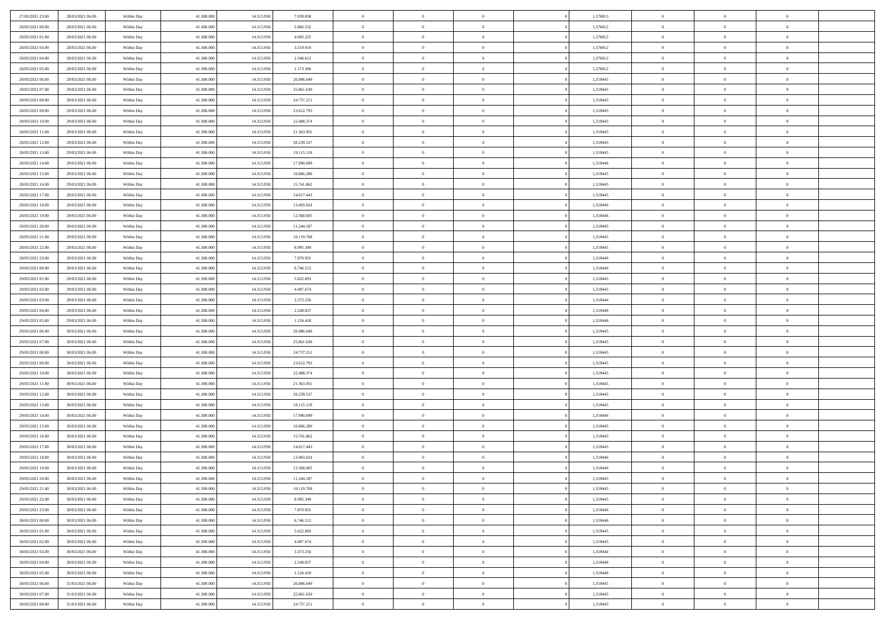| | | | | | | | | | | | | | | |
|---|---|---|---|---|---|---|---|---|---|---|---|---|---|---|
| 27/03/2021 23:00 | 28/03/2021 06:00 | Within Day | 41.300.000 | 14.313.950 | 7.039.838 | 0 | 0 | 0 | | 1,376813 | 0 | 0 | 0 | |
| 28/03/2021 00:00 | 28/03/2021 06:00 | Within Day | 41.300.000 | 14.313.950 | 5.866.532 | 0 | 0 | 0 | | 1,376812 | 0 | 0 | 0 | |
| 28/03/2021 01:00 | 28/03/2021 06:00 | Within Day | 41.300.000 | 14.313.950 | 4.693.225 | 0 | 0 | 0 | | 1,376812 | 0 | 0 | 0 | |
| 28/03/2021 03:00 | 28/03/2021 06:00 | Within Day | 41.300.000 | 14.313.950 | 3.519.919 | 0 | 0 | 0 | | 1,376812 | 0 | 0 | 0 | |
| 28/03/2021 04:00 | 28/03/2021 06:00 | Within Day | 41.300.000 | 14.313.950 | 2.346.612 | 0 | 0 | 0 | | 1,376812 | 0 | 0 | 0 | |
| 28/03/2021 05:00 | 28/03/2021 06:00 | Within Day | 41.300.000 | 14.313.950 | 1.173.306 | 0 | 0 | 0 | | 1,376812 | 0 | 0 | 0 | |
| 28/03/2021 06:00 | 29/03/2021 06:00 | Within Day | 41.300.000 | 14.313.950 | 26.986.049 | 0 | 0 | 0 | | 1,319445 | 0 | 0 | 0 | |
| 28/03/2021 07:00 | 29/03/2021 06:00 | Within Day | 41.300.000 | 14.313.950 | 25.861.630 | 0 | 0 | 0 | | 1,319445 | 0 | 0 | 0 | |
| 28/03/2021 08:00 | 29/03/2021 06:00 | Within Day | 41.300.000 | 14.313.950 | 24.737.211 | 0 | 0 | 0 | | 1,319445 | 0 | 0 | 0 | |
| 28/03/2021 09:00 | 29/03/2021 06:00 | Within Day | 41.300.000 | 14.313.950 | 23.612.793 | 0 | 0 | 0 | | 1,319445 | 0 | 0 | 0 | |
| 28/03/2021 10:00 | 29/03/2021 06:00 | Within Day | 41.300.000 | 14.313.950 | 22.488.374 | 0 | 0 | 0 | | 1,319445 | 0 | 0 | 0 | |
| 28/03/2021 11:00 | 29/03/2021 06:00 | Within Day | 41.300.000 | 14.313.950 | 21.363.955 | 0 | 0 | 0 | | 1,319445 | 0 | 0 | 0 | |
| 28/03/2021 12:00 | 29/03/2021 06:00 | Within Day | 41.300.000 | 14.313.950 | 20.239.537 | 0 | 0 | 0 | | 1,319445 | 0 | 0 | 0 | |
| 28/03/2021 13:00 | 29/03/2021 06:00 | Within Day | 41.300.000 | 14.313.950 | 19.115.118 | 0 | 0 | 0 | | 1,319445 | 0 | 0 | 0 | |
| 28/03/2021 14:00 | 29/03/2021 06:00 | Within Day | 41.300.000 | 14.313.950 | 17.990.699 | 0 | 0 | 0 | | 1,319446 | 0 | 0 | 0 | |
| 28/03/2021 15:00 | 29/03/2021 06:00 | Within Day | 41.300.000 | 14.313.950 | 16.866.280 | 0 | 0 | 0 | | 1,319445 | 0 | 0 | 0 | |
| 28/03/2021 16:00 | 29/03/2021 06:00 | Within Day | 41.300.000 | 14.313.950 | 15.741.862 | 0 | 0 | 0 | | 1,319445 | 0 | 0 | 0 | |
| 28/03/2021 17:00 | 29/03/2021 06:00 | Within Day | 41.300.000 | 14.313.950 | 14.617.443 | 0 | 0 | 0 | | 1,319445 | 0 | 0 | 0 | |
| 28/03/2021 18:00 | 29/03/2021 06:00 | Within Day | 41.300.000 | 14.313.950 | 13.493.024 | 0 | 0 | 0 | | 1,319446 | 0 | 0 | 0 | |
| 28/03/2021 19:00 | 29/03/2021 06:00 | Within Day | 41.300.000 | 14.313.950 | 12.368.605 | 0 | 0 | 0 | | 1,319446 | 0 | 0 | 0 | |
| 28/03/2021 20:00 | 29/03/2021 06:00 | Within Day | 41.300.000 | 14.313.950 | 11.244.187 | 0 | 0 | 0 | | 1,319445 | 0 | 0 | 0 | |
| 28/03/2021 21:00 | 29/03/2021 06:00 | Within Day | 41.300.000 | 14.313.950 | 10.119.768 | 0 | 0 | 0 | | 1,319445 | 0 | 0 | 0 | |
| 28/03/2021 22:00 | 29/03/2021 06:00 | Within Day | 41.300.000 | 14.313.950 | 8.995.349 | 0 | 0 | 0 | | 1,319445 | 0 | 0 | 0 | |
| 28/03/2021 23:00 | 29/03/2021 06:00 | Within Day | 41.300.000 | 14.313.950 | 7.870.931 | 0 | 0 | 0 | | 1,319446 | 0 | 0 | 0 | |
| 29/03/2021 00:00 | 29/03/2021 06:00 | Within Day | 41.300.000 | 14.313.950 | 6.746.512 | 0 | 0 | 0 | | 1,319446 | 0 | 0 | 0 | |
| 29/03/2021 01:00 | 29/03/2021 06:00 | Within Day | 41.300.000 | 14.313.950 | 5.622.093 | 0 | 0 | 0 | | 1,319445 | 0 | 0 | 0 | |
| 29/03/2021 02:00 | 29/03/2021 06:00 | Within Day | 41.300.000 | 14.313.950 | 4.497.674 | 0 | 0 | 0 | | 1,319445 | 0 | 0 | 0 | |
| 29/03/2021 03:00 | 29/03/2021 06:00 | Within Day | 41.300.000 | 14.313.950 | 3.373.256 | 0 | 0 | 0 | | 1,319444 | 0 | 0 | 0 | |
| 29/03/2021 04:00 | 29/03/2021 06:00 | Within Day | 41.300.000 | 14.313.950 | 2.248.837 | 0 | 0 | 0 | | 1,319448 | 0 | 0 | 0 | |
| 29/03/2021 05:00 | 29/03/2021 06:00 | Within Day | 41.300.000 | 14.313.950 | 1.124.418 | 0 | 0 | 0 | | 1,319448 | 0 | 0 | 0 | |
| 29/03/2021 06:00 | 30/03/2021 06:00 | Within Day | 41.300.000 | 14.313.950 | 26.986.049 | 0 | 0 | 0 | | 1,319445 | 0 | 0 | 0 | |
| 29/03/2021 07:00 | 30/03/2021 06:00 | Within Day | 41.300.000 | 14.313.950 | 25.861.630 | 0 | 0 | 0 | | 1,319445 | 0 | 0 | 0 | |
| 29/03/2021 08:00 | 30/03/2021 06:00 | Within Day | 41.300.000 | 14.313.950 | 24.737.211 | 0 | 0 | 0 | | 1,319445 | 0 | 0 | 0 | |
| 29/03/2021 09:00 | 30/03/2021 06:00 | Within Day | 41.300.000 | 14.313.950 | 23.612.793 | 0 | 0 | 0 | | 1,319445 | 0 | 0 | 0 | |
| 29/03/2021 10:00 | 30/03/2021 06:00 | Within Day | 41.300.000 | 14.313.950 | 22.488.374 | 0 | 0 | 0 | | 1,319445 | 0 | 0 | 0 | |
| 29/03/2021 11:00 | 30/03/2021 06:00 | Within Day | 41.300.000 | 14.313.950 | 21.363.955 | 0 | 0 | 0 | | 1,319445 | 0 | 0 | 0 | |
| 29/03/2021 12:00 | 30/03/2021 06:00 | Within Day | 41.300.000 | 14.313.950 | 20.239.537 | 0 | 0 | 0 | | 1,319445 | 0 | 0 | 0 | |
| 29/03/2021 13:00 | 30/03/2021 06:00 | Within Day | 41.300.000 | 14.313.950 | 19.115.118 | 0 | 0 | 0 | | 1,319445 | 0 | 0 | 0 | |
| 29/03/2021 14:00 | 30/03/2021 06:00 | Within Day | 41.300.000 | 14.313.950 | 17.990.699 | 0 | 0 | 0 | | 1,319446 | 0 | 0 | 0 | |
| 29/03/2021 15:00 | 30/03/2021 06:00 | Within Day | 41.300.000 | 14.313.950 | 16.866.280 | 0 | 0 | 0 | | 1,319445 | 0 | 0 | 0 | |
| 29/03/2021 16:00 | 30/03/2021 06:00 | Within Day | 41.300.000 | 14.313.950 | 15.741.862 | 0 | 0 | 0 | | 1,319445 | 0 | 0 | 0 | |
| 29/03/2021 17:00 | 30/03/2021 06:00 | Within Day | 41.300.000 | 14.313.950 | 14.617.443 | 0 | 0 | 0 | | 1,319445 | 0 | 0 | 0 | |
| 29/03/2021 18:00 | 30/03/2021 06:00 | Within Day | 41.300.000 | 14.313.950 | 13.493.024 | 0 | 0 | 0 | | 1,319446 | 0 | 0 | 0 | |
| 29/03/2021 19:00 | 30/03/2021 06:00 | Within Day | 41.300.000 | 14.313.950 | 12.368.605 | 0 | 0 | 0 | | 1,319446 | 0 | 0 | 0 | |
| 29/03/2021 20:00 | 30/03/2021 06:00 | Within Day | 41.300.000 | 14.313.950 | 11.244.187 | 0 | 0 | 0 | | 1,319445 | 0 | 0 | 0 | |
| 29/03/2021 21:00 | 30/03/2021 06:00 | Within Day | 41.300.000 | 14.313.950 | 10.119.768 | 0 | 0 | 0 | | 1,319445 | 0 | 0 | 0 | |
| 29/03/2021 22:00 | 30/03/2021 06:00 | Within Day | 41.300.000 | 14.313.950 | 8.995.349 | 0 | 0 | 0 | | 1,319445 | 0 | 0 | 0 | |
| 29/03/2021 23:00 | 30/03/2021 06:00 | Within Day | 41.300.000 | 14.313.950 | 7.870.931 | 0 | 0 | 0 | | 1,319446 | 0 | 0 | 0 | |
| 30/03/2021 00:00 | 30/03/2021 06:00 | Within Day | 41.300.000 | 14.313.950 | 6.746.512 | 0 | 0 | 0 | | 1,319446 | 0 | 0 | 0 | |
| 30/03/2021 01:00 | 30/03/2021 06:00 | Within Day | 41.300.000 | 14.313.950 | 5.622.093 | 0 | 0 | 0 | | 1,319445 | 0 | 0 | 0 | |
| 30/03/2021 02:00 | 30/03/2021 06:00 | Within Day | 41.300.000 | 14.313.950 | 4.497.674 | 0 | 0 | 0 | | 1,319445 | 0 | 0 | 0 | |
| 30/03/2021 03:00 | 30/03/2021 06:00 | Within Day | 41.300.000 | 14.313.950 | 3.373.256 | 0 | 0 | 0 | | 1,319444 | 0 | 0 | 0 | |
| 30/03/2021 04:00 | 30/03/2021 06:00 | Within Day | 41.300.000 | 14.313.950 | 2.248.837 | 0 | 0 | 0 | | 1,319448 | 0 | 0 | 0 | |
| 30/03/2021 05:00 | 30/03/2021 06:00 | Within Day | 41.300.000 | 14.313.950 | 1.124.418 | 0 | 0 | 0 | | 1,319448 | 0 | 0 | 0 | |
| 30/03/2021 06:00 | 31/03/2021 06:00 | Within Day | 41.300.000 | 14.313.950 | 26.986.049 | 0 | 0 | 0 | | 1,319445 | 0 | 0 | 0 | |
| 30/03/2021 07:00 | 31/03/2021 06:00 | Within Day | 41.300.000 | 14.313.950 | 25.861.630 | 0 | 0 | 0 | | 1,319445 | 0 | 0 | 0 | |
| 30/03/2021 08:00 | 31/03/2021 06:00 | Within Day | 41.300.000 | 14.313.950 | 24.737.211 | 0 | 0 | 0 | | 1,319445 | 0 | 0 | 0 | |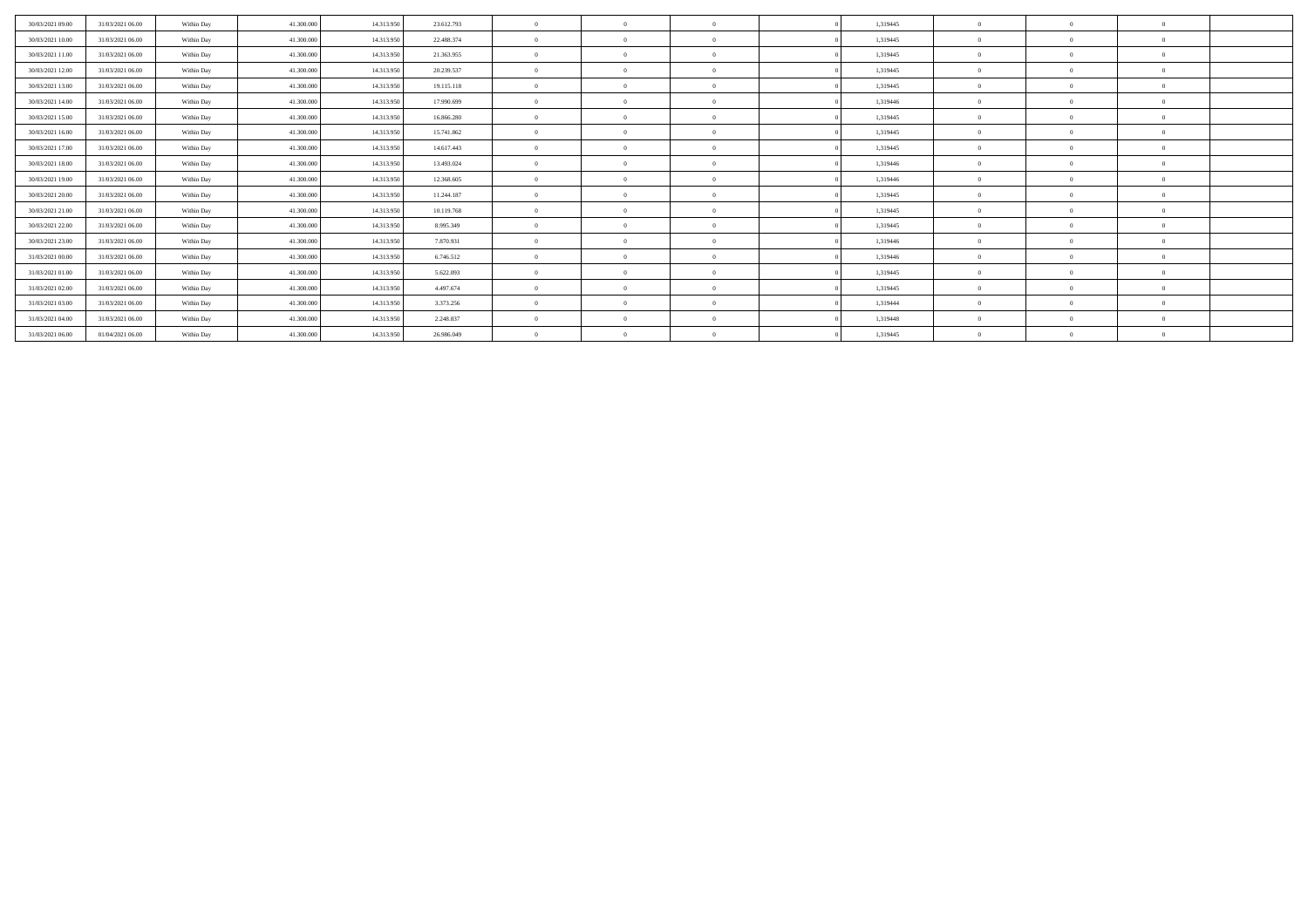| | | | | | | | | | | | | | | |
|---|---|---|---|---|---|---|---|---|---|---|---|---|---|---|
| 30/03/2021 09:00 | 31/03/2021 06:00 | Within Day | 41.300.000 | 14.313.950 | 23.612.793 | 0 | 0 | 0 | 0 | 1,319445 | 0 | 0 | 0 | |
| 30/03/2021 10:00 | 31/03/2021 06:00 | Within Day | 41.300.000 | 14.313.950 | 22.488.374 | 0 | 0 | 0 | 0 | 1,319445 | 0 | 0 | 0 | |
| 30/03/2021 11:00 | 31/03/2021 06:00 | Within Day | 41.300.000 | 14.313.950 | 21.363.955 | 0 | 0 | 0 | 0 | 1,319445 | 0 | 0 | 0 | |
| 30/03/2021 12:00 | 31/03/2021 06:00 | Within Day | 41.300.000 | 14.313.950 | 20.239.537 | 0 | 0 | 0 | 0 | 1,319445 | 0 | 0 | 0 | |
| 30/03/2021 13:00 | 31/03/2021 06:00 | Within Day | 41.300.000 | 14.313.950 | 19.115.118 | 0 | 0 | 0 | 0 | 1,319445 | 0 | 0 | 0 | |
| 30/03/2021 14:00 | 31/03/2021 06:00 | Within Day | 41.300.000 | 14.313.950 | 17.990.699 | 0 | 0 | 0 | 0 | 1,319446 | 0 | 0 | 0 | |
| 30/03/2021 15:00 | 31/03/2021 06:00 | Within Day | 41.300.000 | 14.313.950 | 16.866.280 | 0 | 0 | 0 | 0 | 1,319445 | 0 | 0 | 0 | |
| 30/03/2021 16:00 | 31/03/2021 06:00 | Within Day | 41.300.000 | 14.313.950 | 15.741.862 | 0 | 0 | 0 | 0 | 1,319445 | 0 | 0 | 0 | |
| 30/03/2021 17:00 | 31/03/2021 06:00 | Within Day | 41.300.000 | 14.313.950 | 14.617.443 | 0 | 0 | 0 | 0 | 1,319445 | 0 | 0 | 0 | |
| 30/03/2021 18:00 | 31/03/2021 06:00 | Within Day | 41.300.000 | 14.313.950 | 13.493.024 | 0 | 0 | 0 | 0 | 1,319446 | 0 | 0 | 0 | |
| 30/03/2021 19:00 | 31/03/2021 06:00 | Within Day | 41.300.000 | 14.313.950 | 12.368.605 | 0 | 0 | 0 | 0 | 1,319446 | 0 | 0 | 0 | |
| 30/03/2021 20:00 | 31/03/2021 06:00 | Within Day | 41.300.000 | 14.313.950 | 11.244.187 | 0 | 0 | 0 | 0 | 1,319445 | 0 | 0 | 0 | |
| 30/03/2021 21:00 | 31/03/2021 06:00 | Within Day | 41.300.000 | 14.313.950 | 10.119.768 | 0 | 0 | 0 | 0 | 1,319445 | 0 | 0 | 0 | |
| 30/03/2021 22:00 | 31/03/2021 06:00 | Within Day | 41.300.000 | 14.313.950 | 8.995.349 | 0 | 0 | 0 | 0 | 1,319445 | 0 | 0 | 0 | |
| 30/03/2021 23:00 | 31/03/2021 06:00 | Within Day | 41.300.000 | 14.313.950 | 7.870.931 | 0 | 0 | 0 | 0 | 1,319446 | 0 | 0 | 0 | |
| 31/03/2021 00:00 | 31/03/2021 06:00 | Within Day | 41.300.000 | 14.313.950 | 6.746.512 | 0 | 0 | 0 | 0 | 1,319446 | 0 | 0 | 0 | |
| 31/03/2021 01:00 | 31/03/2021 06:00 | Within Day | 41.300.000 | 14.313.950 | 5.622.093 | 0 | 0 | 0 | 0 | 1,319445 | 0 | 0 | 0 | |
| 31/03/2021 02:00 | 31/03/2021 06:00 | Within Day | 41.300.000 | 14.313.950 | 4.497.674 | 0 | 0 | 0 | 0 | 1,319445 | 0 | 0 | 0 | |
| 31/03/2021 03:00 | 31/03/2021 06:00 | Within Day | 41.300.000 | 14.313.950 | 3.373.256 | 0 | 0 | 0 | 0 | 1,319444 | 0 | 0 | 0 | |
| 31/03/2021 04:00 | 31/03/2021 06:00 | Within Day | 41.300.000 | 14.313.950 | 2.248.837 | 0 | 0 | 0 | 0 | 1,319448 | 0 | 0 | 0 | |
| 31/03/2021 06:00 | 01/04/2021 06:00 | Within Day | 41.300.000 | 14.313.950 | 26.986.049 | 0 | 0 | 0 | 0 | 1,319445 | 0 | 0 | 0 | |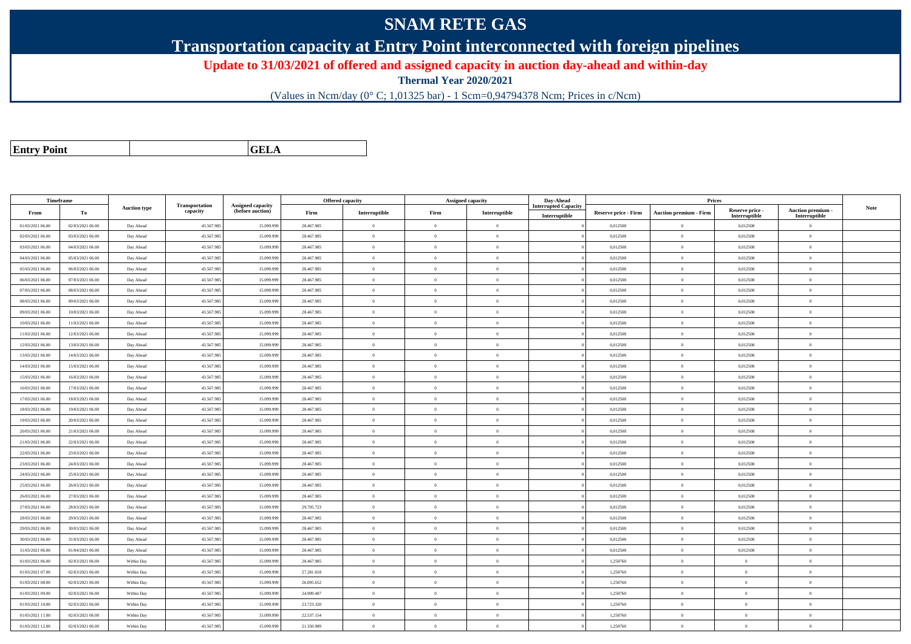# SNAM RETE GAS

## Transportation capacity at Entry Point interconnected with foreign pipelines

**Update to 31/03/2021 of offered and assigned capacity in auction day-ahead and within-day**

**Thermal Year 2020/2021**

(Values in Ncm/day (0° C; 1,01325 bar) - 1 Scm=0,94794378 Ncm; Prices in c/Ncm)

| Entry Point | | GELA |
|---|---|---|

| Timeframe | | Auction type | Transportation capacity | Assigned capacity (before auction) | Offered capacity | | Assigned capacity | | Day-Ahead Interrupted Capacity | Prices | | | | Note |
|---|---|---|---|---|---|---|---|---|---|---|---|---|---|---|
| From | To | | | | Firm | Interruptible | Firm | Interruptible | Interruptible | Reserve price - Firm | Auction premium - Firm | Reserve price - Interruptible | Auction premium - Interruptible | |
| 01/03/2021 06.00 | 02/03/2021 06.00 | Day Ahead | 43.567.985 | 15.099.999 | 28.467.985 | 0 | 0 | 0 | 0 | 0,012508 | 0 | 0,012508 | 0 | |
| 02/03/2021 06.00 | 03/03/2021 06.00 | Day Ahead | 43.567.985 | 15.099.999 | 28.467.985 | 0 | 0 | 0 | 0 | 0,012508 | 0 | 0,012508 | 0 | |
| 03/03/2021 06.00 | 04/03/2021 06.00 | Day Ahead | 43.567.985 | 15.099.999 | 28.467.985 | 0 | 0 | 0 | 0 | 0,012508 | 0 | 0,012508 | 0 | |
| 04/03/2021 06.00 | 05/03/2021 06.00 | Day Ahead | 43.567.985 | 15.099.999 | 28.467.985 | 0 | 0 | 0 | 0 | 0,012508 | 0 | 0,012508 | 0 | |
| 05/03/2021 06.00 | 06/03/2021 06.00 | Day Ahead | 43.567.985 | 15.099.999 | 28.467.985 | 0 | 0 | 0 | 0 | 0,012508 | 0 | 0,012508 | 0 | |
| 06/03/2021 06.00 | 07/03/2021 06.00 | Day Ahead | 43.567.985 | 15.099.999 | 28.467.985 | 0 | 0 | 0 | 0 | 0,012508 | 0 | 0,012508 | 0 | |
| 07/03/2021 06.00 | 08/03/2021 06.00 | Day Ahead | 43.567.985 | 15.099.999 | 28.467.985 | 0 | 0 | 0 | 0 | 0,012508 | 0 | 0,012508 | 0 | |
| 08/03/2021 06.00 | 09/03/2021 06.00 | Day Ahead | 43.567.985 | 15.099.999 | 28.467.985 | 0 | 0 | 0 | 0 | 0,012508 | 0 | 0,012508 | 0 | |
| 09/03/2021 06.00 | 10/03/2021 06.00 | Day Ahead | 43.567.985 | 15.099.999 | 28.467.985 | 0 | 0 | 0 | 0 | 0,012508 | 0 | 0,012508 | 0 | |
| 10/03/2021 06.00 | 11/03/2021 06.00 | Day Ahead | 43.567.985 | 15.099.999 | 28.467.985 | 0 | 0 | 0 | 0 | 0,012508 | 0 | 0,012508 | 0 | |
| 11/03/2021 06.00 | 12/03/2021 06.00 | Day Ahead | 43.567.985 | 15.099.999 | 28.467.985 | 0 | 0 | 0 | 0 | 0,012508 | 0 | 0,012508 | 0 | |
| 12/03/2021 06.00 | 13/03/2021 06.00 | Day Ahead | 43.567.985 | 15.099.999 | 28.467.985 | 0 | 0 | 0 | 0 | 0,012508 | 0 | 0,012508 | 0 | |
| 13/03/2021 06.00 | 14/03/2021 06.00 | Day Ahead | 43.567.985 | 15.099.999 | 28.467.985 | 0 | 0 | 0 | 0 | 0,012508 | 0 | 0,012508 | 0 | |
| 14/03/2021 06.00 | 15/03/2021 06.00 | Day Ahead | 43.567.985 | 15.099.999 | 28.467.985 | 0 | 0 | 0 | 0 | 0,012508 | 0 | 0,012508 | 0 | |
| 15/03/2021 06.00 | 16/03/2021 06.00 | Day Ahead | 43.567.985 | 15.099.999 | 28.467.985 | 0 | 0 | 0 | 0 | 0,012508 | 0 | 0,012508 | 0 | |
| 16/03/2021 06.00 | 17/03/2021 06.00 | Day Ahead | 43.567.985 | 15.099.999 | 28.467.985 | 0 | 0 | 0 | 0 | 0,012508 | 0 | 0,012508 | 0 | |
| 17/03/2021 06.00 | 18/03/2021 06.00 | Day Ahead | 43.567.985 | 15.099.999 | 28.467.985 | 0 | 0 | 0 | 0 | 0,012508 | 0 | 0,012508 | 0 | |
| 18/03/2021 06.00 | 19/03/2021 06.00 | Day Ahead | 43.567.985 | 15.099.999 | 28.467.985 | 0 | 0 | 0 | 0 | 0,012508 | 0 | 0,012508 | 0 | |
| 19/03/2021 06.00 | 20/03/2021 06.00 | Day Ahead | 43.567.985 | 15.099.999 | 28.467.985 | 0 | 0 | 0 | 0 | 0,012508 | 0 | 0,012508 | 0 | |
| 20/03/2021 06.00 | 21/03/2021 06.00 | Day Ahead | 43.567.985 | 15.099.999 | 28.467.985 | 0 | 0 | 0 | 0 | 0,012508 | 0 | 0,012508 | 0 | |
| 21/03/2021 06.00 | 22/03/2021 06.00 | Day Ahead | 43.567.985 | 15.099.999 | 28.467.985 | 0 | 0 | 0 | 0 | 0,012508 | 0 | 0,012508 | 0 | |
| 22/03/2021 06.00 | 23/03/2021 06.00 | Day Ahead | 43.567.985 | 15.099.999 | 28.467.985 | 0 | 0 | 0 | 0 | 0,012508 | 0 | 0,012508 | 0 | |
| 23/03/2021 06.00 | 24/03/2021 06.00 | Day Ahead | 43.567.985 | 15.099.999 | 28.467.985 | 0 | 0 | 0 | 0 | 0,012508 | 0 | 0,012508 | 0 | |
| 24/03/2021 06.00 | 25/03/2021 06.00 | Day Ahead | 43.567.985 | 15.099.999 | 28.467.985 | 0 | 0 | 0 | 0 | 0,012508 | 0 | 0,012508 | 0 | |
| 25/03/2021 06.00 | 26/03/2021 06.00 | Day Ahead | 43.567.985 | 15.099.999 | 28.467.985 | 0 | 0 | 0 | 0 | 0,012508 | 0 | 0,012508 | 0 | |
| 26/03/2021 06.00 | 27/03/2021 06.00 | Day Ahead | 43.567.985 | 15.099.999 | 28.467.985 | 0 | 0 | 0 | 0 | 0,012508 | 0 | 0,012508 | 0 | |
| 27/03/2021 06.00 | 28/03/2021 06.00 | Day Ahead | 43.567.985 | 15.099.999 | 29.705.723 | 0 | 0 | 0 | 0 | 0,012508 | 0 | 0,012508 | 0 | |
| 28/03/2021 06.00 | 29/03/2021 06.00 | Day Ahead | 43.567.985 | 15.099.999 | 28.467.985 | 0 | 0 | 0 | 0 | 0,012508 | 0 | 0,012508 | 0 | |
| 29/03/2021 06.00 | 30/03/2021 06.00 | Day Ahead | 43.567.985 | 15.099.999 | 28.467.985 | 0 | 0 | 0 | 0 | 0,012508 | 0 | 0,012508 | 0 | |
| 30/03/2021 06.00 | 31/03/2021 06.00 | Day Ahead | 43.567.985 | 15.099.999 | 28.467.985 | 0 | 0 | 0 | 0 | 0,012508 | 0 | 0,012508 | 0 | |
| 31/03/2021 06.00 | 01/04/2021 06.00 | Day Ahead | 43.567.985 | 15.099.999 | 28.467.985 | 0 | 0 | 0 | 0 | 0,012508 | 0 | 0,012508 | 0 | |
| 01/03/2021 06.00 | 02/03/2021 06.00 | Within Day | 43.567.985 | 15.099.999 | 28.467.985 | 0 | 0 | 0 | 0 | 1,250760 | 0 | 0 | 0 | |
| 01/03/2021 07.00 | 02/03/2021 06.00 | Within Day | 43.567.985 | 15.099.999 | 27.281.818 | 0 | 0 | 0 | 0 | 1,250760 | 0 | 0 | 0 | |
| 01/03/2021 08.00 | 02/03/2021 06.00 | Within Day | 43.567.985 | 15.099.999 | 26.095.652 | 0 | 0 | 0 | 0 | 1,250760 | 0 | 0 | 0 | |
| 01/03/2021 09.00 | 02/03/2021 06.00 | Within Day | 43.567.985 | 15.099.999 | 24.909.487 | 0 | 0 | 0 | 0 | 1,250760 | 0 | 0 | 0 | |
| 01/03/2021 10.00 | 02/03/2021 06.00 | Within Day | 43.567.985 | 15.099.999 | 23.723.320 | 0 | 0 | 0 | 0 | 1,250760 | 0 | 0 | 0 | |
| 01/03/2021 11.00 | 02/03/2021 06.00 | Within Day | 43.567.985 | 15.099.999 | 22.537.154 | 0 | 0 | 0 | 0 | 1,250760 | 0 | 0 | 0 | |
| 01/03/2021 12.00 | 02/03/2021 06.00 | Within Day | 43.567.985 | 15.099.999 | 21.350.989 | 0 | 0 | 0 | 0 | 1,250760 | 0 | 0 | 0 | |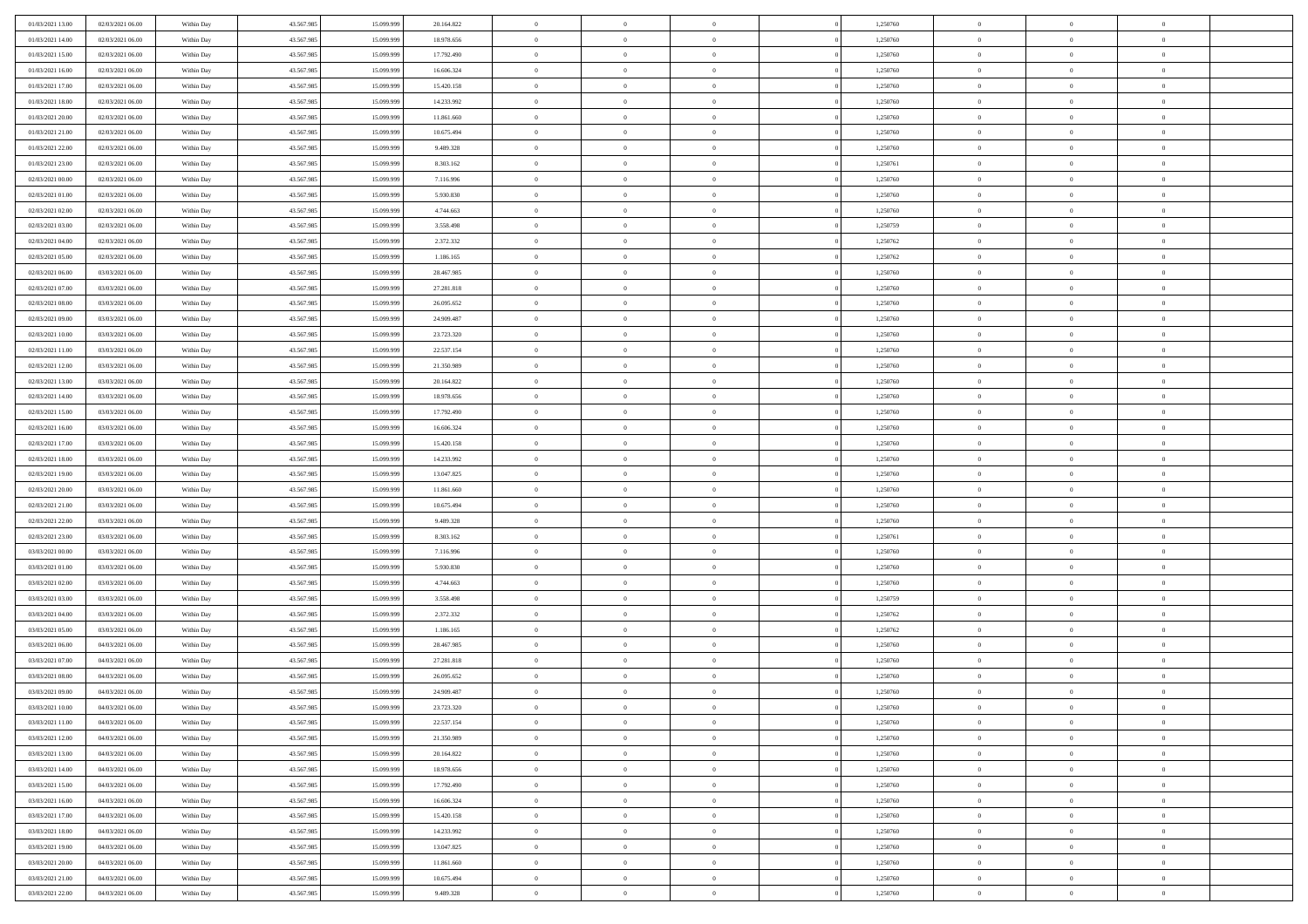| | | | | | | | | | | | | | | |
|---|---|---|---|---|---|---|---|---|---|---|---|---|---|---|
| 01/03/2021 13:00 | 02/03/2021 06:00 | Within Day | 43.567.985 | 15.099.999 | 20.164.822 | 0 | 0 | 0 | | 1,250760 | 0 | 0 | 0 | |
| 01/03/2021 14:00 | 02/03/2021 06:00 | Within Day | 43.567.985 | 15.099.999 | 18.978.656 | 0 | 0 | 0 | | 1,250760 | 0 | 0 | 0 | |
| 01/03/2021 15:00 | 02/03/2021 06:00 | Within Day | 43.567.985 | 15.099.999 | 17.792.490 | 0 | 0 | 0 | | 1,250760 | 0 | 0 | 0 | |
| 01/03/2021 16:00 | 02/03/2021 06:00 | Within Day | 43.567.985 | 15.099.999 | 16.606.324 | 0 | 0 | 0 | | 1,250760 | 0 | 0 | 0 | |
| 01/03/2021 17:00 | 02/03/2021 06:00 | Within Day | 43.567.985 | 15.099.999 | 15.420.158 | 0 | 0 | 0 | | 1,250760 | 0 | 0 | 0 | |
| 01/03/2021 18:00 | 02/03/2021 06:00 | Within Day | 43.567.985 | 15.099.999 | 14.233.992 | 0 | 0 | 0 | | 1,250760 | 0 | 0 | 0 | |
| 01/03/2021 20:00 | 02/03/2021 06:00 | Within Day | 43.567.985 | 15.099.999 | 11.861.660 | 0 | 0 | 0 | | 1,250760 | 0 | 0 | 0 | |
| 01/03/2021 21:00 | 02/03/2021 06:00 | Within Day | 43.567.985 | 15.099.999 | 10.675.494 | 0 | 0 | 0 | | 1,250760 | 0 | 0 | 0 | |
| 01/03/2021 22:00 | 02/03/2021 06:00 | Within Day | 43.567.985 | 15.099.999 | 9.489.328 | 0 | 0 | 0 | | 1,250760 | 0 | 0 | 0 | |
| 01/03/2021 23:00 | 02/03/2021 06:00 | Within Day | 43.567.985 | 15.099.999 | 8.303.162 | 0 | 0 | 0 | | 1,250761 | 0 | 0 | 0 | |
| 02/03/2021 00:00 | 02/03/2021 06:00 | Within Day | 43.567.985 | 15.099.999 | 7.116.996 | 0 | 0 | 0 | | 1,250760 | 0 | 0 | 0 | |
| 02/03/2021 01:00 | 02/03/2021 06:00 | Within Day | 43.567.985 | 15.099.999 | 5.930.830 | 0 | 0 | 0 | | 1,250760 | 0 | 0 | 0 | |
| 02/03/2021 02:00 | 02/03/2021 06:00 | Within Day | 43.567.985 | 15.099.999 | 4.744.663 | 0 | 0 | 0 | | 1,250760 | 0 | 0 | 0 | |
| 02/03/2021 03:00 | 02/03/2021 06:00 | Within Day | 43.567.985 | 15.099.999 | 3.558.498 | 0 | 0 | 0 | | 1,250759 | 0 | 0 | 0 | |
| 02/03/2021 04:00 | 02/03/2021 06:00 | Within Day | 43.567.985 | 15.099.999 | 2.372.332 | 0 | 0 | 0 | | 1,250762 | 0 | 0 | 0 | |
| 02/03/2021 05:00 | 02/03/2021 06:00 | Within Day | 43.567.985 | 15.099.999 | 1.186.165 | 0 | 0 | 0 | | 1,250762 | 0 | 0 | 0 | |
| 02/03/2021 06:00 | 03/03/2021 06:00 | Within Day | 43.567.985 | 15.099.999 | 28.467.985 | 0 | 0 | 0 | | 1,250760 | 0 | 0 | 0 | |
| 02/03/2021 07:00 | 03/03/2021 06:00 | Within Day | 43.567.985 | 15.099.999 | 27.281.818 | 0 | 0 | 0 | | 1,250760 | 0 | 0 | 0 | |
| 02/03/2021 08:00 | 03/03/2021 06:00 | Within Day | 43.567.985 | 15.099.999 | 26.095.652 | 0 | 0 | 0 | | 1,250760 | 0 | 0 | 0 | |
| 02/03/2021 09:00 | 03/03/2021 06:00 | Within Day | 43.567.985 | 15.099.999 | 24.909.487 | 0 | 0 | 0 | | 1,250760 | 0 | 0 | 0 | |
| 02/03/2021 10:00 | 03/03/2021 06:00 | Within Day | 43.567.985 | 15.099.999 | 23.723.320 | 0 | 0 | 0 | | 1,250760 | 0 | 0 | 0 | |
| 02/03/2021 11:00 | 03/03/2021 06:00 | Within Day | 43.567.985 | 15.099.999 | 22.537.154 | 0 | 0 | 0 | | 1,250760 | 0 | 0 | 0 | |
| 02/03/2021 12:00 | 03/03/2021 06:00 | Within Day | 43.567.985 | 15.099.999 | 21.350.989 | 0 | 0 | 0 | | 1,250760 | 0 | 0 | 0 | |
| 02/03/2021 13:00 | 03/03/2021 06:00 | Within Day | 43.567.985 | 15.099.999 | 20.164.822 | 0 | 0 | 0 | | 1,250760 | 0 | 0 | 0 | |
| 02/03/2021 14:00 | 03/03/2021 06:00 | Within Day | 43.567.985 | 15.099.999 | 18.978.656 | 0 | 0 | 0 | | 1,250760 | 0 | 0 | 0 | |
| 02/03/2021 15:00 | 03/03/2021 06:00 | Within Day | 43.567.985 | 15.099.999 | 17.792.490 | 0 | 0 | 0 | | 1,250760 | 0 | 0 | 0 | |
| 02/03/2021 16:00 | 03/03/2021 06:00 | Within Day | 43.567.985 | 15.099.999 | 16.606.324 | 0 | 0 | 0 | | 1,250760 | 0 | 0 | 0 | |
| 02/03/2021 17:00 | 03/03/2021 06:00 | Within Day | 43.567.985 | 15.099.999 | 15.420.158 | 0 | 0 | 0 | | 1,250760 | 0 | 0 | 0 | |
| 02/03/2021 18:00 | 03/03/2021 06:00 | Within Day | 43.567.985 | 15.099.999 | 14.233.992 | 0 | 0 | 0 | | 1,250760 | 0 | 0 | 0 | |
| 02/03/2021 19:00 | 03/03/2021 06:00 | Within Day | 43.567.985 | 15.099.999 | 13.047.825 | 0 | 0 | 0 | | 1,250760 | 0 | 0 | 0 | |
| 02/03/2021 20:00 | 03/03/2021 06:00 | Within Day | 43.567.985 | 15.099.999 | 11.861.660 | 0 | 0 | 0 | | 1,250760 | 0 | 0 | 0 | |
| 02/03/2021 21:00 | 03/03/2021 06:00 | Within Day | 43.567.985 | 15.099.999 | 10.675.494 | 0 | 0 | 0 | | 1,250760 | 0 | 0 | 0 | |
| 02/03/2021 22:00 | 03/03/2021 06:00 | Within Day | 43.567.985 | 15.099.999 | 9.489.328 | 0 | 0 | 0 | | 1,250760 | 0 | 0 | 0 | |
| 02/03/2021 23:00 | 03/03/2021 06:00 | Within Day | 43.567.985 | 15.099.999 | 8.303.162 | 0 | 0 | 0 | | 1,250761 | 0 | 0 | 0 | |
| 03/03/2021 00:00 | 03/03/2021 06:00 | Within Day | 43.567.985 | 15.099.999 | 7.116.996 | 0 | 0 | 0 | | 1,250760 | 0 | 0 | 0 | |
| 03/03/2021 01:00 | 03/03/2021 06:00 | Within Day | 43.567.985 | 15.099.999 | 5.930.830 | 0 | 0 | 0 | | 1,250760 | 0 | 0 | 0 | |
| 03/03/2021 02:00 | 03/03/2021 06:00 | Within Day | 43.567.985 | 15.099.999 | 4.744.663 | 0 | 0 | 0 | | 1,250760 | 0 | 0 | 0 | |
| 03/03/2021 03:00 | 03/03/2021 06:00 | Within Day | 43.567.985 | 15.099.999 | 3.558.498 | 0 | 0 | 0 | | 1,250759 | 0 | 0 | 0 | |
| 03/03/2021 04:00 | 03/03/2021 06:00 | Within Day | 43.567.985 | 15.099.999 | 2.372.332 | 0 | 0 | 0 | | 1,250762 | 0 | 0 | 0 | |
| 03/03/2021 05:00 | 03/03/2021 06:00 | Within Day | 43.567.985 | 15.099.999 | 1.186.165 | 0 | 0 | 0 | | 1,250762 | 0 | 0 | 0 | |
| 03/03/2021 06:00 | 04/03/2021 06:00 | Within Day | 43.567.985 | 15.099.999 | 28.467.985 | 0 | 0 | 0 | | 1,250760 | 0 | 0 | 0 | |
| 03/03/2021 07:00 | 04/03/2021 06:00 | Within Day | 43.567.985 | 15.099.999 | 27.281.818 | 0 | 0 | 0 | | 1,250760 | 0 | 0 | 0 | |
| 03/03/2021 08:00 | 04/03/2021 06:00 | Within Day | 43.567.985 | 15.099.999 | 26.095.652 | 0 | 0 | 0 | | 1,250760 | 0 | 0 | 0 | |
| 03/03/2021 09:00 | 04/03/2021 06:00 | Within Day | 43.567.985 | 15.099.999 | 24.909.487 | 0 | 0 | 0 | | 1,250760 | 0 | 0 | 0 | |
| 03/03/2021 10:00 | 04/03/2021 06:00 | Within Day | 43.567.985 | 15.099.999 | 23.723.320 | 0 | 0 | 0 | | 1,250760 | 0 | 0 | 0 | |
| 03/03/2021 11:00 | 04/03/2021 06:00 | Within Day | 43.567.985 | 15.099.999 | 22.537.154 | 0 | 0 | 0 | | 1,250760 | 0 | 0 | 0 | |
| 03/03/2021 12:00 | 04/03/2021 06:00 | Within Day | 43.567.985 | 15.099.999 | 21.350.989 | 0 | 0 | 0 | | 1,250760 | 0 | 0 | 0 | |
| 03/03/2021 13:00 | 04/03/2021 06:00 | Within Day | 43.567.985 | 15.099.999 | 20.164.822 | 0 | 0 | 0 | | 1,250760 | 0 | 0 | 0 | |
| 03/03/2021 14:00 | 04/03/2021 06:00 | Within Day | 43.567.985 | 15.099.999 | 18.978.656 | 0 | 0 | 0 | | 1,250760 | 0 | 0 | 0 | |
| 03/03/2021 15:00 | 04/03/2021 06:00 | Within Day | 43.567.985 | 15.099.999 | 17.792.490 | 0 | 0 | 0 | | 1,250760 | 0 | 0 | 0 | |
| 03/03/2021 16:00 | 04/03/2021 06:00 | Within Day | 43.567.985 | 15.099.999 | 16.606.324 | 0 | 0 | 0 | | 1,250760 | 0 | 0 | 0 | |
| 03/03/2021 17:00 | 04/03/2021 06:00 | Within Day | 43.567.985 | 15.099.999 | 15.420.158 | 0 | 0 | 0 | | 1,250760 | 0 | 0 | 0 | |
| 03/03/2021 18:00 | 04/03/2021 06:00 | Within Day | 43.567.985 | 15.099.999 | 14.233.992 | 0 | 0 | 0 | | 1,250760 | 0 | 0 | 0 | |
| 03/03/2021 19:00 | 04/03/2021 06:00 | Within Day | 43.567.985 | 15.099.999 | 13.047.825 | 0 | 0 | 0 | | 1,250760 | 0 | 0 | 0 | |
| 03/03/2021 20:00 | 04/03/2021 06:00 | Within Day | 43.567.985 | 15.099.999 | 11.861.660 | 0 | 0 | 0 | | 1,250760 | 0 | 0 | 0 | |
| 03/03/2021 21:00 | 04/03/2021 06:00 | Within Day | 43.567.985 | 15.099.999 | 10.675.494 | 0 | 0 | 0 | | 1,250760 | 0 | 0 | 0 | |
| 03/03/2021 22:00 | 04/03/2021 06:00 | Within Day | 43.567.985 | 15.099.999 | 9.489.328 | 0 | 0 | 0 | | 1,250760 | 0 | 0 | 0 | |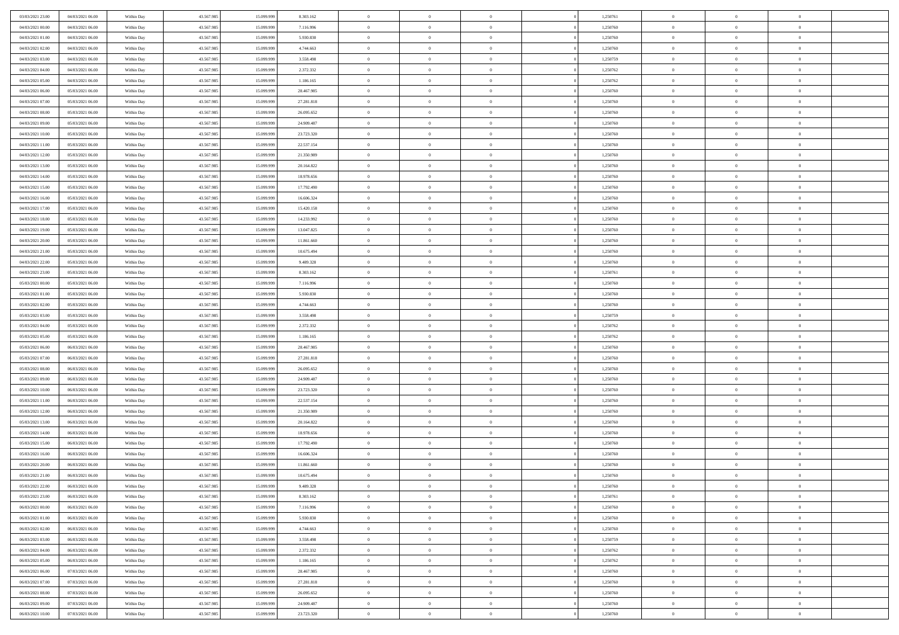| | | | | | | | | | | | | | | |
|---|---|---|---|---|---|---|---|---|---|---|---|---|---|---|
| 03/03/2021 23:00 | 04/03/2021 06:00 | Within Day | 43.567.985 | 15.099.999 | 8.303.162 | 0 | 0 | 0 | | 1,250761 | 0 | 0 | 0 | |
| 04/03/2021 00:00 | 04/03/2021 06:00 | Within Day | 43.567.985 | 15.099.999 | 7.116.996 | 0 | 0 | 0 | | 1,250760 | 0 | 0 | 0 | |
| 04/03/2021 01:00 | 04/03/2021 06:00 | Within Day | 43.567.985 | 15.099.999 | 5.930.830 | 0 | 0 | 0 | | 1,250760 | 0 | 0 | 0 | |
| 04/03/2021 02:00 | 04/03/2021 06:00 | Within Day | 43.567.985 | 15.099.999 | 4.744.663 | 0 | 0 | 0 | | 1,250760 | 0 | 0 | 0 | |
| 04/03/2021 03:00 | 04/03/2021 06:00 | Within Day | 43.567.985 | 15.099.999 | 3.558.498 | 0 | 0 | 0 | | 1,250759 | 0 | 0 | 0 | |
| 04/03/2021 04:00 | 04/03/2021 06:00 | Within Day | 43.567.985 | 15.099.999 | 2.372.332 | 0 | 0 | 0 | | 1,250762 | 0 | 0 | 0 | |
| 04/03/2021 05:00 | 04/03/2021 06:00 | Within Day | 43.567.985 | 15.099.999 | 1.186.165 | 0 | 0 | 0 | | 1,250762 | 0 | 0 | 0 | |
| 04/03/2021 06:00 | 05/03/2021 06:00 | Within Day | 43.567.985 | 15.099.999 | 28.467.985 | 0 | 0 | 0 | | 1,250760 | 0 | 0 | 0 | |
| 04/03/2021 07:00 | 05/03/2021 06:00 | Within Day | 43.567.985 | 15.099.999 | 27.281.818 | 0 | 0 | 0 | | 1,250760 | 0 | 0 | 0 | |
| 04/03/2021 08:00 | 05/03/2021 06:00 | Within Day | 43.567.985 | 15.099.999 | 26.095.652 | 0 | 0 | 0 | | 1,250760 | 0 | 0 | 0 | |
| 04/03/2021 09:00 | 05/03/2021 06:00 | Within Day | 43.567.985 | 15.099.999 | 24.909.487 | 0 | 0 | 0 | | 1,250760 | 0 | 0 | 0 | |
| 04/03/2021 10:00 | 05/03/2021 06:00 | Within Day | 43.567.985 | 15.099.999 | 23.723.320 | 0 | 0 | 0 | | 1,250760 | 0 | 0 | 0 | |
| 04/03/2021 11:00 | 05/03/2021 06:00 | Within Day | 43.567.985 | 15.099.999 | 22.537.154 | 0 | 0 | 0 | | 1,250760 | 0 | 0 | 0 | |
| 04/03/2021 12:00 | 05/03/2021 06:00 | Within Day | 43.567.985 | 15.099.999 | 21.350.989 | 0 | 0 | 0 | | 1,250760 | 0 | 0 | 0 | |
| 04/03/2021 13:00 | 05/03/2021 06:00 | Within Day | 43.567.985 | 15.099.999 | 20.164.822 | 0 | 0 | 0 | | 1,250760 | 0 | 0 | 0 | |
| 04/03/2021 14:00 | 05/03/2021 06:00 | Within Day | 43.567.985 | 15.099.999 | 18.978.656 | 0 | 0 | 0 | | 1,250760 | 0 | 0 | 0 | |
| 04/03/2021 15:00 | 05/03/2021 06:00 | Within Day | 43.567.985 | 15.099.999 | 17.792.490 | 0 | 0 | 0 | | 1,250760 | 0 | 0 | 0 | |
| 04/03/2021 16:00 | 05/03/2021 06:00 | Within Day | 43.567.985 | 15.099.999 | 16.606.324 | 0 | 0 | 0 | | 1,250760 | 0 | 0 | 0 | |
| 04/03/2021 17:00 | 05/03/2021 06:00 | Within Day | 43.567.985 | 15.099.999 | 15.420.158 | 0 | 0 | 0 | | 1,250760 | 0 | 0 | 0 | |
| 04/03/2021 18:00 | 05/03/2021 06:00 | Within Day | 43.567.985 | 15.099.999 | 14.233.992 | 0 | 0 | 0 | | 1,250760 | 0 | 0 | 0 | |
| 04/03/2021 19:00 | 05/03/2021 06:00 | Within Day | 43.567.985 | 15.099.999 | 13.047.825 | 0 | 0 | 0 | | 1,250760 | 0 | 0 | 0 | |
| 04/03/2021 20:00 | 05/03/2021 06:00 | Within Day | 43.567.985 | 15.099.999 | 11.861.660 | 0 | 0 | 0 | | 1,250760 | 0 | 0 | 0 | |
| 04/03/2021 21:00 | 05/03/2021 06:00 | Within Day | 43.567.985 | 15.099.999 | 10.675.494 | 0 | 0 | 0 | | 1,250760 | 0 | 0 | 0 | |
| 04/03/2021 22:00 | 05/03/2021 06:00 | Within Day | 43.567.985 | 15.099.999 | 9.489.328 | 0 | 0 | 0 | | 1,250760 | 0 | 0 | 0 | |
| 04/03/2021 23:00 | 05/03/2021 06:00 | Within Day | 43.567.985 | 15.099.999 | 8.303.162 | 0 | 0 | 0 | | 1,250761 | 0 | 0 | 0 | |
| 05/03/2021 00:00 | 05/03/2021 06:00 | Within Day | 43.567.985 | 15.099.999 | 7.116.996 | 0 | 0 | 0 | | 1,250760 | 0 | 0 | 0 | |
| 05/03/2021 01:00 | 05/03/2021 06:00 | Within Day | 43.567.985 | 15.099.999 | 5.930.830 | 0 | 0 | 0 | | 1,250760 | 0 | 0 | 0 | |
| 05/03/2021 02:00 | 05/03/2021 06:00 | Within Day | 43.567.985 | 15.099.999 | 4.744.663 | 0 | 0 | 0 | | 1,250760 | 0 | 0 | 0 | |
| 05/03/2021 03:00 | 05/03/2021 06:00 | Within Day | 43.567.985 | 15.099.999 | 3.558.498 | 0 | 0 | 0 | | 1,250759 | 0 | 0 | 0 | |
| 05/03/2021 04:00 | 05/03/2021 06:00 | Within Day | 43.567.985 | 15.099.999 | 2.372.332 | 0 | 0 | 0 | | 1,250762 | 0 | 0 | 0 | |
| 05/03/2021 05:00 | 05/03/2021 06:00 | Within Day | 43.567.985 | 15.099.999 | 1.186.165 | 0 | 0 | 0 | | 1,250762 | 0 | 0 | 0 | |
| 05/03/2021 06:00 | 06/03/2021 06:00 | Within Day | 43.567.985 | 15.099.999 | 28.467.985 | 0 | 0 | 0 | | 1,250760 | 0 | 0 | 0 | |
| 05/03/2021 07:00 | 06/03/2021 06:00 | Within Day | 43.567.985 | 15.099.999 | 27.281.818 | 0 | 0 | 0 | | 1,250760 | 0 | 0 | 0 | |
| 05/03/2021 08:00 | 06/03/2021 06:00 | Within Day | 43.567.985 | 15.099.999 | 26.095.652 | 0 | 0 | 0 | | 1,250760 | 0 | 0 | 0 | |
| 05/03/2021 09:00 | 06/03/2021 06:00 | Within Day | 43.567.985 | 15.099.999 | 24.909.487 | 0 | 0 | 0 | | 1,250760 | 0 | 0 | 0 | |
| 05/03/2021 10:00 | 06/03/2021 06:00 | Within Day | 43.567.985 | 15.099.999 | 23.723.320 | 0 | 0 | 0 | | 1,250760 | 0 | 0 | 0 | |
| 05/03/2021 11:00 | 06/03/2021 06:00 | Within Day | 43.567.985 | 15.099.999 | 22.537.154 | 0 | 0 | 0 | | 1,250760 | 0 | 0 | 0 | |
| 05/03/2021 12:00 | 06/03/2021 06:00 | Within Day | 43.567.985 | 15.099.999 | 21.350.989 | 0 | 0 | 0 | | 1,250760 | 0 | 0 | 0 | |
| 05/03/2021 13:00 | 06/03/2021 06:00 | Within Day | 43.567.985 | 15.099.999 | 20.164.822 | 0 | 0 | 0 | | 1,250760 | 0 | 0 | 0 | |
| 05/03/2021 14:00 | 06/03/2021 06:00 | Within Day | 43.567.985 | 15.099.999 | 18.978.656 | 0 | 0 | 0 | | 1,250760 | 0 | 0 | 0 | |
| 05/03/2021 15:00 | 06/03/2021 06:00 | Within Day | 43.567.985 | 15.099.999 | 17.792.490 | 0 | 0 | 0 | | 1,250760 | 0 | 0 | 0 | |
| 05/03/2021 16:00 | 06/03/2021 06:00 | Within Day | 43.567.985 | 15.099.999 | 16.606.324 | 0 | 0 | 0 | | 1,250760 | 0 | 0 | 0 | |
| 05/03/2021 20:00 | 06/03/2021 06:00 | Within Day | 43.567.985 | 15.099.999 | 11.861.660 | 0 | 0 | 0 | | 1,250760 | 0 | 0 | 0 | |
| 05/03/2021 21:00 | 06/03/2021 06:00 | Within Day | 43.567.985 | 15.099.999 | 10.675.494 | 0 | 0 | 0 | | 1,250760 | 0 | 0 | 0 | |
| 05/03/2021 22:00 | 06/03/2021 06:00 | Within Day | 43.567.985 | 15.099.999 | 9.489.328 | 0 | 0 | 0 | | 1,250760 | 0 | 0 | 0 | |
| 05/03/2021 23:00 | 06/03/2021 06:00 | Within Day | 43.567.985 | 15.099.999 | 8.303.162 | 0 | 0 | 0 | | 1,250761 | 0 | 0 | 0 | |
| 06/03/2021 00:00 | 06/03/2021 06:00 | Within Day | 43.567.985 | 15.099.999 | 7.116.996 | 0 | 0 | 0 | | 1,250760 | 0 | 0 | 0 | |
| 06/03/2021 01:00 | 06/03/2021 06:00 | Within Day | 43.567.985 | 15.099.999 | 5.930.830 | 0 | 0 | 0 | | 1,250760 | 0 | 0 | 0 | |
| 06/03/2021 02:00 | 06/03/2021 06:00 | Within Day | 43.567.985 | 15.099.999 | 4.744.663 | 0 | 0 | 0 | | 1,250760 | 0 | 0 | 0 | |
| 06/03/2021 03:00 | 06/03/2021 06:00 | Within Day | 43.567.985 | 15.099.999 | 3.558.498 | 0 | 0 | 0 | | 1,250759 | 0 | 0 | 0 | |
| 06/03/2021 04:00 | 06/03/2021 06:00 | Within Day | 43.567.985 | 15.099.999 | 2.372.332 | 0 | 0 | 0 | | 1,250762 | 0 | 0 | 0 | |
| 06/03/2021 05:00 | 06/03/2021 06:00 | Within Day | 43.567.985 | 15.099.999 | 1.186.165 | 0 | 0 | 0 | | 1,250762 | 0 | 0 | 0 | |
| 06/03/2021 06:00 | 07/03/2021 06:00 | Within Day | 43.567.985 | 15.099.999 | 28.467.985 | 0 | 0 | 0 | | 1,250760 | 0 | 0 | 0 | |
| 06/03/2021 07:00 | 07/03/2021 06:00 | Within Day | 43.567.985 | 15.099.999 | 27.281.818 | 0 | 0 | 0 | | 1,250760 | 0 | 0 | 0 | |
| 06/03/2021 08:00 | 07/03/2021 06:00 | Within Day | 43.567.985 | 15.099.999 | 26.095.652 | 0 | 0 | 0 | | 1,250760 | 0 | 0 | 0 | |
| 06/03/2021 09:00 | 07/03/2021 06:00 | Within Day | 43.567.985 | 15.099.999 | 24.909.487 | 0 | 0 | 0 | | 1,250760 | 0 | 0 | 0 | |
| 06/03/2021 10:00 | 07/03/2021 06:00 | Within Day | 43.567.985 | 15.099.999 | 23.723.320 | 0 | 0 | 0 | | 1,250760 | 0 | 0 | 0 | |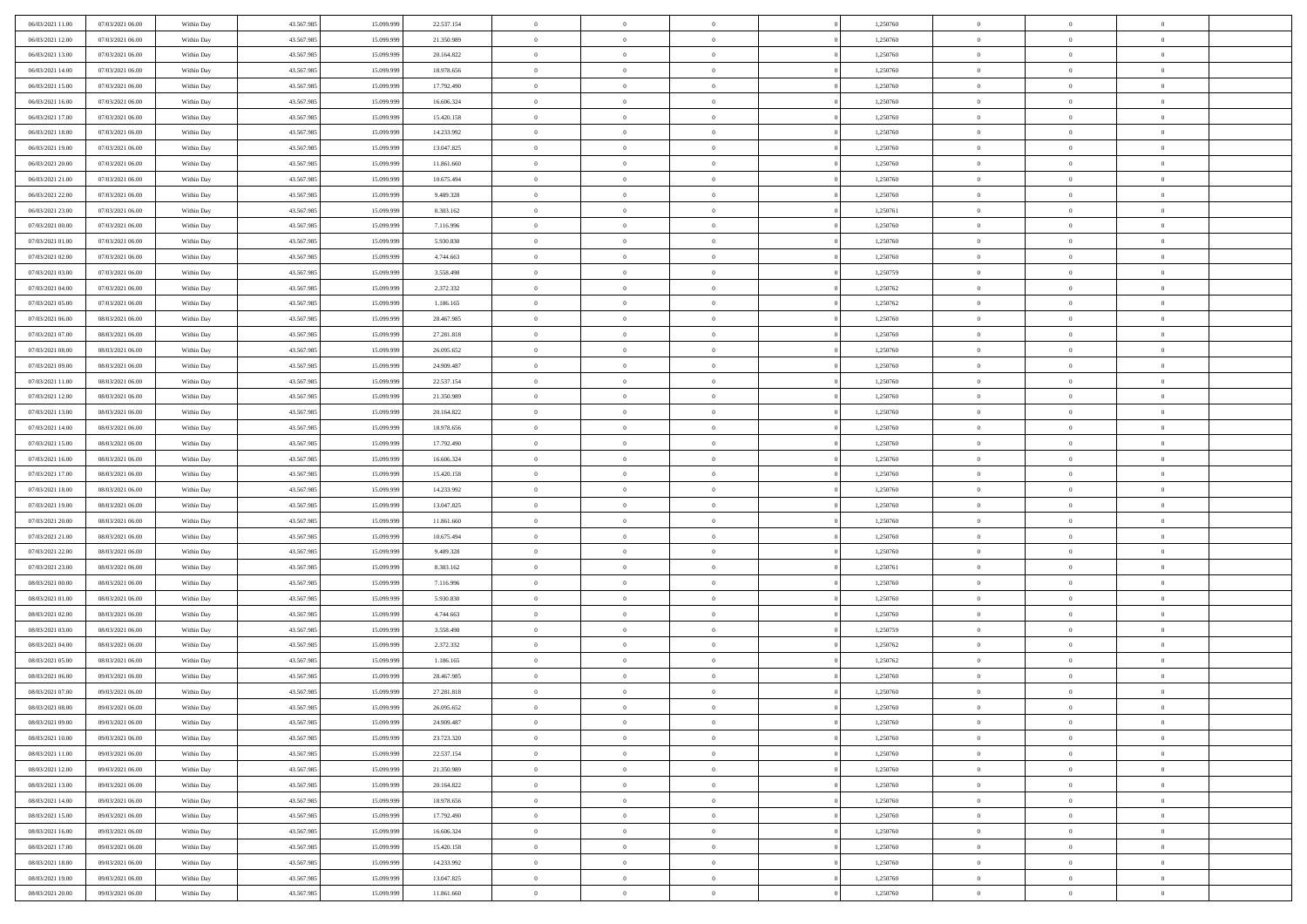| | | | | | | | | | | | | | | |
|---|---|---|---|---|---|---|---|---|---|---|---|---|---|---|
| 06/03/2021 11:00 | 07/03/2021 06:00 | Within Day | 43.567.985 | 15.099.999 | 22.537.154 | 0 | 0 | 0 | | 1,250760 | 0 | 0 | 0 | |
| 06/03/2021 12:00 | 07/03/2021 06:00 | Within Day | 43.567.985 | 15.099.999 | 21.350.989 | 0 | 0 | 0 | | 1,250760 | 0 | 0 | 0 | |
| 06/03/2021 13:00 | 07/03/2021 06:00 | Within Day | 43.567.985 | 15.099.999 | 20.164.822 | 0 | 0 | 0 | | 1,250760 | 0 | 0 | 0 | |
| 06/03/2021 14:00 | 07/03/2021 06:00 | Within Day | 43.567.985 | 15.099.999 | 18.978.656 | 0 | 0 | 0 | | 1,250760 | 0 | 0 | 0 | |
| 06/03/2021 15:00 | 07/03/2021 06:00 | Within Day | 43.567.985 | 15.099.999 | 17.792.490 | 0 | 0 | 0 | | 1,250760 | 0 | 0 | 0 | |
| 06/03/2021 16:00 | 07/03/2021 06:00 | Within Day | 43.567.985 | 15.099.999 | 16.606.324 | 0 | 0 | 0 | | 1,250760 | 0 | 0 | 0 | |
| 06/03/2021 17:00 | 07/03/2021 06:00 | Within Day | 43.567.985 | 15.099.999 | 15.420.158 | 0 | 0 | 0 | | 1,250760 | 0 | 0 | 0 | |
| 06/03/2021 18:00 | 07/03/2021 06:00 | Within Day | 43.567.985 | 15.099.999 | 14.233.992 | 0 | 0 | 0 | | 1,250760 | 0 | 0 | 0 | |
| 06/03/2021 19:00 | 07/03/2021 06:00 | Within Day | 43.567.985 | 15.099.999 | 13.047.825 | 0 | 0 | 0 | | 1,250760 | 0 | 0 | 0 | |
| 06/03/2021 20:00 | 07/03/2021 06:00 | Within Day | 43.567.985 | 15.099.999 | 11.861.660 | 0 | 0 | 0 | | 1,250760 | 0 | 0 | 0 | |
| 06/03/2021 21:00 | 07/03/2021 06:00 | Within Day | 43.567.985 | 15.099.999 | 10.675.494 | 0 | 0 | 0 | | 1,250760 | 0 | 0 | 0 | |
| 06/03/2021 22:00 | 07/03/2021 06:00 | Within Day | 43.567.985 | 15.099.999 | 9.489.328 | 0 | 0 | 0 | | 1,250760 | 0 | 0 | 0 | |
| 06/03/2021 23:00 | 07/03/2021 06:00 | Within Day | 43.567.985 | 15.099.999 | 8.303.162 | 0 | 0 | 0 | | 1,250761 | 0 | 0 | 0 | |
| 07/03/2021 00:00 | 07/03/2021 06:00 | Within Day | 43.567.985 | 15.099.999 | 7.116.996 | 0 | 0 | 0 | | 1,250760 | 0 | 0 | 0 | |
| 07/03/2021 01:00 | 07/03/2021 06:00 | Within Day | 43.567.985 | 15.099.999 | 5.930.830 | 0 | 0 | 0 | | 1,250760 | 0 | 0 | 0 | |
| 07/03/2021 02:00 | 07/03/2021 06:00 | Within Day | 43.567.985 | 15.099.999 | 4.744.663 | 0 | 0 | 0 | | 1,250760 | 0 | 0 | 0 | |
| 07/03/2021 03:00 | 07/03/2021 06:00 | Within Day | 43.567.985 | 15.099.999 | 3.558.498 | 0 | 0 | 0 | | 1,250759 | 0 | 0 | 0 | |
| 07/03/2021 04:00 | 07/03/2021 06:00 | Within Day | 43.567.985 | 15.099.999 | 2.372.332 | 0 | 0 | 0 | | 1,250762 | 0 | 0 | 0 | |
| 07/03/2021 05:00 | 07/03/2021 06:00 | Within Day | 43.567.985 | 15.099.999 | 1.186.165 | 0 | 0 | 0 | | 1,250762 | 0 | 0 | 0 | |
| 07/03/2021 06:00 | 08/03/2021 06:00 | Within Day | 43.567.985 | 15.099.999 | 28.467.985 | 0 | 0 | 0 | | 1,250760 | 0 | 0 | 0 | |
| 07/03/2021 07:00 | 08/03/2021 06:00 | Within Day | 43.567.985 | 15.099.999 | 27.281.818 | 0 | 0 | 0 | | 1,250760 | 0 | 0 | 0 | |
| 07/03/2021 08:00 | 08/03/2021 06:00 | Within Day | 43.567.985 | 15.099.999 | 26.095.652 | 0 | 0 | 0 | | 1,250760 | 0 | 0 | 0 | |
| 07/03/2021 09:00 | 08/03/2021 06:00 | Within Day | 43.567.985 | 15.099.999 | 24.909.487 | 0 | 0 | 0 | | 1,250760 | 0 | 0 | 0 | |
| 07/03/2021 11:00 | 08/03/2021 06:00 | Within Day | 43.567.985 | 15.099.999 | 22.537.154 | 0 | 0 | 0 | | 1,250760 | 0 | 0 | 0 | |
| 07/03/2021 12:00 | 08/03/2021 06:00 | Within Day | 43.567.985 | 15.099.999 | 21.350.989 | 0 | 0 | 0 | | 1,250760 | 0 | 0 | 0 | |
| 07/03/2021 13:00 | 08/03/2021 06:00 | Within Day | 43.567.985 | 15.099.999 | 20.164.822 | 0 | 0 | 0 | | 1,250760 | 0 | 0 | 0 | |
| 07/03/2021 14:00 | 08/03/2021 06:00 | Within Day | 43.567.985 | 15.099.999 | 18.978.656 | 0 | 0 | 0 | | 1,250760 | 0 | 0 | 0 | |
| 07/03/2021 15:00 | 08/03/2021 06:00 | Within Day | 43.567.985 | 15.099.999 | 17.792.490 | 0 | 0 | 0 | | 1,250760 | 0 | 0 | 0 | |
| 07/03/2021 16:00 | 08/03/2021 06:00 | Within Day | 43.567.985 | 15.099.999 | 16.606.324 | 0 | 0 | 0 | | 1,250760 | 0 | 0 | 0 | |
| 07/03/2021 17:00 | 08/03/2021 06:00 | Within Day | 43.567.985 | 15.099.999 | 15.420.158 | 0 | 0 | 0 | | 1,250760 | 0 | 0 | 0 | |
| 07/03/2021 18:00 | 08/03/2021 06:00 | Within Day | 43.567.985 | 15.099.999 | 14.233.992 | 0 | 0 | 0 | | 1,250760 | 0 | 0 | 0 | |
| 07/03/2021 19:00 | 08/03/2021 06:00 | Within Day | 43.567.985 | 15.099.999 | 13.047.825 | 0 | 0 | 0 | | 1,250760 | 0 | 0 | 0 | |
| 07/03/2021 20:00 | 08/03/2021 06:00 | Within Day | 43.567.985 | 15.099.999 | 11.861.660 | 0 | 0 | 0 | | 1,250760 | 0 | 0 | 0 | |
| 07/03/2021 21:00 | 08/03/2021 06:00 | Within Day | 43.567.985 | 15.099.999 | 10.675.494 | 0 | 0 | 0 | | 1,250760 | 0 | 0 | 0 | |
| 07/03/2021 22:00 | 08/03/2021 06:00 | Within Day | 43.567.985 | 15.099.999 | 9.489.328 | 0 | 0 | 0 | | 1,250760 | 0 | 0 | 0 | |
| 07/03/2021 23:00 | 08/03/2021 06:00 | Within Day | 43.567.985 | 15.099.999 | 8.303.162 | 0 | 0 | 0 | | 1,250761 | 0 | 0 | 0 | |
| 08/03/2021 00:00 | 08/03/2021 06:00 | Within Day | 43.567.985 | 15.099.999 | 7.116.996 | 0 | 0 | 0 | | 1,250760 | 0 | 0 | 0 | |
| 08/03/2021 01:00 | 08/03/2021 06:00 | Within Day | 43.567.985 | 15.099.999 | 5.930.830 | 0 | 0 | 0 | | 1,250760 | 0 | 0 | 0 | |
| 08/03/2021 02:00 | 08/03/2021 06:00 | Within Day | 43.567.985 | 15.099.999 | 4.744.663 | 0 | 0 | 0 | | 1,250760 | 0 | 0 | 0 | |
| 08/03/2021 03:00 | 08/03/2021 06:00 | Within Day | 43.567.985 | 15.099.999 | 3.558.498 | 0 | 0 | 0 | | 1,250759 | 0 | 0 | 0 | |
| 08/03/2021 04:00 | 08/03/2021 06:00 | Within Day | 43.567.985 | 15.099.999 | 2.372.332 | 0 | 0 | 0 | | 1,250762 | 0 | 0 | 0 | |
| 08/03/2021 05:00 | 08/03/2021 06:00 | Within Day | 43.567.985 | 15.099.999 | 1.186.165 | 0 | 0 | 0 | | 1,250762 | 0 | 0 | 0 | |
| 08/03/2021 06:00 | 09/03/2021 06:00 | Within Day | 43.567.985 | 15.099.999 | 28.467.985 | 0 | 0 | 0 | | 1,250760 | 0 | 0 | 0 | |
| 08/03/2021 07:00 | 09/03/2021 06:00 | Within Day | 43.567.985 | 15.099.999 | 27.281.818 | 0 | 0 | 0 | | 1,250760 | 0 | 0 | 0 | |
| 08/03/2021 08:00 | 09/03/2021 06:00 | Within Day | 43.567.985 | 15.099.999 | 26.095.652 | 0 | 0 | 0 | | 1,250760 | 0 | 0 | 0 | |
| 08/03/2021 09:00 | 09/03/2021 06:00 | Within Day | 43.567.985 | 15.099.999 | 24.909.487 | 0 | 0 | 0 | | 1,250760 | 0 | 0 | 0 | |
| 08/03/2021 10:00 | 09/03/2021 06:00 | Within Day | 43.567.985 | 15.099.999 | 23.723.320 | 0 | 0 | 0 | | 1,250760 | 0 | 0 | 0 | |
| 08/03/2021 11:00 | 09/03/2021 06:00 | Within Day | 43.567.985 | 15.099.999 | 22.537.154 | 0 | 0 | 0 | | 1,250760 | 0 | 0 | 0 | |
| 08/03/2021 12:00 | 09/03/2021 06:00 | Within Day | 43.567.985 | 15.099.999 | 21.350.989 | 0 | 0 | 0 | | 1,250760 | 0 | 0 | 0 | |
| 08/03/2021 13:00 | 09/03/2021 06:00 | Within Day | 43.567.985 | 15.099.999 | 20.164.822 | 0 | 0 | 0 | | 1,250760 | 0 | 0 | 0 | |
| 08/03/2021 14:00 | 09/03/2021 06:00 | Within Day | 43.567.985 | 15.099.999 | 18.978.656 | 0 | 0 | 0 | | 1,250760 | 0 | 0 | 0 | |
| 08/03/2021 15:00 | 09/03/2021 06:00 | Within Day | 43.567.985 | 15.099.999 | 17.792.490 | 0 | 0 | 0 | | 1,250760 | 0 | 0 | 0 | |
| 08/03/2021 16:00 | 09/03/2021 06:00 | Within Day | 43.567.985 | 15.099.999 | 16.606.324 | 0 | 0 | 0 | | 1,250760 | 0 | 0 | 0 | |
| 08/03/2021 17:00 | 09/03/2021 06:00 | Within Day | 43.567.985 | 15.099.999 | 15.420.158 | 0 | 0 | 0 | | 1,250760 | 0 | 0 | 0 | |
| 08/03/2021 18:00 | 09/03/2021 06:00 | Within Day | 43.567.985 | 15.099.999 | 14.233.992 | 0 | 0 | 0 | | 1,250760 | 0 | 0 | 0 | |
| 08/03/2021 19:00 | 09/03/2021 06:00 | Within Day | 43.567.985 | 15.099.999 | 13.047.825 | 0 | 0 | 0 | | 1,250760 | 0 | 0 | 0 | |
| 08/03/2021 20:00 | 09/03/2021 06:00 | Within Day | 43.567.985 | 15.099.999 | 11.861.660 | 0 | 0 | 0 | | 1,250760 | 0 | 0 | 0 | |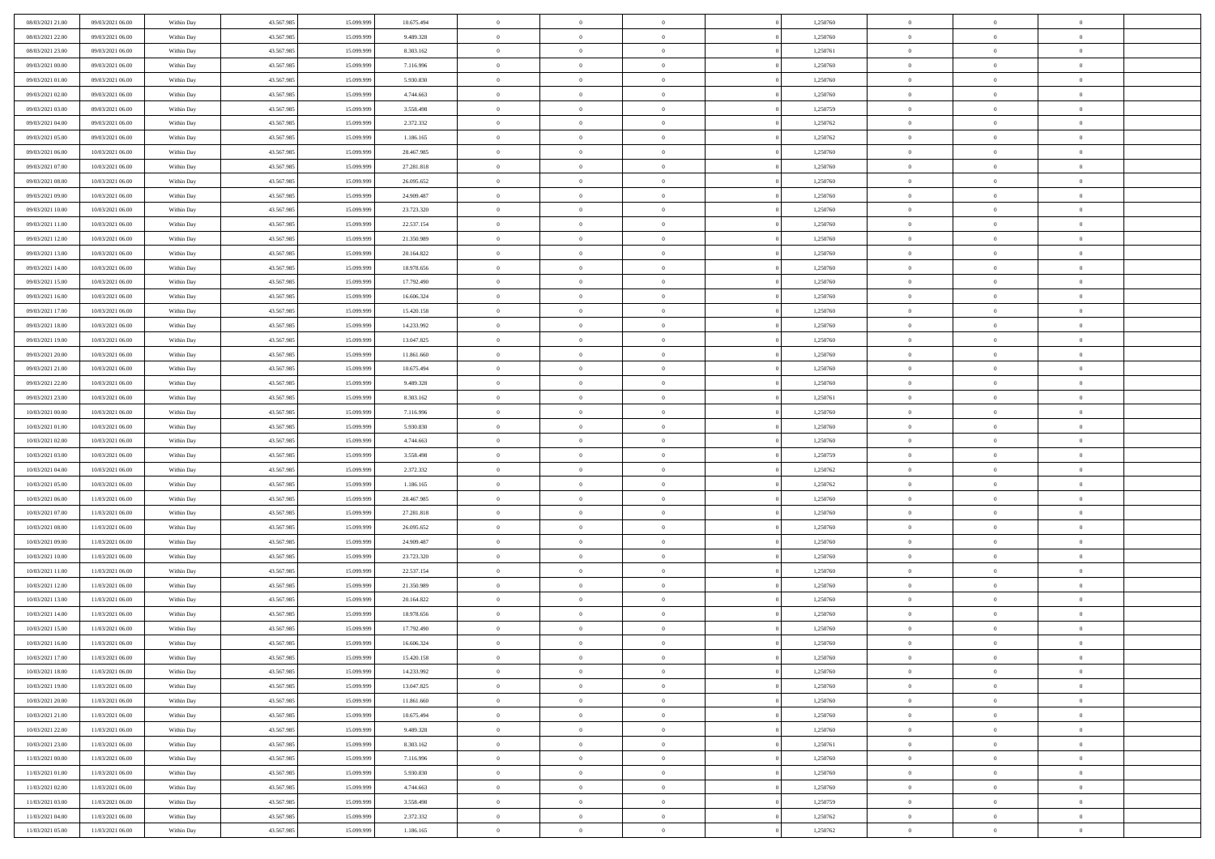| | | | | | | | | | | | | | | |
|---|---|---|---|---|---|---|---|---|---|---|---|---|---|---|
| 08/03/2021 21:00 | 09/03/2021 06:00 | Within Day | 43.567.985 | 15.099.999 | 10.675.494 | 0 | 0 | 0 | 0 | 1,250760 | 0 | 0 | 0 | |
| 08/03/2021 22:00 | 09/03/2021 06:00 | Within Day | 43.567.985 | 15.099.999 | 9.489.328 | 0 | 0 | 0 | 0 | 1,250760 | 0 | 0 | 0 | |
| 08/03/2021 23:00 | 09/03/2021 06:00 | Within Day | 43.567.985 | 15.099.999 | 8.303.162 | 0 | 0 | 0 | 0 | 1,250761 | 0 | 0 | 0 | |
| 09/03/2021 00:00 | 09/03/2021 06:00 | Within Day | 43.567.985 | 15.099.999 | 7.116.996 | 0 | 0 | 0 | 0 | 1,250760 | 0 | 0 | 0 | |
| 09/03/2021 01:00 | 09/03/2021 06:00 | Within Day | 43.567.985 | 15.099.999 | 5.930.830 | 0 | 0 | 0 | 0 | 1,250760 | 0 | 0 | 0 | |
| 09/03/2021 02:00 | 09/03/2021 06:00 | Within Day | 43.567.985 | 15.099.999 | 4.744.663 | 0 | 0 | 0 | 0 | 1,250760 | 0 | 0 | 0 | |
| 09/03/2021 03:00 | 09/03/2021 06:00 | Within Day | 43.567.985 | 15.099.999 | 3.558.498 | 0 | 0 | 0 | 0 | 1,250759 | 0 | 0 | 0 | |
| 09/03/2021 04:00 | 09/03/2021 06:00 | Within Day | 43.567.985 | 15.099.999 | 2.372.332 | 0 | 0 | 0 | 0 | 1,250762 | 0 | 0 | 0 | |
| 09/03/2021 05:00 | 09/03/2021 06:00 | Within Day | 43.567.985 | 15.099.999 | 1.186.165 | 0 | 0 | 0 | 0 | 1,250762 | 0 | 0 | 0 | |
| 09/03/2021 06:00 | 10/03/2021 06:00 | Within Day | 43.567.985 | 15.099.999 | 28.467.985 | 0 | 0 | 0 | 0 | 1,250760 | 0 | 0 | 0 | |
| 09/03/2021 07:00 | 10/03/2021 06:00 | Within Day | 43.567.985 | 15.099.999 | 27.281.818 | 0 | 0 | 0 | 0 | 1,250760 | 0 | 0 | 0 | |
| 09/03/2021 08:00 | 10/03/2021 06:00 | Within Day | 43.567.985 | 15.099.999 | 26.095.652 | 0 | 0 | 0 | 0 | 1,250760 | 0 | 0 | 0 | |
| 09/03/2021 09:00 | 10/03/2021 06:00 | Within Day | 43.567.985 | 15.099.999 | 24.909.487 | 0 | 0 | 0 | 0 | 1,250760 | 0 | 0 | 0 | |
| 09/03/2021 10:00 | 10/03/2021 06:00 | Within Day | 43.567.985 | 15.099.999 | 23.723.320 | 0 | 0 | 0 | 0 | 1,250760 | 0 | 0 | 0 | |
| 09/03/2021 11:00 | 10/03/2021 06:00 | Within Day | 43.567.985 | 15.099.999 | 22.537.154 | 0 | 0 | 0 | 0 | 1,250760 | 0 | 0 | 0 | |
| 09/03/2021 12:00 | 10/03/2021 06:00 | Within Day | 43.567.985 | 15.099.999 | 21.350.989 | 0 | 0 | 0 | 0 | 1,250760 | 0 | 0 | 0 | |
| 09/03/2021 13:00 | 10/03/2021 06:00 | Within Day | 43.567.985 | 15.099.999 | 20.164.822 | 0 | 0 | 0 | 0 | 1,250760 | 0 | 0 | 0 | |
| 09/03/2021 14:00 | 10/03/2021 06:00 | Within Day | 43.567.985 | 15.099.999 | 18.978.656 | 0 | 0 | 0 | 0 | 1,250760 | 0 | 0 | 0 | |
| 09/03/2021 15:00 | 10/03/2021 06:00 | Within Day | 43.567.985 | 15.099.999 | 17.792.490 | 0 | 0 | 0 | 0 | 1,250760 | 0 | 0 | 0 | |
| 09/03/2021 16:00 | 10/03/2021 06:00 | Within Day | 43.567.985 | 15.099.999 | 16.606.324 | 0 | 0 | 0 | 0 | 1,250760 | 0 | 0 | 0 | |
| 09/03/2021 17:00 | 10/03/2021 06:00 | Within Day | 43.567.985 | 15.099.999 | 15.420.158 | 0 | 0 | 0 | 0 | 1,250760 | 0 | 0 | 0 | |
| 09/03/2021 18:00 | 10/03/2021 06:00 | Within Day | 43.567.985 | 15.099.999 | 14.233.992 | 0 | 0 | 0 | 0 | 1,250760 | 0 | 0 | 0 | |
| 09/03/2021 19:00 | 10/03/2021 06:00 | Within Day | 43.567.985 | 15.099.999 | 13.047.825 | 0 | 0 | 0 | 0 | 1,250760 | 0 | 0 | 0 | |
| 09/03/2021 20:00 | 10/03/2021 06:00 | Within Day | 43.567.985 | 15.099.999 | 11.861.660 | 0 | 0 | 0 | 0 | 1,250760 | 0 | 0 | 0 | |
| 09/03/2021 21:00 | 10/03/2021 06:00 | Within Day | 43.567.985 | 15.099.999 | 10.675.494 | 0 | 0 | 0 | 0 | 1,250760 | 0 | 0 | 0 | |
| 09/03/2021 22:00 | 10/03/2021 06:00 | Within Day | 43.567.985 | 15.099.999 | 9.489.328 | 0 | 0 | 0 | 0 | 1,250760 | 0 | 0 | 0 | |
| 09/03/2021 23:00 | 10/03/2021 06:00 | Within Day | 43.567.985 | 15.099.999 | 8.303.162 | 0 | 0 | 0 | 0 | 1,250761 | 0 | 0 | 0 | |
| 10/03/2021 00:00 | 10/03/2021 06:00 | Within Day | 43.567.985 | 15.099.999 | 7.116.996 | 0 | 0 | 0 | 0 | 1,250760 | 0 | 0 | 0 | |
| 10/03/2021 01:00 | 10/03/2021 06:00 | Within Day | 43.567.985 | 15.099.999 | 5.930.830 | 0 | 0 | 0 | 0 | 1,250760 | 0 | 0 | 0 | |
| 10/03/2021 02:00 | 10/03/2021 06:00 | Within Day | 43.567.985 | 15.099.999 | 4.744.663 | 0 | 0 | 0 | 0 | 1,250760 | 0 | 0 | 0 | |
| 10/03/2021 03:00 | 10/03/2021 06:00 | Within Day | 43.567.985 | 15.099.999 | 3.558.498 | 0 | 0 | 0 | 0 | 1,250759 | 0 | 0 | 0 | |
| 10/03/2021 04:00 | 10/03/2021 06:00 | Within Day | 43.567.985 | 15.099.999 | 2.372.332 | 0 | 0 | 0 | 0 | 1,250762 | 0 | 0 | 0 | |
| 10/03/2021 05:00 | 10/03/2021 06:00 | Within Day | 43.567.985 | 15.099.999 | 1.186.165 | 0 | 0 | 0 | 0 | 1,250762 | 0 | 0 | 0 | |
| 10/03/2021 06:00 | 11/03/2021 06:00 | Within Day | 43.567.985 | 15.099.999 | 28.467.985 | 0 | 0 | 0 | 0 | 1,250760 | 0 | 0 | 0 | |
| 10/03/2021 07:00 | 11/03/2021 06:00 | Within Day | 43.567.985 | 15.099.999 | 27.281.818 | 0 | 0 | 0 | 0 | 1,250760 | 0 | 0 | 0 | |
| 10/03/2021 08:00 | 11/03/2021 06:00 | Within Day | 43.567.985 | 15.099.999 | 26.095.652 | 0 | 0 | 0 | 0 | 1,250760 | 0 | 0 | 0 | |
| 10/03/2021 09:00 | 11/03/2021 06:00 | Within Day | 43.567.985 | 15.099.999 | 24.909.487 | 0 | 0 | 0 | 0 | 1,250760 | 0 | 0 | 0 | |
| 10/03/2021 10:00 | 11/03/2021 06:00 | Within Day | 43.567.985 | 15.099.999 | 23.723.320 | 0 | 0 | 0 | 0 | 1,250760 | 0 | 0 | 0 | |
| 10/03/2021 11:00 | 11/03/2021 06:00 | Within Day | 43.567.985 | 15.099.999 | 22.537.154 | 0 | 0 | 0 | 0 | 1,250760 | 0 | 0 | 0 | |
| 10/03/2021 12:00 | 11/03/2021 06:00 | Within Day | 43.567.985 | 15.099.999 | 21.350.989 | 0 | 0 | 0 | 0 | 1,250760 | 0 | 0 | 0 | |
| 10/03/2021 13:00 | 11/03/2021 06:00 | Within Day | 43.567.985 | 15.099.999 | 20.164.822 | 0 | 0 | 0 | 0 | 1,250760 | 0 | 0 | 0 | |
| 10/03/2021 14:00 | 11/03/2021 06:00 | Within Day | 43.567.985 | 15.099.999 | 18.978.656 | 0 | 0 | 0 | 0 | 1,250760 | 0 | 0 | 0 | |
| 10/03/2021 15:00 | 11/03/2021 06:00 | Within Day | 43.567.985 | 15.099.999 | 17.792.490 | 0 | 0 | 0 | 0 | 1,250760 | 0 | 0 | 0 | |
| 10/03/2021 16:00 | 11/03/2021 06:00 | Within Day | 43.567.985 | 15.099.999 | 16.606.324 | 0 | 0 | 0 | 0 | 1,250760 | 0 | 0 | 0 | |
| 10/03/2021 17:00 | 11/03/2021 06:00 | Within Day | 43.567.985 | 15.099.999 | 15.420.158 | 0 | 0 | 0 | 0 | 1,250760 | 0 | 0 | 0 | |
| 10/03/2021 18:00 | 11/03/2021 06:00 | Within Day | 43.567.985 | 15.099.999 | 14.233.992 | 0 | 0 | 0 | 0 | 1,250760 | 0 | 0 | 0 | |
| 10/03/2021 19:00 | 11/03/2021 06:00 | Within Day | 43.567.985 | 15.099.999 | 13.047.825 | 0 | 0 | 0 | 0 | 1,250760 | 0 | 0 | 0 | |
| 10/03/2021 20:00 | 11/03/2021 06:00 | Within Day | 43.567.985 | 15.099.999 | 11.861.660 | 0 | 0 | 0 | 0 | 1,250760 | 0 | 0 | 0 | |
| 10/03/2021 21:00 | 11/03/2021 06:00 | Within Day | 43.567.985 | 15.099.999 | 10.675.494 | 0 | 0 | 0 | 0 | 1,250760 | 0 | 0 | 0 | |
| 10/03/2021 22:00 | 11/03/2021 06:00 | Within Day | 43.567.985 | 15.099.999 | 9.489.328 | 0 | 0 | 0 | 0 | 1,250760 | 0 | 0 | 0 | |
| 10/03/2021 23:00 | 11/03/2021 06:00 | Within Day | 43.567.985 | 15.099.999 | 8.303.162 | 0 | 0 | 0 | 0 | 1,250761 | 0 | 0 | 0 | |
| 11/03/2021 00:00 | 11/03/2021 06:00 | Within Day | 43.567.985 | 15.099.999 | 7.116.996 | 0 | 0 | 0 | 0 | 1,250760 | 0 | 0 | 0 | |
| 11/03/2021 01:00 | 11/03/2021 06:00 | Within Day | 43.567.985 | 15.099.999 | 5.930.830 | 0 | 0 | 0 | 0 | 1,250760 | 0 | 0 | 0 | |
| 11/03/2021 02:00 | 11/03/2021 06:00 | Within Day | 43.567.985 | 15.099.999 | 4.744.663 | 0 | 0 | 0 | 0 | 1,250760 | 0 | 0 | 0 | |
| 11/03/2021 03:00 | 11/03/2021 06:00 | Within Day | 43.567.985 | 15.099.999 | 3.558.498 | 0 | 0 | 0 | 0 | 1,250759 | 0 | 0 | 0 | |
| 11/03/2021 04:00 | 11/03/2021 06:00 | Within Day | 43.567.985 | 15.099.999 | 2.372.332 | 0 | 0 | 0 | 0 | 1,250762 | 0 | 0 | 0 | |
| 11/03/2021 05:00 | 11/03/2021 06:00 | Within Day | 43.567.985 | 15.099.999 | 1.186.165 | 0 | 0 | 0 | 0 | 1,250762 | 0 | 0 | 0 | |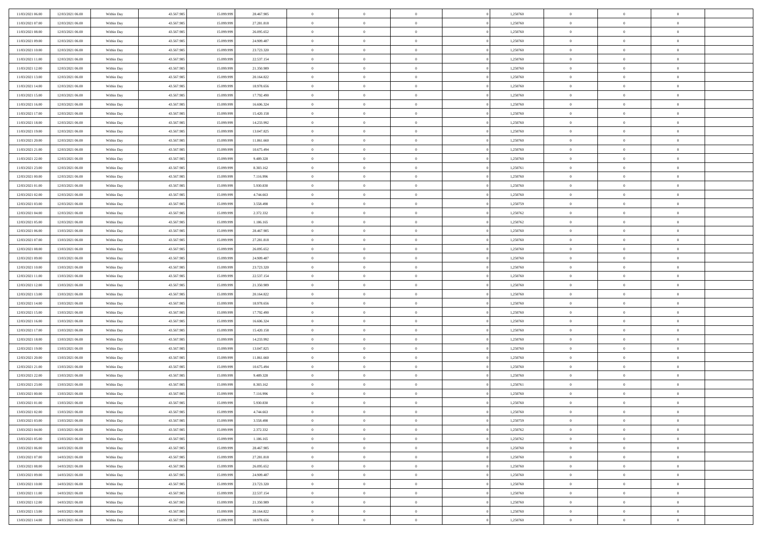| | | | | | | | | | | | | | | |
|---|---|---|---|---|---|---|---|---|---|---|---|---|---|---|
| 11/03/2021 06:00 | 12/03/2021 06:00 | Within Day | 43.567.985 | 15.099.999 | 28.467.985 | 0 | 0 | 0 | | 1,250760 | 0 | 0 | 0 | |
| 11/03/2021 07:00 | 12/03/2021 06:00 | Within Day | 43.567.985 | 15.099.999 | 27.281.818 | 0 | 0 | 0 | | 1,250760 | 0 | 0 | 0 | |
| 11/03/2021 08:00 | 12/03/2021 06:00 | Within Day | 43.567.985 | 15.099.999 | 26.095.652 | 0 | 0 | 0 | | 1,250760 | 0 | 0 | 0 | |
| 11/03/2021 09:00 | 12/03/2021 06:00 | Within Day | 43.567.985 | 15.099.999 | 24.909.487 | 0 | 0 | 0 | | 1,250760 | 0 | 0 | 0 | |
| 11/03/2021 10:00 | 12/03/2021 06:00 | Within Day | 43.567.985 | 15.099.999 | 23.723.320 | 0 | 0 | 0 | | 1,250760 | 0 | 0 | 0 | |
| 11/03/2021 11:00 | 12/03/2021 06:00 | Within Day | 43.567.985 | 15.099.999 | 22.537.154 | 0 | 0 | 0 | | 1,250760 | 0 | 0 | 0 | |
| 11/03/2021 12:00 | 12/03/2021 06:00 | Within Day | 43.567.985 | 15.099.999 | 21.350.989 | 0 | 0 | 0 | | 1,250760 | 0 | 0 | 0 | |
| 11/03/2021 13:00 | 12/03/2021 06:00 | Within Day | 43.567.985 | 15.099.999 | 20.164.822 | 0 | 0 | 0 | | 1,250760 | 0 | 0 | 0 | |
| 11/03/2021 14:00 | 12/03/2021 06:00 | Within Day | 43.567.985 | 15.099.999 | 18.978.656 | 0 | 0 | 0 | | 1,250760 | 0 | 0 | 0 | |
| 11/03/2021 15:00 | 12/03/2021 06:00 | Within Day | 43.567.985 | 15.099.999 | 17.792.490 | 0 | 0 | 0 | | 1,250760 | 0 | 0 | 0 | |
| 11/03/2021 16:00 | 12/03/2021 06:00 | Within Day | 43.567.985 | 15.099.999 | 16.606.324 | 0 | 0 | 0 | | 1,250760 | 0 | 0 | 0 | |
| 11/03/2021 17:00 | 12/03/2021 06:00 | Within Day | 43.567.985 | 15.099.999 | 15.420.158 | 0 | 0 | 0 | | 1,250760 | 0 | 0 | 0 | |
| 11/03/2021 18:00 | 12/03/2021 06:00 | Within Day | 43.567.985 | 15.099.999 | 14.233.992 | 0 | 0 | 0 | | 1,250760 | 0 | 0 | 0 | |
| 11/03/2021 19:00 | 12/03/2021 06:00 | Within Day | 43.567.985 | 15.099.999 | 13.047.825 | 0 | 0 | 0 | | 1,250760 | 0 | 0 | 0 | |
| 11/03/2021 20:00 | 12/03/2021 06:00 | Within Day | 43.567.985 | 15.099.999 | 11.861.660 | 0 | 0 | 0 | | 1,250760 | 0 | 0 | 0 | |
| 11/03/2021 21:00 | 12/03/2021 06:00 | Within Day | 43.567.985 | 15.099.999 | 10.675.494 | 0 | 0 | 0 | | 1,250760 | 0 | 0 | 0 | |
| 11/03/2021 22:00 | 12/03/2021 06:00 | Within Day | 43.567.985 | 15.099.999 | 9.489.328 | 0 | 0 | 0 | | 1,250760 | 0 | 0 | 0 | |
| 11/03/2021 23:00 | 12/03/2021 06:00 | Within Day | 43.567.985 | 15.099.999 | 8.303.162 | 0 | 0 | 0 | | 1,250761 | 0 | 0 | 0 | |
| 12/03/2021 00:00 | 12/03/2021 06:00 | Within Day | 43.567.985 | 15.099.999 | 7.116.996 | 0 | 0 | 0 | | 1,250760 | 0 | 0 | 0 | |
| 12/03/2021 01:00 | 12/03/2021 06:00 | Within Day | 43.567.985 | 15.099.999 | 5.930.830 | 0 | 0 | 0 | | 1,250760 | 0 | 0 | 0 | |
| 12/03/2021 02:00 | 12/03/2021 06:00 | Within Day | 43.567.985 | 15.099.999 | 4.744.663 | 0 | 0 | 0 | | 1,250760 | 0 | 0 | 0 | |
| 12/03/2021 03:00 | 12/03/2021 06:00 | Within Day | 43.567.985 | 15.099.999 | 3.558.498 | 0 | 0 | 0 | | 1,250759 | 0 | 0 | 0 | |
| 12/03/2021 04:00 | 12/03/2021 06:00 | Within Day | 43.567.985 | 15.099.999 | 2.372.332 | 0 | 0 | 0 | | 1,250762 | 0 | 0 | 0 | |
| 12/03/2021 05:00 | 12/03/2021 06:00 | Within Day | 43.567.985 | 15.099.999 | 1.186.165 | 0 | 0 | 0 | | 1,250762 | 0 | 0 | 0 | |
| 12/03/2021 06:00 | 13/03/2021 06:00 | Within Day | 43.567.985 | 15.099.999 | 28.467.985 | 0 | 0 | 0 | | 1,250760 | 0 | 0 | 0 | |
| 12/03/2021 07:00 | 13/03/2021 06:00 | Within Day | 43.567.985 | 15.099.999 | 27.281.818 | 0 | 0 | 0 | | 1,250760 | 0 | 0 | 0 | |
| 12/03/2021 08:00 | 13/03/2021 06:00 | Within Day | 43.567.985 | 15.099.999 | 26.095.652 | 0 | 0 | 0 | | 1,250760 | 0 | 0 | 0 | |
| 12/03/2021 09:00 | 13/03/2021 06:00 | Within Day | 43.567.985 | 15.099.999 | 24.909.487 | 0 | 0 | 0 | | 1,250760 | 0 | 0 | 0 | |
| 12/03/2021 10:00 | 13/03/2021 06:00 | Within Day | 43.567.985 | 15.099.999 | 23.723.320 | 0 | 0 | 0 | | 1,250760 | 0 | 0 | 0 | |
| 12/03/2021 11:00 | 13/03/2021 06:00 | Within Day | 43.567.985 | 15.099.999 | 22.537.154 | 0 | 0 | 0 | | 1,250760 | 0 | 0 | 0 | |
| 12/03/2021 12:00 | 13/03/2021 06:00 | Within Day | 43.567.985 | 15.099.999 | 21.350.989 | 0 | 0 | 0 | | 1,250760 | 0 | 0 | 0 | |
| 12/03/2021 13:00 | 13/03/2021 06:00 | Within Day | 43.567.985 | 15.099.999 | 20.164.822 | 0 | 0 | 0 | | 1,250760 | 0 | 0 | 0 | |
| 12/03/2021 14:00 | 13/03/2021 06:00 | Within Day | 43.567.985 | 15.099.999 | 18.978.656 | 0 | 0 | 0 | | 1,250760 | 0 | 0 | 0 | |
| 12/03/2021 15:00 | 13/03/2021 06:00 | Within Day | 43.567.985 | 15.099.999 | 17.792.490 | 0 | 0 | 0 | | 1,250760 | 0 | 0 | 0 | |
| 12/03/2021 16:00 | 13/03/2021 06:00 | Within Day | 43.567.985 | 15.099.999 | 16.606.324 | 0 | 0 | 0 | | 1,250760 | 0 | 0 | 0 | |
| 12/03/2021 17:00 | 13/03/2021 06:00 | Within Day | 43.567.985 | 15.099.999 | 15.420.158 | 0 | 0 | 0 | | 1,250760 | 0 | 0 | 0 | |
| 12/03/2021 18:00 | 13/03/2021 06:00 | Within Day | 43.567.985 | 15.099.999 | 14.233.992 | 0 | 0 | 0 | | 1,250760 | 0 | 0 | 0 | |
| 12/03/2021 19:00 | 13/03/2021 06:00 | Within Day | 43.567.985 | 15.099.999 | 13.047.825 | 0 | 0 | 0 | | 1,250760 | 0 | 0 | 0 | |
| 12/03/2021 20:00 | 13/03/2021 06:00 | Within Day | 43.567.985 | 15.099.999 | 11.861.660 | 0 | 0 | 0 | | 1,250760 | 0 | 0 | 0 | |
| 12/03/2021 21:00 | 13/03/2021 06:00 | Within Day | 43.567.985 | 15.099.999 | 10.675.494 | 0 | 0 | 0 | | 1,250760 | 0 | 0 | 0 | |
| 12/03/2021 22:00 | 13/03/2021 06:00 | Within Day | 43.567.985 | 15.099.999 | 9.489.328 | 0 | 0 | 0 | | 1,250760 | 0 | 0 | 0 | |
| 12/03/2021 23:00 | 13/03/2021 06:00 | Within Day | 43.567.985 | 15.099.999 | 8.303.162 | 0 | 0 | 0 | | 1,250761 | 0 | 0 | 0 | |
| 13/03/2021 00:00 | 13/03/2021 06:00 | Within Day | 43.567.985 | 15.099.999 | 7.116.996 | 0 | 0 | 0 | | 1,250760 | 0 | 0 | 0 | |
| 13/03/2021 01:00 | 13/03/2021 06:00 | Within Day | 43.567.985 | 15.099.999 | 5.930.830 | 0 | 0 | 0 | | 1,250760 | 0 | 0 | 0 | |
| 13/03/2021 02:00 | 13/03/2021 06:00 | Within Day | 43.567.985 | 15.099.999 | 4.744.663 | 0 | 0 | 0 | | 1,250760 | 0 | 0 | 0 | |
| 13/03/2021 03:00 | 13/03/2021 06:00 | Within Day | 43.567.985 | 15.099.999 | 3.558.498 | 0 | 0 | 0 | | 1,250759 | 0 | 0 | 0 | |
| 13/03/2021 04:00 | 13/03/2021 06:00 | Within Day | 43.567.985 | 15.099.999 | 2.372.332 | 0 | 0 | 0 | | 1,250762 | 0 | 0 | 0 | |
| 13/03/2021 05:00 | 13/03/2021 06:00 | Within Day | 43.567.985 | 15.099.999 | 1.186.165 | 0 | 0 | 0 | | 1,250762 | 0 | 0 | 0 | |
| 13/03/2021 06:00 | 14/03/2021 06:00 | Within Day | 43.567.985 | 15.099.999 | 28.467.985 | 0 | 0 | 0 | | 1,250760 | 0 | 0 | 0 | |
| 13/03/2021 07:00 | 14/03/2021 06:00 | Within Day | 43.567.985 | 15.099.999 | 27.281.818 | 0 | 0 | 0 | | 1,250760 | 0 | 0 | 0 | |
| 13/03/2021 08:00 | 14/03/2021 06:00 | Within Day | 43.567.985 | 15.099.999 | 26.095.652 | 0 | 0 | 0 | | 1,250760 | 0 | 0 | 0 | |
| 13/03/2021 09:00 | 14/03/2021 06:00 | Within Day | 43.567.985 | 15.099.999 | 24.909.487 | 0 | 0 | 0 | | 1,250760 | 0 | 0 | 0 | |
| 13/03/2021 10:00 | 14/03/2021 06:00 | Within Day | 43.567.985 | 15.099.999 | 23.723.320 | 0 | 0 | 0 | | 1,250760 | 0 | 0 | 0 | |
| 13/03/2021 11:00 | 14/03/2021 06:00 | Within Day | 43.567.985 | 15.099.999 | 22.537.154 | 0 | 0 | 0 | | 1,250760 | 0 | 0 | 0 | |
| 13/03/2021 12:00 | 14/03/2021 06:00 | Within Day | 43.567.985 | 15.099.999 | 21.350.989 | 0 | 0 | 0 | | 1,250760 | 0 | 0 | 0 | |
| 13/03/2021 13:00 | 14/03/2021 06:00 | Within Day | 43.567.985 | 15.099.999 | 20.164.822 | 0 | 0 | 0 | | 1,250760 | 0 | 0 | 0 | |
| 13/03/2021 14:00 | 14/03/2021 06:00 | Within Day | 43.567.985 | 15.099.999 | 18.978.656 | 0 | 0 | 0 | | 1,250760 | 0 | 0 | 0 | |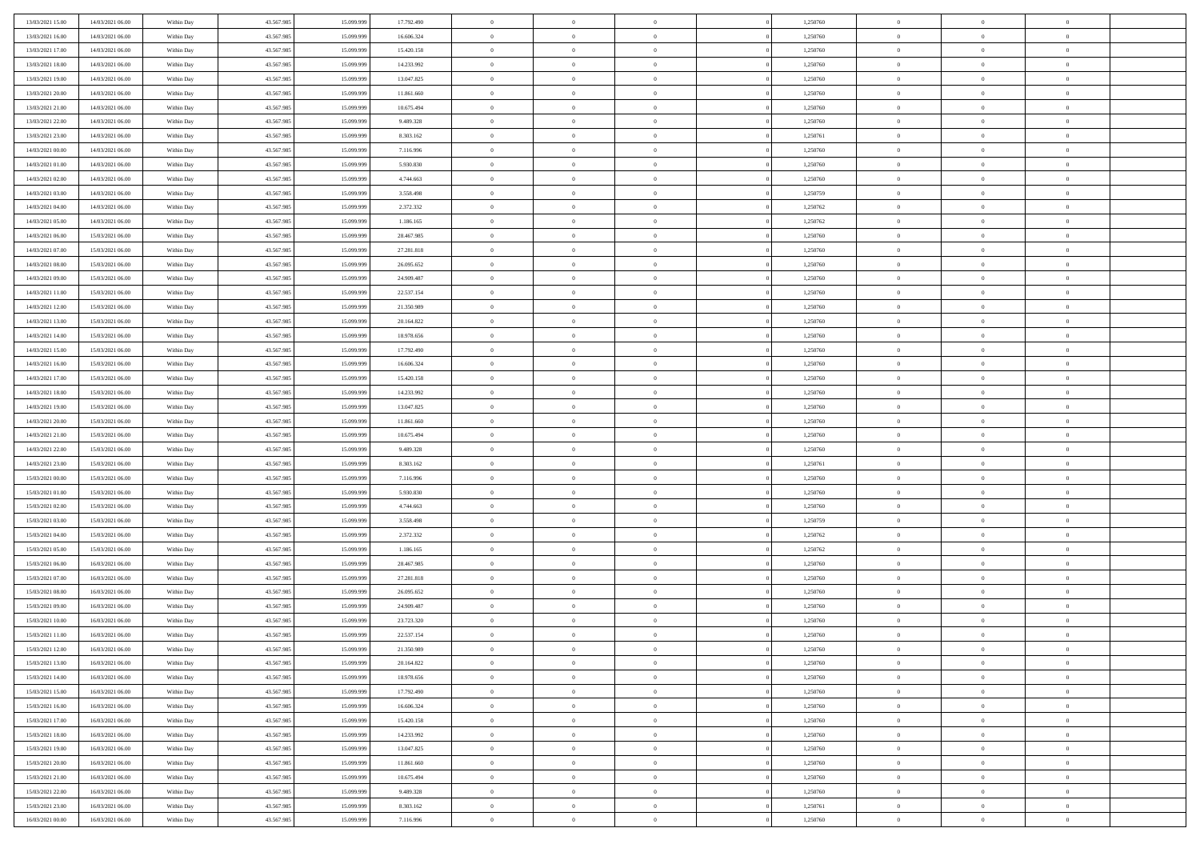| 13/03/2021 15:00 | 14/03/2021 06:00 | Within Day | 43.567.985 | 15.099.999 | 17.792.490 | 0 | 0 | 0 | | 1,250760 | 0 | 0 | 0 | |
|---|---|---|---|---|---|---|---|---|---|---|---|---|---|---|
| 13/03/2021 16:00 | 14/03/2021 06:00 | Within Day | 43.567.985 | 15.099.999 | 16.606.324 | 0 | 0 | 0 | | 1,250760 | 0 | 0 | 0 | |
| 13/03/2021 17:00 | 14/03/2021 06:00 | Within Day | 43.567.985 | 15.099.999 | 15.420.158 | 0 | 0 | 0 | | 1,250760 | 0 | 0 | 0 | |
| 13/03/2021 18:00 | 14/03/2021 06:00 | Within Day | 43.567.985 | 15.099.999 | 14.233.992 | 0 | 0 | 0 | | 1,250760 | 0 | 0 | 0 | |
| 13/03/2021 19:00 | 14/03/2021 06:00 | Within Day | 43.567.985 | 15.099.999 | 13.047.825 | 0 | 0 | 0 | | 1,250760 | 0 | 0 | 0 | |
| 13/03/2021 20:00 | 14/03/2021 06:00 | Within Day | 43.567.985 | 15.099.999 | 11.861.660 | 0 | 0 | 0 | | 1,250760 | 0 | 0 | 0 | |
| 13/03/2021 21:00 | 14/03/2021 06:00 | Within Day | 43.567.985 | 15.099.999 | 10.675.494 | 0 | 0 | 0 | | 1,250760 | 0 | 0 | 0 | |
| 13/03/2021 22:00 | 14/03/2021 06:00 | Within Day | 43.567.985 | 15.099.999 | 9.489.328 | 0 | 0 | 0 | | 1,250760 | 0 | 0 | 0 | |
| 13/03/2021 23:00 | 14/03/2021 06:00 | Within Day | 43.567.985 | 15.099.999 | 8.303.162 | 0 | 0 | 0 | | 1,250761 | 0 | 0 | 0 | |
| 14/03/2021 00:00 | 14/03/2021 06:00 | Within Day | 43.567.985 | 15.099.999 | 7.116.996 | 0 | 0 | 0 | | 1,250760 | 0 | 0 | 0 | |
| 14/03/2021 01:00 | 14/03/2021 06:00 | Within Day | 43.567.985 | 15.099.999 | 5.930.830 | 0 | 0 | 0 | | 1,250760 | 0 | 0 | 0 | |
| 14/03/2021 02:00 | 14/03/2021 06:00 | Within Day | 43.567.985 | 15.099.999 | 4.744.663 | 0 | 0 | 0 | | 1,250760 | 0 | 0 | 0 | |
| 14/03/2021 03:00 | 14/03/2021 06:00 | Within Day | 43.567.985 | 15.099.999 | 3.558.498 | 0 | 0 | 0 | | 1,250759 | 0 | 0 | 0 | |
| 14/03/2021 04:00 | 14/03/2021 06:00 | Within Day | 43.567.985 | 15.099.999 | 2.372.332 | 0 | 0 | 0 | | 1,250762 | 0 | 0 | 0 | |
| 14/03/2021 05:00 | 14/03/2021 06:00 | Within Day | 43.567.985 | 15.099.999 | 1.186.165 | 0 | 0 | 0 | | 1,250762 | 0 | 0 | 0 | |
| 14/03/2021 06:00 | 15/03/2021 06:00 | Within Day | 43.567.985 | 15.099.999 | 28.467.985 | 0 | 0 | 0 | | 1,250760 | 0 | 0 | 0 | |
| 14/03/2021 07:00 | 15/03/2021 06:00 | Within Day | 43.567.985 | 15.099.999 | 27.281.818 | 0 | 0 | 0 | | 1,250760 | 0 | 0 | 0 | |
| 14/03/2021 08:00 | 15/03/2021 06:00 | Within Day | 43.567.985 | 15.099.999 | 26.095.652 | 0 | 0 | 0 | | 1,250760 | 0 | 0 | 0 | |
| 14/03/2021 09:00 | 15/03/2021 06:00 | Within Day | 43.567.985 | 15.099.999 | 24.909.487 | 0 | 0 | 0 | | 1,250760 | 0 | 0 | 0 | |
| 14/03/2021 11:00 | 15/03/2021 06:00 | Within Day | 43.567.985 | 15.099.999 | 22.537.154 | 0 | 0 | 0 | | 1,250760 | 0 | 0 | 0 | |
| 14/03/2021 12:00 | 15/03/2021 06:00 | Within Day | 43.567.985 | 15.099.999 | 21.350.989 | 0 | 0 | 0 | | 1,250760 | 0 | 0 | 0 | |
| 14/03/2021 13:00 | 15/03/2021 06:00 | Within Day | 43.567.985 | 15.099.999 | 20.164.822 | 0 | 0 | 0 | | 1,250760 | 0 | 0 | 0 | |
| 14/03/2021 14:00 | 15/03/2021 06:00 | Within Day | 43.567.985 | 15.099.999 | 18.978.656 | 0 | 0 | 0 | | 1,250760 | 0 | 0 | 0 | |
| 14/03/2021 15:00 | 15/03/2021 06:00 | Within Day | 43.567.985 | 15.099.999 | 17.792.490 | 0 | 0 | 0 | | 1,250760 | 0 | 0 | 0 | |
| 14/03/2021 16:00 | 15/03/2021 06:00 | Within Day | 43.567.985 | 15.099.999 | 16.606.324 | 0 | 0 | 0 | | 1,250760 | 0 | 0 | 0 | |
| 14/03/2021 17:00 | 15/03/2021 06:00 | Within Day | 43.567.985 | 15.099.999 | 15.420.158 | 0 | 0 | 0 | | 1,250760 | 0 | 0 | 0 | |
| 14/03/2021 18:00 | 15/03/2021 06:00 | Within Day | 43.567.985 | 15.099.999 | 14.233.992 | 0 | 0 | 0 | | 1,250760 | 0 | 0 | 0 | |
| 14/03/2021 19:00 | 15/03/2021 06:00 | Within Day | 43.567.985 | 15.099.999 | 13.047.825 | 0 | 0 | 0 | | 1,250760 | 0 | 0 | 0 | |
| 14/03/2021 20:00 | 15/03/2021 06:00 | Within Day | 43.567.985 | 15.099.999 | 11.861.660 | 0 | 0 | 0 | | 1,250760 | 0 | 0 | 0 | |
| 14/03/2021 21:00 | 15/03/2021 06:00 | Within Day | 43.567.985 | 15.099.999 | 10.675.494 | 0 | 0 | 0 | | 1,250760 | 0 | 0 | 0 | |
| 14/03/2021 22:00 | 15/03/2021 06:00 | Within Day | 43.567.985 | 15.099.999 | 9.489.328 | 0 | 0 | 0 | | 1,250760 | 0 | 0 | 0 | |
| 14/03/2021 23:00 | 15/03/2021 06:00 | Within Day | 43.567.985 | 15.099.999 | 8.303.162 | 0 | 0 | 0 | | 1,250761 | 0 | 0 | 0 | |
| 15/03/2021 00:00 | 15/03/2021 06:00 | Within Day | 43.567.985 | 15.099.999 | 7.116.996 | 0 | 0 | 0 | | 1,250760 | 0 | 0 | 0 | |
| 15/03/2021 01:00 | 15/03/2021 06:00 | Within Day | 43.567.985 | 15.099.999 | 5.930.830 | 0 | 0 | 0 | | 1,250760 | 0 | 0 | 0 | |
| 15/03/2021 02:00 | 15/03/2021 06:00 | Within Day | 43.567.985 | 15.099.999 | 4.744.663 | 0 | 0 | 0 | | 1,250760 | 0 | 0 | 0 | |
| 15/03/2021 03:00 | 15/03/2021 06:00 | Within Day | 43.567.985 | 15.099.999 | 3.558.498 | 0 | 0 | 0 | | 1,250759 | 0 | 0 | 0 | |
| 15/03/2021 04:00 | 15/03/2021 06:00 | Within Day | 43.567.985 | 15.099.999 | 2.372.332 | 0 | 0 | 0 | | 1,250762 | 0 | 0 | 0 | |
| 15/03/2021 05:00 | 15/03/2021 06:00 | Within Day | 43.567.985 | 15.099.999 | 1.186.165 | 0 | 0 | 0 | | 1,250762 | 0 | 0 | 0 | |
| 15/03/2021 06:00 | 16/03/2021 06:00 | Within Day | 43.567.985 | 15.099.999 | 28.467.985 | 0 | 0 | 0 | | 1,250760 | 0 | 0 | 0 | |
| 15/03/2021 07:00 | 16/03/2021 06:00 | Within Day | 43.567.985 | 15.099.999 | 27.281.818 | 0 | 0 | 0 | | 1,250760 | 0 | 0 | 0 | |
| 15/03/2021 08:00 | 16/03/2021 06:00 | Within Day | 43.567.985 | 15.099.999 | 26.095.652 | 0 | 0 | 0 | | 1,250760 | 0 | 0 | 0 | |
| 15/03/2021 09:00 | 16/03/2021 06:00 | Within Day | 43.567.985 | 15.099.999 | 24.909.487 | 0 | 0 | 0 | | 1,250760 | 0 | 0 | 0 | |
| 15/03/2021 10:00 | 16/03/2021 06:00 | Within Day | 43.567.985 | 15.099.999 | 23.723.320 | 0 | 0 | 0 | | 1,250760 | 0 | 0 | 0 | |
| 15/03/2021 11:00 | 16/03/2021 06:00 | Within Day | 43.567.985 | 15.099.999 | 22.537.154 | 0 | 0 | 0 | | 1,250760 | 0 | 0 | 0 | |
| 15/03/2021 12:00 | 16/03/2021 06:00 | Within Day | 43.567.985 | 15.099.999 | 21.350.989 | 0 | 0 | 0 | | 1,250760 | 0 | 0 | 0 | |
| 15/03/2021 13:00 | 16/03/2021 06:00 | Within Day | 43.567.985 | 15.099.999 | 20.164.822 | 0 | 0 | 0 | | 1,250760 | 0 | 0 | 0 | |
| 15/03/2021 14:00 | 16/03/2021 06:00 | Within Day | 43.567.985 | 15.099.999 | 18.978.656 | 0 | 0 | 0 | | 1,250760 | 0 | 0 | 0 | |
| 15/03/2021 15:00 | 16/03/2021 06:00 | Within Day | 43.567.985 | 15.099.999 | 17.792.490 | 0 | 0 | 0 | | 1,250760 | 0 | 0 | 0 | |
| 15/03/2021 16:00 | 16/03/2021 06:00 | Within Day | 43.567.985 | 15.099.999 | 16.606.324 | 0 | 0 | 0 | | 1,250760 | 0 | 0 | 0 | |
| 15/03/2021 17:00 | 16/03/2021 06:00 | Within Day | 43.567.985 | 15.099.999 | 15.420.158 | 0 | 0 | 0 | | 1,250760 | 0 | 0 | 0 | |
| 15/03/2021 18:00 | 16/03/2021 06:00 | Within Day | 43.567.985 | 15.099.999 | 14.233.992 | 0 | 0 | 0 | | 1,250760 | 0 | 0 | 0 | |
| 15/03/2021 19:00 | 16/03/2021 06:00 | Within Day | 43.567.985 | 15.099.999 | 13.047.825 | 0 | 0 | 0 | | 1,250760 | 0 | 0 | 0 | |
| 15/03/2021 20:00 | 16/03/2021 06:00 | Within Day | 43.567.985 | 15.099.999 | 11.861.660 | 0 | 0 | 0 | | 1,250760 | 0 | 0 | 0 | |
| 15/03/2021 21:00 | 16/03/2021 06:00 | Within Day | 43.567.985 | 15.099.999 | 10.675.494 | 0 | 0 | 0 | | 1,250760 | 0 | 0 | 0 | |
| 15/03/2021 22:00 | 16/03/2021 06:00 | Within Day | 43.567.985 | 15.099.999 | 9.489.328 | 0 | 0 | 0 | | 1,250760 | 0 | 0 | 0 | |
| 15/03/2021 23:00 | 16/03/2021 06:00 | Within Day | 43.567.985 | 15.099.999 | 8.303.162 | 0 | 0 | 0 | | 1,250761 | 0 | 0 | 0 | |
| 16/03/2021 00:00 | 16/03/2021 06:00 | Within Day | 43.567.985 | 15.099.999 | 7.116.996 | 0 | 0 | 0 | | 1,250760 | 0 | 0 | 0 | |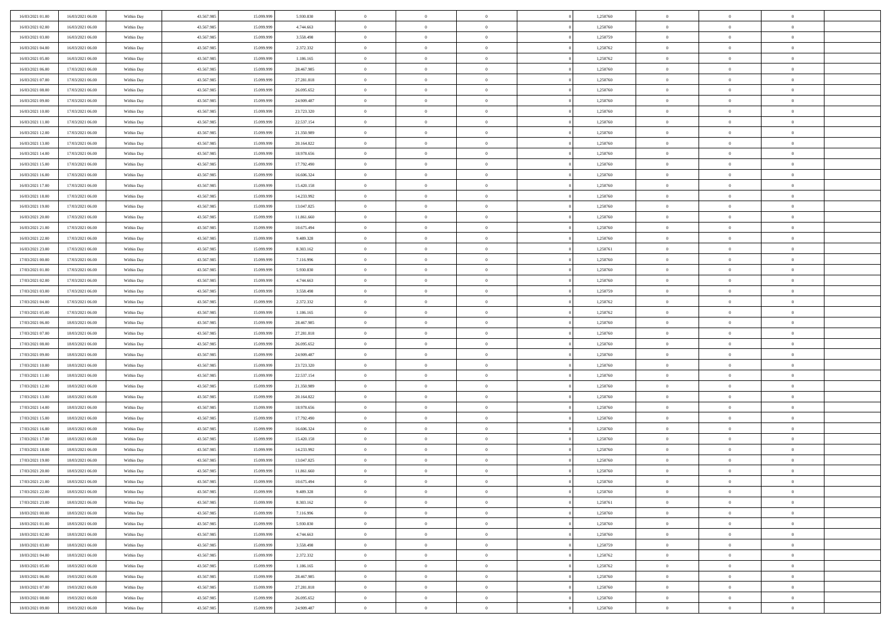| | | | | | | | | | | | | | | |
|---|---|---|---|---|---|---|---|---|---|---|---|---|---|---|
| 16/03/2021 01:00 | 16/03/2021 06:00 | Within Day | 43.567.985 | 15.099.999 | 5.930.830 | 0 | 0 | 0 | | 1,250760 | 0 | 0 | 0 | |
| 16/03/2021 02:00 | 16/03/2021 06:00 | Within Day | 43.567.985 | 15.099.999 | 4.744.663 | 0 | 0 | 0 | | 1,250760 | 0 | 0 | 0 | |
| 16/03/2021 03:00 | 16/03/2021 06:00 | Within Day | 43.567.985 | 15.099.999 | 3.558.498 | 0 | 0 | 0 | | 1,250759 | 0 | 0 | 0 | |
| 16/03/2021 04:00 | 16/03/2021 06:00 | Within Day | 43.567.985 | 15.099.999 | 2.372.332 | 0 | 0 | 0 | | 1,250762 | 0 | 0 | 0 | |
| 16/03/2021 05:00 | 16/03/2021 06:00 | Within Day | 43.567.985 | 15.099.999 | 1.186.165 | 0 | 0 | 0 | | 1,250762 | 0 | 0 | 0 | |
| 16/03/2021 06:00 | 17/03/2021 06:00 | Within Day | 43.567.985 | 15.099.999 | 28.467.985 | 0 | 0 | 0 | | 1,250760 | 0 | 0 | 0 | |
| 16/03/2021 07:00 | 17/03/2021 06:00 | Within Day | 43.567.985 | 15.099.999 | 27.281.818 | 0 | 0 | 0 | | 1,250760 | 0 | 0 | 0 | |
| 16/03/2021 08:00 | 17/03/2021 06:00 | Within Day | 43.567.985 | 15.099.999 | 26.095.652 | 0 | 0 | 0 | | 1,250760 | 0 | 0 | 0 | |
| 16/03/2021 09:00 | 17/03/2021 06:00 | Within Day | 43.567.985 | 15.099.999 | 24.909.487 | 0 | 0 | 0 | | 1,250760 | 0 | 0 | 0 | |
| 16/03/2021 10:00 | 17/03/2021 06:00 | Within Day | 43.567.985 | 15.099.999 | 23.723.320 | 0 | 0 | 0 | | 1,250760 | 0 | 0 | 0 | |
| 16/03/2021 11:00 | 17/03/2021 06:00 | Within Day | 43.567.985 | 15.099.999 | 22.537.154 | 0 | 0 | 0 | | 1,250760 | 0 | 0 | 0 | |
| 16/03/2021 12:00 | 17/03/2021 06:00 | Within Day | 43.567.985 | 15.099.999 | 21.350.989 | 0 | 0 | 0 | | 1,250760 | 0 | 0 | 0 | |
| 16/03/2021 13:00 | 17/03/2021 06:00 | Within Day | 43.567.985 | 15.099.999 | 20.164.822 | 0 | 0 | 0 | | 1,250760 | 0 | 0 | 0 | |
| 16/03/2021 14:00 | 17/03/2021 06:00 | Within Day | 43.567.985 | 15.099.999 | 18.978.656 | 0 | 0 | 0 | | 1,250760 | 0 | 0 | 0 | |
| 16/03/2021 15:00 | 17/03/2021 06:00 | Within Day | 43.567.985 | 15.099.999 | 17.792.490 | 0 | 0 | 0 | | 1,250760 | 0 | 0 | 0 | |
| 16/03/2021 16:00 | 17/03/2021 06:00 | Within Day | 43.567.985 | 15.099.999 | 16.606.324 | 0 | 0 | 0 | | 1,250760 | 0 | 0 | 0 | |
| 16/03/2021 17:00 | 17/03/2021 06:00 | Within Day | 43.567.985 | 15.099.999 | 15.420.158 | 0 | 0 | 0 | | 1,250760 | 0 | 0 | 0 | |
| 16/03/2021 18:00 | 17/03/2021 06:00 | Within Day | 43.567.985 | 15.099.999 | 14.233.992 | 0 | 0 | 0 | | 1,250760 | 0 | 0 | 0 | |
| 16/03/2021 19:00 | 17/03/2021 06:00 | Within Day | 43.567.985 | 15.099.999 | 13.047.825 | 0 | 0 | 0 | | 1,250760 | 0 | 0 | 0 | |
| 16/03/2021 20:00 | 17/03/2021 06:00 | Within Day | 43.567.985 | 15.099.999 | 11.861.660 | 0 | 0 | 0 | | 1,250760 | 0 | 0 | 0 | |
| 16/03/2021 21:00 | 17/03/2021 06:00 | Within Day | 43.567.985 | 15.099.999 | 10.675.494 | 0 | 0 | 0 | | 1,250760 | 0 | 0 | 0 | |
| 16/03/2021 22:00 | 17/03/2021 06:00 | Within Day | 43.567.985 | 15.099.999 | 9.489.328 | 0 | 0 | 0 | | 1,250760 | 0 | 0 | 0 | |
| 16/03/2021 23:00 | 17/03/2021 06:00 | Within Day | 43.567.985 | 15.099.999 | 8.303.162 | 0 | 0 | 0 | | 1,250761 | 0 | 0 | 0 | |
| 17/03/2021 00:00 | 17/03/2021 06:00 | Within Day | 43.567.985 | 15.099.999 | 7.116.996 | 0 | 0 | 0 | | 1,250760 | 0 | 0 | 0 | |
| 17/03/2021 01:00 | 17/03/2021 06:00 | Within Day | 43.567.985 | 15.099.999 | 5.930.830 | 0 | 0 | 0 | | 1,250760 | 0 | 0 | 0 | |
| 17/03/2021 02:00 | 17/03/2021 06:00 | Within Day | 43.567.985 | 15.099.999 | 4.744.663 | 0 | 0 | 0 | | 1,250760 | 0 | 0 | 0 | |
| 17/03/2021 03:00 | 17/03/2021 06:00 | Within Day | 43.567.985 | 15.099.999 | 3.558.498 | 0 | 0 | 0 | | 1,250759 | 0 | 0 | 0 | |
| 17/03/2021 04:00 | 17/03/2021 06:00 | Within Day | 43.567.985 | 15.099.999 | 2.372.332 | 0 | 0 | 0 | | 1,250762 | 0 | 0 | 0 | |
| 17/03/2021 05:00 | 17/03/2021 06:00 | Within Day | 43.567.985 | 15.099.999 | 1.186.165 | 0 | 0 | 0 | | 1,250762 | 0 | 0 | 0 | |
| 17/03/2021 06:00 | 18/03/2021 06:00 | Within Day | 43.567.985 | 15.099.999 | 28.467.985 | 0 | 0 | 0 | | 1,250760 | 0 | 0 | 0 | |
| 17/03/2021 07:00 | 18/03/2021 06:00 | Within Day | 43.567.985 | 15.099.999 | 27.281.818 | 0 | 0 | 0 | | 1,250760 | 0 | 0 | 0 | |
| 17/03/2021 08:00 | 18/03/2021 06:00 | Within Day | 43.567.985 | 15.099.999 | 26.095.652 | 0 | 0 | 0 | | 1,250760 | 0 | 0 | 0 | |
| 17/03/2021 09:00 | 18/03/2021 06:00 | Within Day | 43.567.985 | 15.099.999 | 24.909.487 | 0 | 0 | 0 | | 1,250760 | 0 | 0 | 0 | |
| 17/03/2021 10:00 | 18/03/2021 06:00 | Within Day | 43.567.985 | 15.099.999 | 23.723.320 | 0 | 0 | 0 | | 1,250760 | 0 | 0 | 0 | |
| 17/03/2021 11:00 | 18/03/2021 06:00 | Within Day | 43.567.985 | 15.099.999 | 22.537.154 | 0 | 0 | 0 | | 1,250760 | 0 | 0 | 0 | |
| 17/03/2021 12:00 | 18/03/2021 06:00 | Within Day | 43.567.985 | 15.099.999 | 21.350.989 | 0 | 0 | 0 | | 1,250760 | 0 | 0 | 0 | |
| 17/03/2021 13:00 | 18/03/2021 06:00 | Within Day | 43.567.985 | 15.099.999 | 20.164.822 | 0 | 0 | 0 | | 1,250760 | 0 | 0 | 0 | |
| 17/03/2021 14:00 | 18/03/2021 06:00 | Within Day | 43.567.985 | 15.099.999 | 18.978.656 | 0 | 0 | 0 | | 1,250760 | 0 | 0 | 0 | |
| 17/03/2021 15:00 | 18/03/2021 06:00 | Within Day | 43.567.985 | 15.099.999 | 17.792.490 | 0 | 0 | 0 | | 1,250760 | 0 | 0 | 0 | |
| 17/03/2021 16:00 | 18/03/2021 06:00 | Within Day | 43.567.985 | 15.099.999 | 16.606.324 | 0 | 0 | 0 | | 1,250760 | 0 | 0 | 0 | |
| 17/03/2021 17:00 | 18/03/2021 06:00 | Within Day | 43.567.985 | 15.099.999 | 15.420.158 | 0 | 0 | 0 | | 1,250760 | 0 | 0 | 0 | |
| 17/03/2021 18:00 | 18/03/2021 06:00 | Within Day | 43.567.985 | 15.099.999 | 14.233.992 | 0 | 0 | 0 | | 1,250760 | 0 | 0 | 0 | |
| 17/03/2021 19:00 | 18/03/2021 06:00 | Within Day | 43.567.985 | 15.099.999 | 13.047.825 | 0 | 0 | 0 | | 1,250760 | 0 | 0 | 0 | |
| 17/03/2021 20:00 | 18/03/2021 06:00 | Within Day | 43.567.985 | 15.099.999 | 11.861.660 | 0 | 0 | 0 | | 1,250760 | 0 | 0 | 0 | |
| 17/03/2021 21:00 | 18/03/2021 06:00 | Within Day | 43.567.985 | 15.099.999 | 10.675.494 | 0 | 0 | 0 | | 1,250760 | 0 | 0 | 0 | |
| 17/03/2021 22:00 | 18/03/2021 06:00 | Within Day | 43.567.985 | 15.099.999 | 9.489.328 | 0 | 0 | 0 | | 1,250760 | 0 | 0 | 0 | |
| 17/03/2021 23:00 | 18/03/2021 06:00 | Within Day | 43.567.985 | 15.099.999 | 8.303.162 | 0 | 0 | 0 | | 1,250761 | 0 | 0 | 0 | |
| 18/03/2021 00:00 | 18/03/2021 06:00 | Within Day | 43.567.985 | 15.099.999 | 7.116.996 | 0 | 0 | 0 | | 1,250760 | 0 | 0 | 0 | |
| 18/03/2021 01:00 | 18/03/2021 06:00 | Within Day | 43.567.985 | 15.099.999 | 5.930.830 | 0 | 0 | 0 | | 1,250760 | 0 | 0 | 0 | |
| 18/03/2021 02:00 | 18/03/2021 06:00 | Within Day | 43.567.985 | 15.099.999 | 4.744.663 | 0 | 0 | 0 | | 1,250760 | 0 | 0 | 0 | |
| 18/03/2021 03:00 | 18/03/2021 06:00 | Within Day | 43.567.985 | 15.099.999 | 3.558.498 | 0 | 0 | 0 | | 1,250759 | 0 | 0 | 0 | |
| 18/03/2021 04:00 | 18/03/2021 06:00 | Within Day | 43.567.985 | 15.099.999 | 2.372.332 | 0 | 0 | 0 | | 1,250762 | 0 | 0 | 0 | |
| 18/03/2021 05:00 | 18/03/2021 06:00 | Within Day | 43.567.985 | 15.099.999 | 1.186.165 | 0 | 0 | 0 | | 1,250762 | 0 | 0 | 0 | |
| 18/03/2021 06:00 | 19/03/2021 06:00 | Within Day | 43.567.985 | 15.099.999 | 28.467.985 | 0 | 0 | 0 | | 1,250760 | 0 | 0 | 0 | |
| 18/03/2021 07:00 | 19/03/2021 06:00 | Within Day | 43.567.985 | 15.099.999 | 27.281.818 | 0 | 0 | 0 | | 1,250760 | 0 | 0 | 0 | |
| 18/03/2021 08:00 | 19/03/2021 06:00 | Within Day | 43.567.985 | 15.099.999 | 26.095.652 | 0 | 0 | 0 | | 1,250760 | 0 | 0 | 0 | |
| 18/03/2021 09:00 | 19/03/2021 06:00 | Within Day | 43.567.985 | 15.099.999 | 24.909.487 | 0 | 0 | 0 | | 1,250760 | 0 | 0 | 0 | |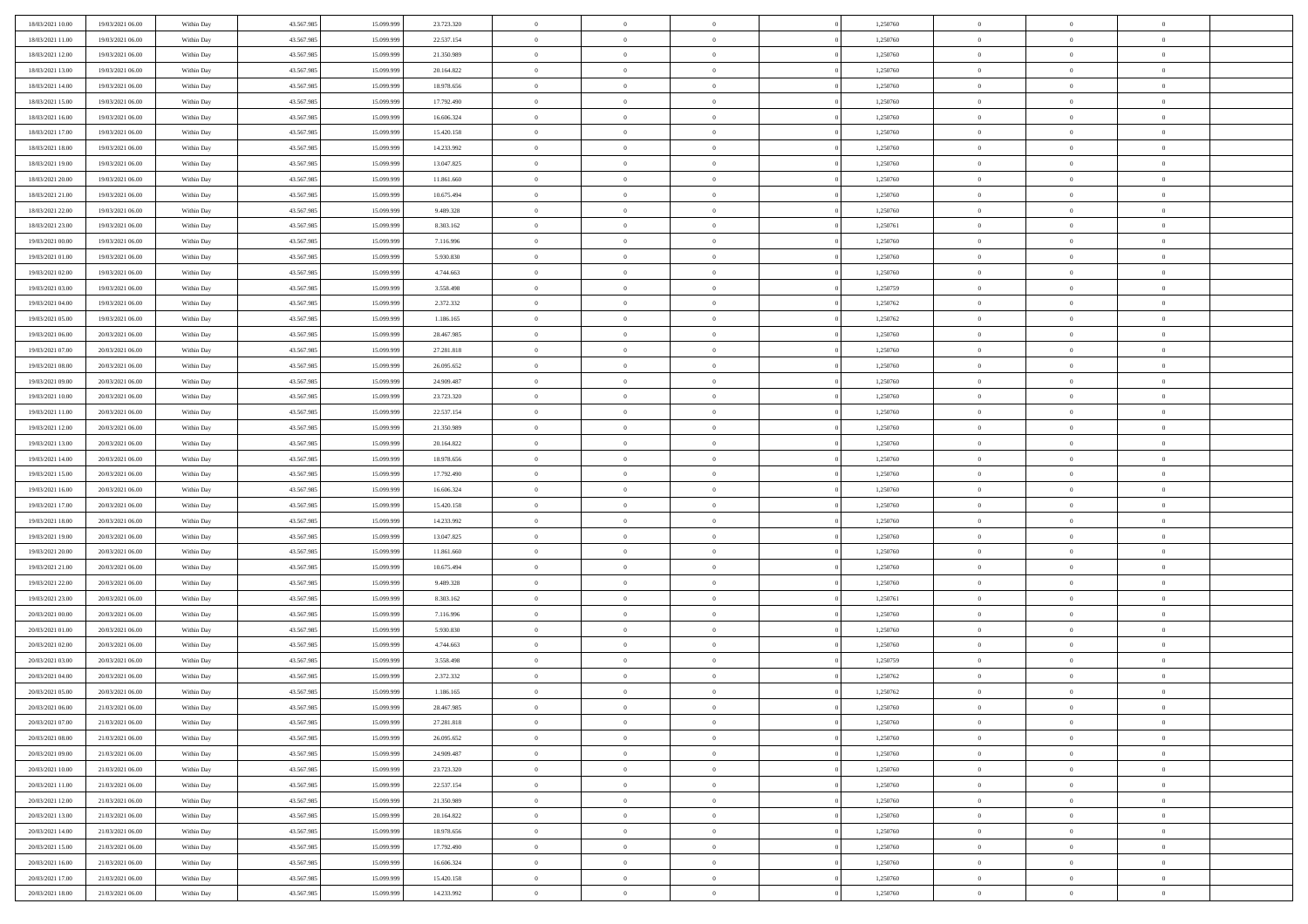| | | | | | | | | | | | | | | |
|---|---|---|---|---|---|---|---|---|---|---|---|---|---|---|
| 18/03/2021 10:00 | 19/03/2021 06:00 | Within Day | 43.567.985 | 15.099.999 | 23.723.320 | 0 | 0 | 0 | | 1,250760 | 0 | 0 | 0 | |
| 18/03/2021 11:00 | 19/03/2021 06:00 | Within Day | 43.567.985 | 15.099.999 | 22.537.154 | 0 | 0 | 0 | | 1,250760 | 0 | 0 | 0 | |
| 18/03/2021 12:00 | 19/03/2021 06:00 | Within Day | 43.567.985 | 15.099.999 | 21.350.989 | 0 | 0 | 0 | | 1,250760 | 0 | 0 | 0 | |
| 18/03/2021 13:00 | 19/03/2021 06:00 | Within Day | 43.567.985 | 15.099.999 | 20.164.822 | 0 | 0 | 0 | | 1,250760 | 0 | 0 | 0 | |
| 18/03/2021 14:00 | 19/03/2021 06:00 | Within Day | 43.567.985 | 15.099.999 | 18.978.656 | 0 | 0 | 0 | | 1,250760 | 0 | 0 | 0 | |
| 18/03/2021 15:00 | 19/03/2021 06:00 | Within Day | 43.567.985 | 15.099.999 | 17.792.490 | 0 | 0 | 0 | | 1,250760 | 0 | 0 | 0 | |
| 18/03/2021 16:00 | 19/03/2021 06:00 | Within Day | 43.567.985 | 15.099.999 | 16.606.324 | 0 | 0 | 0 | | 1,250760 | 0 | 0 | 0 | |
| 18/03/2021 17:00 | 19/03/2021 06:00 | Within Day | 43.567.985 | 15.099.999 | 15.420.158 | 0 | 0 | 0 | | 1,250760 | 0 | 0 | 0 | |
| 18/03/2021 18:00 | 19/03/2021 06:00 | Within Day | 43.567.985 | 15.099.999 | 14.233.992 | 0 | 0 | 0 | | 1,250760 | 0 | 0 | 0 | |
| 18/03/2021 19:00 | 19/03/2021 06:00 | Within Day | 43.567.985 | 15.099.999 | 13.047.825 | 0 | 0 | 0 | | 1,250760 | 0 | 0 | 0 | |
| 18/03/2021 20:00 | 19/03/2021 06:00 | Within Day | 43.567.985 | 15.099.999 | 11.861.660 | 0 | 0 | 0 | | 1,250760 | 0 | 0 | 0 | |
| 18/03/2021 21:00 | 19/03/2021 06:00 | Within Day | 43.567.985 | 15.099.999 | 10.675.494 | 0 | 0 | 0 | | 1,250760 | 0 | 0 | 0 | |
| 18/03/2021 22:00 | 19/03/2021 06:00 | Within Day | 43.567.985 | 15.099.999 | 9.489.328 | 0 | 0 | 0 | | 1,250760 | 0 | 0 | 0 | |
| 18/03/2021 23:00 | 19/03/2021 06:00 | Within Day | 43.567.985 | 15.099.999 | 8.303.162 | 0 | 0 | 0 | | 1,250761 | 0 | 0 | 0 | |
| 19/03/2021 00:00 | 19/03/2021 06:00 | Within Day | 43.567.985 | 15.099.999 | 7.116.996 | 0 | 0 | 0 | | 1,250760 | 0 | 0 | 0 | |
| 19/03/2021 01:00 | 19/03/2021 06:00 | Within Day | 43.567.985 | 15.099.999 | 5.930.830 | 0 | 0 | 0 | | 1,250760 | 0 | 0 | 0 | |
| 19/03/2021 02:00 | 19/03/2021 06:00 | Within Day | 43.567.985 | 15.099.999 | 4.744.663 | 0 | 0 | 0 | | 1,250760 | 0 | 0 | 0 | |
| 19/03/2021 03:00 | 19/03/2021 06:00 | Within Day | 43.567.985 | 15.099.999 | 3.558.498 | 0 | 0 | 0 | | 1,250759 | 0 | 0 | 0 | |
| 19/03/2021 04:00 | 19/03/2021 06:00 | Within Day | 43.567.985 | 15.099.999 | 2.372.332 | 0 | 0 | 0 | | 1,250762 | 0 | 0 | 0 | |
| 19/03/2021 05:00 | 19/03/2021 06:00 | Within Day | 43.567.985 | 15.099.999 | 1.186.165 | 0 | 0 | 0 | | 1,250762 | 0 | 0 | 0 | |
| 19/03/2021 06:00 | 20/03/2021 06:00 | Within Day | 43.567.985 | 15.099.999 | 28.467.985 | 0 | 0 | 0 | | 1,250760 | 0 | 0 | 0 | |
| 19/03/2021 07:00 | 20/03/2021 06:00 | Within Day | 43.567.985 | 15.099.999 | 27.281.818 | 0 | 0 | 0 | | 1,250760 | 0 | 0 | 0 | |
| 19/03/2021 08:00 | 20/03/2021 06:00 | Within Day | 43.567.985 | 15.099.999 | 26.095.652 | 0 | 0 | 0 | | 1,250760 | 0 | 0 | 0 | |
| 19/03/2021 09:00 | 20/03/2021 06:00 | Within Day | 43.567.985 | 15.099.999 | 24.909.487 | 0 | 0 | 0 | | 1,250760 | 0 | 0 | 0 | |
| 19/03/2021 10:00 | 20/03/2021 06:00 | Within Day | 43.567.985 | 15.099.999 | 23.723.320 | 0 | 0 | 0 | | 1,250760 | 0 | 0 | 0 | |
| 19/03/2021 11:00 | 20/03/2021 06:00 | Within Day | 43.567.985 | 15.099.999 | 22.537.154 | 0 | 0 | 0 | | 1,250760 | 0 | 0 | 0 | |
| 19/03/2021 12:00 | 20/03/2021 06:00 | Within Day | 43.567.985 | 15.099.999 | 21.350.989 | 0 | 0 | 0 | | 1,250760 | 0 | 0 | 0 | |
| 19/03/2021 13:00 | 20/03/2021 06:00 | Within Day | 43.567.985 | 15.099.999 | 20.164.822 | 0 | 0 | 0 | | 1,250760 | 0 | 0 | 0 | |
| 19/03/2021 14:00 | 20/03/2021 06:00 | Within Day | 43.567.985 | 15.099.999 | 18.978.656 | 0 | 0 | 0 | | 1,250760 | 0 | 0 | 0 | |
| 19/03/2021 15:00 | 20/03/2021 06:00 | Within Day | 43.567.985 | 15.099.999 | 17.792.490 | 0 | 0 | 0 | | 1,250760 | 0 | 0 | 0 | |
| 19/03/2021 16:00 | 20/03/2021 06:00 | Within Day | 43.567.985 | 15.099.999 | 16.606.324 | 0 | 0 | 0 | | 1,250760 | 0 | 0 | 0 | |
| 19/03/2021 17:00 | 20/03/2021 06:00 | Within Day | 43.567.985 | 15.099.999 | 15.420.158 | 0 | 0 | 0 | | 1,250760 | 0 | 0 | 0 | |
| 19/03/2021 18:00 | 20/03/2021 06:00 | Within Day | 43.567.985 | 15.099.999 | 14.233.992 | 0 | 0 | 0 | | 1,250760 | 0 | 0 | 0 | |
| 19/03/2021 19:00 | 20/03/2021 06:00 | Within Day | 43.567.985 | 15.099.999 | 13.047.825 | 0 | 0 | 0 | | 1,250760 | 0 | 0 | 0 | |
| 19/03/2021 20:00 | 20/03/2021 06:00 | Within Day | 43.567.985 | 15.099.999 | 11.861.660 | 0 | 0 | 0 | | 1,250760 | 0 | 0 | 0 | |
| 19/03/2021 21:00 | 20/03/2021 06:00 | Within Day | 43.567.985 | 15.099.999 | 10.675.494 | 0 | 0 | 0 | | 1,250760 | 0 | 0 | 0 | |
| 19/03/2021 22:00 | 20/03/2021 06:00 | Within Day | 43.567.985 | 15.099.999 | 9.489.328 | 0 | 0 | 0 | | 1,250760 | 0 | 0 | 0 | |
| 19/03/2021 23:00 | 20/03/2021 06:00 | Within Day | 43.567.985 | 15.099.999 | 8.303.162 | 0 | 0 | 0 | | 1,250761 | 0 | 0 | 0 | |
| 20/03/2021 00:00 | 20/03/2021 06:00 | Within Day | 43.567.985 | 15.099.999 | 7.116.996 | 0 | 0 | 0 | | 1,250760 | 0 | 0 | 0 | |
| 20/03/2021 01:00 | 20/03/2021 06:00 | Within Day | 43.567.985 | 15.099.999 | 5.930.830 | 0 | 0 | 0 | | 1,250760 | 0 | 0 | 0 | |
| 20/03/2021 02:00 | 20/03/2021 06:00 | Within Day | 43.567.985 | 15.099.999 | 4.744.663 | 0 | 0 | 0 | | 1,250760 | 0 | 0 | 0 | |
| 20/03/2021 03:00 | 20/03/2021 06:00 | Within Day | 43.567.985 | 15.099.999 | 3.558.498 | 0 | 0 | 0 | | 1,250759 | 0 | 0 | 0 | |
| 20/03/2021 04:00 | 20/03/2021 06:00 | Within Day | 43.567.985 | 15.099.999 | 2.372.332 | 0 | 0 | 0 | | 1,250762 | 0 | 0 | 0 | |
| 20/03/2021 05:00 | 20/03/2021 06:00 | Within Day | 43.567.985 | 15.099.999 | 1.186.165 | 0 | 0 | 0 | | 1,250762 | 0 | 0 | 0 | |
| 20/03/2021 06:00 | 21/03/2021 06:00 | Within Day | 43.567.985 | 15.099.999 | 28.467.985 | 0 | 0 | 0 | | 1,250760 | 0 | 0 | 0 | |
| 20/03/2021 07:00 | 21/03/2021 06:00 | Within Day | 43.567.985 | 15.099.999 | 27.281.818 | 0 | 0 | 0 | | 1,250760 | 0 | 0 | 0 | |
| 20/03/2021 08:00 | 21/03/2021 06:00 | Within Day | 43.567.985 | 15.099.999 | 26.095.652 | 0 | 0 | 0 | | 1,250760 | 0 | 0 | 0 | |
| 20/03/2021 09:00 | 21/03/2021 06:00 | Within Day | 43.567.985 | 15.099.999 | 24.909.487 | 0 | 0 | 0 | | 1,250760 | 0 | 0 | 0 | |
| 20/03/2021 10:00 | 21/03/2021 06:00 | Within Day | 43.567.985 | 15.099.999 | 23.723.320 | 0 | 0 | 0 | | 1,250760 | 0 | 0 | 0 | |
| 20/03/2021 11:00 | 21/03/2021 06:00 | Within Day | 43.567.985 | 15.099.999 | 22.537.154 | 0 | 0 | 0 | | 1,250760 | 0 | 0 | 0 | |
| 20/03/2021 12:00 | 21/03/2021 06:00 | Within Day | 43.567.985 | 15.099.999 | 21.350.989 | 0 | 0 | 0 | | 1,250760 | 0 | 0 | 0 | |
| 20/03/2021 13:00 | 21/03/2021 06:00 | Within Day | 43.567.985 | 15.099.999 | 20.164.822 | 0 | 0 | 0 | | 1,250760 | 0 | 0 | 0 | |
| 20/03/2021 14:00 | 21/03/2021 06:00 | Within Day | 43.567.985 | 15.099.999 | 18.978.656 | 0 | 0 | 0 | | 1,250760 | 0 | 0 | 0 | |
| 20/03/2021 15:00 | 21/03/2021 06:00 | Within Day | 43.567.985 | 15.099.999 | 17.792.490 | 0 | 0 | 0 | | 1,250760 | 0 | 0 | 0 | |
| 20/03/2021 16:00 | 21/03/2021 06:00 | Within Day | 43.567.985 | 15.099.999 | 16.606.324 | 0 | 0 | 0 | | 1,250760 | 0 | 0 | 0 | |
| 20/03/2021 17:00 | 21/03/2021 06:00 | Within Day | 43.567.985 | 15.099.999 | 15.420.158 | 0 | 0 | 0 | | 1,250760 | 0 | 0 | 0 | |
| 20/03/2021 18:00 | 21/03/2021 06:00 | Within Day | 43.567.985 | 15.099.999 | 14.233.992 | 0 | 0 | 0 | | 1,250760 | 0 | 0 | 0 | |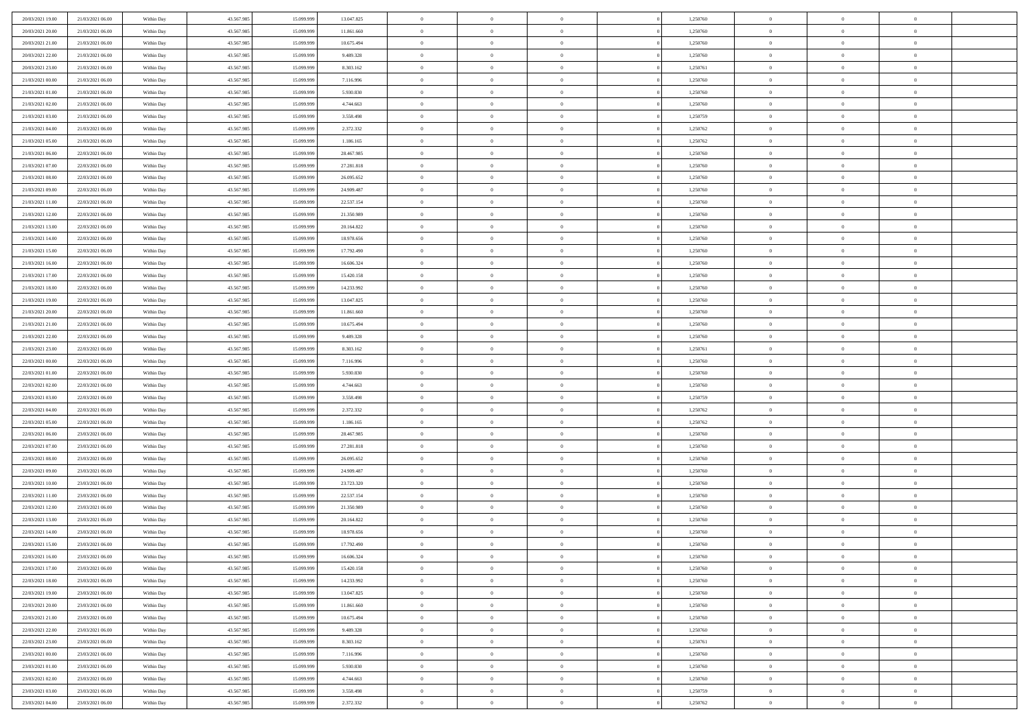| | | | | | | | | | | | | | | |
|---|---|---|---|---|---|---|---|---|---|---|---|---|---|---|
| 20/03/2021 19:00 | 21/03/2021 06:00 | Within Day | 43.567.985 | 15.099.999 | 13.047.825 | 0 | 0 | 0 | | 1,250760 | 0 | 0 | 0 | |
| 20/03/2021 20:00 | 21/03/2021 06:00 | Within Day | 43.567.985 | 15.099.999 | 11.861.660 | 0 | 0 | 0 | | 1,250760 | 0 | 0 | 0 | |
| 20/03/2021 21:00 | 21/03/2021 06:00 | Within Day | 43.567.985 | 15.099.999 | 10.675.494 | 0 | 0 | 0 | | 1,250760 | 0 | 0 | 0 | |
| 20/03/2021 22:00 | 21/03/2021 06:00 | Within Day | 43.567.985 | 15.099.999 | 9.489.328 | 0 | 0 | 0 | | 1,250760 | 0 | 0 | 0 | |
| 20/03/2021 23:00 | 21/03/2021 06:00 | Within Day | 43.567.985 | 15.099.999 | 8.303.162 | 0 | 0 | 0 | | 1,250761 | 0 | 0 | 0 | |
| 21/03/2021 00:00 | 21/03/2021 06:00 | Within Day | 43.567.985 | 15.099.999 | 7.116.996 | 0 | 0 | 0 | | 1,250760 | 0 | 0 | 0 | |
| 21/03/2021 01:00 | 21/03/2021 06:00 | Within Day | 43.567.985 | 15.099.999 | 5.930.830 | 0 | 0 | 0 | | 1,250760 | 0 | 0 | 0 | |
| 21/03/2021 02:00 | 21/03/2021 06:00 | Within Day | 43.567.985 | 15.099.999 | 4.744.663 | 0 | 0 | 0 | | 1,250760 | 0 | 0 | 0 | |
| 21/03/2021 03:00 | 21/03/2021 06:00 | Within Day | 43.567.985 | 15.099.999 | 3.558.498 | 0 | 0 | 0 | | 1,250759 | 0 | 0 | 0 | |
| 21/03/2021 04:00 | 21/03/2021 06:00 | Within Day | 43.567.985 | 15.099.999 | 2.372.332 | 0 | 0 | 0 | | 1,250762 | 0 | 0 | 0 | |
| 21/03/2021 05:00 | 21/03/2021 06:00 | Within Day | 43.567.985 | 15.099.999 | 1.186.165 | 0 | 0 | 0 | | 1,250762 | 0 | 0 | 0 | |
| 21/03/2021 06:00 | 22/03/2021 06:00 | Within Day | 43.567.985 | 15.099.999 | 28.467.985 | 0 | 0 | 0 | | 1,250760 | 0 | 0 | 0 | |
| 21/03/2021 07:00 | 22/03/2021 06:00 | Within Day | 43.567.985 | 15.099.999 | 27.281.818 | 0 | 0 | 0 | | 1,250760 | 0 | 0 | 0 | |
| 21/03/2021 08:00 | 22/03/2021 06:00 | Within Day | 43.567.985 | 15.099.999 | 26.095.652 | 0 | 0 | 0 | | 1,250760 | 0 | 0 | 0 | |
| 21/03/2021 09:00 | 22/03/2021 06:00 | Within Day | 43.567.985 | 15.099.999 | 24.909.487 | 0 | 0 | 0 | | 1,250760 | 0 | 0 | 0 | |
| 21/03/2021 11:00 | 22/03/2021 06:00 | Within Day | 43.567.985 | 15.099.999 | 22.537.154 | 0 | 0 | 0 | | 1,250760 | 0 | 0 | 0 | |
| 21/03/2021 12:00 | 22/03/2021 06:00 | Within Day | 43.567.985 | 15.099.999 | 21.350.989 | 0 | 0 | 0 | | 1,250760 | 0 | 0 | 0 | |
| 21/03/2021 13:00 | 22/03/2021 06:00 | Within Day | 43.567.985 | 15.099.999 | 20.164.822 | 0 | 0 | 0 | | 1,250760 | 0 | 0 | 0 | |
| 21/03/2021 14:00 | 22/03/2021 06:00 | Within Day | 43.567.985 | 15.099.999 | 18.978.656 | 0 | 0 | 0 | | 1,250760 | 0 | 0 | 0 | |
| 21/03/2021 15:00 | 22/03/2021 06:00 | Within Day | 43.567.985 | 15.099.999 | 17.792.490 | 0 | 0 | 0 | | 1,250760 | 0 | 0 | 0 | |
| 21/03/2021 16:00 | 22/03/2021 06:00 | Within Day | 43.567.985 | 15.099.999 | 16.606.324 | 0 | 0 | 0 | | 1,250760 | 0 | 0 | 0 | |
| 21/03/2021 17:00 | 22/03/2021 06:00 | Within Day | 43.567.985 | 15.099.999 | 15.420.158 | 0 | 0 | 0 | | 1,250760 | 0 | 0 | 0 | |
| 21/03/2021 18:00 | 22/03/2021 06:00 | Within Day | 43.567.985 | 15.099.999 | 14.233.992 | 0 | 0 | 0 | | 1,250760 | 0 | 0 | 0 | |
| 21/03/2021 19:00 | 22/03/2021 06:00 | Within Day | 43.567.985 | 15.099.999 | 13.047.825 | 0 | 0 | 0 | | 1,250760 | 0 | 0 | 0 | |
| 21/03/2021 20:00 | 22/03/2021 06:00 | Within Day | 43.567.985 | 15.099.999 | 11.861.660 | 0 | 0 | 0 | | 1,250760 | 0 | 0 | 0 | |
| 21/03/2021 21:00 | 22/03/2021 06:00 | Within Day | 43.567.985 | 15.099.999 | 10.675.494 | 0 | 0 | 0 | | 1,250760 | 0 | 0 | 0 | |
| 21/03/2021 22:00 | 22/03/2021 06:00 | Within Day | 43.567.985 | 15.099.999 | 9.489.328 | 0 | 0 | 0 | | 1,250760 | 0 | 0 | 0 | |
| 21/03/2021 23:00 | 22/03/2021 06:00 | Within Day | 43.567.985 | 15.099.999 | 8.303.162 | 0 | 0 | 0 | | 1,250761 | 0 | 0 | 0 | |
| 22/03/2021 00:00 | 22/03/2021 06:00 | Within Day | 43.567.985 | 15.099.999 | 7.116.996 | 0 | 0 | 0 | | 1,250760 | 0 | 0 | 0 | |
| 22/03/2021 01:00 | 22/03/2021 06:00 | Within Day | 43.567.985 | 15.099.999 | 5.930.830 | 0 | 0 | 0 | | 1,250760 | 0 | 0 | 0 | |
| 22/03/2021 02:00 | 22/03/2021 06:00 | Within Day | 43.567.985 | 15.099.999 | 4.744.663 | 0 | 0 | 0 | | 1,250760 | 0 | 0 | 0 | |
| 22/03/2021 03:00 | 22/03/2021 06:00 | Within Day | 43.567.985 | 15.099.999 | 3.558.498 | 0 | 0 | 0 | | 1,250759 | 0 | 0 | 0 | |
| 22/03/2021 04:00 | 22/03/2021 06:00 | Within Day | 43.567.985 | 15.099.999 | 2.372.332 | 0 | 0 | 0 | | 1,250762 | 0 | 0 | 0 | |
| 22/03/2021 05:00 | 22/03/2021 06:00 | Within Day | 43.567.985 | 15.099.999 | 1.186.165 | 0 | 0 | 0 | | 1,250762 | 0 | 0 | 0 | |
| 22/03/2021 06:00 | 23/03/2021 06:00 | Within Day | 43.567.985 | 15.099.999 | 28.467.985 | 0 | 0 | 0 | | 1,250760 | 0 | 0 | 0 | |
| 22/03/2021 07:00 | 23/03/2021 06:00 | Within Day | 43.567.985 | 15.099.999 | 27.281.818 | 0 | 0 | 0 | | 1,250760 | 0 | 0 | 0 | |
| 22/03/2021 08:00 | 23/03/2021 06:00 | Within Day | 43.567.985 | 15.099.999 | 26.095.652 | 0 | 0 | 0 | | 1,250760 | 0 | 0 | 0 | |
| 22/03/2021 09:00 | 23/03/2021 06:00 | Within Day | 43.567.985 | 15.099.999 | 24.909.487 | 0 | 0 | 0 | | 1,250760 | 0 | 0 | 0 | |
| 22/03/2021 10:00 | 23/03/2021 06:00 | Within Day | 43.567.985 | 15.099.999 | 23.723.320 | 0 | 0 | 0 | | 1,250760 | 0 | 0 | 0 | |
| 22/03/2021 11:00 | 23/03/2021 06:00 | Within Day | 43.567.985 | 15.099.999 | 22.537.154 | 0 | 0 | 0 | | 1,250760 | 0 | 0 | 0 | |
| 22/03/2021 12:00 | 23/03/2021 06:00 | Within Day | 43.567.985 | 15.099.999 | 21.350.989 | 0 | 0 | 0 | | 1,250760 | 0 | 0 | 0 | |
| 22/03/2021 13:00 | 23/03/2021 06:00 | Within Day | 43.567.985 | 15.099.999 | 20.164.822 | 0 | 0 | 0 | | 1,250760 | 0 | 0 | 0 | |
| 22/03/2021 14:00 | 23/03/2021 06:00 | Within Day | 43.567.985 | 15.099.999 | 18.978.656 | 0 | 0 | 0 | | 1,250760 | 0 | 0 | 0 | |
| 22/03/2021 15:00 | 23/03/2021 06:00 | Within Day | 43.567.985 | 15.099.999 | 17.792.490 | 0 | 0 | 0 | | 1,250760 | 0 | 0 | 0 | |
| 22/03/2021 16:00 | 23/03/2021 06:00 | Within Day | 43.567.985 | 15.099.999 | 16.606.324 | 0 | 0 | 0 | | 1,250760 | 0 | 0 | 0 | |
| 22/03/2021 17:00 | 23/03/2021 06:00 | Within Day | 43.567.985 | 15.099.999 | 15.420.158 | 0 | 0 | 0 | | 1,250760 | 0 | 0 | 0 | |
| 22/03/2021 18:00 | 23/03/2021 06:00 | Within Day | 43.567.985 | 15.099.999 | 14.233.992 | 0 | 0 | 0 | | 1,250760 | 0 | 0 | 0 | |
| 22/03/2021 19:00 | 23/03/2021 06:00 | Within Day | 43.567.985 | 15.099.999 | 13.047.825 | 0 | 0 | 0 | | 1,250760 | 0 | 0 | 0 | |
| 22/03/2021 20:00 | 23/03/2021 06:00 | Within Day | 43.567.985 | 15.099.999 | 11.861.660 | 0 | 0 | 0 | | 1,250760 | 0 | 0 | 0 | |
| 22/03/2021 21:00 | 23/03/2021 06:00 | Within Day | 43.567.985 | 15.099.999 | 10.675.494 | 0 | 0 | 0 | | 1,250760 | 0 | 0 | 0 | |
| 22/03/2021 22:00 | 23/03/2021 06:00 | Within Day | 43.567.985 | 15.099.999 | 9.489.328 | 0 | 0 | 0 | | 1,250760 | 0 | 0 | 0 | |
| 22/03/2021 23:00 | 23/03/2021 06:00 | Within Day | 43.567.985 | 15.099.999 | 8.303.162 | 0 | 0 | 0 | | 1,250761 | 0 | 0 | 0 | |
| 23/03/2021 00:00 | 23/03/2021 06:00 | Within Day | 43.567.985 | 15.099.999 | 7.116.996 | 0 | 0 | 0 | | 1,250760 | 0 | 0 | 0 | |
| 23/03/2021 01:00 | 23/03/2021 06:00 | Within Day | 43.567.985 | 15.099.999 | 5.930.830 | 0 | 0 | 0 | | 1,250760 | 0 | 0 | 0 | |
| 23/03/2021 02:00 | 23/03/2021 06:00 | Within Day | 43.567.985 | 15.099.999 | 4.744.663 | 0 | 0 | 0 | | 1,250760 | 0 | 0 | 0 | |
| 23/03/2021 03:00 | 23/03/2021 06:00 | Within Day | 43.567.985 | 15.099.999 | 3.558.498 | 0 | 0 | 0 | | 1,250759 | 0 | 0 | 0 | |
| 23/03/2021 04:00 | 23/03/2021 06:00 | Within Day | 43.567.985 | 15.099.999 | 2.372.332 | 0 | 0 | 0 | | 1,250762 | 0 | 0 | 0 | |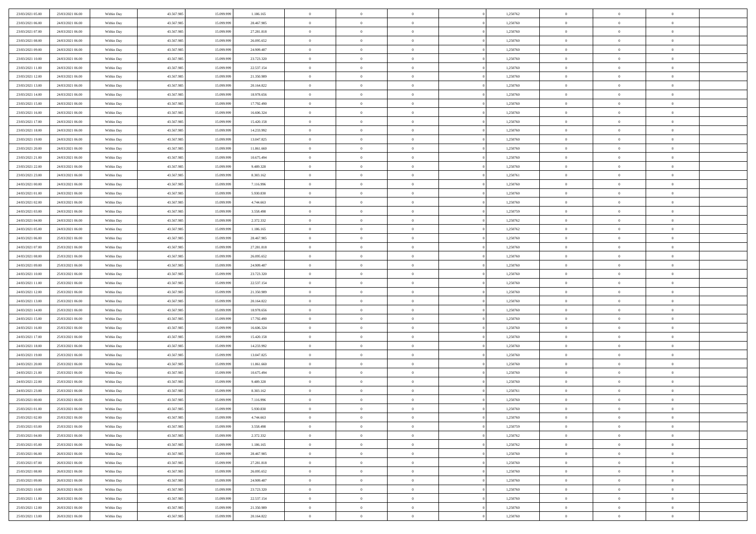| | | | | | | | | | | | | | | |
|---|---|---|---|---|---|---|---|---|---|---|---|---|---|---|
| 23/03/2021 05.00 | 23/03/2021 06.00 | Within Day | 43.567.985 | 15.099.999 | 1.186.165 | 0 | 0 | 0 | | 1,250762 | 0 | 0 | 0 | |
| 23/03/2021 06.00 | 24/03/2021 06.00 | Within Day | 43.567.985 | 15.099.999 | 28.467.985 | 0 | 0 | 0 | | 1,250760 | 0 | 0 | 0 | |
| 23/03/2021 07.00 | 24/03/2021 06.00 | Within Day | 43.567.985 | 15.099.999 | 27.281.818 | 0 | 0 | 0 | | 1,250760 | 0 | 0 | 0 | |
| 23/03/2021 08.00 | 24/03/2021 06.00 | Within Day | 43.567.985 | 15.099.999 | 26.095.652 | 0 | 0 | 0 | | 1,250760 | 0 | 0 | 0 | |
| 23/03/2021 09.00 | 24/03/2021 06.00 | Within Day | 43.567.985 | 15.099.999 | 24.909.487 | 0 | 0 | 0 | | 1,250760 | 0 | 0 | 0 | |
| 23/03/2021 10.00 | 24/03/2021 06.00 | Within Day | 43.567.985 | 15.099.999 | 23.723.320 | 0 | 0 | 0 | | 1,250760 | 0 | 0 | 0 | |
| 23/03/2021 11.00 | 24/03/2021 06.00 | Within Day | 43.567.985 | 15.099.999 | 22.537.154 | 0 | 0 | 0 | | 1,250760 | 0 | 0 | 0 | |
| 23/03/2021 12.00 | 24/03/2021 06.00 | Within Day | 43.567.985 | 15.099.999 | 21.350.989 | 0 | 0 | 0 | | 1,250760 | 0 | 0 | 0 | |
| 23/03/2021 13.00 | 24/03/2021 06.00 | Within Day | 43.567.985 | 15.099.999 | 20.164.822 | 0 | 0 | 0 | | 1,250760 | 0 | 0 | 0 | |
| 23/03/2021 14.00 | 24/03/2021 06.00 | Within Day | 43.567.985 | 15.099.999 | 18.978.656 | 0 | 0 | 0 | | 1,250760 | 0 | 0 | 0 | |
| 23/03/2021 15.00 | 24/03/2021 06.00 | Within Day | 43.567.985 | 15.099.999 | 17.792.490 | 0 | 0 | 0 | | 1,250760 | 0 | 0 | 0 | |
| 23/03/2021 16.00 | 24/03/2021 06.00 | Within Day | 43.567.985 | 15.099.999 | 16.606.324 | 0 | 0 | 0 | | 1,250760 | 0 | 0 | 0 | |
| 23/03/2021 17.00 | 24/03/2021 06.00 | Within Day | 43.567.985 | 15.099.999 | 15.420.158 | 0 | 0 | 0 | | 1,250760 | 0 | 0 | 0 | |
| 23/03/2021 18.00 | 24/03/2021 06.00 | Within Day | 43.567.985 | 15.099.999 | 14.233.992 | 0 | 0 | 0 | | 1,250760 | 0 | 0 | 0 | |
| 23/03/2021 19.00 | 24/03/2021 06.00 | Within Day | 43.567.985 | 15.099.999 | 13.047.825 | 0 | 0 | 0 | | 1,250760 | 0 | 0 | 0 | |
| 23/03/2021 20.00 | 24/03/2021 06.00 | Within Day | 43.567.985 | 15.099.999 | 11.861.660 | 0 | 0 | 0 | | 1,250760 | 0 | 0 | 0 | |
| 23/03/2021 21.00 | 24/03/2021 06.00 | Within Day | 43.567.985 | 15.099.999 | 10.675.494 | 0 | 0 | 0 | | 1,250760 | 0 | 0 | 0 | |
| 23/03/2021 22.00 | 24/03/2021 06.00 | Within Day | 43.567.985 | 15.099.999 | 9.489.328 | 0 | 0 | 0 | | 1,250760 | 0 | 0 | 0 | |
| 23/03/2021 23.00 | 24/03/2021 06.00 | Within Day | 43.567.985 | 15.099.999 | 8.303.162 | 0 | 0 | 0 | | 1,250761 | 0 | 0 | 0 | |
| 24/03/2021 00.00 | 24/03/2021 06.00 | Within Day | 43.567.985 | 15.099.999 | 7.116.996 | 0 | 0 | 0 | | 1,250760 | 0 | 0 | 0 | |
| 24/03/2021 01.00 | 24/03/2021 06.00 | Within Day | 43.567.985 | 15.099.999 | 5.930.830 | 0 | 0 | 0 | | 1,250760 | 0 | 0 | 0 | |
| 24/03/2021 02.00 | 24/03/2021 06.00 | Within Day | 43.567.985 | 15.099.999 | 4.744.663 | 0 | 0 | 0 | | 1,250760 | 0 | 0 | 0 | |
| 24/03/2021 03.00 | 24/03/2021 06.00 | Within Day | 43.567.985 | 15.099.999 | 3.558.498 | 0 | 0 | 0 | | 1,250759 | 0 | 0 | 0 | |
| 24/03/2021 04.00 | 24/03/2021 06.00 | Within Day | 43.567.985 | 15.099.999 | 2.372.332 | 0 | 0 | 0 | | 1,250762 | 0 | 0 | 0 | |
| 24/03/2021 05.00 | 24/03/2021 06.00 | Within Day | 43.567.985 | 15.099.999 | 1.186.165 | 0 | 0 | 0 | | 1,250762 | 0 | 0 | 0 | |
| 24/03/2021 06.00 | 25/03/2021 06.00 | Within Day | 43.567.985 | 15.099.999 | 28.467.985 | 0 | 0 | 0 | | 1,250760 | 0 | 0 | 0 | |
| 24/03/2021 07.00 | 25/03/2021 06.00 | Within Day | 43.567.985 | 15.099.999 | 27.281.818 | 0 | 0 | 0 | | 1,250760 | 0 | 0 | 0 | |
| 24/03/2021 08.00 | 25/03/2021 06.00 | Within Day | 43.567.985 | 15.099.999 | 26.095.652 | 0 | 0 | 0 | | 1,250760 | 0 | 0 | 0 | |
| 24/03/2021 09.00 | 25/03/2021 06.00 | Within Day | 43.567.985 | 15.099.999 | 24.909.487 | 0 | 0 | 0 | | 1,250760 | 0 | 0 | 0 | |
| 24/03/2021 10.00 | 25/03/2021 06.00 | Within Day | 43.567.985 | 15.099.999 | 23.723.320 | 0 | 0 | 0 | | 1,250760 | 0 | 0 | 0 | |
| 24/03/2021 11.00 | 25/03/2021 06.00 | Within Day | 43.567.985 | 15.099.999 | 22.537.154 | 0 | 0 | 0 | | 1,250760 | 0 | 0 | 0 | |
| 24/03/2021 12.00 | 25/03/2021 06.00 | Within Day | 43.567.985 | 15.099.999 | 21.350.989 | 0 | 0 | 0 | | 1,250760 | 0 | 0 | 0 | |
| 24/03/2021 13.00 | 25/03/2021 06.00 | Within Day | 43.567.985 | 15.099.999 | 20.164.822 | 0 | 0 | 0 | | 1,250760 | 0 | 0 | 0 | |
| 24/03/2021 14.00 | 25/03/2021 06.00 | Within Day | 43.567.985 | 15.099.999 | 18.978.656 | 0 | 0 | 0 | | 1,250760 | 0 | 0 | 0 | |
| 24/03/2021 15.00 | 25/03/2021 06.00 | Within Day | 43.567.985 | 15.099.999 | 17.792.490 | 0 | 0 | 0 | | 1,250760 | 0 | 0 | 0 | |
| 24/03/2021 16.00 | 25/03/2021 06.00 | Within Day | 43.567.985 | 15.099.999 | 16.606.324 | 0 | 0 | 0 | | 1,250760 | 0 | 0 | 0 | |
| 24/03/2021 17.00 | 25/03/2021 06.00 | Within Day | 43.567.985 | 15.099.999 | 15.420.158 | 0 | 0 | 0 | | 1,250760 | 0 | 0 | 0 | |
| 24/03/2021 18.00 | 25/03/2021 06.00 | Within Day | 43.567.985 | 15.099.999 | 14.233.992 | 0 | 0 | 0 | | 1,250760 | 0 | 0 | 0 | |
| 24/03/2021 19.00 | 25/03/2021 06.00 | Within Day | 43.567.985 | 15.099.999 | 13.047.825 | 0 | 0 | 0 | | 1,250760 | 0 | 0 | 0 | |
| 24/03/2021 20.00 | 25/03/2021 06.00 | Within Day | 43.567.985 | 15.099.999 | 11.861.660 | 0 | 0 | 0 | | 1,250760 | 0 | 0 | 0 | |
| 24/03/2021 21.00 | 25/03/2021 06.00 | Within Day | 43.567.985 | 15.099.999 | 10.675.494 | 0 | 0 | 0 | | 1,250760 | 0 | 0 | 0 | |
| 24/03/2021 22.00 | 25/03/2021 06.00 | Within Day | 43.567.985 | 15.099.999 | 9.489.328 | 0 | 0 | 0 | | 1,250760 | 0 | 0 | 0 | |
| 24/03/2021 23.00 | 25/03/2021 06.00 | Within Day | 43.567.985 | 15.099.999 | 8.303.162 | 0 | 0 | 0 | | 1,250761 | 0 | 0 | 0 | |
| 25/03/2021 00.00 | 25/03/2021 06.00 | Within Day | 43.567.985 | 15.099.999 | 7.116.996 | 0 | 0 | 0 | | 1,250760 | 0 | 0 | 0 | |
| 25/03/2021 01.00 | 25/03/2021 06.00 | Within Day | 43.567.985 | 15.099.999 | 5.930.830 | 0 | 0 | 0 | | 1,250760 | 0 | 0 | 0 | |
| 25/03/2021 02.00 | 25/03/2021 06.00 | Within Day | 43.567.985 | 15.099.999 | 4.744.663 | 0 | 0 | 0 | | 1,250760 | 0 | 0 | 0 | |
| 25/03/2021 03.00 | 25/03/2021 06.00 | Within Day | 43.567.985 | 15.099.999 | 3.558.498 | 0 | 0 | 0 | | 1,250759 | 0 | 0 | 0 | |
| 25/03/2021 04.00 | 25/03/2021 06.00 | Within Day | 43.567.985 | 15.099.999 | 2.372.332 | 0 | 0 | 0 | | 1,250762 | 0 | 0 | 0 | |
| 25/03/2021 05.00 | 25/03/2021 06.00 | Within Day | 43.567.985 | 15.099.999 | 1.186.165 | 0 | 0 | 0 | | 1,250762 | 0 | 0 | 0 | |
| 25/03/2021 06.00 | 26/03/2021 06.00 | Within Day | 43.567.985 | 15.099.999 | 28.467.985 | 0 | 0 | 0 | | 1,250760 | 0 | 0 | 0 | |
| 25/03/2021 07.00 | 26/03/2021 06.00 | Within Day | 43.567.985 | 15.099.999 | 27.281.818 | 0 | 0 | 0 | | 1,250760 | 0 | 0 | 0 | |
| 25/03/2021 08.00 | 26/03/2021 06.00 | Within Day | 43.567.985 | 15.099.999 | 26.095.652 | 0 | 0 | 0 | | 1,250760 | 0 | 0 | 0 | |
| 25/03/2021 09.00 | 26/03/2021 06.00 | Within Day | 43.567.985 | 15.099.999 | 24.909.487 | 0 | 0 | 0 | | 1,250760 | 0 | 0 | 0 | |
| 25/03/2021 10.00 | 26/03/2021 06.00 | Within Day | 43.567.985 | 15.099.999 | 23.723.320 | 0 | 0 | 0 | | 1,250760 | 0 | 0 | 0 | |
| 25/03/2021 11.00 | 26/03/2021 06.00 | Within Day | 43.567.985 | 15.099.999 | 22.537.154 | 0 | 0 | 0 | | 1,250760 | 0 | 0 | 0 | |
| 25/03/2021 12.00 | 26/03/2021 06.00 | Within Day | 43.567.985 | 15.099.999 | 21.350.989 | 0 | 0 | 0 | | 1,250760 | 0 | 0 | 0 | |
| 25/03/2021 13.00 | 26/03/2021 06.00 | Within Day | 43.567.985 | 15.099.999 | 20.164.822 | 0 | 0 | 0 | | 1,250760 | 0 | 0 | 0 | |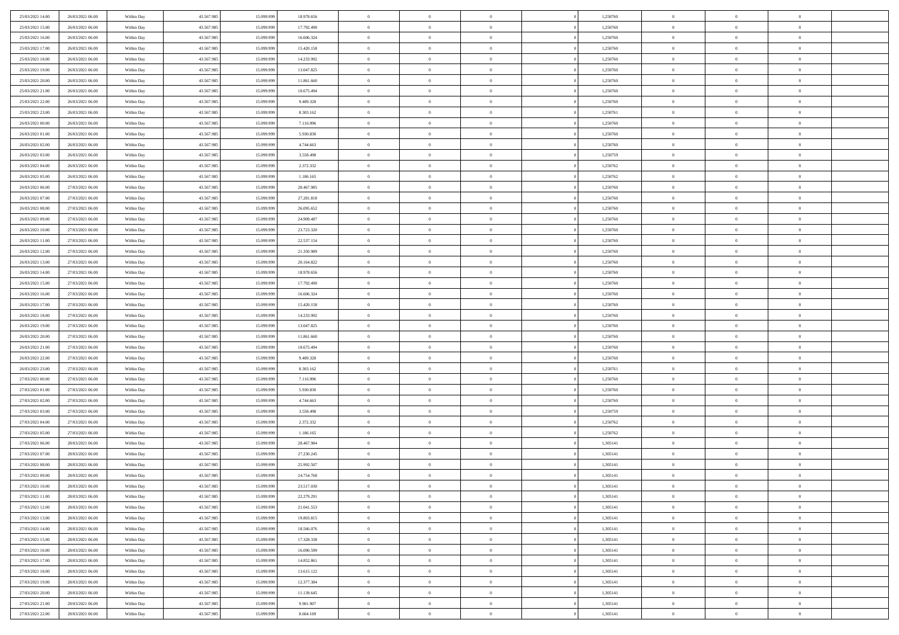| | | | | | | | | | | | | | | |
|---|---|---|---|---|---|---|---|---|---|---|---|---|---|---|
| 25/03/2021 14:00 | 26/03/2021 06:00 | Within Day | 43.567.985 | 15.099.999 | 18.978.656 | 0 | 0 | 0 | | 1,250760 | 0 | 0 | 0 | |
| 25/03/2021 15:00 | 26/03/2021 06:00 | Within Day | 43.567.985 | 15.099.999 | 17.792.490 | 0 | 0 | 0 | | 1,250760 | 0 | 0 | 0 | |
| 25/03/2021 16:00 | 26/03/2021 06:00 | Within Day | 43.567.985 | 15.099.999 | 16.606.324 | 0 | 0 | 0 | | 1,250760 | 0 | 0 | 0 | |
| 25/03/2021 17:00 | 26/03/2021 06:00 | Within Day | 43.567.985 | 15.099.999 | 15.420.158 | 0 | 0 | 0 | | 1,250760 | 0 | 0 | 0 | |
| 25/03/2021 18:00 | 26/03/2021 06:00 | Within Day | 43.567.985 | 15.099.999 | 14.233.992 | 0 | 0 | 0 | | 1,250760 | 0 | 0 | 0 | |
| 25/03/2021 19:00 | 26/03/2021 06:00 | Within Day | 43.567.985 | 15.099.999 | 13.047.825 | 0 | 0 | 0 | | 1,250760 | 0 | 0 | 0 | |
| 25/03/2021 20:00 | 26/03/2021 06:00 | Within Day | 43.567.985 | 15.099.999 | 11.861.660 | 0 | 0 | 0 | | 1,250760 | 0 | 0 | 0 | |
| 25/03/2021 21:00 | 26/03/2021 06:00 | Within Day | 43.567.985 | 15.099.999 | 10.675.494 | 0 | 0 | 0 | | 1,250760 | 0 | 0 | 0 | |
| 25/03/2021 22:00 | 26/03/2021 06:00 | Within Day | 43.567.985 | 15.099.999 | 9.489.328 | 0 | 0 | 0 | | 1,250760 | 0 | 0 | 0 | |
| 25/03/2021 23:00 | 26/03/2021 06:00 | Within Day | 43.567.985 | 15.099.999 | 8.303.162 | 0 | 0 | 0 | | 1,250761 | 0 | 0 | 0 | |
| 26/03/2021 00:00 | 26/03/2021 06:00 | Within Day | 43.567.985 | 15.099.999 | 7.116.996 | 0 | 0 | 0 | | 1,250760 | 0 | 0 | 0 | |
| 26/03/2021 01:00 | 26/03/2021 06:00 | Within Day | 43.567.985 | 15.099.999 | 5.930.830 | 0 | 0 | 0 | | 1,250760 | 0 | 0 | 0 | |
| 26/03/2021 02:00 | 26/03/2021 06:00 | Within Day | 43.567.985 | 15.099.999 | 4.744.663 | 0 | 0 | 0 | | 1,250760 | 0 | 0 | 0 | |
| 26/03/2021 03:00 | 26/03/2021 06:00 | Within Day | 43.567.985 | 15.099.999 | 3.558.498 | 0 | 0 | 0 | | 1,250759 | 0 | 0 | 0 | |
| 26/03/2021 04:00 | 26/03/2021 06:00 | Within Day | 43.567.985 | 15.099.999 | 2.372.332 | 0 | 0 | 0 | | 1,250762 | 0 | 0 | 0 | |
| 26/03/2021 05:00 | 26/03/2021 06:00 | Within Day | 43.567.985 | 15.099.999 | 1.186.165 | 0 | 0 | 0 | | 1,250762 | 0 | 0 | 0 | |
| 26/03/2021 06:00 | 27/03/2021 06:00 | Within Day | 43.567.985 | 15.099.999 | 28.467.985 | 0 | 0 | 0 | | 1,250760 | 0 | 0 | 0 | |
| 26/03/2021 07:00 | 27/03/2021 06:00 | Within Day | 43.567.985 | 15.099.999 | 27.281.818 | 0 | 0 | 0 | | 1,250760 | 0 | 0 | 0 | |
| 26/03/2021 08:00 | 27/03/2021 06:00 | Within Day | 43.567.985 | 15.099.999 | 26.095.652 | 0 | 0 | 0 | | 1,250760 | 0 | 0 | 0 | |
| 26/03/2021 09:00 | 27/03/2021 06:00 | Within Day | 43.567.985 | 15.099.999 | 24.909.487 | 0 | 0 | 0 | | 1,250760 | 0 | 0 | 0 | |
| 26/03/2021 10:00 | 27/03/2021 06:00 | Within Day | 43.567.985 | 15.099.999 | 23.723.320 | 0 | 0 | 0 | | 1,250760 | 0 | 0 | 0 | |
| 26/03/2021 11:00 | 27/03/2021 06:00 | Within Day | 43.567.985 | 15.099.999 | 22.537.154 | 0 | 0 | 0 | | 1,250760 | 0 | 0 | 0 | |
| 26/03/2021 12:00 | 27/03/2021 06:00 | Within Day | 43.567.985 | 15.099.999 | 21.350.989 | 0 | 0 | 0 | | 1,250760 | 0 | 0 | 0 | |
| 26/03/2021 13:00 | 27/03/2021 06:00 | Within Day | 43.567.985 | 15.099.999 | 20.164.822 | 0 | 0 | 0 | | 1,250760 | 0 | 0 | 0 | |
| 26/03/2021 14:00 | 27/03/2021 06:00 | Within Day | 43.567.985 | 15.099.999 | 18.978.656 | 0 | 0 | 0 | | 1,250760 | 0 | 0 | 0 | |
| 26/03/2021 15:00 | 27/03/2021 06:00 | Within Day | 43.567.985 | 15.099.999 | 17.792.490 | 0 | 0 | 0 | | 1,250760 | 0 | 0 | 0 | |
| 26/03/2021 16:00 | 27/03/2021 06:00 | Within Day | 43.567.985 | 15.099.999 | 16.606.324 | 0 | 0 | 0 | | 1,250760 | 0 | 0 | 0 | |
| 26/03/2021 17:00 | 27/03/2021 06:00 | Within Day | 43.567.985 | 15.099.999 | 15.420.158 | 0 | 0 | 0 | | 1,250760 | 0 | 0 | 0 | |
| 26/03/2021 18:00 | 27/03/2021 06:00 | Within Day | 43.567.985 | 15.099.999 | 14.233.992 | 0 | 0 | 0 | | 1,250760 | 0 | 0 | 0 | |
| 26/03/2021 19:00 | 27/03/2021 06:00 | Within Day | 43.567.985 | 15.099.999 | 13.047.825 | 0 | 0 | 0 | | 1,250760 | 0 | 0 | 0 | |
| 26/03/2021 20:00 | 27/03/2021 06:00 | Within Day | 43.567.985 | 15.099.999 | 11.861.660 | 0 | 0 | 0 | | 1,250760 | 0 | 0 | 0 | |
| 26/03/2021 21:00 | 27/03/2021 06:00 | Within Day | 43.567.985 | 15.099.999 | 10.675.494 | 0 | 0 | 0 | | 1,250760 | 0 | 0 | 0 | |
| 26/03/2021 22:00 | 27/03/2021 06:00 | Within Day | 43.567.985 | 15.099.999 | 9.489.328 | 0 | 0 | 0 | | 1,250760 | 0 | 0 | 0 | |
| 26/03/2021 23:00 | 27/03/2021 06:00 | Within Day | 43.567.985 | 15.099.999 | 8.303.162 | 0 | 0 | 0 | | 1,250761 | 0 | 0 | 0 | |
| 27/03/2021 00:00 | 27/03/2021 06:00 | Within Day | 43.567.985 | 15.099.999 | 7.116.996 | 0 | 0 | 0 | | 1,250760 | 0 | 0 | 0 | |
| 27/03/2021 01:00 | 27/03/2021 06:00 | Within Day | 43.567.985 | 15.099.999 | 5.930.830 | 0 | 0 | 0 | | 1,250760 | 0 | 0 | 0 | |
| 27/03/2021 02:00 | 27/03/2021 06:00 | Within Day | 43.567.985 | 15.099.999 | 4.744.663 | 0 | 0 | 0 | | 1,250760 | 0 | 0 | 0 | |
| 27/03/2021 03:00 | 27/03/2021 06:00 | Within Day | 43.567.985 | 15.099.999 | 3.558.498 | 0 | 0 | 0 | | 1,250759 | 0 | 0 | 0 | |
| 27/03/2021 04:00 | 27/03/2021 06:00 | Within Day | 43.567.985 | 15.099.999 | 2.372.332 | 0 | 0 | 0 | | 1,250762 | 0 | 0 | 0 | |
| 27/03/2021 05:00 | 27/03/2021 06:00 | Within Day | 43.567.985 | 15.099.999 | 1.186.165 | 0 | 0 | 0 | | 1,250762 | 0 | 0 | 0 | |
| 27/03/2021 06:00 | 28/03/2021 06:00 | Within Day | 43.567.985 | 15.099.999 | 28.467.984 | 0 | 0 | 0 | | 1,305141 | 0 | 0 | 0 | |
| 27/03/2021 07:00 | 28/03/2021 06:00 | Within Day | 43.567.985 | 15.099.999 | 27.230.245 | 0 | 0 | 0 | | 1,305141 | 0 | 0 | 0 | |
| 27/03/2021 08:00 | 28/03/2021 06:00 | Within Day | 43.567.985 | 15.099.999 | 25.992.507 | 0 | 0 | 0 | | 1,305141 | 0 | 0 | 0 | |
| 27/03/2021 09:00 | 28/03/2021 06:00 | Within Day | 43.567.985 | 15.099.999 | 24.754.768 | 0 | 0 | 0 | | 1,305141 | 0 | 0 | 0 | |
| 27/03/2021 10:00 | 28/03/2021 06:00 | Within Day | 43.567.985 | 15.099.999 | 23.517.030 | 0 | 0 | 0 | | 1,305141 | 0 | 0 | 0 | |
| 27/03/2021 11:00 | 28/03/2021 06:00 | Within Day | 43.567.985 | 15.099.999 | 22.279.291 | 0 | 0 | 0 | | 1,305141 | 0 | 0 | 0 | |
| 27/03/2021 12:00 | 28/03/2021 06:00 | Within Day | 43.567.985 | 15.099.999 | 21.041.553 | 0 | 0 | 0 | | 1,305141 | 0 | 0 | 0 | |
| 27/03/2021 13:00 | 28/03/2021 06:00 | Within Day | 43.567.985 | 15.099.999 | 19.803.815 | 0 | 0 | 0 | | 1,305141 | 0 | 0 | 0 | |
| 27/03/2021 14:00 | 28/03/2021 06:00 | Within Day | 43.567.985 | 15.099.999 | 18.566.076 | 0 | 0 | 0 | | 1,305141 | 0 | 0 | 0 | |
| 27/03/2021 15:00 | 28/03/2021 06:00 | Within Day | 43.567.985 | 15.099.999 | 17.328.338 | 0 | 0 | 0 | | 1,305141 | 0 | 0 | 0 | |
| 27/03/2021 16:00 | 28/03/2021 06:00 | Within Day | 43.567.985 | 15.099.999 | 16.090.599 | 0 | 0 | 0 | | 1,305141 | 0 | 0 | 0 | |
| 27/03/2021 17:00 | 28/03/2021 06:00 | Within Day | 43.567.985 | 15.099.999 | 14.852.861 | 0 | 0 | 0 | | 1,305141 | 0 | 0 | 0 | |
| 27/03/2021 18:00 | 28/03/2021 06:00 | Within Day | 43.567.985 | 15.099.999 | 13.615.122 | 0 | 0 | 0 | | 1,305141 | 0 | 0 | 0 | |
| 27/03/2021 19:00 | 28/03/2021 06:00 | Within Day | 43.567.985 | 15.099.999 | 12.377.384 | 0 | 0 | 0 | | 1,305141 | 0 | 0 | 0 | |
| 27/03/2021 20:00 | 28/03/2021 06:00 | Within Day | 43.567.985 | 15.099.999 | 11.139.645 | 0 | 0 | 0 | | 1,305141 | 0 | 0 | 0 | |
| 27/03/2021 21:00 | 28/03/2021 06:00 | Within Day | 43.567.985 | 15.099.999 | 9.901.907 | 0 | 0 | 0 | | 1,305141 | 0 | 0 | 0 | |
| 27/03/2021 22:00 | 28/03/2021 06:00 | Within Day | 43.567.985 | 15.099.999 | 8.664.169 | 0 | 0 | 0 | | 1,305141 | 0 | 0 | 0 | |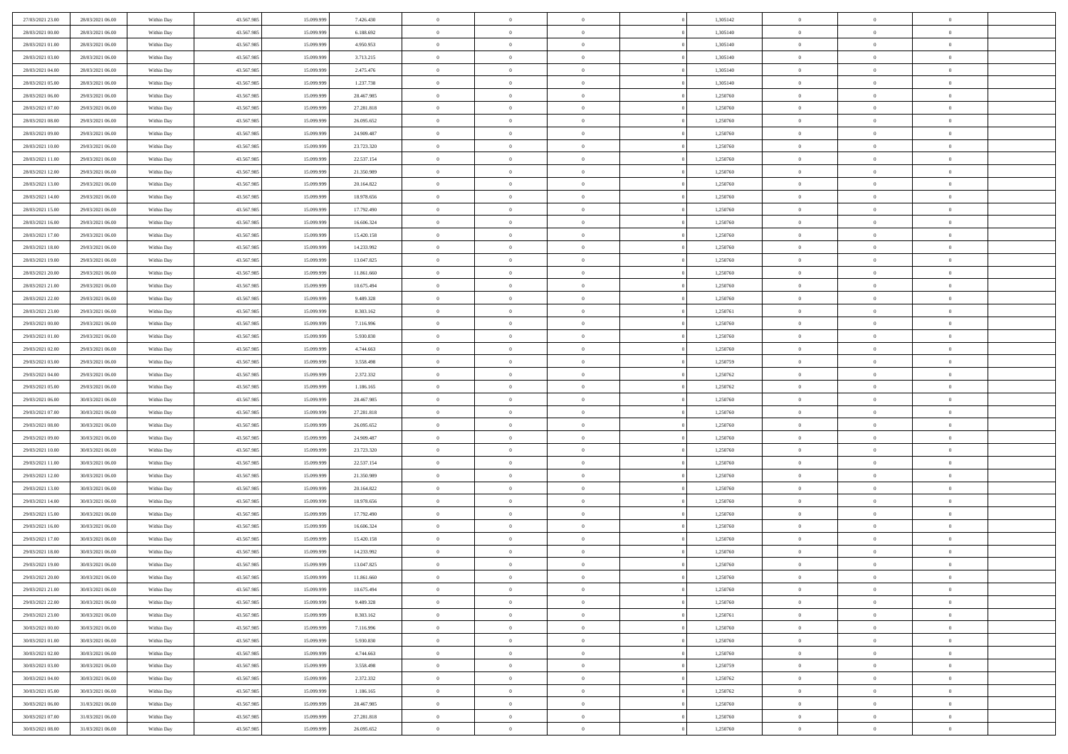| | | | | | | | | | | | | | | |
|---|---|---|---|---|---|---|---|---|---|---|---|---|---|---|
| 27/03/2021 23:00 | 28/03/2021 06:00 | Within Day | 43.567.985 | 15.099.999 | 7.426.430 | 0 | 0 | 0 | | 1,305142 | 0 | 0 | 0 | |
| 28/03/2021 00:00 | 28/03/2021 06:00 | Within Day | 43.567.985 | 15.099.999 | 6.188.692 | 0 | 0 | 0 | | 1,305140 | 0 | 0 | 0 | |
| 28/03/2021 01:00 | 28/03/2021 06:00 | Within Day | 43.567.985 | 15.099.999 | 4.950.953 | 0 | 0 | 0 | | 1,305140 | 0 | 0 | 0 | |
| 28/03/2021 03:00 | 28/03/2021 06:00 | Within Day | 43.567.985 | 15.099.999 | 3.713.215 | 0 | 0 | 0 | | 1,305140 | 0 | 0 | 0 | |
| 28/03/2021 04:00 | 28/03/2021 06:00 | Within Day | 43.567.985 | 15.099.999 | 2.475.476 | 0 | 0 | 0 | | 1,305140 | 0 | 0 | 0 | |
| 28/03/2021 05:00 | 28/03/2021 06:00 | Within Day | 43.567.985 | 15.099.999 | 1.237.738 | 0 | 0 | 0 | | 1,305140 | 0 | 0 | 0 | |
| 28/03/2021 06:00 | 29/03/2021 06:00 | Within Day | 43.567.985 | 15.099.999 | 28.467.985 | 0 | 0 | 0 | | 1,250760 | 0 | 0 | 0 | |
| 28/03/2021 07:00 | 29/03/2021 06:00 | Within Day | 43.567.985 | 15.099.999 | 27.281.818 | 0 | 0 | 0 | | 1,250760 | 0 | 0 | 0 | |
| 28/03/2021 08:00 | 29/03/2021 06:00 | Within Day | 43.567.985 | 15.099.999 | 26.095.652 | 0 | 0 | 0 | | 1,250760 | 0 | 0 | 0 | |
| 28/03/2021 09:00 | 29/03/2021 06:00 | Within Day | 43.567.985 | 15.099.999 | 24.909.487 | 0 | 0 | 0 | | 1,250760 | 0 | 0 | 0 | |
| 28/03/2021 10:00 | 29/03/2021 06:00 | Within Day | 43.567.985 | 15.099.999 | 23.723.320 | 0 | 0 | 0 | | 1,250760 | 0 | 0 | 0 | |
| 28/03/2021 11:00 | 29/03/2021 06:00 | Within Day | 43.567.985 | 15.099.999 | 22.537.154 | 0 | 0 | 0 | | 1,250760 | 0 | 0 | 0 | |
| 28/03/2021 12:00 | 29/03/2021 06:00 | Within Day | 43.567.985 | 15.099.999 | 21.350.989 | 0 | 0 | 0 | | 1,250760 | 0 | 0 | 0 | |
| 28/03/2021 13:00 | 29/03/2021 06:00 | Within Day | 43.567.985 | 15.099.999 | 20.164.822 | 0 | 0 | 0 | | 1,250760 | 0 | 0 | 0 | |
| 28/03/2021 14:00 | 29/03/2021 06:00 | Within Day | 43.567.985 | 15.099.999 | 18.978.656 | 0 | 0 | 0 | | 1,250760 | 0 | 0 | 0 | |
| 28/03/2021 15:00 | 29/03/2021 06:00 | Within Day | 43.567.985 | 15.099.999 | 17.792.490 | 0 | 0 | 0 | | 1,250760 | 0 | 0 | 0 | |
| 28/03/2021 16:00 | 29/03/2021 06:00 | Within Day | 43.567.985 | 15.099.999 | 16.606.324 | 0 | 0 | 0 | | 1,250760 | 0 | 0 | 0 | |
| 28/03/2021 17:00 | 29/03/2021 06:00 | Within Day | 43.567.985 | 15.099.999 | 15.420.158 | 0 | 0 | 0 | | 1,250760 | 0 | 0 | 0 | |
| 28/03/2021 18:00 | 29/03/2021 06:00 | Within Day | 43.567.985 | 15.099.999 | 14.233.992 | 0 | 0 | 0 | | 1,250760 | 0 | 0 | 0 | |
| 28/03/2021 19:00 | 29/03/2021 06:00 | Within Day | 43.567.985 | 15.099.999 | 13.047.825 | 0 | 0 | 0 | | 1,250760 | 0 | 0 | 0 | |
| 28/03/2021 20:00 | 29/03/2021 06:00 | Within Day | 43.567.985 | 15.099.999 | 11.861.660 | 0 | 0 | 0 | | 1,250760 | 0 | 0 | 0 | |
| 28/03/2021 21:00 | 29/03/2021 06:00 | Within Day | 43.567.985 | 15.099.999 | 10.675.494 | 0 | 0 | 0 | | 1,250760 | 0 | 0 | 0 | |
| 28/03/2021 22:00 | 29/03/2021 06:00 | Within Day | 43.567.985 | 15.099.999 | 9.489.328 | 0 | 0 | 0 | | 1,250760 | 0 | 0 | 0 | |
| 28/03/2021 23:00 | 29/03/2021 06:00 | Within Day | 43.567.985 | 15.099.999 | 8.303.162 | 0 | 0 | 0 | | 1,250761 | 0 | 0 | 0 | |
| 29/03/2021 00:00 | 29/03/2021 06:00 | Within Day | 43.567.985 | 15.099.999 | 7.116.996 | 0 | 0 | 0 | | 1,250760 | 0 | 0 | 0 | |
| 29/03/2021 01:00 | 29/03/2021 06:00 | Within Day | 43.567.985 | 15.099.999 | 5.930.830 | 0 | 0 | 0 | | 1,250760 | 0 | 0 | 0 | |
| 29/03/2021 02:00 | 29/03/2021 06:00 | Within Day | 43.567.985 | 15.099.999 | 4.744.663 | 0 | 0 | 0 | | 1,250760 | 0 | 0 | 0 | |
| 29/03/2021 03:00 | 29/03/2021 06:00 | Within Day | 43.567.985 | 15.099.999 | 3.558.498 | 0 | 0 | 0 | | 1,250759 | 0 | 0 | 0 | |
| 29/03/2021 04:00 | 29/03/2021 06:00 | Within Day | 43.567.985 | 15.099.999 | 2.372.332 | 0 | 0 | 0 | | 1,250762 | 0 | 0 | 0 | |
| 29/03/2021 05:00 | 29/03/2021 06:00 | Within Day | 43.567.985 | 15.099.999 | 1.186.165 | 0 | 0 | 0 | | 1,250762 | 0 | 0 | 0 | |
| 29/03/2021 06:00 | 30/03/2021 06:00 | Within Day | 43.567.985 | 15.099.999 | 28.467.985 | 0 | 0 | 0 | | 1,250760 | 0 | 0 | 0 | |
| 29/03/2021 07:00 | 30/03/2021 06:00 | Within Day | 43.567.985 | 15.099.999 | 27.281.818 | 0 | 0 | 0 | | 1,250760 | 0 | 0 | 0 | |
| 29/03/2021 08:00 | 30/03/2021 06:00 | Within Day | 43.567.985 | 15.099.999 | 26.095.652 | 0 | 0 | 0 | | 1,250760 | 0 | 0 | 0 | |
| 29/03/2021 09:00 | 30/03/2021 06:00 | Within Day | 43.567.985 | 15.099.999 | 24.909.487 | 0 | 0 | 0 | | 1,250760 | 0 | 0 | 0 | |
| 29/03/2021 10:00 | 30/03/2021 06:00 | Within Day | 43.567.985 | 15.099.999 | 23.723.320 | 0 | 0 | 0 | | 1,250760 | 0 | 0 | 0 | |
| 29/03/2021 11:00 | 30/03/2021 06:00 | Within Day | 43.567.985 | 15.099.999 | 22.537.154 | 0 | 0 | 0 | | 1,250760 | 0 | 0 | 0 | |
| 29/03/2021 12:00 | 30/03/2021 06:00 | Within Day | 43.567.985 | 15.099.999 | 21.350.989 | 0 | 0 | 0 | | 1,250760 | 0 | 0 | 0 | |
| 29/03/2021 13:00 | 30/03/2021 06:00 | Within Day | 43.567.985 | 15.099.999 | 20.164.822 | 0 | 0 | 0 | | 1,250760 | 0 | 0 | 0 | |
| 29/03/2021 14:00 | 30/03/2021 06:00 | Within Day | 43.567.985 | 15.099.999 | 18.978.656 | 0 | 0 | 0 | | 1,250760 | 0 | 0 | 0 | |
| 29/03/2021 15:00 | 30/03/2021 06:00 | Within Day | 43.567.985 | 15.099.999 | 17.792.490 | 0 | 0 | 0 | | 1,250760 | 0 | 0 | 0 | |
| 29/03/2021 16:00 | 30/03/2021 06:00 | Within Day | 43.567.985 | 15.099.999 | 16.606.324 | 0 | 0 | 0 | | 1,250760 | 0 | 0 | 0 | |
| 29/03/2021 17:00 | 30/03/2021 06:00 | Within Day | 43.567.985 | 15.099.999 | 15.420.158 | 0 | 0 | 0 | | 1,250760 | 0 | 0 | 0 | |
| 29/03/2021 18:00 | 30/03/2021 06:00 | Within Day | 43.567.985 | 15.099.999 | 14.233.992 | 0 | 0 | 0 | | 1,250760 | 0 | 0 | 0 | |
| 29/03/2021 19:00 | 30/03/2021 06:00 | Within Day | 43.567.985 | 15.099.999 | 13.047.825 | 0 | 0 | 0 | | 1,250760 | 0 | 0 | 0 | |
| 29/03/2021 20:00 | 30/03/2021 06:00 | Within Day | 43.567.985 | 15.099.999 | 11.861.660 | 0 | 0 | 0 | | 1,250760 | 0 | 0 | 0 | |
| 29/03/2021 21:00 | 30/03/2021 06:00 | Within Day | 43.567.985 | 15.099.999 | 10.675.494 | 0 | 0 | 0 | | 1,250760 | 0 | 0 | 0 | |
| 29/03/2021 22:00 | 30/03/2021 06:00 | Within Day | 43.567.985 | 15.099.999 | 9.489.328 | 0 | 0 | 0 | | 1,250760 | 0 | 0 | 0 | |
| 29/03/2021 23:00 | 30/03/2021 06:00 | Within Day | 43.567.985 | 15.099.999 | 8.303.162 | 0 | 0 | 0 | | 1,250761 | 0 | 0 | 0 | |
| 30/03/2021 00:00 | 30/03/2021 06:00 | Within Day | 43.567.985 | 15.099.999 | 7.116.996 | 0 | 0 | 0 | | 1,250760 | 0 | 0 | 0 | |
| 30/03/2021 01:00 | 30/03/2021 06:00 | Within Day | 43.567.985 | 15.099.999 | 5.930.830 | 0 | 0 | 0 | | 1,250760 | 0 | 0 | 0 | |
| 30/03/2021 02:00 | 30/03/2021 06:00 | Within Day | 43.567.985 | 15.099.999 | 4.744.663 | 0 | 0 | 0 | | 1,250760 | 0 | 0 | 0 | |
| 30/03/2021 03:00 | 30/03/2021 06:00 | Within Day | 43.567.985 | 15.099.999 | 3.558.498 | 0 | 0 | 0 | | 1,250759 | 0 | 0 | 0 | |
| 30/03/2021 04:00 | 30/03/2021 06:00 | Within Day | 43.567.985 | 15.099.999 | 2.372.332 | 0 | 0 | 0 | | 1,250762 | 0 | 0 | 0 | |
| 30/03/2021 05:00 | 30/03/2021 06:00 | Within Day | 43.567.985 | 15.099.999 | 1.186.165 | 0 | 0 | 0 | | 1,250762 | 0 | 0 | 0 | |
| 30/03/2021 06:00 | 31/03/2021 06:00 | Within Day | 43.567.985 | 15.099.999 | 28.467.985 | 0 | 0 | 0 | | 1,250760 | 0 | 0 | 0 | |
| 30/03/2021 07:00 | 31/03/2021 06:00 | Within Day | 43.567.985 | 15.099.999 | 27.281.818 | 0 | 0 | 0 | | 1,250760 | 0 | 0 | 0 | |
| 30/03/2021 08:00 | 31/03/2021 06:00 | Within Day | 43.567.985 | 15.099.999 | 26.095.652 | 0 | 0 | 0 | | 1,250760 | 0 | 0 | 0 | |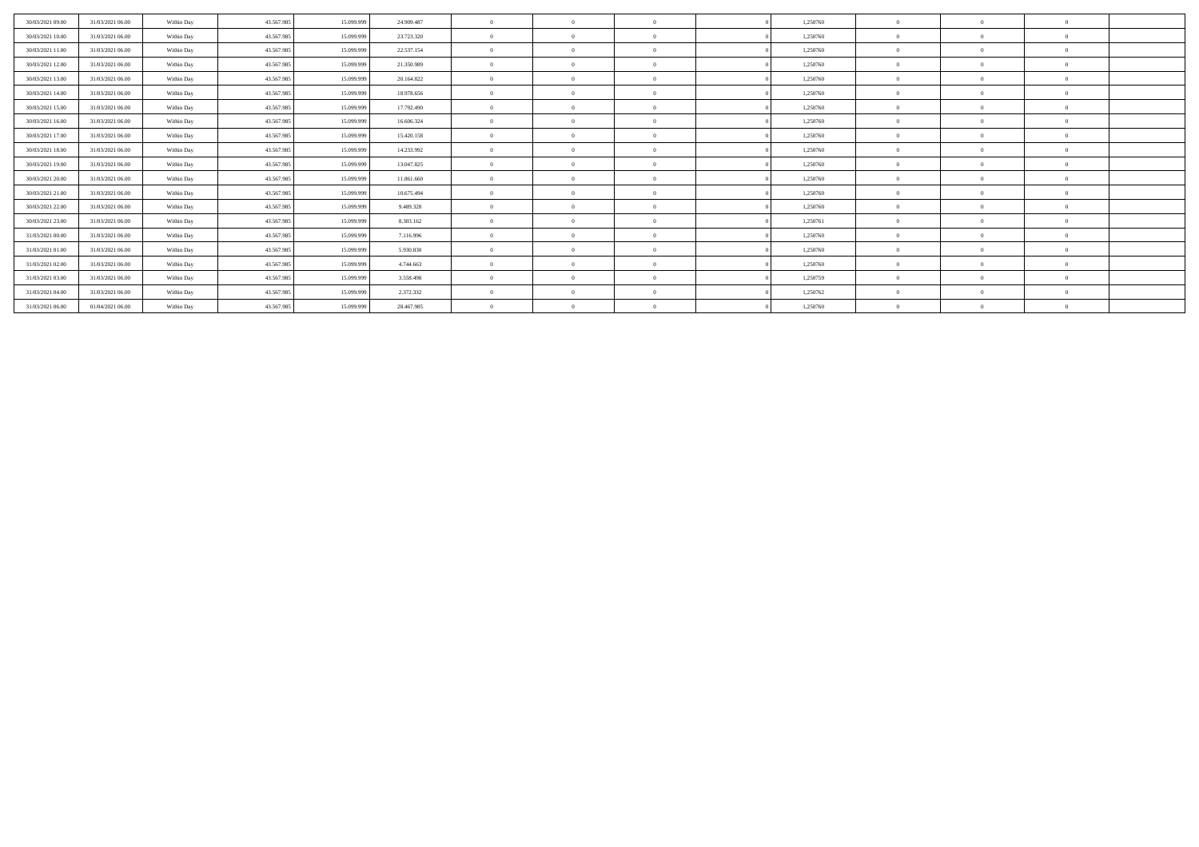| | | | | | | | | | | | | | | |
|---|---|---|---|---|---|---|---|---|---|---|---|---|---|---|
| 30/03/2021 09.00 | 31/03/2021 06.00 | Within Day | 43.567.985 | 15.099.999 | 24.909.487 | 0 | 0 | 0 | 0 | 1,250760 | 0 | 0 | 0 | |
| 30/03/2021 10.00 | 31/03/2021 06.00 | Within Day | 43.567.985 | 15.099.999 | 23.723.320 | 0 | 0 | 0 | 0 | 1,250760 | 0 | 0 | 0 | |
| 30/03/2021 11.00 | 31/03/2021 06.00 | Within Day | 43.567.985 | 15.099.999 | 22.537.154 | 0 | 0 | 0 | 0 | 1,250760 | 0 | 0 | 0 | |
| 30/03/2021 12.00 | 31/03/2021 06.00 | Within Day | 43.567.985 | 15.099.999 | 21.350.989 | 0 | 0 | 0 | 0 | 1,250760 | 0 | 0 | 0 | |
| 30/03/2021 13.00 | 31/03/2021 06.00 | Within Day | 43.567.985 | 15.099.999 | 20.164.822 | 0 | 0 | 0 | 0 | 1,250760 | 0 | 0 | 0 | |
| 30/03/2021 14.00 | 31/03/2021 06.00 | Within Day | 43.567.985 | 15.099.999 | 18.978.656 | 0 | 0 | 0 | 0 | 1,250760 | 0 | 0 | 0 | |
| 30/03/2021 15.00 | 31/03/2021 06.00 | Within Day | 43.567.985 | 15.099.999 | 17.792.490 | 0 | 0 | 0 | 0 | 1,250760 | 0 | 0 | 0 | |
| 30/03/2021 16.00 | 31/03/2021 06.00 | Within Day | 43.567.985 | 15.099.999 | 16.606.324 | 0 | 0 | 0 | 0 | 1,250760 | 0 | 0 | 0 | |
| 30/03/2021 17.00 | 31/03/2021 06.00 | Within Day | 43.567.985 | 15.099.999 | 15.420.158 | 0 | 0 | 0 | 0 | 1,250760 | 0 | 0 | 0 | |
| 30/03/2021 18.00 | 31/03/2021 06.00 | Within Day | 43.567.985 | 15.099.999 | 14.233.992 | 0 | 0 | 0 | 0 | 1,250760 | 0 | 0 | 0 | |
| 30/03/2021 19.00 | 31/03/2021 06.00 | Within Day | 43.567.985 | 15.099.999 | 13.047.825 | 0 | 0 | 0 | 0 | 1,250760 | 0 | 0 | 0 | |
| 30/03/2021 20.00 | 31/03/2021 06.00 | Within Day | 43.567.985 | 15.099.999 | 11.861.660 | 0 | 0 | 0 | 0 | 1,250760 | 0 | 0 | 0 | |
| 30/03/2021 21.00 | 31/03/2021 06.00 | Within Day | 43.567.985 | 15.099.999 | 10.675.494 | 0 | 0 | 0 | 0 | 1,250760 | 0 | 0 | 0 | |
| 30/03/2021 22.00 | 31/03/2021 06.00 | Within Day | 43.567.985 | 15.099.999 | 9.489.328 | 0 | 0 | 0 | 0 | 1,250760 | 0 | 0 | 0 | |
| 30/03/2021 23.00 | 31/03/2021 06.00 | Within Day | 43.567.985 | 15.099.999 | 8.303.162 | 0 | 0 | 0 | 0 | 1,250761 | 0 | 0 | 0 | |
| 31/03/2021 00.00 | 31/03/2021 06.00 | Within Day | 43.567.985 | 15.099.999 | 7.116.996 | 0 | 0 | 0 | 0 | 1,250760 | 0 | 0 | 0 | |
| 31/03/2021 01.00 | 31/03/2021 06.00 | Within Day | 43.567.985 | 15.099.999 | 5.930.830 | 0 | 0 | 0 | 0 | 1,250760 | 0 | 0 | 0 | |
| 31/03/2021 02.00 | 31/03/2021 06.00 | Within Day | 43.567.985 | 15.099.999 | 4.744.663 | 0 | 0 | 0 | 0 | 1,250760 | 0 | 0 | 0 | |
| 31/03/2021 03.00 | 31/03/2021 06.00 | Within Day | 43.567.985 | 15.099.999 | 3.558.498 | 0 | 0 | 0 | 0 | 1,250759 | 0 | 0 | 0 | |
| 31/03/2021 04.00 | 31/03/2021 06.00 | Within Day | 43.567.985 | 15.099.999 | 2.372.332 | 0 | 0 | 0 | 0 | 1,250762 | 0 | 0 | 0 | |
| 31/03/2021 06.00 | 01/04/2021 06.00 | Within Day | 43.567.985 | 15.099.999 | 28.467.985 | 0 | 0 | 0 | 0 | 1,250760 | 0 | 0 | 0 | |